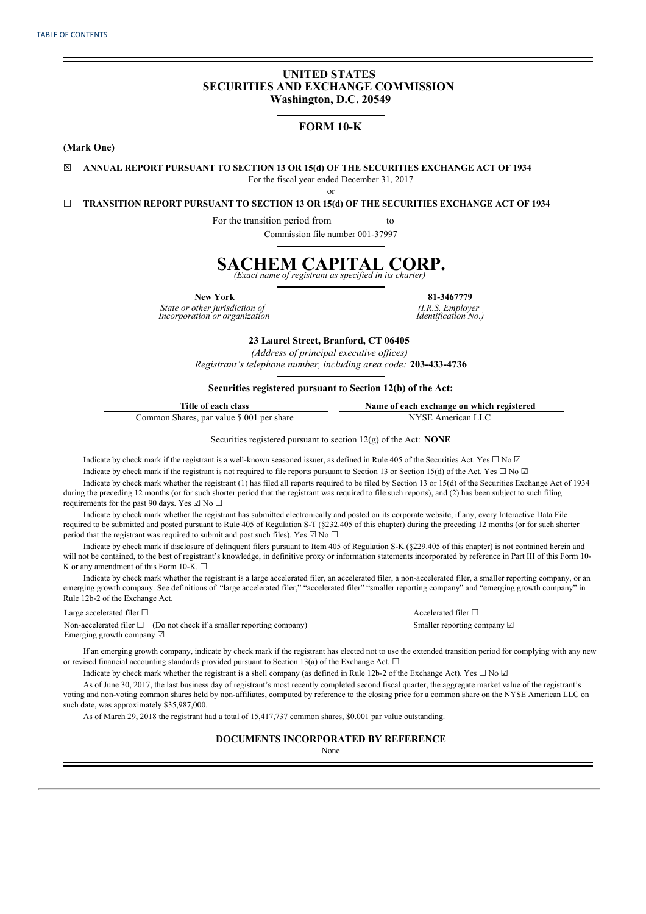TABLE OF CONTENTS

# UNITED STATES
# SECURITIES AND EXCHANGE COMMISSION
**Washington, D.C. 20549**

## FORM 10-K

**(Mark One)**

☒ **ANNUAL REPORT PURSUANT TO SECTION 13 OR 15(d) OF THE SECURITIES EXCHANGE ACT OF 1934**

For the fiscal year ended December 31, 2017

or

☐ **TRANSITION REPORT PURSUANT TO SECTION 13 OR 15(d) OF THE SECURITIES EXCHANGE ACT OF 1934**

For the transition period from to

Commission file number 001-37997

# SACHEM CAPITAL CORP.
*(Exact name of registrant as specified in its charter)*

| **New York** | **81-3467779** |
|---|---|
| *State or other jurisdiction of Incorporation or organization* | *(I.R.S. Employer Identification No.)* |

**23 Laurel Street, Branford, CT 06405**

*(Address of principal executive offices)*

*Registrant's telephone number, including area code:* **203-433-4736**

**Securities registered pursuant to Section 12(b) of the Act:**

| Title of each class | Name of each exchange on which registered |
|---|---|
| Common Shares, par value $.001 per share | NYSE American LLC |

Securities registered pursuant to section 12(g) of the Act: **NONE**

Indicate by check mark if the registrant is a well-known seasoned issuer, as defined in Rule 405 of the Securities Act. Yes ☐ No ☑

Indicate by check mark if the registrant is not required to file reports pursuant to Section 13 or Section 15(d) of the Act. Yes ☐ No ☑

Indicate by check mark whether the registrant (1) has filed all reports required to be filed by Section 13 or 15(d) of the Securities Exchange Act of 1934 during the preceding 12 months (or for such shorter period that the registrant was required to file such reports), and (2) has been subject to such filing requirements for the past 90 days. Yes ☑ No ☐

Indicate by check mark whether the registrant has submitted electronically and posted on its corporate website, if any, every Interactive Data File required to be submitted and posted pursuant to Rule 405 of Regulation S-T (§232.405 of this chapter) during the preceding 12 months (or for such shorter period that the registrant was required to submit and post such files). Yes ☑ No ☐

Indicate by check mark if disclosure of delinquent filers pursuant to Item 405 of Regulation S-K (§229.405 of this chapter) is not contained herein and will not be contained, to the best of registrant's knowledge, in definitive proxy or information statements incorporated by reference in Part III of this Form 10-K or any amendment of this Form 10-K. ☐

Indicate by check mark whether the registrant is a large accelerated filer, an accelerated filer, a non-accelerated filer, a smaller reporting company, or an emerging growth company. See definitions of "large accelerated filer," "accelerated filer" "smaller reporting company" and "emerging growth company" in Rule 12b-2 of the Exchange Act.

| | |
|---|---|
| Large accelerated filer ☐ | Accelerated filer ☐ |
| Non-accelerated filer ☐ (Do not check if a smaller reporting company) | Smaller reporting company ☑ |
| Emerging growth company ☑ | |

If an emerging growth company, indicate by check mark if the registrant has elected not to use the extended transition period for complying with any new or revised financial accounting standards provided pursuant to Section 13(a) of the Exchange Act. ☐

Indicate by check mark whether the registrant is a shell company (as defined in Rule 12b-2 of the Exchange Act). Yes ☐ No ☑

As of June 30, 2017, the last business day of registrant's most recently completed second fiscal quarter, the aggregate market value of the registrant's voting and non-voting common shares held by non-affiliates, computed by reference to the closing price for a common share on the NYSE American LLC on such date, was approximately $35,987,000.

As of March 29, 2018 the registrant had a total of 15,417,737 common shares, $0.001 par value outstanding.

**DOCUMENTS INCORPORATED BY REFERENCE**

None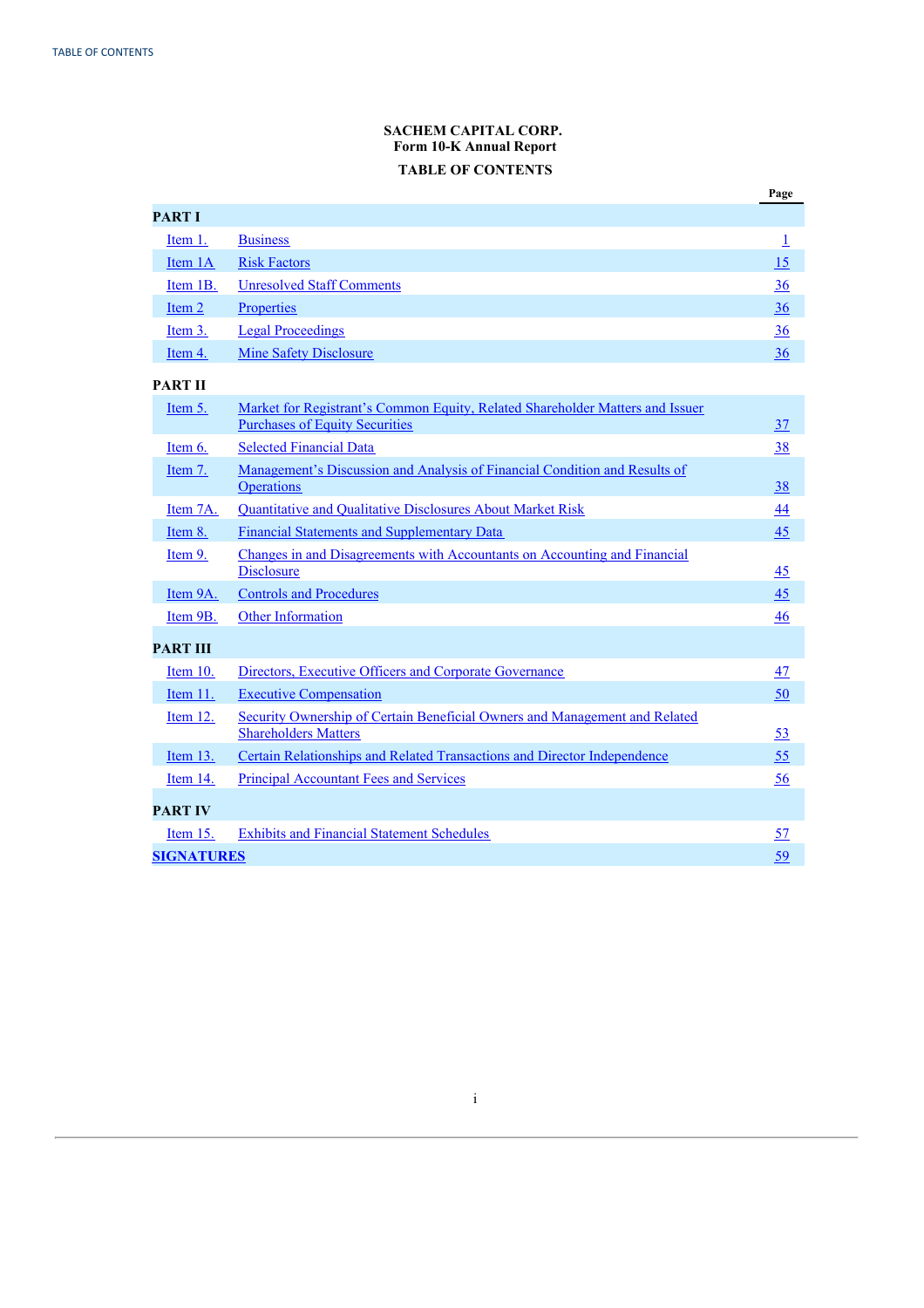**SACHEM CAPITAL CORP.**
**Form 10-K Annual Report**

**TABLE OF CONTENTS**

| | | Page |
|---|---|---|
| **PART I** | | |
| Item 1. | Business | 1 |
| Item 1A | Risk Factors | 15 |
| Item 1B. | Unresolved Staff Comments | 36 |
| Item 2 | Properties | 36 |
| Item 3. | Legal Proceedings | 36 |
| Item 4. | Mine Safety Disclosure | 36 |
| **PART II** | | |
| Item 5. | Market for Registrant's Common Equity, Related Shareholder Matters and Issuer Purchases of Equity Securities | 37 |
| Item 6. | Selected Financial Data | 38 |
| Item 7. | Management's Discussion and Analysis of Financial Condition and Results of Operations | 38 |
| Item 7A. | Quantitative and Qualitative Disclosures About Market Risk | 44 |
| Item 8. | Financial Statements and Supplementary Data | 45 |
| Item 9. | Changes in and Disagreements with Accountants on Accounting and Financial Disclosure | 45 |
| Item 9A. | Controls and Procedures | 45 |
| Item 9B. | Other Information | 46 |
| **PART III** | | |
| Item 10. | Directors, Executive Officers and Corporate Governance | 47 |
| Item 11. | Executive Compensation | 50 |
| Item 12. | Security Ownership of Certain Beneficial Owners and Management and Related Shareholders Matters | 53 |
| Item 13. | Certain Relationships and Related Transactions and Director Independence | 55 |
| Item 14. | Principal Accountant Fees and Services | 56 |
| **PART IV** | | |
| Item 15. | Exhibits and Financial Statement Schedules | 57 |
| **SIGNATURES** | | 59 |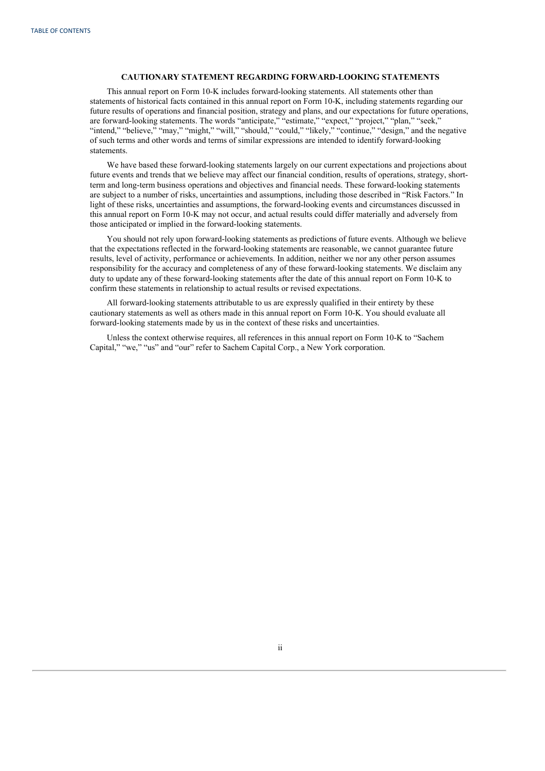**CAUTIONARY STATEMENT REGARDING FORWARD-LOOKING STATEMENTS**

This annual report on Form 10-K includes forward-looking statements. All statements other than statements of historical facts contained in this annual report on Form 10-K, including statements regarding our future results of operations and financial position, strategy and plans, and our expectations for future operations, are forward-looking statements. The words "anticipate," "estimate," "expect," "project," "plan," "seek," "intend," "believe," "may," "might," "will," "should," "could," "likely," "continue," "design," and the negative of such terms and other words and terms of similar expressions are intended to identify forward-looking statements.

We have based these forward-looking statements largely on our current expectations and projections about future events and trends that we believe may affect our financial condition, results of operations, strategy, short-term and long-term business operations and objectives and financial needs. These forward-looking statements are subject to a number of risks, uncertainties and assumptions, including those described in "Risk Factors." In light of these risks, uncertainties and assumptions, the forward-looking events and circumstances discussed in this annual report on Form 10-K may not occur, and actual results could differ materially and adversely from those anticipated or implied in the forward-looking statements.

You should not rely upon forward-looking statements as predictions of future events. Although we believe that the expectations reflected in the forward-looking statements are reasonable, we cannot guarantee future results, level of activity, performance or achievements. In addition, neither we nor any other person assumes responsibility for the accuracy and completeness of any of these forward-looking statements. We disclaim any duty to update any of these forward-looking statements after the date of this annual report on Form 10-K to confirm these statements in relationship to actual results or revised expectations.

All forward-looking statements attributable to us are expressly qualified in their entirety by these cautionary statements as well as others made in this annual report on Form 10-K. You should evaluate all forward-looking statements made by us in the context of these risks and uncertainties.

Unless the context otherwise requires, all references in this annual report on Form 10-K to "Sachem Capital," "we," "us" and "our" refer to Sachem Capital Corp., a New York corporation.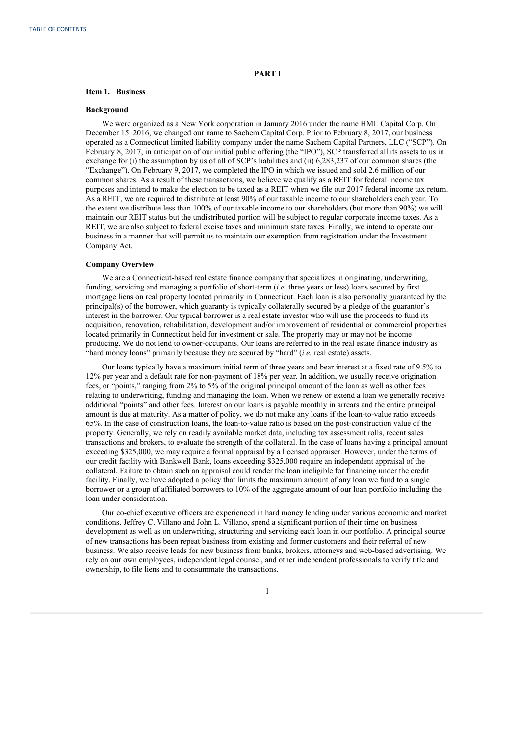# PART I

## Item 1. Business

### Background

We were organized as a New York corporation in January 2016 under the name HML Capital Corp. On December 15, 2016, we changed our name to Sachem Capital Corp. Prior to February 8, 2017, our business operated as a Connecticut limited liability company under the name Sachem Capital Partners, LLC ("SCP"). On February 8, 2017, in anticipation of our initial public offering (the "IPO"), SCP transferred all its assets to us in exchange for (i) the assumption by us of all of SCP's liabilities and (ii) 6,283,237 of our common shares (the "Exchange"). On February 9, 2017, we completed the IPO in which we issued and sold 2.6 million of our common shares. As a result of these transactions, we believe we qualify as a REIT for federal income tax purposes and intend to make the election to be taxed as a REIT when we file our 2017 federal income tax return. As a REIT, we are required to distribute at least 90% of our taxable income to our shareholders each year. To the extent we distribute less than 100% of our taxable income to our shareholders (but more than 90%) we will maintain our REIT status but the undistributed portion will be subject to regular corporate income taxes. As a REIT, we are also subject to federal excise taxes and minimum state taxes. Finally, we intend to operate our business in a manner that will permit us to maintain our exemption from registration under the Investment Company Act.

### Company Overview

We are a Connecticut-based real estate finance company that specializes in originating, underwriting, funding, servicing and managing a portfolio of short-term (*i.e.* three years or less) loans secured by first mortgage liens on real property located primarily in Connecticut. Each loan is also personally guaranteed by the principal(s) of the borrower, which guaranty is typically collaterally secured by a pledge of the guarantor's interest in the borrower. Our typical borrower is a real estate investor who will use the proceeds to fund its acquisition, renovation, rehabilitation, development and/or improvement of residential or commercial properties located primarily in Connecticut held for investment or sale. The property may or may not be income producing. We do not lend to owner-occupants. Our loans are referred to in the real estate finance industry as "hard money loans" primarily because they are secured by "hard" (*i.e.* real estate) assets.

Our loans typically have a maximum initial term of three years and bear interest at a fixed rate of 9.5% to 12% per year and a default rate for non-payment of 18% per year. In addition, we usually receive origination fees, or "points," ranging from 2% to 5% of the original principal amount of the loan as well as other fees relating to underwriting, funding and managing the loan. When we renew or extend a loan we generally receive additional "points" and other fees. Interest on our loans is payable monthly in arrears and the entire principal amount is due at maturity. As a matter of policy, we do not make any loans if the loan-to-value ratio exceeds 65%. In the case of construction loans, the loan-to-value ratio is based on the post-construction value of the property. Generally, we rely on readily available market data, including tax assessment rolls, recent sales transactions and brokers, to evaluate the strength of the collateral. In the case of loans having a principal amount exceeding $325,000, we may require a formal appraisal by a licensed appraiser. However, under the terms of our credit facility with Bankwell Bank, loans exceeding $325,000 require an independent appraisal of the collateral. Failure to obtain such an appraisal could render the loan ineligible for financing under the credit facility. Finally, we have adopted a policy that limits the maximum amount of any loan we fund to a single borrower or a group of affiliated borrowers to 10% of the aggregate amount of our loan portfolio including the loan under consideration.

Our co-chief executive officers are experienced in hard money lending under various economic and market conditions. Jeffrey C. Villano and John L. Villano, spend a significant portion of their time on business development as well as on underwriting, structuring and servicing each loan in our portfolio. A principal source of new transactions has been repeat business from existing and former customers and their referral of new business. We also receive leads for new business from banks, brokers, attorneys and web-based advertising. We rely on our own employees, independent legal counsel, and other independent professionals to verify title and ownership, to file liens and to consummate the transactions.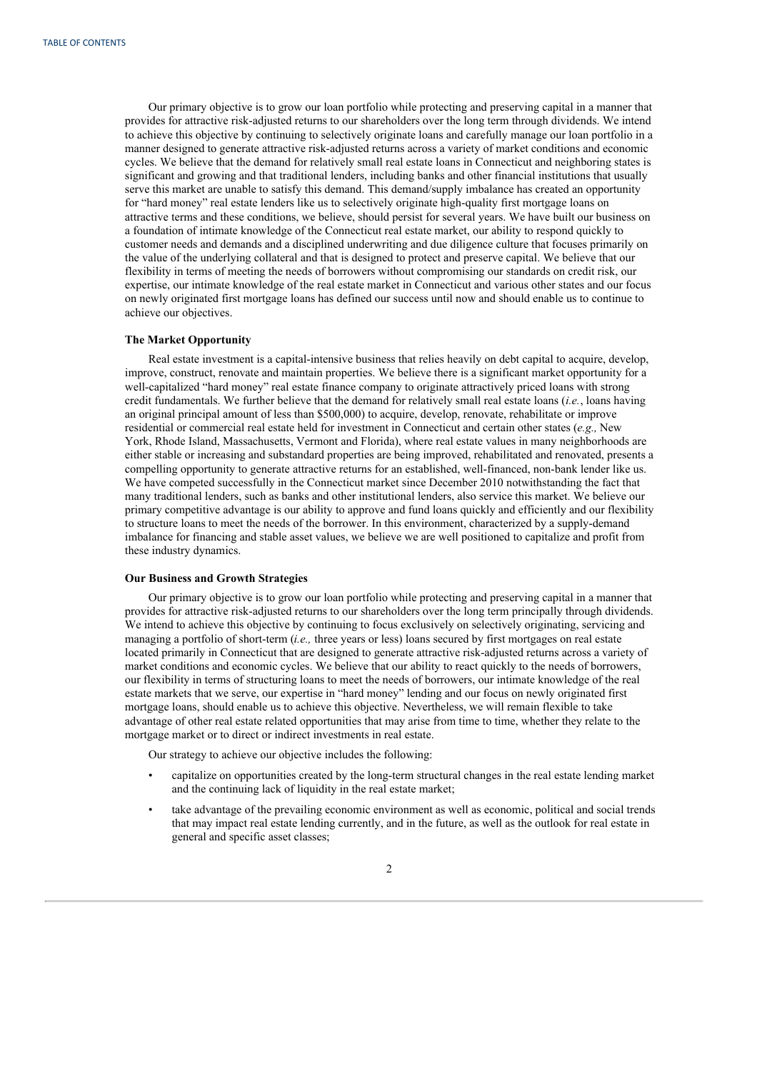Our primary objective is to grow our loan portfolio while protecting and preserving capital in a manner that provides for attractive risk-adjusted returns to our shareholders over the long term through dividends. We intend to achieve this objective by continuing to selectively originate loans and carefully manage our loan portfolio in a manner designed to generate attractive risk-adjusted returns across a variety of market conditions and economic cycles. We believe that the demand for relatively small real estate loans in Connecticut and neighboring states is significant and growing and that traditional lenders, including banks and other financial institutions that usually serve this market are unable to satisfy this demand. This demand/supply imbalance has created an opportunity for "hard money" real estate lenders like us to selectively originate high-quality first mortgage loans on attractive terms and these conditions, we believe, should persist for several years. We have built our business on a foundation of intimate knowledge of the Connecticut real estate market, our ability to respond quickly to customer needs and demands and a disciplined underwriting and due diligence culture that focuses primarily on the value of the underlying collateral and that is designed to protect and preserve capital. We believe that our flexibility in terms of meeting the needs of borrowers without compromising our standards on credit risk, our expertise, our intimate knowledge of the real estate market in Connecticut and various other states and our focus on newly originated first mortgage loans has defined our success until now and should enable us to continue to achieve our objectives.

**The Market Opportunity**

Real estate investment is a capital-intensive business that relies heavily on debt capital to acquire, develop, improve, construct, renovate and maintain properties. We believe there is a significant market opportunity for a well-capitalized "hard money" real estate finance company to originate attractively priced loans with strong credit fundamentals. We further believe that the demand for relatively small real estate loans (*i.e.*, loans having an original principal amount of less than $500,000) to acquire, develop, renovate, rehabilitate or improve residential or commercial real estate held for investment in Connecticut and certain other states (*e.g.,* New York, Rhode Island, Massachusetts, Vermont and Florida), where real estate values in many neighborhoods are either stable or increasing and substandard properties are being improved, rehabilitated and renovated, presents a compelling opportunity to generate attractive returns for an established, well-financed, non-bank lender like us. We have competed successfully in the Connecticut market since December 2010 notwithstanding the fact that many traditional lenders, such as banks and other institutional lenders, also service this market. We believe our primary competitive advantage is our ability to approve and fund loans quickly and efficiently and our flexibility to structure loans to meet the needs of the borrower. In this environment, characterized by a supply-demand imbalance for financing and stable asset values, we believe we are well positioned to capitalize and profit from these industry dynamics.

**Our Business and Growth Strategies**

Our primary objective is to grow our loan portfolio while protecting and preserving capital in a manner that provides for attractive risk-adjusted returns to our shareholders over the long term principally through dividends. We intend to achieve this objective by continuing to focus exclusively on selectively originating, servicing and managing a portfolio of short-term (*i.e.,* three years or less) loans secured by first mortgages on real estate located primarily in Connecticut that are designed to generate attractive risk-adjusted returns across a variety of market conditions and economic cycles. We believe that our ability to react quickly to the needs of borrowers, our flexibility in terms of structuring loans to meet the needs of borrowers, our intimate knowledge of the real estate markets that we serve, our expertise in "hard money" lending and our focus on newly originated first mortgage loans, should enable us to achieve this objective. Nevertheless, we will remain flexible to take advantage of other real estate related opportunities that may arise from time to time, whether they relate to the mortgage market or to direct or indirect investments in real estate.

Our strategy to achieve our objective includes the following:

- capitalize on opportunities created by the long-term structural changes in the real estate lending market and the continuing lack of liquidity in the real estate market;
- take advantage of the prevailing economic environment as well as economic, political and social trends that may impact real estate lending currently, and in the future, as well as the outlook for real estate in general and specific asset classes;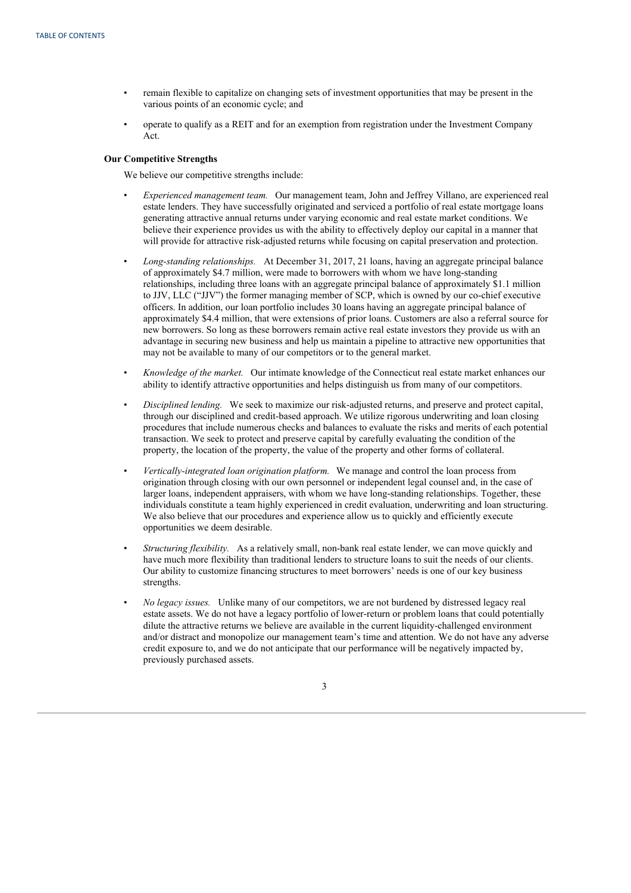- remain flexible to capitalize on changing sets of investment opportunities that may be present in the various points of an economic cycle; and
- operate to qualify as a REIT and for an exemption from registration under the Investment Company Act.

**Our Competitive Strengths**

We believe our competitive strengths include:

- *Experienced management team.* Our management team, John and Jeffrey Villano, are experienced real estate lenders. They have successfully originated and serviced a portfolio of real estate mortgage loans generating attractive annual returns under varying economic and real estate market conditions. We believe their experience provides us with the ability to effectively deploy our capital in a manner that will provide for attractive risk-adjusted returns while focusing on capital preservation and protection.
- *Long-standing relationships.* At December 31, 2017, 21 loans, having an aggregate principal balance of approximately $4.7 million, were made to borrowers with whom we have long-standing relationships, including three loans with an aggregate principal balance of approximately $1.1 million to JJV, LLC ("JJV") the former managing member of SCP, which is owned by our co-chief executive officers. In addition, our loan portfolio includes 30 loans having an aggregate principal balance of approximately $4.4 million, that were extensions of prior loans. Customers are also a referral source for new borrowers. So long as these borrowers remain active real estate investors they provide us with an advantage in securing new business and help us maintain a pipeline to attractive new opportunities that may not be available to many of our competitors or to the general market.
- *Knowledge of the market.* Our intimate knowledge of the Connecticut real estate market enhances our ability to identify attractive opportunities and helps distinguish us from many of our competitors.
- *Disciplined lending.* We seek to maximize our risk-adjusted returns, and preserve and protect capital, through our disciplined and credit-based approach. We utilize rigorous underwriting and loan closing procedures that include numerous checks and balances to evaluate the risks and merits of each potential transaction. We seek to protect and preserve capital by carefully evaluating the condition of the property, the location of the property, the value of the property and other forms of collateral.
- *Vertically-integrated loan origination platform.* We manage and control the loan process from origination through closing with our own personnel or independent legal counsel and, in the case of larger loans, independent appraisers, with whom we have long-standing relationships. Together, these individuals constitute a team highly experienced in credit evaluation, underwriting and loan structuring. We also believe that our procedures and experience allow us to quickly and efficiently execute opportunities we deem desirable.
- *Structuring flexibility.* As a relatively small, non-bank real estate lender, we can move quickly and have much more flexibility than traditional lenders to structure loans to suit the needs of our clients. Our ability to customize financing structures to meet borrowers' needs is one of our key business strengths.
- *No legacy issues.* Unlike many of our competitors, we are not burdened by distressed legacy real estate assets. We do not have a legacy portfolio of lower-return or problem loans that could potentially dilute the attractive returns we believe are available in the current liquidity-challenged environment and/or distract and monopolize our management team's time and attention. We do not have any adverse credit exposure to, and we do not anticipate that our performance will be negatively impacted by, previously purchased assets.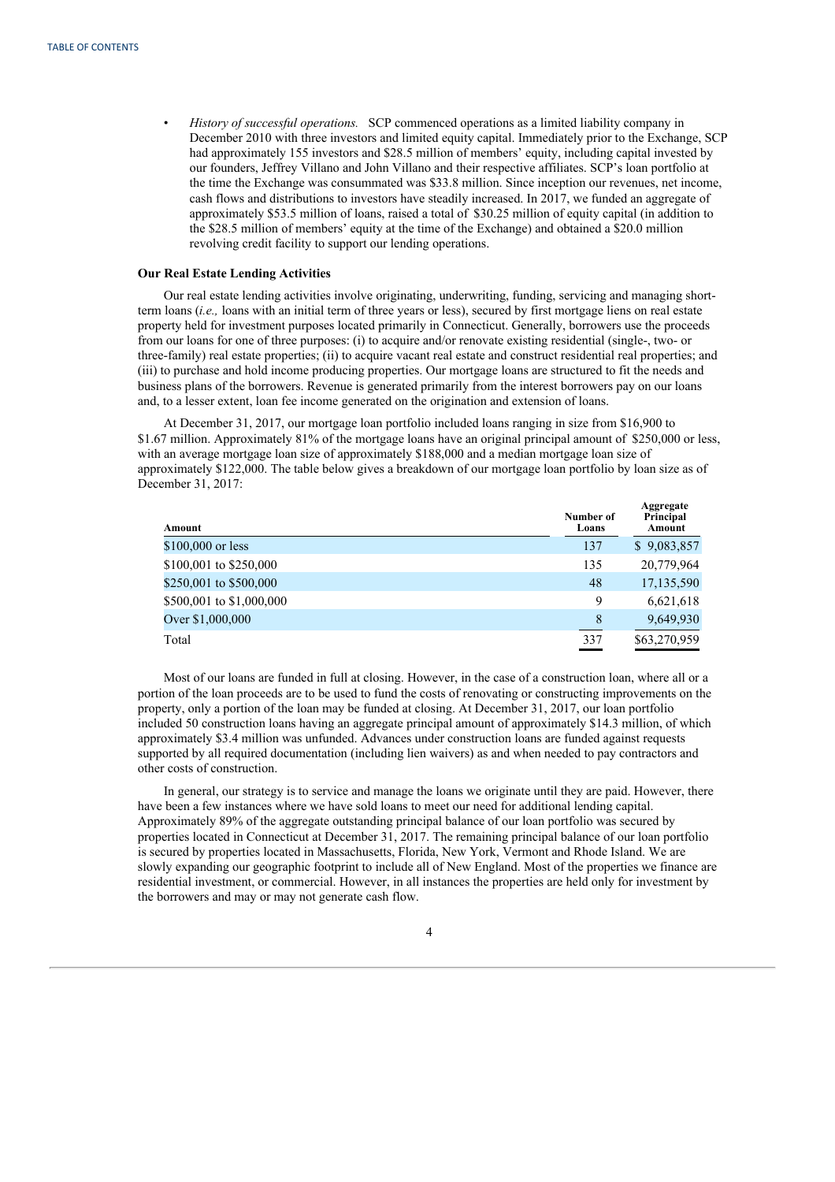- *History of successful operations.* SCP commenced operations as a limited liability company in December 2010 with three investors and limited equity capital. Immediately prior to the Exchange, SCP had approximately 155 investors and $28.5 million of members' equity, including capital invested by our founders, Jeffrey Villano and John Villano and their respective affiliates. SCP's loan portfolio at the time the Exchange was consummated was $33.8 million. Since inception our revenues, net income, cash flows and distributions to investors have steadily increased. In 2017, we funded an aggregate of approximately $53.5 million of loans, raised a total of $30.25 million of equity capital (in addition to the $28.5 million of members' equity at the time of the Exchange) and obtained a $20.0 million revolving credit facility to support our lending operations.

### Our Real Estate Lending Activities

Our real estate lending activities involve originating, underwriting, funding, servicing and managing short-term loans (*i.e.,* loans with an initial term of three years or less), secured by first mortgage liens on real estate property held for investment purposes located primarily in Connecticut. Generally, borrowers use the proceeds from our loans for one of three purposes: (i) to acquire and/or renovate existing residential (single-, two- or three-family) real estate properties; (ii) to acquire vacant real estate and construct residential real properties; and (iii) to purchase and hold income producing properties. Our mortgage loans are structured to fit the needs and business plans of the borrowers. Revenue is generated primarily from the interest borrowers pay on our loans and, to a lesser extent, loan fee income generated on the origination and extension of loans.

At December 31, 2017, our mortgage loan portfolio included loans ranging in size from $16,900 to $1.67 million. Approximately 81% of the mortgage loans have an original principal amount of $250,000 or less, with an average mortgage loan size of approximately $188,000 and a median mortgage loan size of approximately $122,000. The table below gives a breakdown of our mortgage loan portfolio by loan size as of December 31, 2017:

| Amount | Number of Loans | Aggregate Principal Amount |
|---|---|---|
| $100,000 or less | 137 | $ 9,083,857 |
| $100,001 to $250,000 | 135 | 20,779,964 |
| $250,001 to $500,000 | 48 | 17,135,590 |
| $500,001 to $1,000,000 | 9 | 6,621,618 |
| Over $1,000,000 | 8 | 9,649,930 |
| Total | 337 | $63,270,959 |

Most of our loans are funded in full at closing. However, in the case of a construction loan, where all or a portion of the loan proceeds are to be used to fund the costs of renovating or constructing improvements on the property, only a portion of the loan may be funded at closing. At December 31, 2017, our loan portfolio included 50 construction loans having an aggregate principal amount of approximately $14.3 million, of which approximately $3.4 million was unfunded. Advances under construction loans are funded against requests supported by all required documentation (including lien waivers) as and when needed to pay contractors and other costs of construction.

In general, our strategy is to service and manage the loans we originate until they are paid. However, there have been a few instances where we have sold loans to meet our need for additional lending capital. Approximately 89% of the aggregate outstanding principal balance of our loan portfolio was secured by properties located in Connecticut at December 31, 2017. The remaining principal balance of our loan portfolio is secured by properties located in Massachusetts, Florida, New York, Vermont and Rhode Island. We are slowly expanding our geographic footprint to include all of New England. Most of the properties we finance are residential investment, or commercial. However, in all instances the properties are held only for investment by the borrowers and may or may not generate cash flow.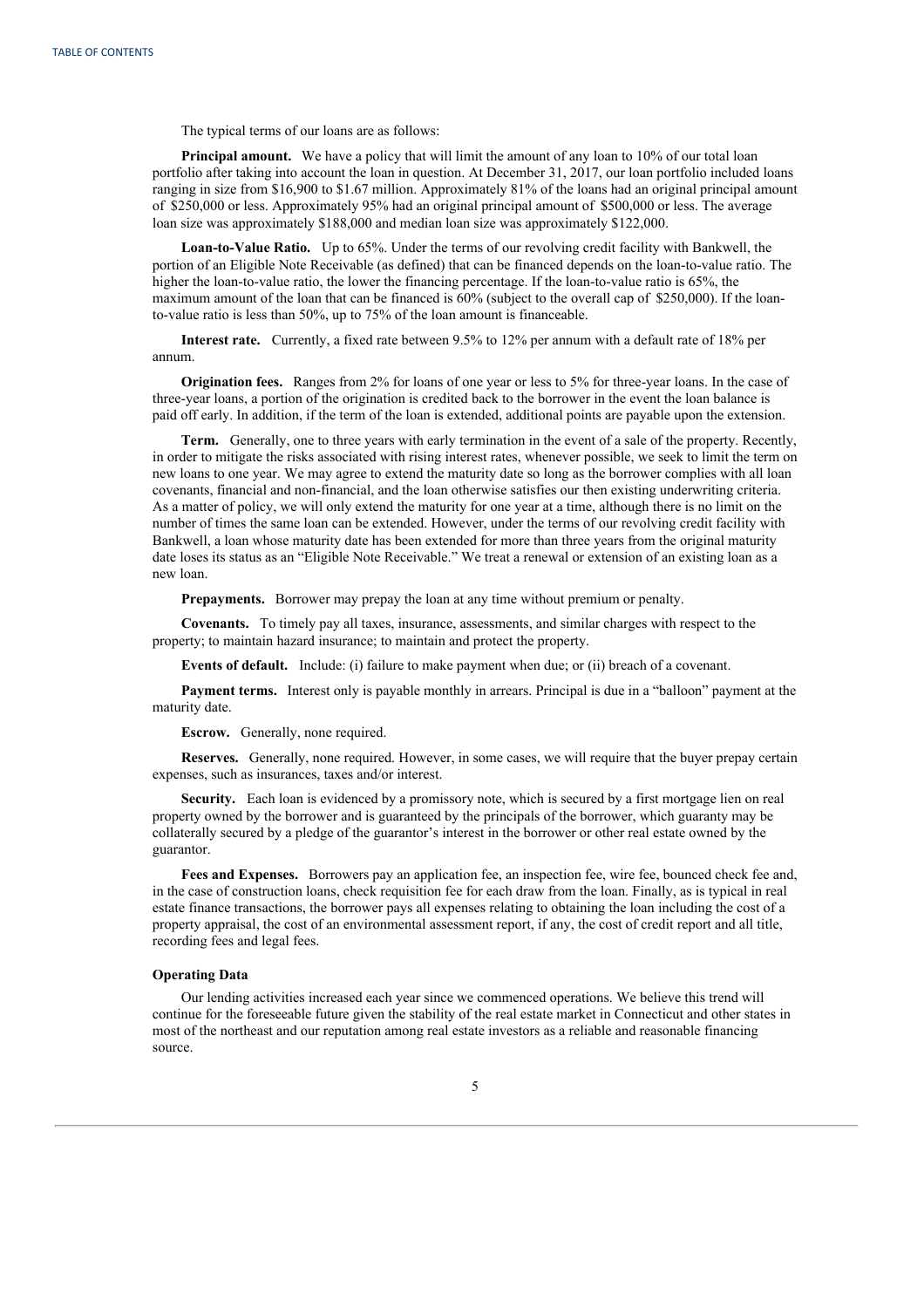The typical terms of our loans are as follows:

**Principal amount.** We have a policy that will limit the amount of any loan to 10% of our total loan portfolio after taking into account the loan in question. At December 31, 2017, our loan portfolio included loans ranging in size from $16,900 to $1.67 million. Approximately 81% of the loans had an original principal amount of $250,000 or less. Approximately 95% had an original principal amount of $500,000 or less. The average loan size was approximately $188,000 and median loan size was approximately $122,000.

**Loan-to-Value Ratio.** Up to 65%. Under the terms of our revolving credit facility with Bankwell, the portion of an Eligible Note Receivable (as defined) that can be financed depends on the loan-to-value ratio. The higher the loan-to-value ratio, the lower the financing percentage. If the loan-to-value ratio is 65%, the maximum amount of the loan that can be financed is 60% (subject to the overall cap of $250,000). If the loan-to-value ratio is less than 50%, up to 75% of the loan amount is financeable.

**Interest rate.** Currently, a fixed rate between 9.5% to 12% per annum with a default rate of 18% per annum.

**Origination fees.** Ranges from 2% for loans of one year or less to 5% for three-year loans. In the case of three-year loans, a portion of the origination is credited back to the borrower in the event the loan balance is paid off early. In addition, if the term of the loan is extended, additional points are payable upon the extension.

**Term.** Generally, one to three years with early termination in the event of a sale of the property. Recently, in order to mitigate the risks associated with rising interest rates, whenever possible, we seek to limit the term on new loans to one year. We may agree to extend the maturity date so long as the borrower complies with all loan covenants, financial and non-financial, and the loan otherwise satisfies our then existing underwriting criteria. As a matter of policy, we will only extend the maturity for one year at a time, although there is no limit on the number of times the same loan can be extended. However, under the terms of our revolving credit facility with Bankwell, a loan whose maturity date has been extended for more than three years from the original maturity date loses its status as an "Eligible Note Receivable." We treat a renewal or extension of an existing loan as a new loan.

**Prepayments.** Borrower may prepay the loan at any time without premium or penalty.

**Covenants.** To timely pay all taxes, insurance, assessments, and similar charges with respect to the property; to maintain hazard insurance; to maintain and protect the property.

**Events of default.** Include: (i) failure to make payment when due; or (ii) breach of a covenant.

**Payment terms.** Interest only is payable monthly in arrears. Principal is due in a "balloon" payment at the maturity date.

**Escrow.** Generally, none required.

**Reserves.** Generally, none required. However, in some cases, we will require that the buyer prepay certain expenses, such as insurances, taxes and/or interest.

**Security.** Each loan is evidenced by a promissory note, which is secured by a first mortgage lien on real property owned by the borrower and is guaranteed by the principals of the borrower, which guaranty may be collaterally secured by a pledge of the guarantor's interest in the borrower or other real estate owned by the guarantor.

**Fees and Expenses.** Borrowers pay an application fee, an inspection fee, wire fee, bounced check fee and, in the case of construction loans, check requisition fee for each draw from the loan. Finally, as is typical in real estate finance transactions, the borrower pays all expenses relating to obtaining the loan including the cost of a property appraisal, the cost of an environmental assessment report, if any, the cost of credit report and all title, recording fees and legal fees.

### Operating Data

Our lending activities increased each year since we commenced operations. We believe this trend will continue for the foreseeable future given the stability of the real estate market in Connecticut and other states in most of the northeast and our reputation among real estate investors as a reliable and reasonable financing source.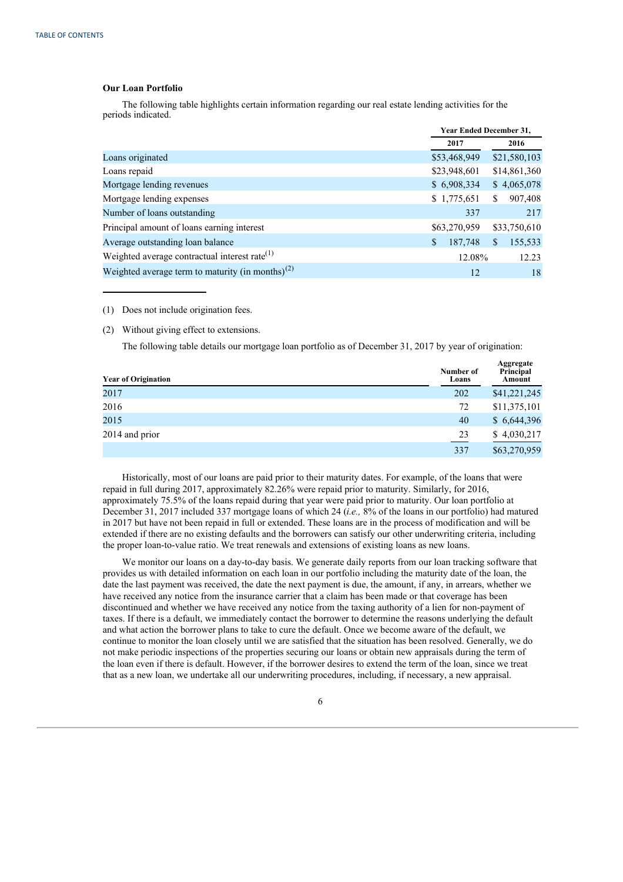### Our Loan Portfolio

The following table highlights certain information regarding our real estate lending activities for the periods indicated.

| | Year Ended December 31, | |
|---|---|---|
| | 2017 | 2016 |
| Loans originated | $53,468,949 | $21,580,103 |
| Loans repaid | $23,948,601 | $14,861,360 |
| Mortgage lending revenues | $ 6,908,334 | $ 4,065,078 |
| Mortgage lending expenses | $ 1,775,651 | $ 907,408 |
| Number of loans outstanding | 337 | 217 |
| Principal amount of loans earning interest | $63,270,959 | $33,750,610 |
| Average outstanding loan balance | $ 187,748 | $ 155,533 |
| Weighted average contractual interest rate[(1)] | 12.08% | 12.23 |
| Weighted average term to maturity (in months)[(2)] | 12 | 18 |

(1) Does not include origination fees.

(2) Without giving effect to extensions.

The following table details our mortgage loan portfolio as of December 31, 2017 by year of origination:

| Year of Origination | Number of Loans | Aggregate Principal Amount |
|---|---|---|
| 2017 | 202 | $41,221,245 |
| 2016 | 72 | $11,375,101 |
| 2015 | 40 | $ 6,644,396 |
| 2014 and prior | 23 | $ 4,030,217 |
| | 337 | $63,270,959 |

Historically, most of our loans are paid prior to their maturity dates. For example, of the loans that were repaid in full during 2017, approximately 82.26% were repaid prior to maturity. Similarly, for 2016, approximately 75.5% of the loans repaid during that year were paid prior to maturity. Our loan portfolio at December 31, 2017 included 337 mortgage loans of which 24 (*i.e.,* 8% of the loans in our portfolio) had matured in 2017 but have not been repaid in full or extended. These loans are in the process of modification and will be extended if there are no existing defaults and the borrowers can satisfy our other underwriting criteria, including the proper loan-to-value ratio. We treat renewals and extensions of existing loans as new loans.

We monitor our loans on a day-to-day basis. We generate daily reports from our loan tracking software that provides us with detailed information on each loan in our portfolio including the maturity date of the loan, the date the last payment was received, the date the next payment is due, the amount, if any, in arrears, whether we have received any notice from the insurance carrier that a claim has been made or that coverage has been discontinued and whether we have received any notice from the taxing authority of a lien for non-payment of taxes. If there is a default, we immediately contact the borrower to determine the reasons underlying the default and what action the borrower plans to take to cure the default. Once we become aware of the default, we continue to monitor the loan closely until we are satisfied that the situation has been resolved. Generally, we do not make periodic inspections of the properties securing our loans or obtain new appraisals during the term of the loan even if there is default. However, if the borrower desires to extend the term of the loan, since we treat that as a new loan, we undertake all our underwriting procedures, including, if necessary, a new appraisal.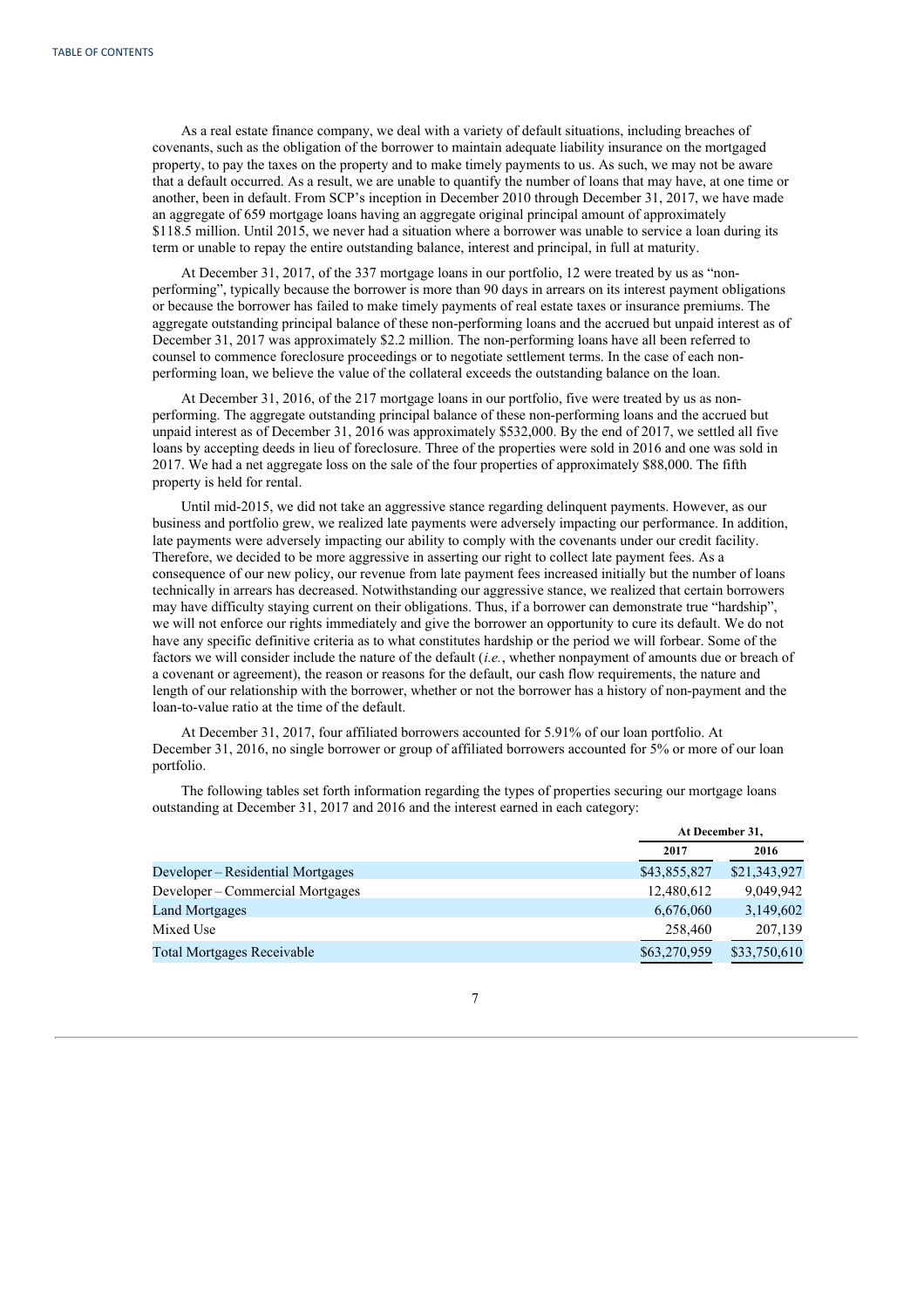As a real estate finance company, we deal with a variety of default situations, including breaches of covenants, such as the obligation of the borrower to maintain adequate liability insurance on the mortgaged property, to pay the taxes on the property and to make timely payments to us. As such, we may not be aware that a default occurred. As a result, we are unable to quantify the number of loans that may have, at one time or another, been in default. From SCP's inception in December 2010 through December 31, 2017, we have made an aggregate of 659 mortgage loans having an aggregate original principal amount of approximately $118.5 million. Until 2015, we never had a situation where a borrower was unable to service a loan during its term or unable to repay the entire outstanding balance, interest and principal, in full at maturity.

At December 31, 2017, of the 337 mortgage loans in our portfolio, 12 were treated by us as "non-performing", typically because the borrower is more than 90 days in arrears on its interest payment obligations or because the borrower has failed to make timely payments of real estate taxes or insurance premiums. The aggregate outstanding principal balance of these non-performing loans and the accrued but unpaid interest as of December 31, 2017 was approximately $2.2 million. The non-performing loans have all been referred to counsel to commence foreclosure proceedings or to negotiate settlement terms. In the case of each non-performing loan, we believe the value of the collateral exceeds the outstanding balance on the loan.

At December 31, 2016, of the 217 mortgage loans in our portfolio, five were treated by us as non-performing. The aggregate outstanding principal balance of these non-performing loans and the accrued but unpaid interest as of December 31, 2016 was approximately $532,000. By the end of 2017, we settled all five loans by accepting deeds in lieu of foreclosure. Three of the properties were sold in 2016 and one was sold in 2017. We had a net aggregate loss on the sale of the four properties of approximately $88,000. The fifth property is held for rental.

Until mid-2015, we did not take an aggressive stance regarding delinquent payments. However, as our business and portfolio grew, we realized late payments were adversely impacting our performance. In addition, late payments were adversely impacting our ability to comply with the covenants under our credit facility. Therefore, we decided to be more aggressive in asserting our right to collect late payment fees. As a consequence of our new policy, our revenue from late payment fees increased initially but the number of loans technically in arrears has decreased. Notwithstanding our aggressive stance, we realized that certain borrowers may have difficulty staying current on their obligations. Thus, if a borrower can demonstrate true "hardship", we will not enforce our rights immediately and give the borrower an opportunity to cure its default. We do not have any specific definitive criteria as to what constitutes hardship or the period we will forbear. Some of the factors we will consider include the nature of the default (*i.e.*, whether nonpayment of amounts due or breach of a covenant or agreement), the reason or reasons for the default, our cash flow requirements, the nature and length of our relationship with the borrower, whether or not the borrower has a history of non-payment and the loan-to-value ratio at the time of the default.

At December 31, 2017, four affiliated borrowers accounted for 5.91% of our loan portfolio. At December 31, 2016, no single borrower or group of affiliated borrowers accounted for 5% or more of our loan portfolio.

The following tables set forth information regarding the types of properties securing our mortgage loans outstanding at December 31, 2017 and 2016 and the interest earned in each category:

| | At December 31, | |
|---|---|---|
| | **2017** | **2016** |
| Developer – Residential Mortgages | $43,855,827 | $21,343,927 |
| Developer – Commercial Mortgages | 12,480,612 | 9,049,942 |
| Land Mortgages | 6,676,060 | 3,149,602 |
| Mixed Use | 258,460 | 207,139 |
| Total Mortgages Receivable | $63,270,959 | $33,750,610 |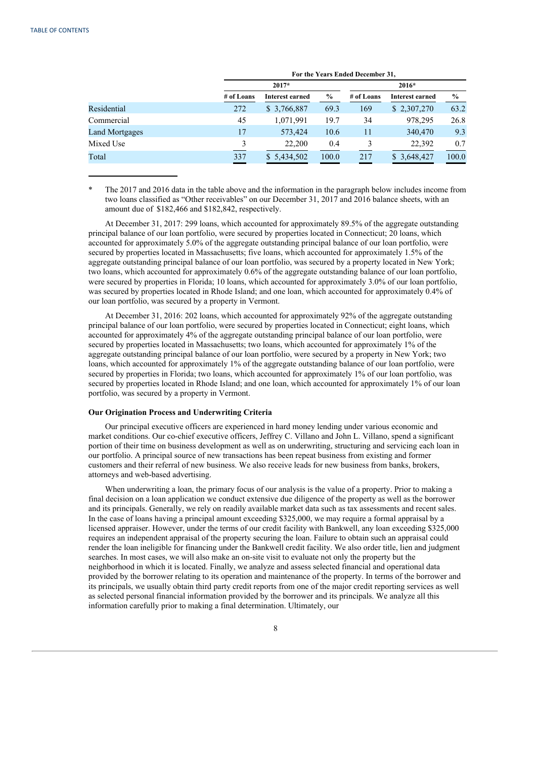| | For the Years Ended December 31, | | | | | |
|---|---|---|---|---|---|---|
| | 2017* | | | 2016* | | |
| | # of Loans | Interest earned | % | # of Loans | Interest earned | % |
| Residential | 272 | $ 3,766,887 | 69.3 | 169 | $ 2,307,270 | 63.2 |
| Commercial | 45 | 1,071,991 | 19.7 | 34 | 978,295 | 26.8 |
| Land Mortgages | 17 | 573,424 | 10.6 | 11 | 340,470 | 9.3 |
| Mixed Use | 3 | 22,200 | 0.4 | 3 | 22,392 | 0.7 |
| Total | 337 | $ 5,434,502 | 100.0 | 217 | $ 3,648,427 | 100.0 |

\* The 2017 and 2016 data in the table above and the information in the paragraph below includes income from two loans classified as "Other receivables" on our December 31, 2017 and 2016 balance sheets, with an amount due of $182,466 and $182,842, respectively.

At December 31, 2017: 299 loans, which accounted for approximately 89.5% of the aggregate outstanding principal balance of our loan portfolio, were secured by properties located in Connecticut; 20 loans, which accounted for approximately 5.0% of the aggregate outstanding principal balance of our loan portfolio, were secured by properties located in Massachusetts; five loans, which accounted for approximately 1.5% of the aggregate outstanding principal balance of our loan portfolio, was secured by a property located in New York; two loans, which accounted for approximately 0.6% of the aggregate outstanding balance of our loan portfolio, were secured by properties in Florida; 10 loans, which accounted for approximately 3.0% of our loan portfolio, was secured by properties located in Rhode Island; and one loan, which accounted for approximately 0.4% of our loan portfolio, was secured by a property in Vermont.

At December 31, 2016: 202 loans, which accounted for approximately 92% of the aggregate outstanding principal balance of our loan portfolio, were secured by properties located in Connecticut; eight loans, which accounted for approximately 4% of the aggregate outstanding principal balance of our loan portfolio, were secured by properties located in Massachusetts; two loans, which accounted for approximately 1% of the aggregate outstanding principal balance of our loan portfolio, were secured by a property in New York; two loans, which accounted for approximately 1% of the aggregate outstanding balance of our loan portfolio, were secured by properties in Florida; two loans, which accounted for approximately 1% of our loan portfolio, was secured by properties located in Rhode Island; and one loan, which accounted for approximately 1% of our loan portfolio, was secured by a property in Vermont.

### Our Origination Process and Underwriting Criteria

Our principal executive officers are experienced in hard money lending under various economic and market conditions. Our co-chief executive officers, Jeffrey C. Villano and John L. Villano, spend a significant portion of their time on business development as well as on underwriting, structuring and servicing each loan in our portfolio. A principal source of new transactions has been repeat business from existing and former customers and their referral of new business. We also receive leads for new business from banks, brokers, attorneys and web-based advertising.

When underwriting a loan, the primary focus of our analysis is the value of a property. Prior to making a final decision on a loan application we conduct extensive due diligence of the property as well as the borrower and its principals. Generally, we rely on readily available market data such as tax assessments and recent sales. In the case of loans having a principal amount exceeding $325,000, we may require a formal appraisal by a licensed appraiser. However, under the terms of our credit facility with Bankwell, any loan exceeding $325,000 requires an independent appraisal of the property securing the loan. Failure to obtain such an appraisal could render the loan ineligible for financing under the Bankwell credit facility. We also order title, lien and judgment searches. In most cases, we will also make an on-site visit to evaluate not only the property but the neighborhood in which it is located. Finally, we analyze and assess selected financial and operational data provided by the borrower relating to its operation and maintenance of the property. In terms of the borrower and its principals, we usually obtain third party credit reports from one of the major credit reporting services as well as selected personal financial information provided by the borrower and its principals. We analyze all this information carefully prior to making a final determination. Ultimately, our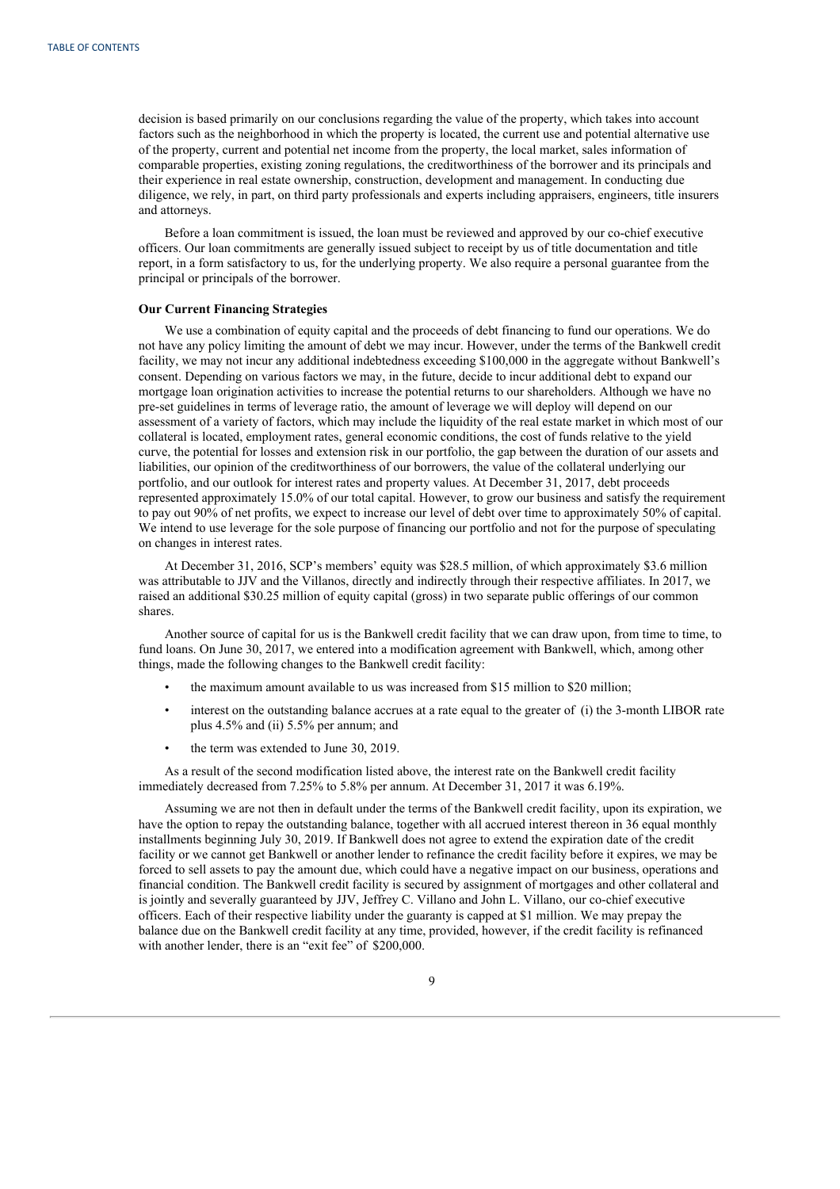decision is based primarily on our conclusions regarding the value of the property, which takes into account factors such as the neighborhood in which the property is located, the current use and potential alternative use of the property, current and potential net income from the property, the local market, sales information of comparable properties, existing zoning regulations, the creditworthiness of the borrower and its principals and their experience in real estate ownership, construction, development and management. In conducting due diligence, we rely, in part, on third party professionals and experts including appraisers, engineers, title insurers and attorneys.

Before a loan commitment is issued, the loan must be reviewed and approved by our co-chief executive officers. Our loan commitments are generally issued subject to receipt by us of title documentation and title report, in a form satisfactory to us, for the underlying property. We also require a personal guarantee from the principal or principals of the borrower.

**Our Current Financing Strategies**

We use a combination of equity capital and the proceeds of debt financing to fund our operations. We do not have any policy limiting the amount of debt we may incur. However, under the terms of the Bankwell credit facility, we may not incur any additional indebtedness exceeding $100,000 in the aggregate without Bankwell's consent. Depending on various factors we may, in the future, decide to incur additional debt to expand our mortgage loan origination activities to increase the potential returns to our shareholders. Although we have no pre-set guidelines in terms of leverage ratio, the amount of leverage we will deploy will depend on our assessment of a variety of factors, which may include the liquidity of the real estate market in which most of our collateral is located, employment rates, general economic conditions, the cost of funds relative to the yield curve, the potential for losses and extension risk in our portfolio, the gap between the duration of our assets and liabilities, our opinion of the creditworthiness of our borrowers, the value of the collateral underlying our portfolio, and our outlook for interest rates and property values. At December 31, 2017, debt proceeds represented approximately 15.0% of our total capital. However, to grow our business and satisfy the requirement to pay out 90% of net profits, we expect to increase our level of debt over time to approximately 50% of capital. We intend to use leverage for the sole purpose of financing our portfolio and not for the purpose of speculating on changes in interest rates.

At December 31, 2016, SCP's members' equity was $28.5 million, of which approximately $3.6 million was attributable to JJV and the Villanos, directly and indirectly through their respective affiliates. In 2017, we raised an additional $30.25 million of equity capital (gross) in two separate public offerings of our common shares.

Another source of capital for us is the Bankwell credit facility that we can draw upon, from time to time, to fund loans. On June 30, 2017, we entered into a modification agreement with Bankwell, which, among other things, made the following changes to the Bankwell credit facility:

- the maximum amount available to us was increased from $15 million to $20 million;
- interest on the outstanding balance accrues at a rate equal to the greater of (i) the 3-month LIBOR rate plus 4.5% and (ii) 5.5% per annum; and
- the term was extended to June 30, 2019.

As a result of the second modification listed above, the interest rate on the Bankwell credit facility immediately decreased from 7.25% to 5.8% per annum. At December 31, 2017 it was 6.19%.

Assuming we are not then in default under the terms of the Bankwell credit facility, upon its expiration, we have the option to repay the outstanding balance, together with all accrued interest thereon in 36 equal monthly installments beginning July 30, 2019. If Bankwell does not agree to extend the expiration date of the credit facility or we cannot get Bankwell or another lender to refinance the credit facility before it expires, we may be forced to sell assets to pay the amount due, which could have a negative impact on our business, operations and financial condition. The Bankwell credit facility is secured by assignment of mortgages and other collateral and is jointly and severally guaranteed by JJV, Jeffrey C. Villano and John L. Villano, our co-chief executive officers. Each of their respective liability under the guaranty is capped at $1 million. We may prepay the balance due on the Bankwell credit facility at any time, provided, however, if the credit facility is refinanced with another lender, there is an "exit fee" of $200,000.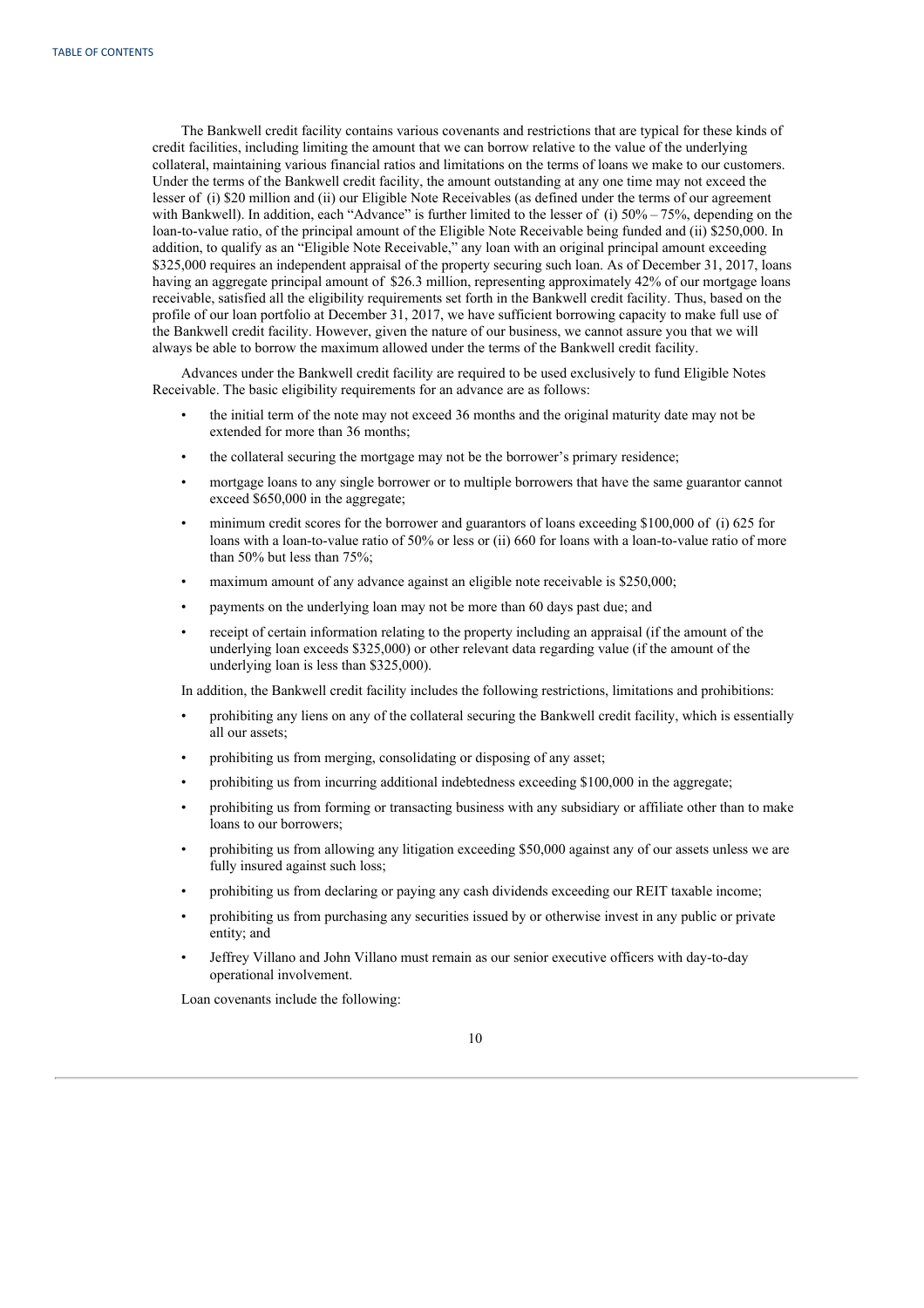The Bankwell credit facility contains various covenants and restrictions that are typical for these kinds of credit facilities, including limiting the amount that we can borrow relative to the value of the underlying collateral, maintaining various financial ratios and limitations on the terms of loans we make to our customers. Under the terms of the Bankwell credit facility, the amount outstanding at any one time may not exceed the lesser of (i) $20 million and (ii) our Eligible Note Receivables (as defined under the terms of our agreement with Bankwell). In addition, each "Advance" is further limited to the lesser of (i) 50% – 75%, depending on the loan-to-value ratio, of the principal amount of the Eligible Note Receivable being funded and (ii) $250,000. In addition, to qualify as an "Eligible Note Receivable," any loan with an original principal amount exceeding $325,000 requires an independent appraisal of the property securing such loan. As of December 31, 2017, loans having an aggregate principal amount of $26.3 million, representing approximately 42% of our mortgage loans receivable, satisfied all the eligibility requirements set forth in the Bankwell credit facility. Thus, based on the profile of our loan portfolio at December 31, 2017, we have sufficient borrowing capacity to make full use of the Bankwell credit facility. However, given the nature of our business, we cannot assure you that we will always be able to borrow the maximum allowed under the terms of the Bankwell credit facility.

Advances under the Bankwell credit facility are required to be used exclusively to fund Eligible Notes Receivable. The basic eligibility requirements for an advance are as follows:

- the initial term of the note may not exceed 36 months and the original maturity date may not be extended for more than 36 months;
- the collateral securing the mortgage may not be the borrower's primary residence;
- mortgage loans to any single borrower or to multiple borrowers that have the same guarantor cannot exceed $650,000 in the aggregate;
- minimum credit scores for the borrower and guarantors of loans exceeding $100,000 of (i) 625 for loans with a loan-to-value ratio of 50% or less or (ii) 660 for loans with a loan-to-value ratio of more than 50% but less than 75%;
- maximum amount of any advance against an eligible note receivable is $250,000;
- payments on the underlying loan may not be more than 60 days past due; and
- receipt of certain information relating to the property including an appraisal (if the amount of the underlying loan exceeds $325,000) or other relevant data regarding value (if the amount of the underlying loan is less than $325,000).

In addition, the Bankwell credit facility includes the following restrictions, limitations and prohibitions:

- prohibiting any liens on any of the collateral securing the Bankwell credit facility, which is essentially all our assets;
- prohibiting us from merging, consolidating or disposing of any asset;
- prohibiting us from incurring additional indebtedness exceeding $100,000 in the aggregate;
- prohibiting us from forming or transacting business with any subsidiary or affiliate other than to make loans to our borrowers;
- prohibiting us from allowing any litigation exceeding $50,000 against any of our assets unless we are fully insured against such loss;
- prohibiting us from declaring or paying any cash dividends exceeding our REIT taxable income;
- prohibiting us from purchasing any securities issued by or otherwise invest in any public or private entity; and
- Jeffrey Villano and John Villano must remain as our senior executive officers with day-to-day operational involvement.

Loan covenants include the following: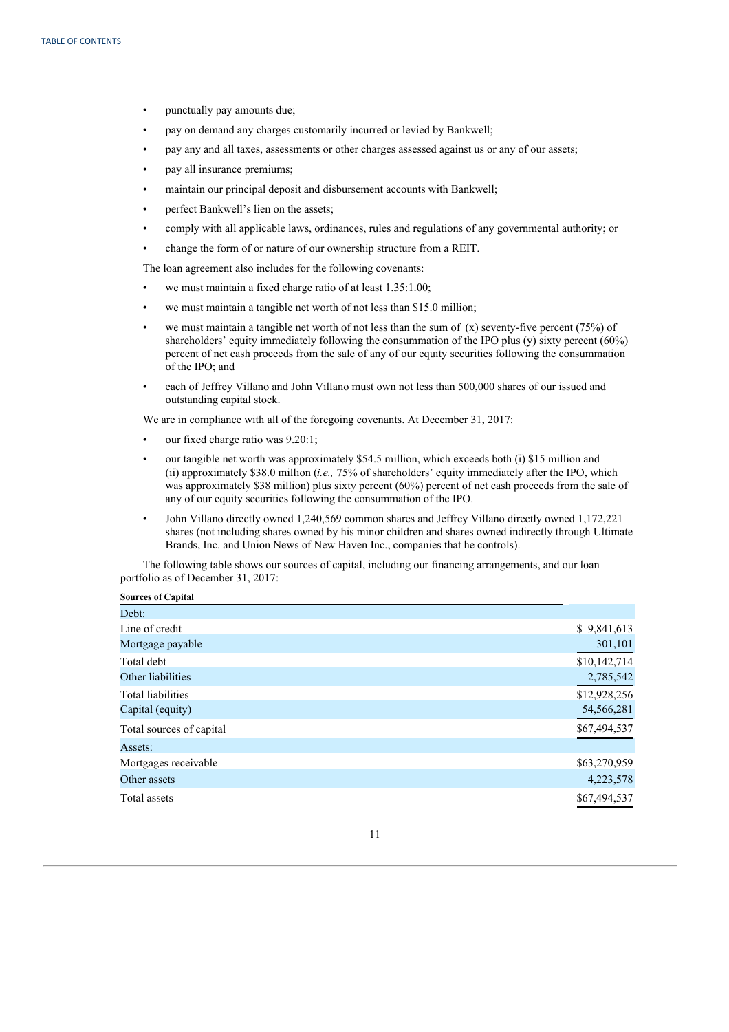- punctually pay amounts due;
- pay on demand any charges customarily incurred or levied by Bankwell;
- pay any and all taxes, assessments or other charges assessed against us or any of our assets;
- pay all insurance premiums;
- maintain our principal deposit and disbursement accounts with Bankwell;
- perfect Bankwell's lien on the assets;
- comply with all applicable laws, ordinances, rules and regulations of any governmental authority; or
- change the form of or nature of our ownership structure from a REIT.

The loan agreement also includes for the following covenants:

- we must maintain a fixed charge ratio of at least 1.35:1.00;
- we must maintain a tangible net worth of not less than $15.0 million;
- we must maintain a tangible net worth of not less than the sum of (x) seventy-five percent (75%) of shareholders' equity immediately following the consummation of the IPO plus (y) sixty percent (60%) percent of net cash proceeds from the sale of any of our equity securities following the consummation of the IPO; and
- each of Jeffrey Villano and John Villano must own not less than 500,000 shares of our issued and outstanding capital stock.

We are in compliance with all of the foregoing covenants. At December 31, 2017:

- our fixed charge ratio was 9.20:1;
- our tangible net worth was approximately $54.5 million, which exceeds both (i) $15 million and (ii) approximately $38.0 million (*i.e.,* 75% of shareholders' equity immediately after the IPO, which was approximately $38 million) plus sixty percent (60%) percent of net cash proceeds from the sale of any of our equity securities following the consummation of the IPO.
- John Villano directly owned 1,240,569 common shares and Jeffrey Villano directly owned 1,172,221 shares (not including shares owned by his minor children and shares owned indirectly through Ultimate Brands, Inc. and Union News of New Haven Inc., companies that he controls).

The following table shows our sources of capital, including our financing arrangements, and our loan portfolio as of December 31, 2017:

| **Sources of Capital** | |
|---|---|
| Debt: | |
| Line of credit | $ 9,841,613 |
| Mortgage payable | 301,101 |
| Total debt | $10,142,714 |
| Other liabilities | 2,785,542 |
| Total liabilities | $12,928,256 |
| Capital (equity) | 54,566,281 |
| Total sources of capital | $67,494,537 |
| Assets: | |
| Mortgages receivable | $63,270,959 |
| Other assets | 4,223,578 |
| Total assets | $67,494,537 |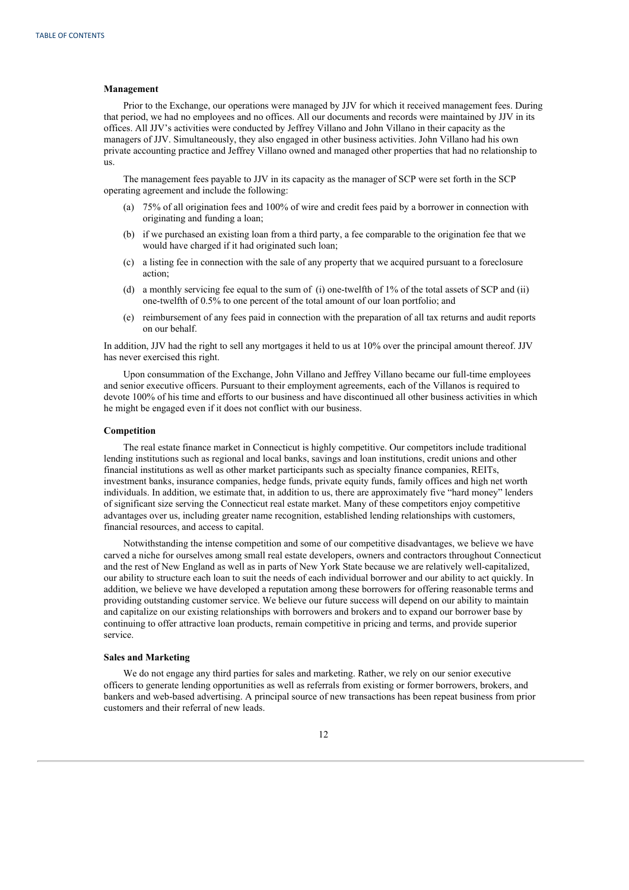### Management

Prior to the Exchange, our operations were managed by JJV for which it received management fees. During that period, we had no employees and no offices. All our documents and records were maintained by JJV in its offices. All JJV's activities were conducted by Jeffrey Villano and John Villano in their capacity as the managers of JJV. Simultaneously, they also engaged in other business activities. John Villano had his own private accounting practice and Jeffrey Villano owned and managed other properties that had no relationship to us.

The management fees payable to JJV in its capacity as the manager of SCP were set forth in the SCP operating agreement and include the following:

(a) 75% of all origination fees and 100% of wire and credit fees paid by a borrower in connection with originating and funding a loan;

(b) if we purchased an existing loan from a third party, a fee comparable to the origination fee that we would have charged if it had originated such loan;

(c) a listing fee in connection with the sale of any property that we acquired pursuant to a foreclosure action;

(d) a monthly servicing fee equal to the sum of (i) one-twelfth of 1% of the total assets of SCP and (ii) one-twelfth of 0.5% to one percent of the total amount of our loan portfolio; and

(e) reimbursement of any fees paid in connection with the preparation of all tax returns and audit reports on our behalf.

In addition, JJV had the right to sell any mortgages it held to us at 10% over the principal amount thereof. JJV has never exercised this right.

Upon consummation of the Exchange, John Villano and Jeffrey Villano became our full-time employees and senior executive officers. Pursuant to their employment agreements, each of the Villanos is required to devote 100% of his time and efforts to our business and have discontinued all other business activities in which he might be engaged even if it does not conflict with our business.

### Competition

The real estate finance market in Connecticut is highly competitive. Our competitors include traditional lending institutions such as regional and local banks, savings and loan institutions, credit unions and other financial institutions as well as other market participants such as specialty finance companies, REITs, investment banks, insurance companies, hedge funds, private equity funds, family offices and high net worth individuals. In addition, we estimate that, in addition to us, there are approximately five "hard money" lenders of significant size serving the Connecticut real estate market. Many of these competitors enjoy competitive advantages over us, including greater name recognition, established lending relationships with customers, financial resources, and access to capital.

Notwithstanding the intense competition and some of our competitive disadvantages, we believe we have carved a niche for ourselves among small real estate developers, owners and contractors throughout Connecticut and the rest of New England as well as in parts of New York State because we are relatively well-capitalized, our ability to structure each loan to suit the needs of each individual borrower and our ability to act quickly. In addition, we believe we have developed a reputation among these borrowers for offering reasonable terms and providing outstanding customer service. We believe our future success will depend on our ability to maintain and capitalize on our existing relationships with borrowers and brokers and to expand our borrower base by continuing to offer attractive loan products, remain competitive in pricing and terms, and provide superior service.

### Sales and Marketing

We do not engage any third parties for sales and marketing. Rather, we rely on our senior executive officers to generate lending opportunities as well as referrals from existing or former borrowers, brokers, and bankers and web-based advertising. A principal source of new transactions has been repeat business from prior customers and their referral of new leads.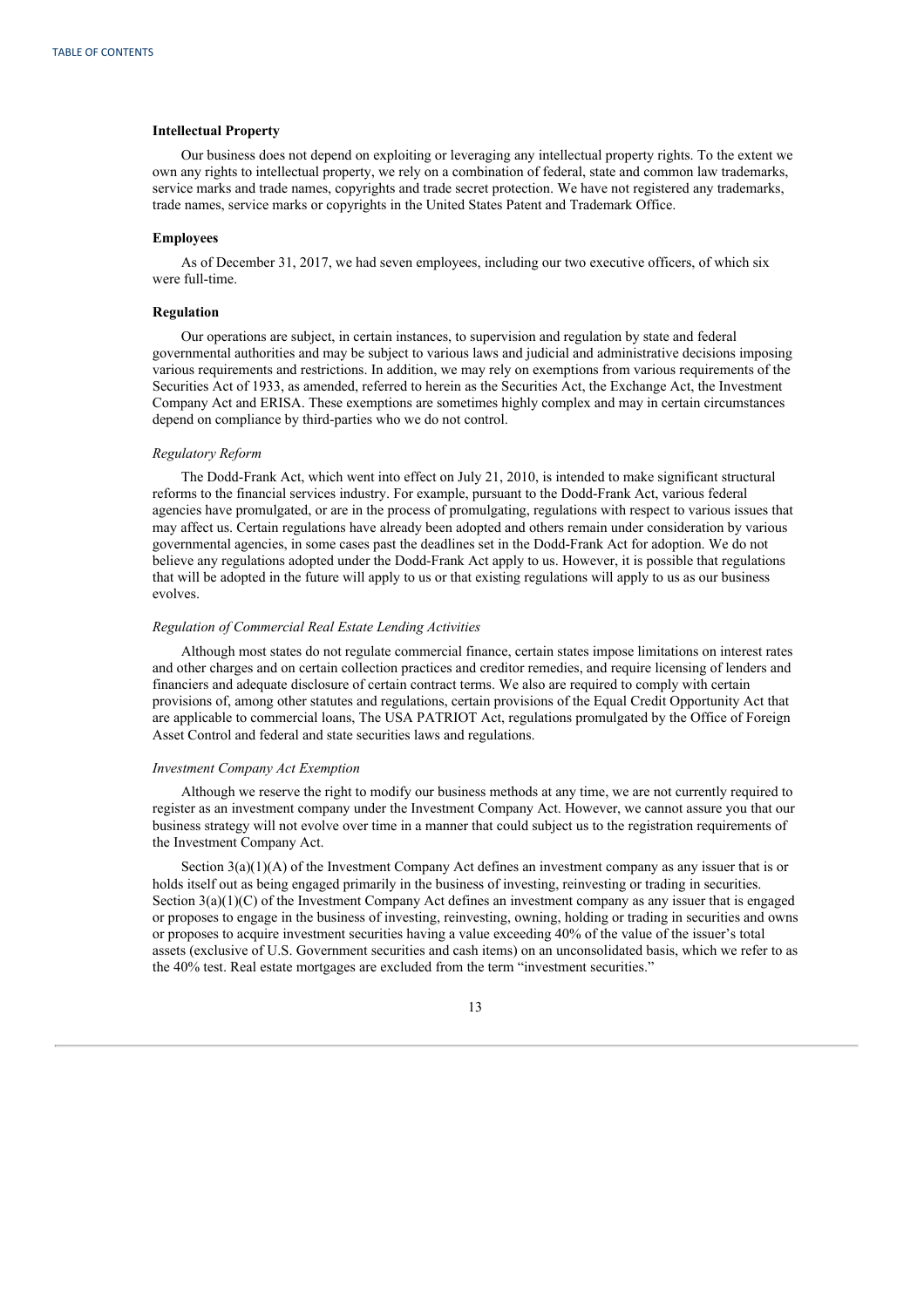### Intellectual Property

Our business does not depend on exploiting or leveraging any intellectual property rights. To the extent we own any rights to intellectual property, we rely on a combination of federal, state and common law trademarks, service marks and trade names, copyrights and trade secret protection. We have not registered any trademarks, trade names, service marks or copyrights in the United States Patent and Trademark Office.

### Employees

As of December 31, 2017, we had seven employees, including our two executive officers, of which six were full-time.

### Regulation

Our operations are subject, in certain instances, to supervision and regulation by state and federal governmental authorities and may be subject to various laws and judicial and administrative decisions imposing various requirements and restrictions. In addition, we may rely on exemptions from various requirements of the Securities Act of 1933, as amended, referred to herein as the Securities Act, the Exchange Act, the Investment Company Act and ERISA. These exemptions are sometimes highly complex and may in certain circumstances depend on compliance by third-parties who we do not control.

#### *Regulatory Reform*

The Dodd-Frank Act, which went into effect on July 21, 2010, is intended to make significant structural reforms to the financial services industry. For example, pursuant to the Dodd-Frank Act, various federal agencies have promulgated, or are in the process of promulgating, regulations with respect to various issues that may affect us. Certain regulations have already been adopted and others remain under consideration by various governmental agencies, in some cases past the deadlines set in the Dodd-Frank Act for adoption. We do not believe any regulations adopted under the Dodd-Frank Act apply to us. However, it is possible that regulations that will be adopted in the future will apply to us or that existing regulations will apply to us as our business evolves.

#### *Regulation of Commercial Real Estate Lending Activities*

Although most states do not regulate commercial finance, certain states impose limitations on interest rates and other charges and on certain collection practices and creditor remedies, and require licensing of lenders and financiers and adequate disclosure of certain contract terms. We also are required to comply with certain provisions of, among other statutes and regulations, certain provisions of the Equal Credit Opportunity Act that are applicable to commercial loans, The USA PATRIOT Act, regulations promulgated by the Office of Foreign Asset Control and federal and state securities laws and regulations.

#### *Investment Company Act Exemption*

Although we reserve the right to modify our business methods at any time, we are not currently required to register as an investment company under the Investment Company Act. However, we cannot assure you that our business strategy will not evolve over time in a manner that could subject us to the registration requirements of the Investment Company Act.

Section 3(a)(1)(A) of the Investment Company Act defines an investment company as any issuer that is or holds itself out as being engaged primarily in the business of investing, reinvesting or trading in securities. Section 3(a)(1)(C) of the Investment Company Act defines an investment company as any issuer that is engaged or proposes to engage in the business of investing, reinvesting, owning, holding or trading in securities and owns or proposes to acquire investment securities having a value exceeding 40% of the value of the issuer's total assets (exclusive of U.S. Government securities and cash items) on an unconsolidated basis, which we refer to as the 40% test. Real estate mortgages are excluded from the term "investment securities."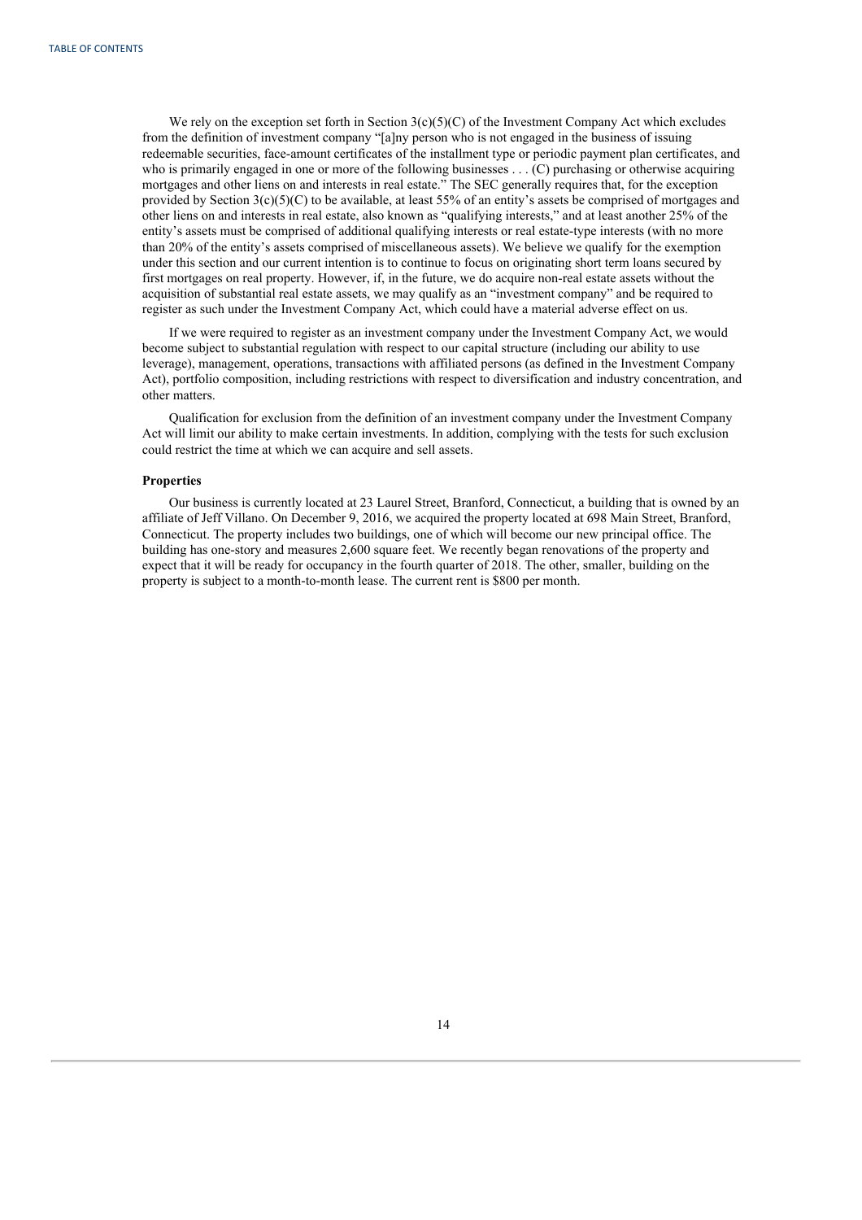We rely on the exception set forth in Section 3(c)(5)(C) of the Investment Company Act which excludes from the definition of investment company "[a]ny person who is not engaged in the business of issuing redeemable securities, face-amount certificates of the installment type or periodic payment plan certificates, and who is primarily engaged in one or more of the following businesses . . . (C) purchasing or otherwise acquiring mortgages and other liens on and interests in real estate." The SEC generally requires that, for the exception provided by Section 3(c)(5)(C) to be available, at least 55% of an entity's assets be comprised of mortgages and other liens on and interests in real estate, also known as "qualifying interests," and at least another 25% of the entity's assets must be comprised of additional qualifying interests or real estate-type interests (with no more than 20% of the entity's assets comprised of miscellaneous assets). We believe we qualify for the exemption under this section and our current intention is to continue to focus on originating short term loans secured by first mortgages on real property. However, if, in the future, we do acquire non-real estate assets without the acquisition of substantial real estate assets, we may qualify as an "investment company" and be required to register as such under the Investment Company Act, which could have a material adverse effect on us.

If we were required to register as an investment company under the Investment Company Act, we would become subject to substantial regulation with respect to our capital structure (including our ability to use leverage), management, operations, transactions with affiliated persons (as defined in the Investment Company Act), portfolio composition, including restrictions with respect to diversification and industry concentration, and other matters.

Qualification for exclusion from the definition of an investment company under the Investment Company Act will limit our ability to make certain investments. In addition, complying with the tests for such exclusion could restrict the time at which we can acquire and sell assets.

**Properties**

Our business is currently located at 23 Laurel Street, Branford, Connecticut, a building that is owned by an affiliate of Jeff Villano. On December 9, 2016, we acquired the property located at 698 Main Street, Branford, Connecticut. The property includes two buildings, one of which will become our new principal office. The building has one-story and measures 2,600 square feet. We recently began renovations of the property and expect that it will be ready for occupancy in the fourth quarter of 2018. The other, smaller, building on the property is subject to a month-to-month lease. The current rent is $800 per month.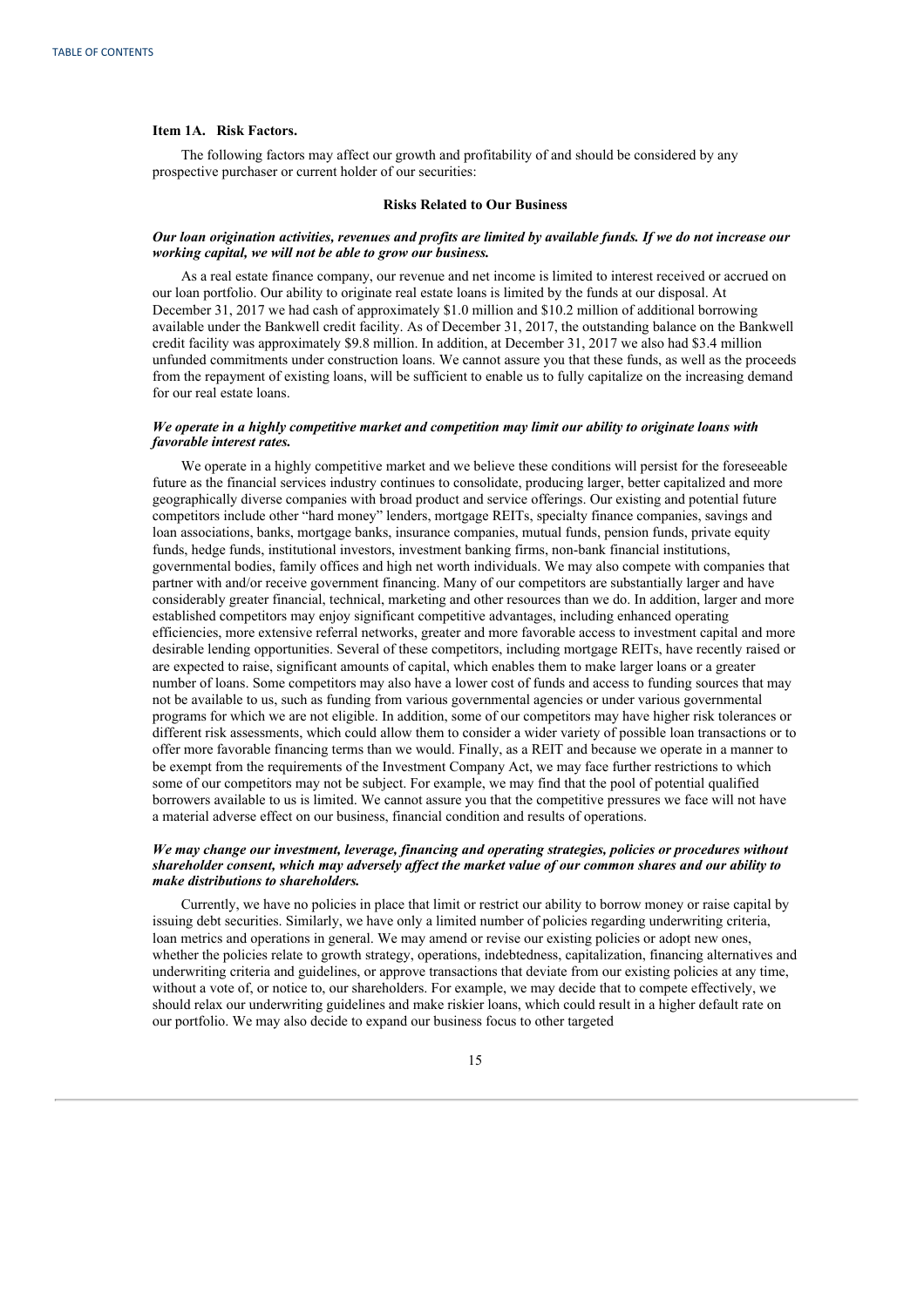### Item 1A. Risk Factors.

The following factors may affect our growth and profitability of and should be considered by any prospective purchaser or current holder of our securities:

**Risks Related to Our Business**

***Our loan origination activities, revenues and profits are limited by available funds. If we do not increase our working capital, we will not be able to grow our business.***

As a real estate finance company, our revenue and net income is limited to interest received or accrued on our loan portfolio. Our ability to originate real estate loans is limited by the funds at our disposal. At December 31, 2017 we had cash of approximately $1.0 million and $10.2 million of additional borrowing available under the Bankwell credit facility. As of December 31, 2017, the outstanding balance on the Bankwell credit facility was approximately $9.8 million. In addition, at December 31, 2017 we also had $3.4 million unfunded commitments under construction loans. We cannot assure you that these funds, as well as the proceeds from the repayment of existing loans, will be sufficient to enable us to fully capitalize on the increasing demand for our real estate loans.

***We operate in a highly competitive market and competition may limit our ability to originate loans with favorable interest rates.***

We operate in a highly competitive market and we believe these conditions will persist for the foreseeable future as the financial services industry continues to consolidate, producing larger, better capitalized and more geographically diverse companies with broad product and service offerings. Our existing and potential future competitors include other "hard money" lenders, mortgage REITs, specialty finance companies, savings and loan associations, banks, mortgage banks, insurance companies, mutual funds, pension funds, private equity funds, hedge funds, institutional investors, investment banking firms, non-bank financial institutions, governmental bodies, family offices and high net worth individuals. We may also compete with companies that partner with and/or receive government financing. Many of our competitors are substantially larger and have considerably greater financial, technical, marketing and other resources than we do. In addition, larger and more established competitors may enjoy significant competitive advantages, including enhanced operating efficiencies, more extensive referral networks, greater and more favorable access to investment capital and more desirable lending opportunities. Several of these competitors, including mortgage REITs, have recently raised or are expected to raise, significant amounts of capital, which enables them to make larger loans or a greater number of loans. Some competitors may also have a lower cost of funds and access to funding sources that may not be available to us, such as funding from various governmental agencies or under various governmental programs for which we are not eligible. In addition, some of our competitors may have higher risk tolerances or different risk assessments, which could allow them to consider a wider variety of possible loan transactions or to offer more favorable financing terms than we would. Finally, as a REIT and because we operate in a manner to be exempt from the requirements of the Investment Company Act, we may face further restrictions to which some of our competitors may not be subject. For example, we may find that the pool of potential qualified borrowers available to us is limited. We cannot assure you that the competitive pressures we face will not have a material adverse effect on our business, financial condition and results of operations.

***We may change our investment, leverage, financing and operating strategies, policies or procedures without shareholder consent, which may adversely affect the market value of our common shares and our ability to make distributions to shareholders.***

Currently, we have no policies in place that limit or restrict our ability to borrow money or raise capital by issuing debt securities. Similarly, we have only a limited number of policies regarding underwriting criteria, loan metrics and operations in general. We may amend or revise our existing policies or adopt new ones, whether the policies relate to growth strategy, operations, indebtedness, capitalization, financing alternatives and underwriting criteria and guidelines, or approve transactions that deviate from our existing policies at any time, without a vote of, or notice to, our shareholders. For example, we may decide that to compete effectively, we should relax our underwriting guidelines and make riskier loans, which could result in a higher default rate on our portfolio. We may also decide to expand our business focus to other targeted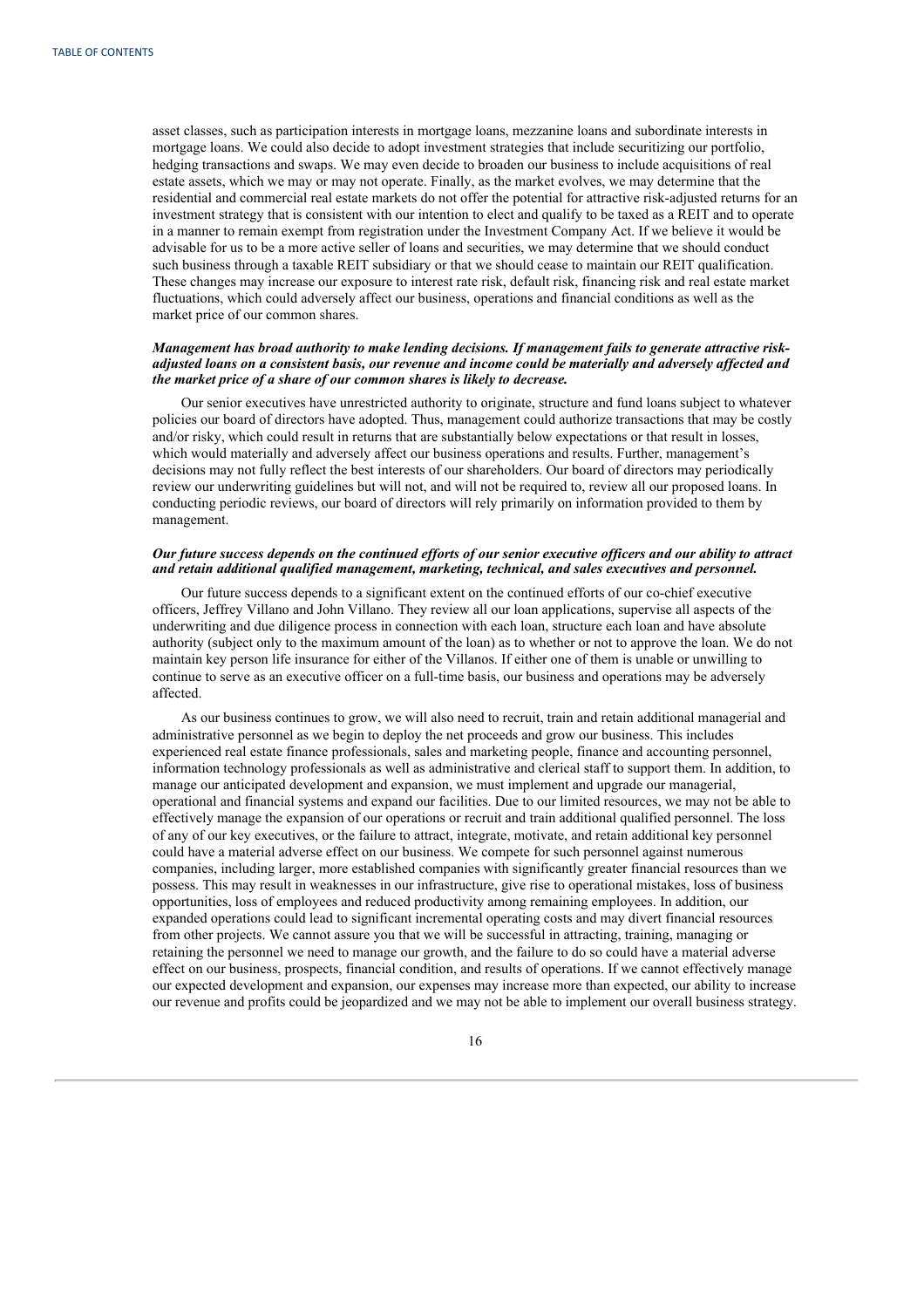asset classes, such as participation interests in mortgage loans, mezzanine loans and subordinate interests in mortgage loans. We could also decide to adopt investment strategies that include securitizing our portfolio, hedging transactions and swaps. We may even decide to broaden our business to include acquisitions of real estate assets, which we may or may not operate. Finally, as the market evolves, we may determine that the residential and commercial real estate markets do not offer the potential for attractive risk-adjusted returns for an investment strategy that is consistent with our intention to elect and qualify to be taxed as a REIT and to operate in a manner to remain exempt from registration under the Investment Company Act. If we believe it would be advisable for us to be a more active seller of loans and securities, we may determine that we should conduct such business through a taxable REIT subsidiary or that we should cease to maintain our REIT qualification. These changes may increase our exposure to interest rate risk, default risk, financing risk and real estate market fluctuations, which could adversely affect our business, operations and financial conditions as well as the market price of our common shares.

***Management has broad authority to make lending decisions. If management fails to generate attractive risk-adjusted loans on a consistent basis, our revenue and income could be materially and adversely affected and the market price of a share of our common shares is likely to decrease.***

Our senior executives have unrestricted authority to originate, structure and fund loans subject to whatever policies our board of directors have adopted. Thus, management could authorize transactions that may be costly and/or risky, which could result in returns that are substantially below expectations or that result in losses, which would materially and adversely affect our business operations and results. Further, management's decisions may not fully reflect the best interests of our shareholders. Our board of directors may periodically review our underwriting guidelines but will not, and will not be required to, review all our proposed loans. In conducting periodic reviews, our board of directors will rely primarily on information provided to them by management.

***Our future success depends on the continued efforts of our senior executive officers and our ability to attract and retain additional qualified management, marketing, technical, and sales executives and personnel.***

Our future success depends to a significant extent on the continued efforts of our co-chief executive officers, Jeffrey Villano and John Villano. They review all our loan applications, supervise all aspects of the underwriting and due diligence process in connection with each loan, structure each loan and have absolute authority (subject only to the maximum amount of the loan) as to whether or not to approve the loan. We do not maintain key person life insurance for either of the Villanos. If either one of them is unable or unwilling to continue to serve as an executive officer on a full-time basis, our business and operations may be adversely affected.

As our business continues to grow, we will also need to recruit, train and retain additional managerial and administrative personnel as we begin to deploy the net proceeds and grow our business. This includes experienced real estate finance professionals, sales and marketing people, finance and accounting personnel, information technology professionals as well as administrative and clerical staff to support them. In addition, to manage our anticipated development and expansion, we must implement and upgrade our managerial, operational and financial systems and expand our facilities. Due to our limited resources, we may not be able to effectively manage the expansion of our operations or recruit and train additional qualified personnel. The loss of any of our key executives, or the failure to attract, integrate, motivate, and retain additional key personnel could have a material adverse effect on our business. We compete for such personnel against numerous companies, including larger, more established companies with significantly greater financial resources than we possess. This may result in weaknesses in our infrastructure, give rise to operational mistakes, loss of business opportunities, loss of employees and reduced productivity among remaining employees. In addition, our expanded operations could lead to significant incremental operating costs and may divert financial resources from other projects. We cannot assure you that we will be successful in attracting, training, managing or retaining the personnel we need to manage our growth, and the failure to do so could have a material adverse effect on our business, prospects, financial condition, and results of operations. If we cannot effectively manage our expected development and expansion, our expenses may increase more than expected, our ability to increase our revenue and profits could be jeopardized and we may not be able to implement our overall business strategy.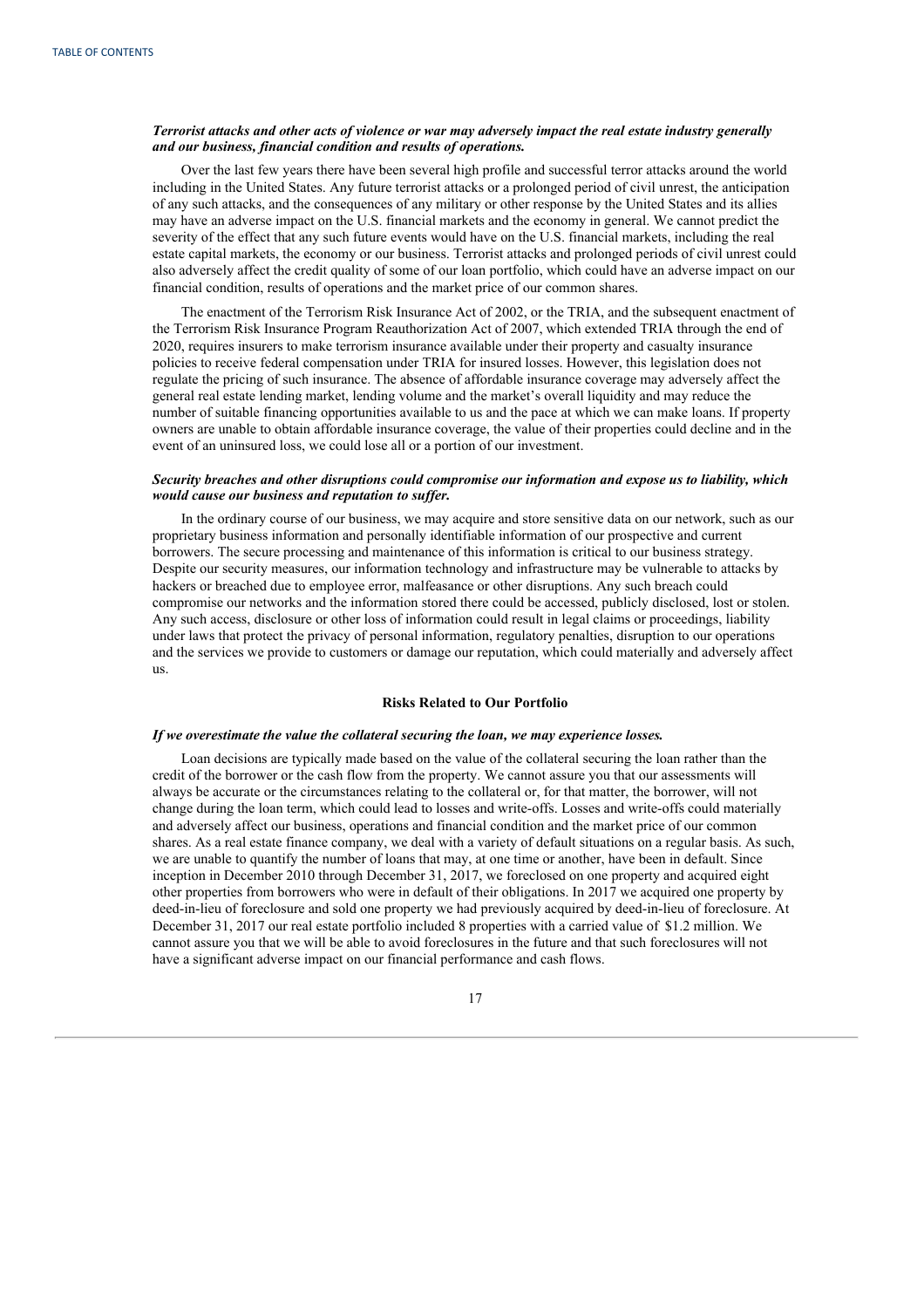***Terrorist attacks and other acts of violence or war may adversely impact the real estate industry generally and our business, financial condition and results of operations.***

Over the last few years there have been several high profile and successful terror attacks around the world including in the United States. Any future terrorist attacks or a prolonged period of civil unrest, the anticipation of any such attacks, and the consequences of any military or other response by the United States and its allies may have an adverse impact on the U.S. financial markets and the economy in general. We cannot predict the severity of the effect that any such future events would have on the U.S. financial markets, including the real estate capital markets, the economy or our business. Terrorist attacks and prolonged periods of civil unrest could also adversely affect the credit quality of some of our loan portfolio, which could have an adverse impact on our financial condition, results of operations and the market price of our common shares.

The enactment of the Terrorism Risk Insurance Act of 2002, or the TRIA, and the subsequent enactment of the Terrorism Risk Insurance Program Reauthorization Act of 2007, which extended TRIA through the end of 2020, requires insurers to make terrorism insurance available under their property and casualty insurance policies to receive federal compensation under TRIA for insured losses. However, this legislation does not regulate the pricing of such insurance. The absence of affordable insurance coverage may adversely affect the general real estate lending market, lending volume and the market's overall liquidity and may reduce the number of suitable financing opportunities available to us and the pace at which we can make loans. If property owners are unable to obtain affordable insurance coverage, the value of their properties could decline and in the event of an uninsured loss, we could lose all or a portion of our investment.

***Security breaches and other disruptions could compromise our information and expose us to liability, which would cause our business and reputation to suffer.***

In the ordinary course of our business, we may acquire and store sensitive data on our network, such as our proprietary business information and personally identifiable information of our prospective and current borrowers. The secure processing and maintenance of this information is critical to our business strategy. Despite our security measures, our information technology and infrastructure may be vulnerable to attacks by hackers or breached due to employee error, malfeasance or other disruptions. Any such breach could compromise our networks and the information stored there could be accessed, publicly disclosed, lost or stolen. Any such access, disclosure or other loss of information could result in legal claims or proceedings, liability under laws that protect the privacy of personal information, regulatory penalties, disruption to our operations and the services we provide to customers or damage our reputation, which could materially and adversely affect us.

## Risks Related to Our Portfolio

***If we overestimate the value the collateral securing the loan, we may experience losses.***

Loan decisions are typically made based on the value of the collateral securing the loan rather than the credit of the borrower or the cash flow from the property. We cannot assure you that our assessments will always be accurate or the circumstances relating to the collateral or, for that matter, the borrower, will not change during the loan term, which could lead to losses and write-offs. Losses and write-offs could materially and adversely affect our business, operations and financial condition and the market price of our common shares. As a real estate finance company, we deal with a variety of default situations on a regular basis. As such, we are unable to quantify the number of loans that may, at one time or another, have been in default. Since inception in December 2010 through December 31, 2017, we foreclosed on one property and acquired eight other properties from borrowers who were in default of their obligations. In 2017 we acquired one property by deed-in-lieu of foreclosure and sold one property we had previously acquired by deed-in-lieu of foreclosure. At December 31, 2017 our real estate portfolio included 8 properties with a carried value of $1.2 million. We cannot assure you that we will be able to avoid foreclosures in the future and that such foreclosures will not have a significant adverse impact on our financial performance and cash flows.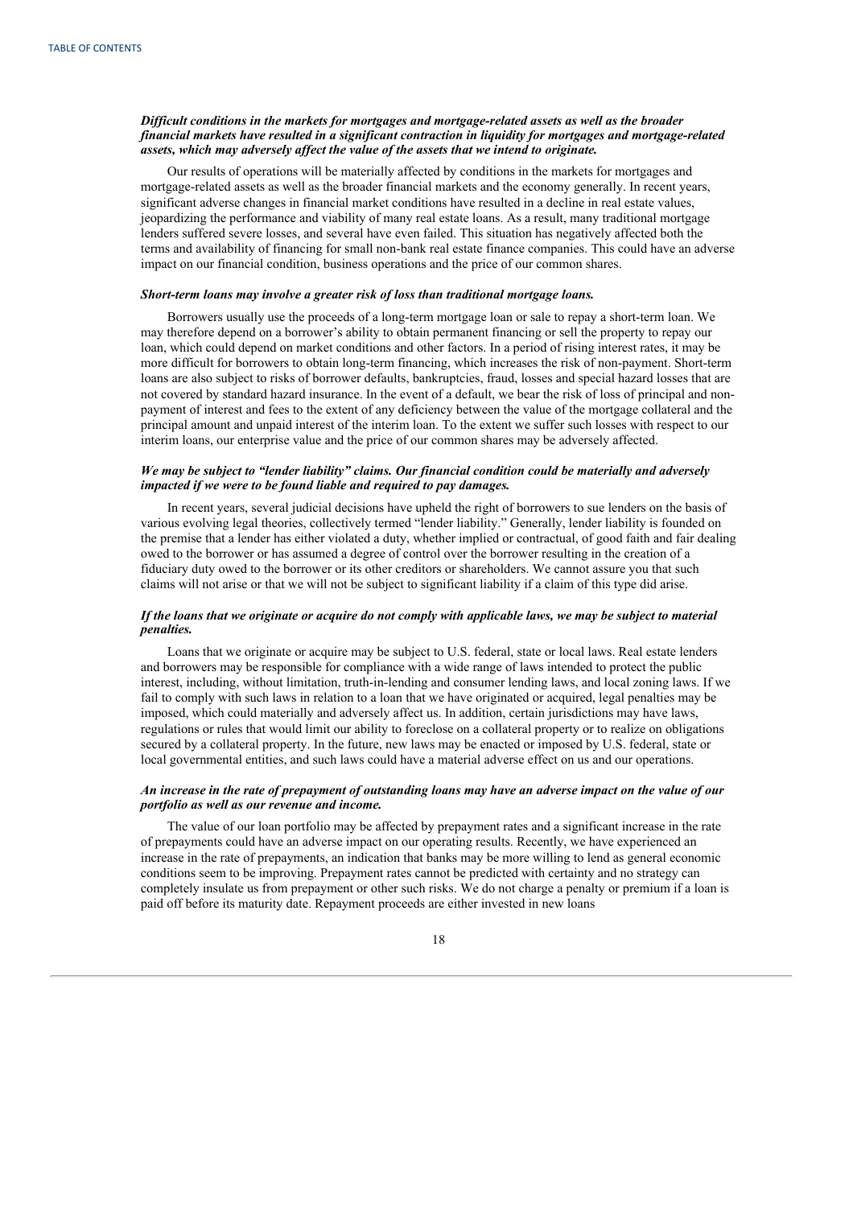***Difficult conditions in the markets for mortgages and mortgage-related assets as well as the broader financial markets have resulted in a significant contraction in liquidity for mortgages and mortgage-related assets, which may adversely affect the value of the assets that we intend to originate.***

Our results of operations will be materially affected by conditions in the markets for mortgages and mortgage-related assets as well as the broader financial markets and the economy generally. In recent years, significant adverse changes in financial market conditions have resulted in a decline in real estate values, jeopardizing the performance and viability of many real estate loans. As a result, many traditional mortgage lenders suffered severe losses, and several have even failed. This situation has negatively affected both the terms and availability of financing for small non-bank real estate finance companies. This could have an adverse impact on our financial condition, business operations and the price of our common shares.

***Short-term loans may involve a greater risk of loss than traditional mortgage loans.***

Borrowers usually use the proceeds of a long-term mortgage loan or sale to repay a short-term loan. We may therefore depend on a borrower's ability to obtain permanent financing or sell the property to repay our loan, which could depend on market conditions and other factors. In a period of rising interest rates, it may be more difficult for borrowers to obtain long-term financing, which increases the risk of non-payment. Short-term loans are also subject to risks of borrower defaults, bankruptcies, fraud, losses and special hazard losses that are not covered by standard hazard insurance. In the event of a default, we bear the risk of loss of principal and non-payment of interest and fees to the extent of any deficiency between the value of the mortgage collateral and the principal amount and unpaid interest of the interim loan. To the extent we suffer such losses with respect to our interim loans, our enterprise value and the price of our common shares may be adversely affected.

***We may be subject to "lender liability" claims. Our financial condition could be materially and adversely impacted if we were to be found liable and required to pay damages.***

In recent years, several judicial decisions have upheld the right of borrowers to sue lenders on the basis of various evolving legal theories, collectively termed "lender liability." Generally, lender liability is founded on the premise that a lender has either violated a duty, whether implied or contractual, of good faith and fair dealing owed to the borrower or has assumed a degree of control over the borrower resulting in the creation of a fiduciary duty owed to the borrower or its other creditors or shareholders. We cannot assure you that such claims will not arise or that we will not be subject to significant liability if a claim of this type did arise.

***If the loans that we originate or acquire do not comply with applicable laws, we may be subject to material penalties.***

Loans that we originate or acquire may be subject to U.S. federal, state or local laws. Real estate lenders and borrowers may be responsible for compliance with a wide range of laws intended to protect the public interest, including, without limitation, truth-in-lending and consumer lending laws, and local zoning laws. If we fail to comply with such laws in relation to a loan that we have originated or acquired, legal penalties may be imposed, which could materially and adversely affect us. In addition, certain jurisdictions may have laws, regulations or rules that would limit our ability to foreclose on a collateral property or to realize on obligations secured by a collateral property. In the future, new laws may be enacted or imposed by U.S. federal, state or local governmental entities, and such laws could have a material adverse effect on us and our operations.

***An increase in the rate of prepayment of outstanding loans may have an adverse impact on the value of our portfolio as well as our revenue and income.***

The value of our loan portfolio may be affected by prepayment rates and a significant increase in the rate of prepayments could have an adverse impact on our operating results. Recently, we have experienced an increase in the rate of prepayments, an indication that banks may be more willing to lend as general economic conditions seem to be improving. Prepayment rates cannot be predicted with certainty and no strategy can completely insulate us from prepayment or other such risks. We do not charge a penalty or premium if a loan is paid off before its maturity date. Repayment proceeds are either invested in new loans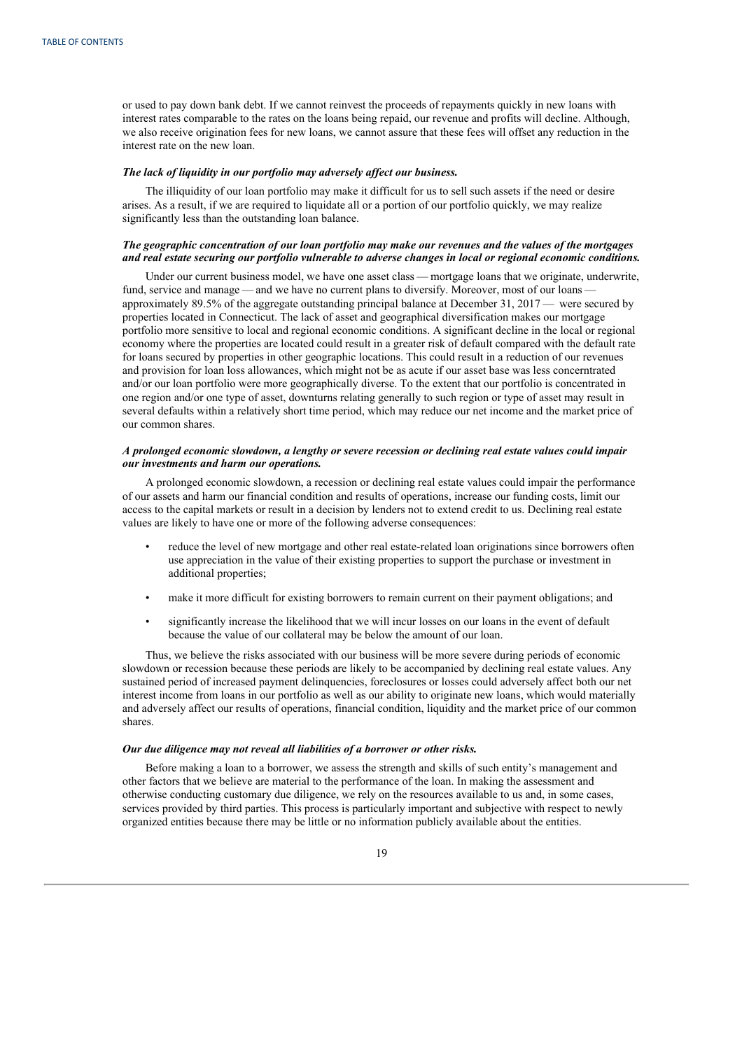or used to pay down bank debt. If we cannot reinvest the proceeds of repayments quickly in new loans with interest rates comparable to the rates on the loans being repaid, our revenue and profits will decline. Although, we also receive origination fees for new loans, we cannot assure that these fees will offset any reduction in the interest rate on the new loan.

***The lack of liquidity in our portfolio may adversely affect our business.***

The illiquidity of our loan portfolio may make it difficult for us to sell such assets if the need or desire arises. As a result, if we are required to liquidate all or a portion of our portfolio quickly, we may realize significantly less than the outstanding loan balance.

***The geographic concentration of our loan portfolio may make our revenues and the values of the mortgages and real estate securing our portfolio vulnerable to adverse changes in local or regional economic conditions.***

Under our current business model, we have one asset class — mortgage loans that we originate, underwrite, fund, service and manage — and we have no current plans to diversify. Moreover, most of our loans — approximately 89.5% of the aggregate outstanding principal balance at December 31, 2017 — were secured by properties located in Connecticut. The lack of asset and geographical diversification makes our mortgage portfolio more sensitive to local and regional economic conditions. A significant decline in the local or regional economy where the properties are located could result in a greater risk of default compared with the default rate for loans secured by properties in other geographic locations. This could result in a reduction of our revenues and provision for loan loss allowances, which might not be as acute if our asset base was less concerntrated and/or our loan portfolio were more geographically diverse. To the extent that our portfolio is concentrated in one region and/or one type of asset, downturns relating generally to such region or type of asset may result in several defaults within a relatively short time period, which may reduce our net income and the market price of our common shares.

***A prolonged economic slowdown, a lengthy or severe recession or declining real estate values could impair our investments and harm our operations.***

A prolonged economic slowdown, a recession or declining real estate values could impair the performance of our assets and harm our financial condition and results of operations, increase our funding costs, limit our access to the capital markets or result in a decision by lenders not to extend credit to us. Declining real estate values are likely to have one or more of the following adverse consequences:

- reduce the level of new mortgage and other real estate-related loan originations since borrowers often use appreciation in the value of their existing properties to support the purchase or investment in additional properties;
- make it more difficult for existing borrowers to remain current on their payment obligations; and
- significantly increase the likelihood that we will incur losses on our loans in the event of default because the value of our collateral may be below the amount of our loan.

Thus, we believe the risks associated with our business will be more severe during periods of economic slowdown or recession because these periods are likely to be accompanied by declining real estate values. Any sustained period of increased payment delinquencies, foreclosures or losses could adversely affect both our net interest income from loans in our portfolio as well as our ability to originate new loans, which would materially and adversely affect our results of operations, financial condition, liquidity and the market price of our common shares.

***Our due diligence may not reveal all liabilities of a borrower or other risks.***

Before making a loan to a borrower, we assess the strength and skills of such entity's management and other factors that we believe are material to the performance of the loan. In making the assessment and otherwise conducting customary due diligence, we rely on the resources available to us and, in some cases, services provided by third parties. This process is particularly important and subjective with respect to newly organized entities because there may be little or no information publicly available about the entities.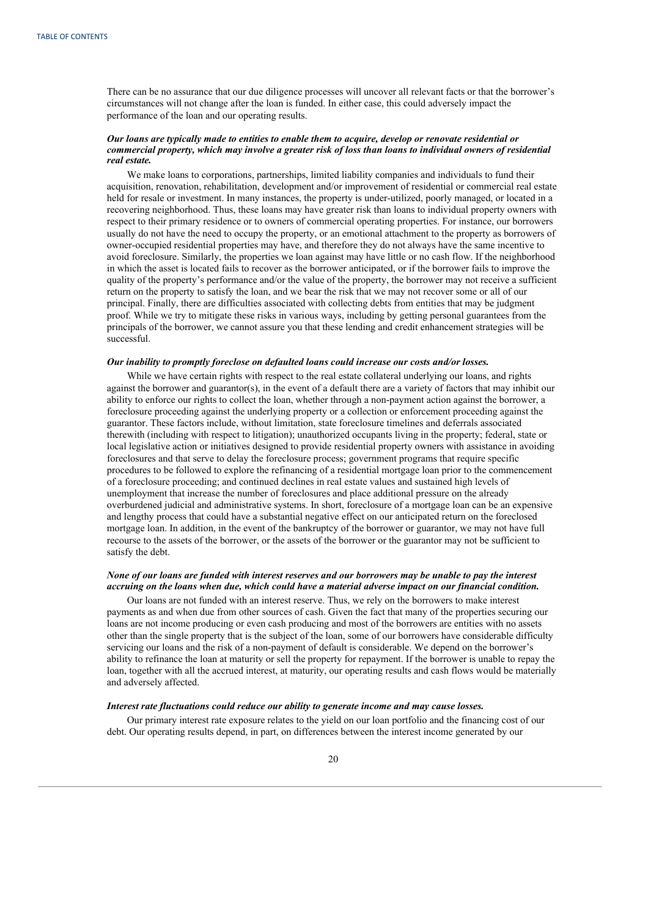There can be no assurance that our due diligence processes will uncover all relevant facts or that the borrower's circumstances will not change after the loan is funded. In either case, this could adversely impact the performance of the loan and our operating results.

***Our loans are typically made to entities to enable them to acquire, develop or renovate residential or commercial property, which may involve a greater risk of loss than loans to individual owners of residential real estate.***

We make loans to corporations, partnerships, limited liability companies and individuals to fund their acquisition, renovation, rehabilitation, development and/or improvement of residential or commercial real estate held for resale or investment. In many instances, the property is under-utilized, poorly managed, or located in a recovering neighborhood. Thus, these loans may have greater risk than loans to individual property owners with respect to their primary residence or to owners of commercial operating properties. For instance, our borrowers usually do not have the need to occupy the property, or an emotional attachment to the property as borrowers of owner-occupied residential properties may have, and therefore they do not always have the same incentive to avoid foreclosure. Similarly, the properties we loan against may have little or no cash flow. If the neighborhood in which the asset is located fails to recover as the borrower anticipated, or if the borrower fails to improve the quality of the property's performance and/or the value of the property, the borrower may not receive a sufficient return on the property to satisfy the loan, and we bear the risk that we may not recover some or all of our principal. Finally, there are difficulties associated with collecting debts from entities that may be judgment proof. While we try to mitigate these risks in various ways, including by getting personal guarantees from the principals of the borrower, we cannot assure you that these lending and credit enhancement strategies will be successful.

***Our inability to promptly foreclose on defaulted loans could increase our costs and/or losses.***

While we have certain rights with respect to the real estate collateral underlying our loans, and rights against the borrower and guarantor(s), in the event of a default there are a variety of factors that may inhibit our ability to enforce our rights to collect the loan, whether through a non-payment action against the borrower, a foreclosure proceeding against the underlying property or a collection or enforcement proceeding against the guarantor. These factors include, without limitation, state foreclosure timelines and deferrals associated therewith (including with respect to litigation); unauthorized occupants living in the property; federal, state or local legislative action or initiatives designed to provide residential property owners with assistance in avoiding foreclosures and that serve to delay the foreclosure process; government programs that require specific procedures to be followed to explore the refinancing of a residential mortgage loan prior to the commencement of a foreclosure proceeding; and continued declines in real estate values and sustained high levels of unemployment that increase the number of foreclosures and place additional pressure on the already overburdened judicial and administrative systems. In short, foreclosure of a mortgage loan can be an expensive and lengthy process that could have a substantial negative effect on our anticipated return on the foreclosed mortgage loan. In addition, in the event of the bankruptcy of the borrower or guarantor, we may not have full recourse to the assets of the borrower, or the assets of the borrower or the guarantor may not be sufficient to satisfy the debt.

***None of our loans are funded with interest reserves and our borrowers may be unable to pay the interest accruing on the loans when due, which could have a material adverse impact on our financial condition.***

Our loans are not funded with an interest reserve. Thus, we rely on the borrowers to make interest payments as and when due from other sources of cash. Given the fact that many of the properties securing our loans are not income producing or even cash producing and most of the borrowers are entities with no assets other than the single property that is the subject of the loan, some of our borrowers have considerable difficulty servicing our loans and the risk of a non-payment of default is considerable. We depend on the borrower's ability to refinance the loan at maturity or sell the property for repayment. If the borrower is unable to repay the loan, together with all the accrued interest, at maturity, our operating results and cash flows would be materially and adversely affected.

***Interest rate fluctuations could reduce our ability to generate income and may cause losses.***

Our primary interest rate exposure relates to the yield on our loan portfolio and the financing cost of our debt. Our operating results depend, in part, on differences between the interest income generated by our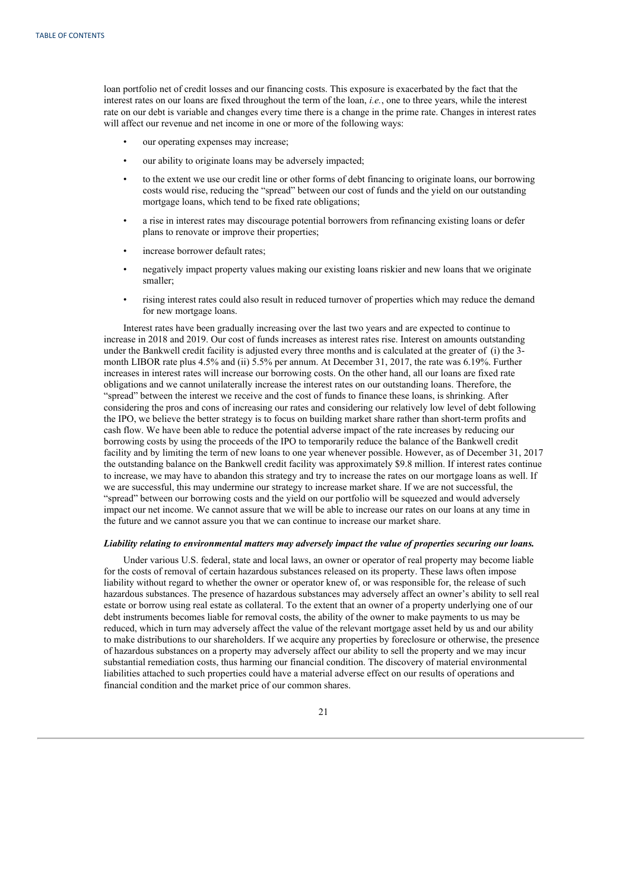loan portfolio net of credit losses and our financing costs. This exposure is exacerbated by the fact that the interest rates on our loans are fixed throughout the term of the loan, *i.e.*, one to three years, while the interest rate on our debt is variable and changes every time there is a change in the prime rate. Changes in interest rates will affect our revenue and net income in one or more of the following ways:

- our operating expenses may increase;
- our ability to originate loans may be adversely impacted;
- to the extent we use our credit line or other forms of debt financing to originate loans, our borrowing costs would rise, reducing the "spread" between our cost of funds and the yield on our outstanding mortgage loans, which tend to be fixed rate obligations;
- a rise in interest rates may discourage potential borrowers from refinancing existing loans or defer plans to renovate or improve their properties;
- increase borrower default rates;
- negatively impact property values making our existing loans riskier and new loans that we originate smaller;
- rising interest rates could also result in reduced turnover of properties which may reduce the demand for new mortgage loans.

Interest rates have been gradually increasing over the last two years and are expected to continue to increase in 2018 and 2019. Our cost of funds increases as interest rates rise. Interest on amounts outstanding under the Bankwell credit facility is adjusted every three months and is calculated at the greater of (i) the 3-month LIBOR rate plus 4.5% and (ii) 5.5% per annum. At December 31, 2017, the rate was 6.19%. Further increases in interest rates will increase our borrowing costs. On the other hand, all our loans are fixed rate obligations and we cannot unilaterally increase the interest rates on our outstanding loans. Therefore, the "spread" between the interest we receive and the cost of funds to finance these loans, is shrinking. After considering the pros and cons of increasing our rates and considering our relatively low level of debt following the IPO, we believe the better strategy is to focus on building market share rather than short-term profits and cash flow. We have been able to reduce the potential adverse impact of the rate increases by reducing our borrowing costs by using the proceeds of the IPO to temporarily reduce the balance of the Bankwell credit facility and by limiting the term of new loans to one year whenever possible. However, as of December 31, 2017 the outstanding balance on the Bankwell credit facility was approximately $9.8 million. If interest rates continue to increase, we may have to abandon this strategy and try to increase the rates on our mortgage loans as well. If we are successful, this may undermine our strategy to increase market share. If we are not successful, the "spread" between our borrowing costs and the yield on our portfolio will be squeezed and would adversely impact our net income. We cannot assure that we will be able to increase our rates on our loans at any time in the future and we cannot assure you that we can continue to increase our market share.

***Liability relating to environmental matters may adversely impact the value of properties securing our loans.***

Under various U.S. federal, state and local laws, an owner or operator of real property may become liable for the costs of removal of certain hazardous substances released on its property. These laws often impose liability without regard to whether the owner or operator knew of, or was responsible for, the release of such hazardous substances. The presence of hazardous substances may adversely affect an owner's ability to sell real estate or borrow using real estate as collateral. To the extent that an owner of a property underlying one of our debt instruments becomes liable for removal costs, the ability of the owner to make payments to us may be reduced, which in turn may adversely affect the value of the relevant mortgage asset held by us and our ability to make distributions to our shareholders. If we acquire any properties by foreclosure or otherwise, the presence of hazardous substances on a property may adversely affect our ability to sell the property and we may incur substantial remediation costs, thus harming our financial condition. The discovery of material environmental liabilities attached to such properties could have a material adverse effect on our results of operations and financial condition and the market price of our common shares.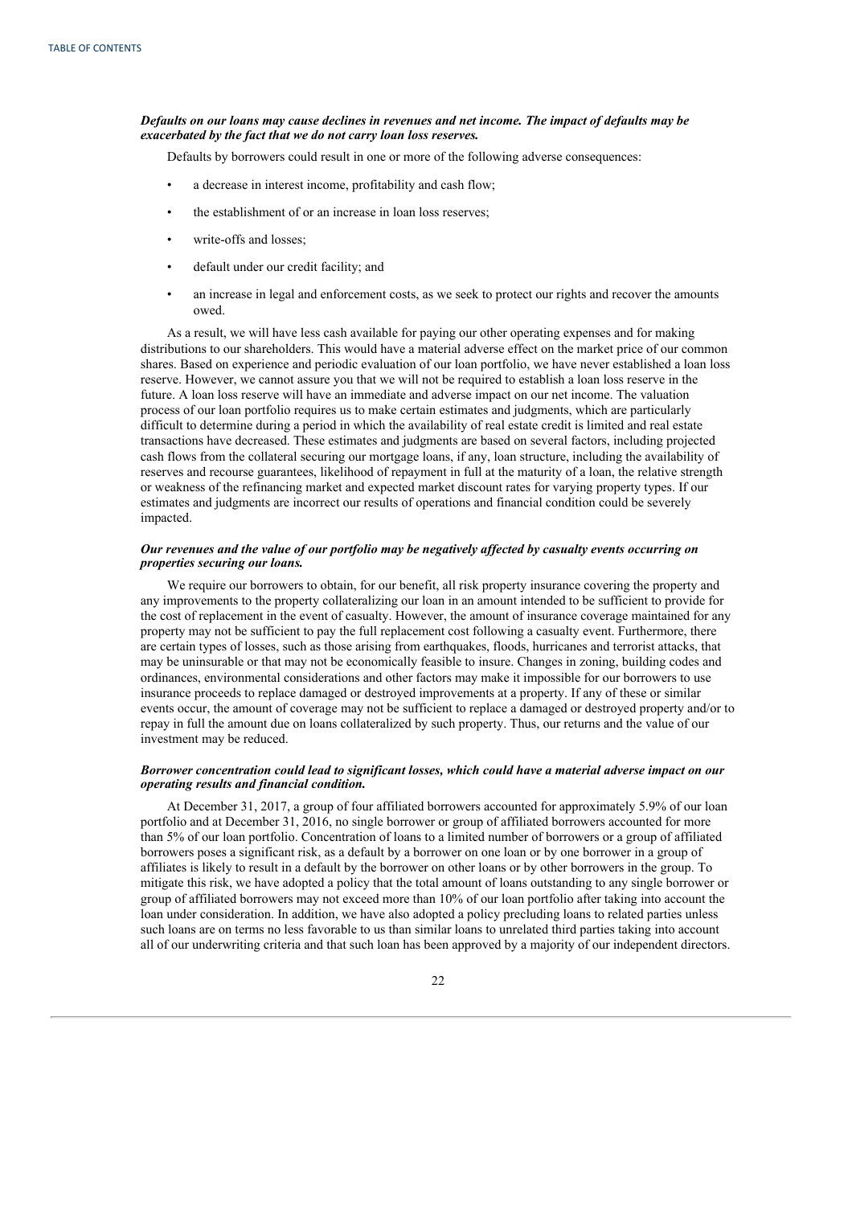***Defaults on our loans may cause declines in revenues and net income. The impact of defaults may be exacerbated by the fact that we do not carry loan loss reserves.***

Defaults by borrowers could result in one or more of the following adverse consequences:

- a decrease in interest income, profitability and cash flow;
- the establishment of or an increase in loan loss reserves;
- write-offs and losses;
- default under our credit facility; and
- an increase in legal and enforcement costs, as we seek to protect our rights and recover the amounts owed.

As a result, we will have less cash available for paying our other operating expenses and for making distributions to our shareholders. This would have a material adverse effect on the market price of our common shares. Based on experience and periodic evaluation of our loan portfolio, we have never established a loan loss reserve. However, we cannot assure you that we will not be required to establish a loan loss reserve in the future. A loan loss reserve will have an immediate and adverse impact on our net income. The valuation process of our loan portfolio requires us to make certain estimates and judgments, which are particularly difficult to determine during a period in which the availability of real estate credit is limited and real estate transactions have decreased. These estimates and judgments are based on several factors, including projected cash flows from the collateral securing our mortgage loans, if any, loan structure, including the availability of reserves and recourse guarantees, likelihood of repayment in full at the maturity of a loan, the relative strength or weakness of the refinancing market and expected market discount rates for varying property types. If our estimates and judgments are incorrect our results of operations and financial condition could be severely impacted.

***Our revenues and the value of our portfolio may be negatively affected by casualty events occurring on properties securing our loans.***

We require our borrowers to obtain, for our benefit, all risk property insurance covering the property and any improvements to the property collateralizing our loan in an amount intended to be sufficient to provide for the cost of replacement in the event of casualty. However, the amount of insurance coverage maintained for any property may not be sufficient to pay the full replacement cost following a casualty event. Furthermore, there are certain types of losses, such as those arising from earthquakes, floods, hurricanes and terrorist attacks, that may be uninsurable or that may not be economically feasible to insure. Changes in zoning, building codes and ordinances, environmental considerations and other factors may make it impossible for our borrowers to use insurance proceeds to replace damaged or destroyed improvements at a property. If any of these or similar events occur, the amount of coverage may not be sufficient to replace a damaged or destroyed property and/or to repay in full the amount due on loans collateralized by such property. Thus, our returns and the value of our investment may be reduced.

***Borrower concentration could lead to significant losses, which could have a material adverse impact on our operating results and financial condition.***

At December 31, 2017, a group of four affiliated borrowers accounted for approximately 5.9% of our loan portfolio and at December 31, 2016, no single borrower or group of affiliated borrowers accounted for more than 5% of our loan portfolio. Concentration of loans to a limited number of borrowers or a group of affiliated borrowers poses a significant risk, as a default by a borrower on one loan or by one borrower in a group of affiliates is likely to result in a default by the borrower on other loans or by other borrowers in the group. To mitigate this risk, we have adopted a policy that the total amount of loans outstanding to any single borrower or group of affiliated borrowers may not exceed more than 10% of our loan portfolio after taking into account the loan under consideration. In addition, we have also adopted a policy precluding loans to related parties unless such loans are on terms no less favorable to us than similar loans to unrelated third parties taking into account all of our underwriting criteria and that such loan has been approved by a majority of our independent directors.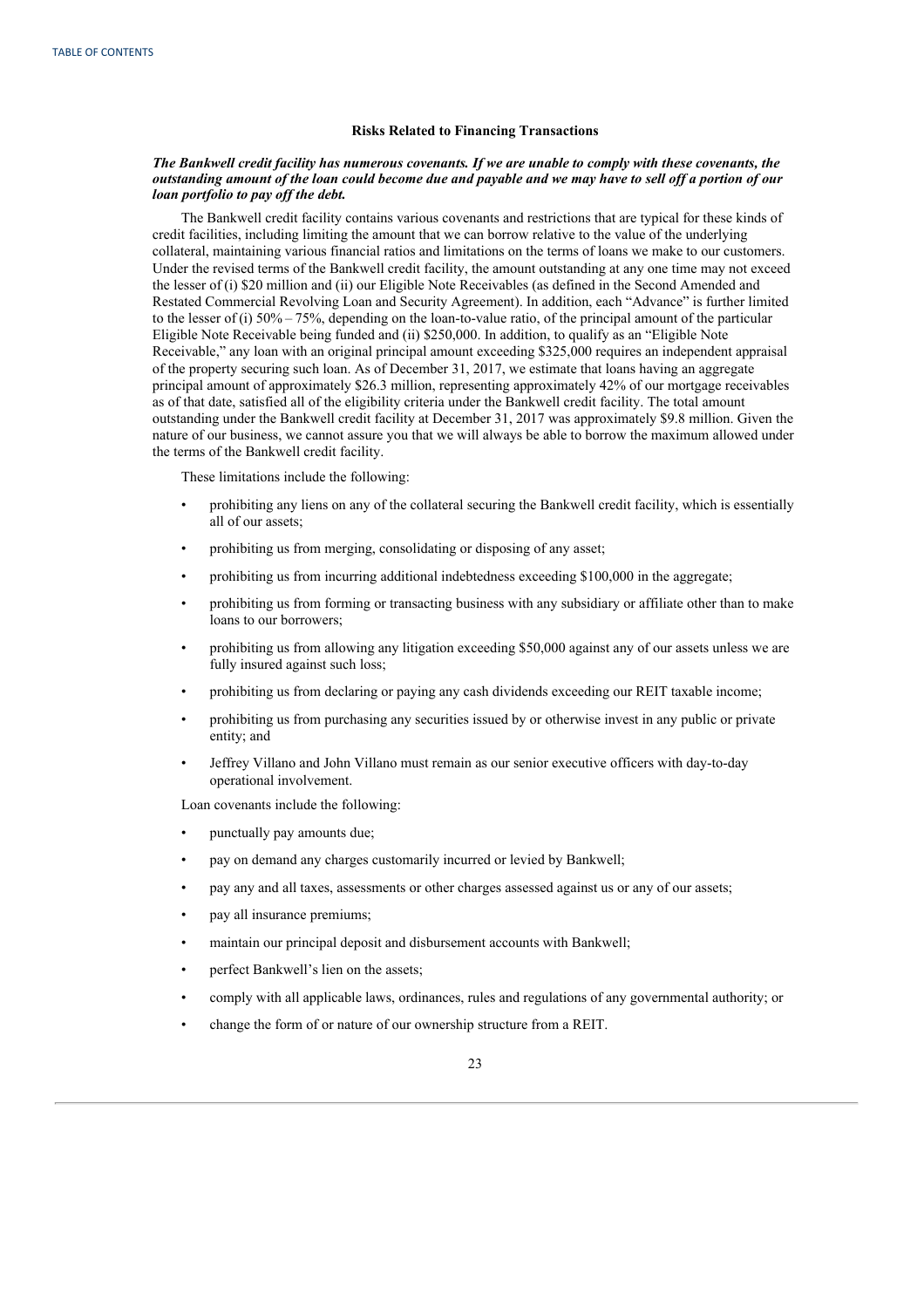## Risks Related to Financing Transactions

***The Bankwell credit facility has numerous covenants. If we are unable to comply with these covenants, the outstanding amount of the loan could become due and payable and we may have to sell off a portion of our loan portfolio to pay off the debt.***

The Bankwell credit facility contains various covenants and restrictions that are typical for these kinds of credit facilities, including limiting the amount that we can borrow relative to the value of the underlying collateral, maintaining various financial ratios and limitations on the terms of loans we make to our customers. Under the revised terms of the Bankwell credit facility, the amount outstanding at any one time may not exceed the lesser of (i) $20 million and (ii) our Eligible Note Receivables (as defined in the Second Amended and Restated Commercial Revolving Loan and Security Agreement). In addition, each "Advance" is further limited to the lesser of (i) 50% – 75%, depending on the loan-to-value ratio, of the principal amount of the particular Eligible Note Receivable being funded and (ii) $250,000. In addition, to qualify as an "Eligible Note Receivable," any loan with an original principal amount exceeding $325,000 requires an independent appraisal of the property securing such loan. As of December 31, 2017, we estimate that loans having an aggregate principal amount of approximately $26.3 million, representing approximately 42% of our mortgage receivables as of that date, satisfied all of the eligibility criteria under the Bankwell credit facility. The total amount outstanding under the Bankwell credit facility at December 31, 2017 was approximately $9.8 million. Given the nature of our business, we cannot assure you that we will always be able to borrow the maximum allowed under the terms of the Bankwell credit facility.

These limitations include the following:

- prohibiting any liens on any of the collateral securing the Bankwell credit facility, which is essentially all of our assets;
- prohibiting us from merging, consolidating or disposing of any asset;
- prohibiting us from incurring additional indebtedness exceeding $100,000 in the aggregate;
- prohibiting us from forming or transacting business with any subsidiary or affiliate other than to make loans to our borrowers;
- prohibiting us from allowing any litigation exceeding $50,000 against any of our assets unless we are fully insured against such loss;
- prohibiting us from declaring or paying any cash dividends exceeding our REIT taxable income;
- prohibiting us from purchasing any securities issued by or otherwise invest in any public or private entity; and
- Jeffrey Villano and John Villano must remain as our senior executive officers with day-to-day operational involvement.

Loan covenants include the following:

- punctually pay amounts due;
- pay on demand any charges customarily incurred or levied by Bankwell;
- pay any and all taxes, assessments or other charges assessed against us or any of our assets;
- pay all insurance premiums;
- maintain our principal deposit and disbursement accounts with Bankwell;
- perfect Bankwell's lien on the assets;
- comply with all applicable laws, ordinances, rules and regulations of any governmental authority; or
- change the form of or nature of our ownership structure from a REIT.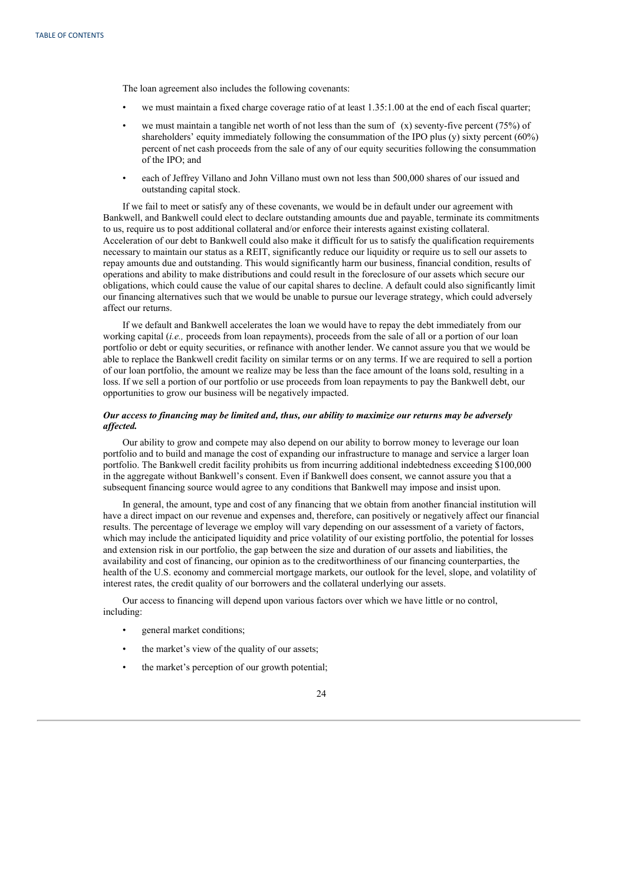The loan agreement also includes the following covenants:

- we must maintain a fixed charge coverage ratio of at least 1.35:1.00 at the end of each fiscal quarter;
- we must maintain a tangible net worth of not less than the sum of (x) seventy-five percent (75%) of shareholders' equity immediately following the consummation of the IPO plus (y) sixty percent (60%) percent of net cash proceeds from the sale of any of our equity securities following the consummation of the IPO; and
- each of Jeffrey Villano and John Villano must own not less than 500,000 shares of our issued and outstanding capital stock.

If we fail to meet or satisfy any of these covenants, we would be in default under our agreement with Bankwell, and Bankwell could elect to declare outstanding amounts due and payable, terminate its commitments to us, require us to post additional collateral and/or enforce their interests against existing collateral. Acceleration of our debt to Bankwell could also make it difficult for us to satisfy the qualification requirements necessary to maintain our status as a REIT, significantly reduce our liquidity or require us to sell our assets to repay amounts due and outstanding. This would significantly harm our business, financial condition, results of operations and ability to make distributions and could result in the foreclosure of our assets which secure our obligations, which could cause the value of our capital shares to decline. A default could also significantly limit our financing alternatives such that we would be unable to pursue our leverage strategy, which could adversely affect our returns.

If we default and Bankwell accelerates the loan we would have to repay the debt immediately from our working capital (*i.e.,* proceeds from loan repayments), proceeds from the sale of all or a portion of our loan portfolio or debt or equity securities, or refinance with another lender. We cannot assure you that we would be able to replace the Bankwell credit facility on similar terms or on any terms. If we are required to sell a portion of our loan portfolio, the amount we realize may be less than the face amount of the loans sold, resulting in a loss. If we sell a portion of our portfolio or use proceeds from loan repayments to pay the Bankwell debt, our opportunities to grow our business will be negatively impacted.

***Our access to financing may be limited and, thus, our ability to maximize our returns may be adversely affected.***

Our ability to grow and compete may also depend on our ability to borrow money to leverage our loan portfolio and to build and manage the cost of expanding our infrastructure to manage and service a larger loan portfolio. The Bankwell credit facility prohibits us from incurring additional indebtedness exceeding $100,000 in the aggregate without Bankwell's consent. Even if Bankwell does consent, we cannot assure you that a subsequent financing source would agree to any conditions that Bankwell may impose and insist upon.

In general, the amount, type and cost of any financing that we obtain from another financial institution will have a direct impact on our revenue and expenses and, therefore, can positively or negatively affect our financial results. The percentage of leverage we employ will vary depending on our assessment of a variety of factors, which may include the anticipated liquidity and price volatility of our existing portfolio, the potential for losses and extension risk in our portfolio, the gap between the size and duration of our assets and liabilities, the availability and cost of financing, our opinion as to the creditworthiness of our financing counterparties, the health of the U.S. economy and commercial mortgage markets, our outlook for the level, slope, and volatility of interest rates, the credit quality of our borrowers and the collateral underlying our assets.

Our access to financing will depend upon various factors over which we have little or no control, including:

- general market conditions;
- the market's view of the quality of our assets;
- the market's perception of our growth potential;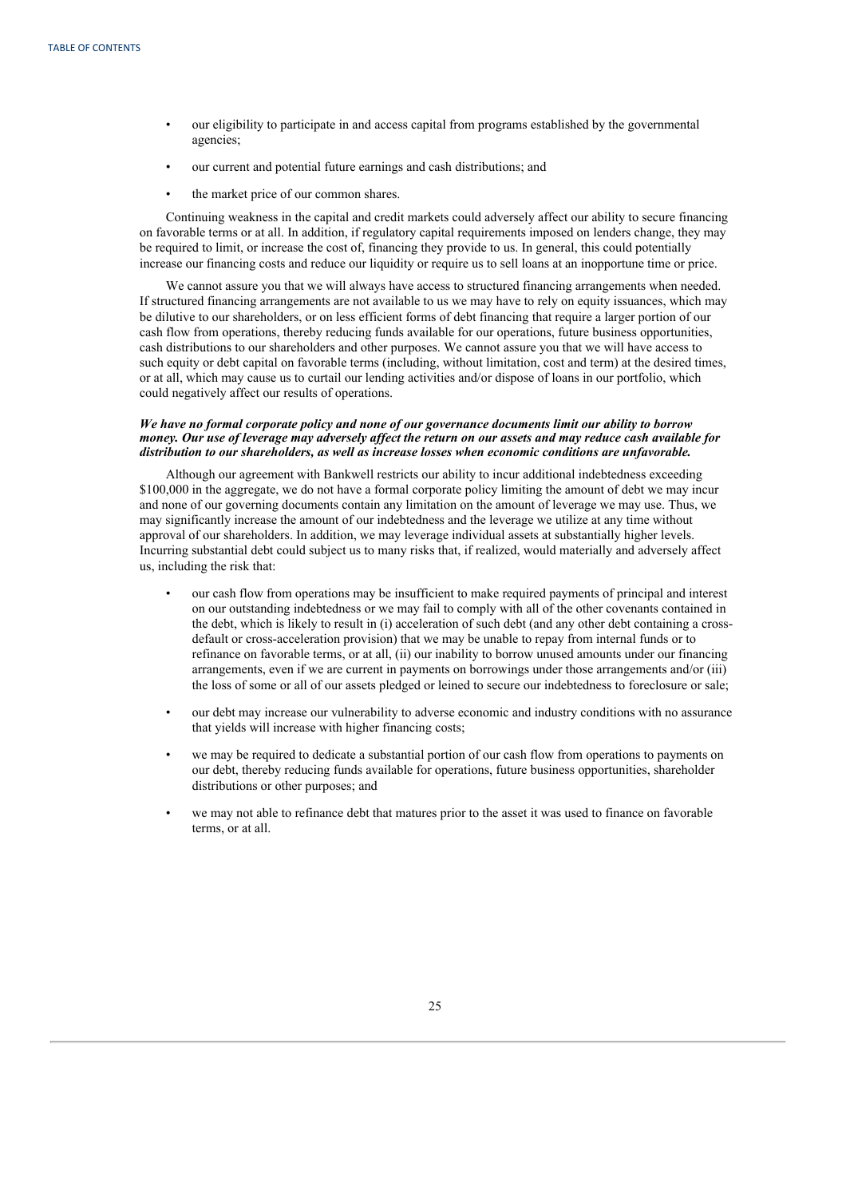- our eligibility to participate in and access capital from programs established by the governmental agencies;
- our current and potential future earnings and cash distributions; and
- the market price of our common shares.

Continuing weakness in the capital and credit markets could adversely affect our ability to secure financing on favorable terms or at all. In addition, if regulatory capital requirements imposed on lenders change, they may be required to limit, or increase the cost of, financing they provide to us. In general, this could potentially increase our financing costs and reduce our liquidity or require us to sell loans at an inopportune time or price.

We cannot assure you that we will always have access to structured financing arrangements when needed. If structured financing arrangements are not available to us we may have to rely on equity issuances, which may be dilutive to our shareholders, or on less efficient forms of debt financing that require a larger portion of our cash flow from operations, thereby reducing funds available for our operations, future business opportunities, cash distributions to our shareholders and other purposes. We cannot assure you that we will have access to such equity or debt capital on favorable terms (including, without limitation, cost and term) at the desired times, or at all, which may cause us to curtail our lending activities and/or dispose of loans in our portfolio, which could negatively affect our results of operations.

***We have no formal corporate policy and none of our governance documents limit our ability to borrow money. Our use of leverage may adversely affect the return on our assets and may reduce cash available for distribution to our shareholders, as well as increase losses when economic conditions are unfavorable.***

Although our agreement with Bankwell restricts our ability to incur additional indebtedness exceeding \$100,000 in the aggregate, we do not have a formal corporate policy limiting the amount of debt we may incur and none of our governing documents contain any limitation on the amount of leverage we may use. Thus, we may significantly increase the amount of our indebtedness and the leverage we utilize at any time without approval of our shareholders. In addition, we may leverage individual assets at substantially higher levels. Incurring substantial debt could subject us to many risks that, if realized, would materially and adversely affect us, including the risk that:

- our cash flow from operations may be insufficient to make required payments of principal and interest on our outstanding indebtedness or we may fail to comply with all of the other covenants contained in the debt, which is likely to result in (i) acceleration of such debt (and any other debt containing a cross-default or cross-acceleration provision) that we may be unable to repay from internal funds or to refinance on favorable terms, or at all, (ii) our inability to borrow unused amounts under our financing arrangements, even if we are current in payments on borrowings under those arrangements and/or (iii) the loss of some or all of our assets pledged or leined to secure our indebtedness to foreclosure or sale;
- our debt may increase our vulnerability to adverse economic and industry conditions with no assurance that yields will increase with higher financing costs;
- we may be required to dedicate a substantial portion of our cash flow from operations to payments on our debt, thereby reducing funds available for operations, future business opportunities, shareholder distributions or other purposes; and
- we may not able to refinance debt that matures prior to the asset it was used to finance on favorable terms, or at all.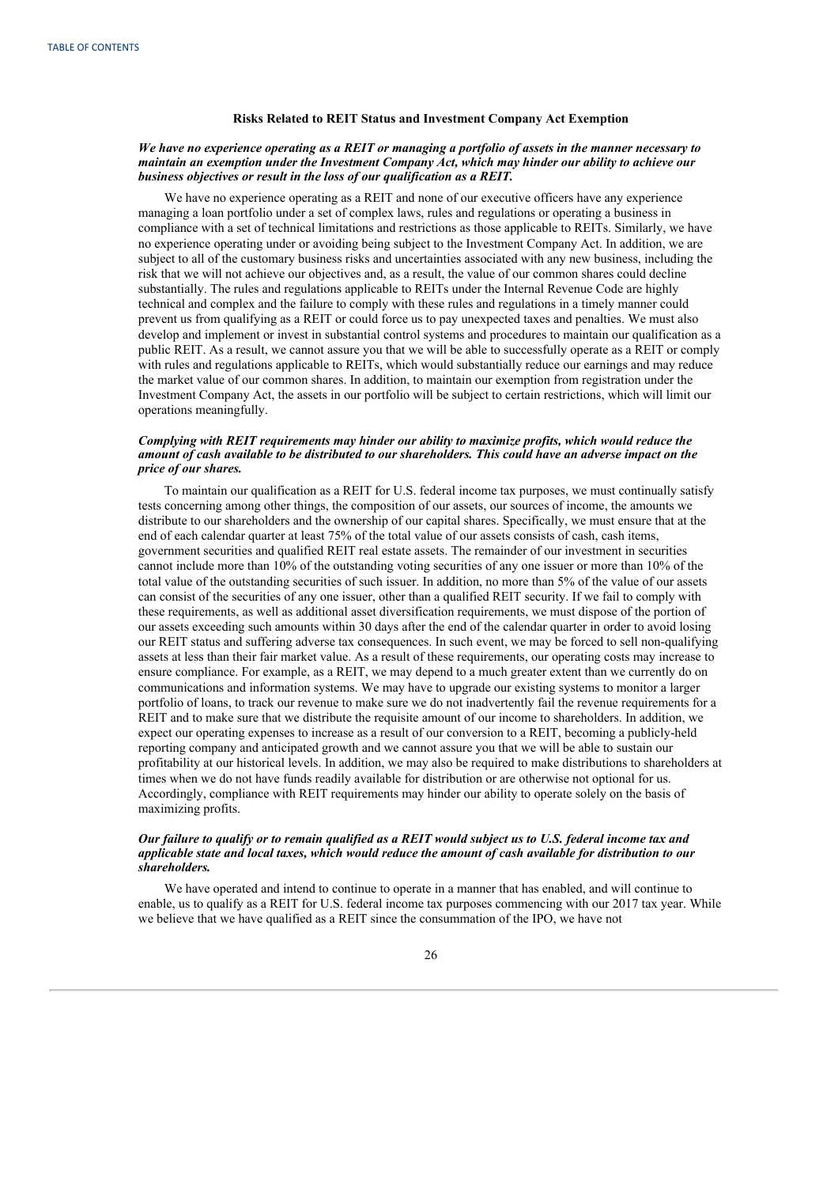### Risks Related to REIT Status and Investment Company Act Exemption

***We have no experience operating as a REIT or managing a portfolio of assets in the manner necessary to maintain an exemption under the Investment Company Act, which may hinder our ability to achieve our business objectives or result in the loss of our qualification as a REIT.***

We have no experience operating as a REIT and none of our executive officers have any experience managing a loan portfolio under a set of complex laws, rules and regulations or operating a business in compliance with a set of technical limitations and restrictions as those applicable to REITs. Similarly, we have no experience operating under or avoiding being subject to the Investment Company Act. In addition, we are subject to all of the customary business risks and uncertainties associated with any new business, including the risk that we will not achieve our objectives and, as a result, the value of our common shares could decline substantially. The rules and regulations applicable to REITs under the Internal Revenue Code are highly technical and complex and the failure to comply with these rules and regulations in a timely manner could prevent us from qualifying as a REIT or could force us to pay unexpected taxes and penalties. We must also develop and implement or invest in substantial control systems and procedures to maintain our qualification as a public REIT. As a result, we cannot assure you that we will be able to successfully operate as a REIT or comply with rules and regulations applicable to REITs, which would substantially reduce our earnings and may reduce the market value of our common shares. In addition, to maintain our exemption from registration under the Investment Company Act, the assets in our portfolio will be subject to certain restrictions, which will limit our operations meaningfully.

***Complying with REIT requirements may hinder our ability to maximize profits, which would reduce the amount of cash available to be distributed to our shareholders. This could have an adverse impact on the price of our shares.***

To maintain our qualification as a REIT for U.S. federal income tax purposes, we must continually satisfy tests concerning among other things, the composition of our assets, our sources of income, the amounts we distribute to our shareholders and the ownership of our capital shares. Specifically, we must ensure that at the end of each calendar quarter at least 75% of the total value of our assets consists of cash, cash items, government securities and qualified REIT real estate assets. The remainder of our investment in securities cannot include more than 10% of the outstanding voting securities of any one issuer or more than 10% of the total value of the outstanding securities of such issuer. In addition, no more than 5% of the value of our assets can consist of the securities of any one issuer, other than a qualified REIT security. If we fail to comply with these requirements, as well as additional asset diversification requirements, we must dispose of the portion of our assets exceeding such amounts within 30 days after the end of the calendar quarter in order to avoid losing our REIT status and suffering adverse tax consequences. In such event, we may be forced to sell non-qualifying assets at less than their fair market value. As a result of these requirements, our operating costs may increase to ensure compliance. For example, as a REIT, we may depend to a much greater extent than we currently do on communications and information systems. We may have to upgrade our existing systems to monitor a larger portfolio of loans, to track our revenue to make sure we do not inadvertently fail the revenue requirements for a REIT and to make sure that we distribute the requisite amount of our income to shareholders. In addition, we expect our operating expenses to increase as a result of our conversion to a REIT, becoming a publicly-held reporting company and anticipated growth and we cannot assure you that we will be able to sustain our profitability at our historical levels. In addition, we may also be required to make distributions to shareholders at times when we do not have funds readily available for distribution or are otherwise not optional for us. Accordingly, compliance with REIT requirements may hinder our ability to operate solely on the basis of maximizing profits.

***Our failure to qualify or to remain qualified as a REIT would subject us to U.S. federal income tax and applicable state and local taxes, which would reduce the amount of cash available for distribution to our shareholders.***

We have operated and intend to continue to operate in a manner that has enabled, and will continue to enable, us to qualify as a REIT for U.S. federal income tax purposes commencing with our 2017 tax year. While we believe that we have qualified as a REIT since the consummation of the IPO, we have not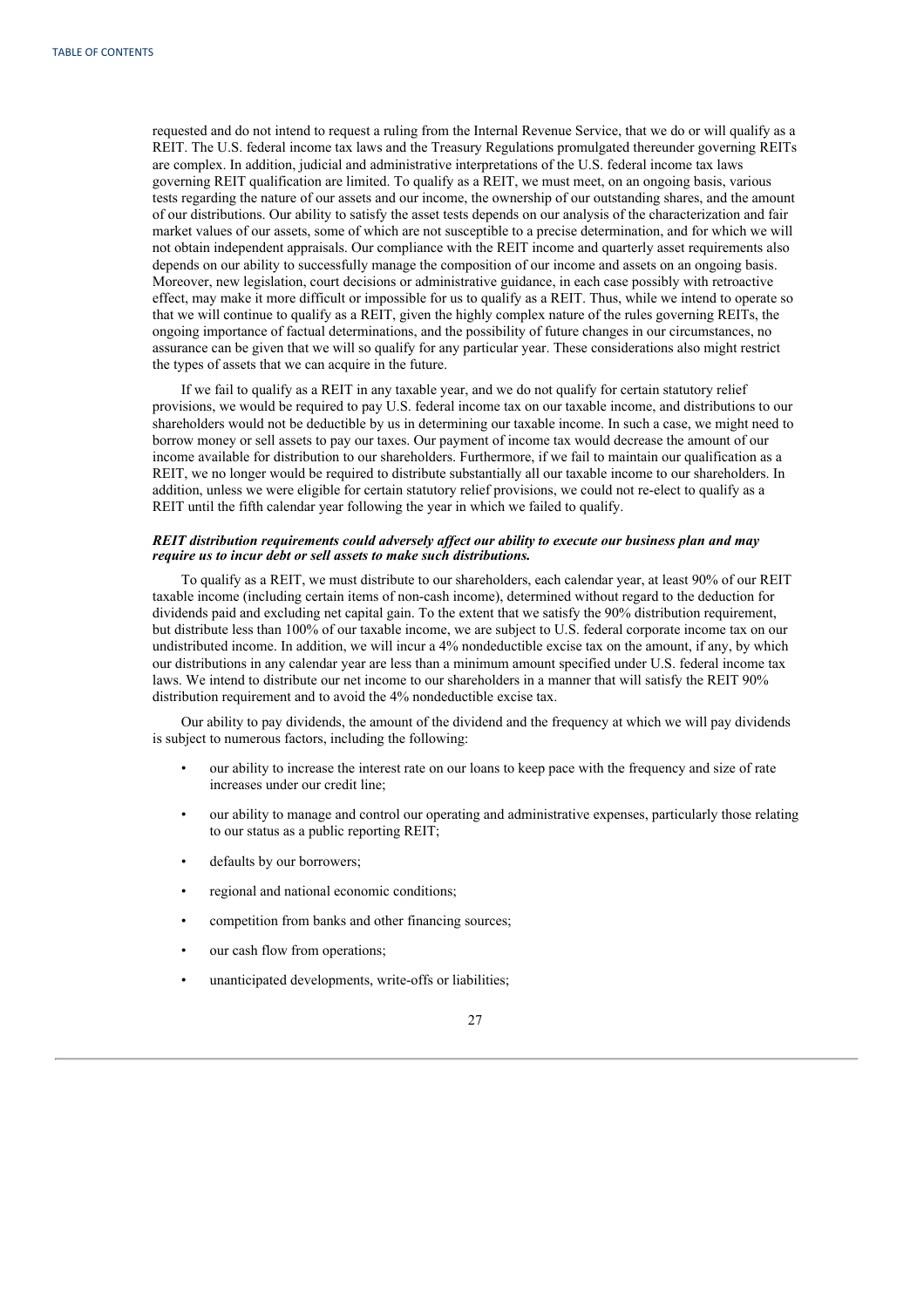requested and do not intend to request a ruling from the Internal Revenue Service, that we do or will qualify as a REIT. The U.S. federal income tax laws and the Treasury Regulations promulgated thereunder governing REITs are complex. In addition, judicial and administrative interpretations of the U.S. federal income tax laws governing REIT qualification are limited. To qualify as a REIT, we must meet, on an ongoing basis, various tests regarding the nature of our assets and our income, the ownership of our outstanding shares, and the amount of our distributions. Our ability to satisfy the asset tests depends on our analysis of the characterization and fair market values of our assets, some of which are not susceptible to a precise determination, and for which we will not obtain independent appraisals. Our compliance with the REIT income and quarterly asset requirements also depends on our ability to successfully manage the composition of our income and assets on an ongoing basis. Moreover, new legislation, court decisions or administrative guidance, in each case possibly with retroactive effect, may make it more difficult or impossible for us to qualify as a REIT. Thus, while we intend to operate so that we will continue to qualify as a REIT, given the highly complex nature of the rules governing REITs, the ongoing importance of factual determinations, and the possibility of future changes in our circumstances, no assurance can be given that we will so qualify for any particular year. These considerations also might restrict the types of assets that we can acquire in the future.

If we fail to qualify as a REIT in any taxable year, and we do not qualify for certain statutory relief provisions, we would be required to pay U.S. federal income tax on our taxable income, and distributions to our shareholders would not be deductible by us in determining our taxable income. In such a case, we might need to borrow money or sell assets to pay our taxes. Our payment of income tax would decrease the amount of our income available for distribution to our shareholders. Furthermore, if we fail to maintain our qualification as a REIT, we no longer would be required to distribute substantially all our taxable income to our shareholders. In addition, unless we were eligible for certain statutory relief provisions, we could not re-elect to qualify as a REIT until the fifth calendar year following the year in which we failed to qualify.

***REIT distribution requirements could adversely affect our ability to execute our business plan and may require us to incur debt or sell assets to make such distributions.***

To qualify as a REIT, we must distribute to our shareholders, each calendar year, at least 90% of our REIT taxable income (including certain items of non-cash income), determined without regard to the deduction for dividends paid and excluding net capital gain. To the extent that we satisfy the 90% distribution requirement, but distribute less than 100% of our taxable income, we are subject to U.S. federal corporate income tax on our undistributed income. In addition, we will incur a 4% nondeductible excise tax on the amount, if any, by which our distributions in any calendar year are less than a minimum amount specified under U.S. federal income tax laws. We intend to distribute our net income to our shareholders in a manner that will satisfy the REIT 90% distribution requirement and to avoid the 4% nondeductible excise tax.

Our ability to pay dividends, the amount of the dividend and the frequency at which we will pay dividends is subject to numerous factors, including the following:

- our ability to increase the interest rate on our loans to keep pace with the frequency and size of rate increases under our credit line;
- our ability to manage and control our operating and administrative expenses, particularly those relating to our status as a public reporting REIT;
- defaults by our borrowers;
- regional and national economic conditions;
- competition from banks and other financing sources;
- our cash flow from operations;
- unanticipated developments, write-offs or liabilities;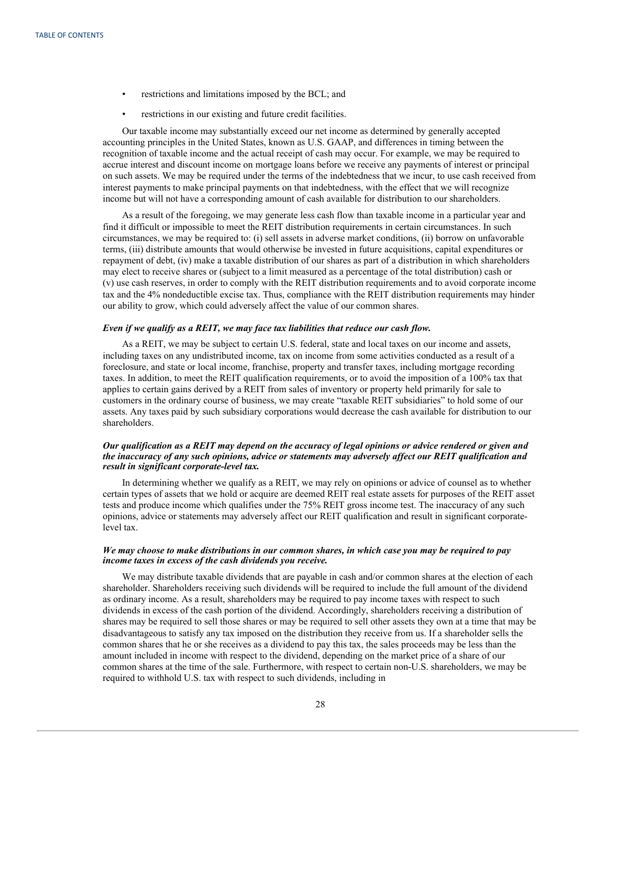- restrictions and limitations imposed by the BCL; and
- restrictions in our existing and future credit facilities.

Our taxable income may substantially exceed our net income as determined by generally accepted accounting principles in the United States, known as U.S. GAAP, and differences in timing between the recognition of taxable income and the actual receipt of cash may occur. For example, we may be required to accrue interest and discount income on mortgage loans before we receive any payments of interest or principal on such assets. We may be required under the terms of the indebtedness that we incur, to use cash received from interest payments to make principal payments on that indebtedness, with the effect that we will recognize income but will not have a corresponding amount of cash available for distribution to our shareholders.

As a result of the foregoing, we may generate less cash flow than taxable income in a particular year and find it difficult or impossible to meet the REIT distribution requirements in certain circumstances. In such circumstances, we may be required to: (i) sell assets in adverse market conditions, (ii) borrow on unfavorable terms, (iii) distribute amounts that would otherwise be invested in future acquisitions, capital expenditures or repayment of debt, (iv) make a taxable distribution of our shares as part of a distribution in which shareholders may elect to receive shares or (subject to a limit measured as a percentage of the total distribution) cash or (v) use cash reserves, in order to comply with the REIT distribution requirements and to avoid corporate income tax and the 4% nondeductible excise tax. Thus, compliance with the REIT distribution requirements may hinder our ability to grow, which could adversely affect the value of our common shares.

***Even if we qualify as a REIT, we may face tax liabilities that reduce our cash flow.***

As a REIT, we may be subject to certain U.S. federal, state and local taxes on our income and assets, including taxes on any undistributed income, tax on income from some activities conducted as a result of a foreclosure, and state or local income, franchise, property and transfer taxes, including mortgage recording taxes. In addition, to meet the REIT qualification requirements, or to avoid the imposition of a 100% tax that applies to certain gains derived by a REIT from sales of inventory or property held primarily for sale to customers in the ordinary course of business, we may create "taxable REIT subsidiaries" to hold some of our assets. Any taxes paid by such subsidiary corporations would decrease the cash available for distribution to our shareholders.

***Our qualification as a REIT may depend on the accuracy of legal opinions or advice rendered or given and the inaccuracy of any such opinions, advice or statements may adversely affect our REIT qualification and result in significant corporate-level tax.***

In determining whether we qualify as a REIT, we may rely on opinions or advice of counsel as to whether certain types of assets that we hold or acquire are deemed REIT real estate assets for purposes of the REIT asset tests and produce income which qualifies under the 75% REIT gross income test. The inaccuracy of any such opinions, advice or statements may adversely affect our REIT qualification and result in significant corporate-level tax.

***We may choose to make distributions in our common shares, in which case you may be required to pay income taxes in excess of the cash dividends you receive.***

We may distribute taxable dividends that are payable in cash and/or common shares at the election of each shareholder. Shareholders receiving such dividends will be required to include the full amount of the dividend as ordinary income. As a result, shareholders may be required to pay income taxes with respect to such dividends in excess of the cash portion of the dividend. Accordingly, shareholders receiving a distribution of shares may be required to sell those shares or may be required to sell other assets they own at a time that may be disadvantageous to satisfy any tax imposed on the distribution they receive from us. If a shareholder sells the common shares that he or she receives as a dividend to pay this tax, the sales proceeds may be less than the amount included in income with respect to the dividend, depending on the market price of a share of our common shares at the time of the sale. Furthermore, with respect to certain non-U.S. shareholders, we may be required to withhold U.S. tax with respect to such dividends, including in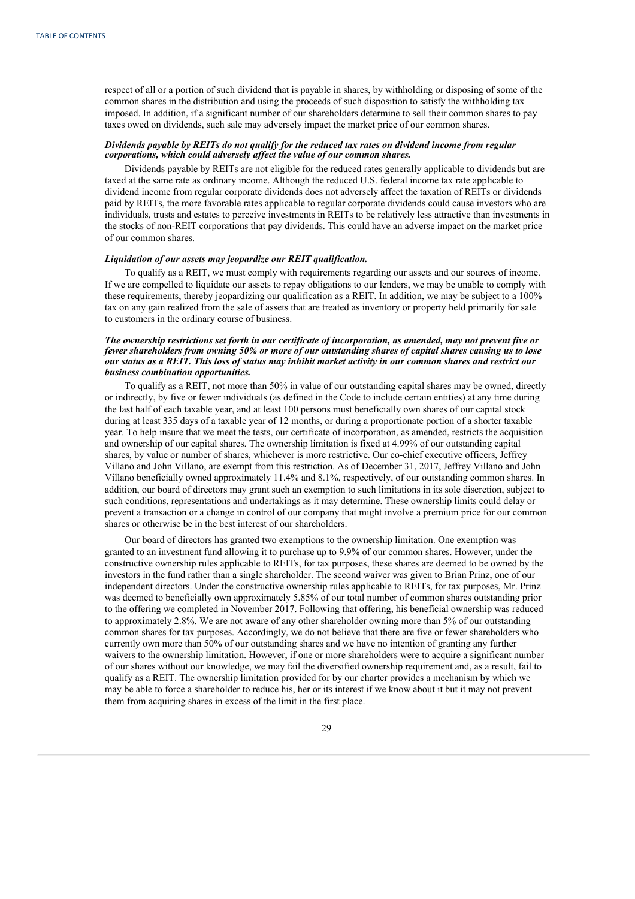respect of all or a portion of such dividend that is payable in shares, by withholding or disposing of some of the common shares in the distribution and using the proceeds of such disposition to satisfy the withholding tax imposed. In addition, if a significant number of our shareholders determine to sell their common shares to pay taxes owed on dividends, such sale may adversely impact the market price of our common shares.

***Dividends payable by REITs do not qualify for the reduced tax rates on dividend income from regular corporations, which could adversely affect the value of our common shares.***

Dividends payable by REITs are not eligible for the reduced rates generally applicable to dividends but are taxed at the same rate as ordinary income. Although the reduced U.S. federal income tax rate applicable to dividend income from regular corporate dividends does not adversely affect the taxation of REITs or dividends paid by REITs, the more favorable rates applicable to regular corporate dividends could cause investors who are individuals, trusts and estates to perceive investments in REITs to be relatively less attractive than investments in the stocks of non-REIT corporations that pay dividends. This could have an adverse impact on the market price of our common shares.

***Liquidation of our assets may jeopardize our REIT qualification.***

To qualify as a REIT, we must comply with requirements regarding our assets and our sources of income. If we are compelled to liquidate our assets to repay obligations to our lenders, we may be unable to comply with these requirements, thereby jeopardizing our qualification as a REIT. In addition, we may be subject to a 100% tax on any gain realized from the sale of assets that are treated as inventory or property held primarily for sale to customers in the ordinary course of business.

***The ownership restrictions set forth in our certificate of incorporation, as amended, may not prevent five or fewer shareholders from owning 50% or more of our outstanding shares of capital shares causing us to lose our status as a REIT. This loss of status may inhibit market activity in our common shares and restrict our business combination opportunities.***

To qualify as a REIT, not more than 50% in value of our outstanding capital shares may be owned, directly or indirectly, by five or fewer individuals (as defined in the Code to include certain entities) at any time during the last half of each taxable year, and at least 100 persons must beneficially own shares of our capital stock during at least 335 days of a taxable year of 12 months, or during a proportionate portion of a shorter taxable year. To help insure that we meet the tests, our certificate of incorporation, as amended, restricts the acquisition and ownership of our capital shares. The ownership limitation is fixed at 4.99% of our outstanding capital shares, by value or number of shares, whichever is more restrictive. Our co-chief executive officers, Jeffrey Villano and John Villano, are exempt from this restriction. As of December 31, 2017, Jeffrey Villano and John Villano beneficially owned approximately 11.4% and 8.1%, respectively, of our outstanding common shares. In addition, our board of directors may grant such an exemption to such limitations in its sole discretion, subject to such conditions, representations and undertakings as it may determine. These ownership limits could delay or prevent a transaction or a change in control of our company that might involve a premium price for our common shares or otherwise be in the best interest of our shareholders.

Our board of directors has granted two exemptions to the ownership limitation. One exemption was granted to an investment fund allowing it to purchase up to 9.9% of our common shares. However, under the constructive ownership rules applicable to REITs, for tax purposes, these shares are deemed to be owned by the investors in the fund rather than a single shareholder. The second waiver was given to Brian Prinz, one of our independent directors. Under the constructive ownership rules applicable to REITs, for tax purposes, Mr. Prinz was deemed to beneficially own approximately 5.85% of our total number of common shares outstanding prior to the offering we completed in November 2017. Following that offering, his beneficial ownership was reduced to approximately 2.8%. We are not aware of any other shareholder owning more than 5% of our outstanding common shares for tax purposes. Accordingly, we do not believe that there are five or fewer shareholders who currently own more than 50% of our outstanding shares and we have no intention of granting any further waivers to the ownership limitation. However, if one or more shareholders were to acquire a significant number of our shares without our knowledge, we may fail the diversified ownership requirement and, as a result, fail to qualify as a REIT. The ownership limitation provided for by our charter provides a mechanism by which we may be able to force a shareholder to reduce his, her or its interest if we know about it but it may not prevent them from acquiring shares in excess of the limit in the first place.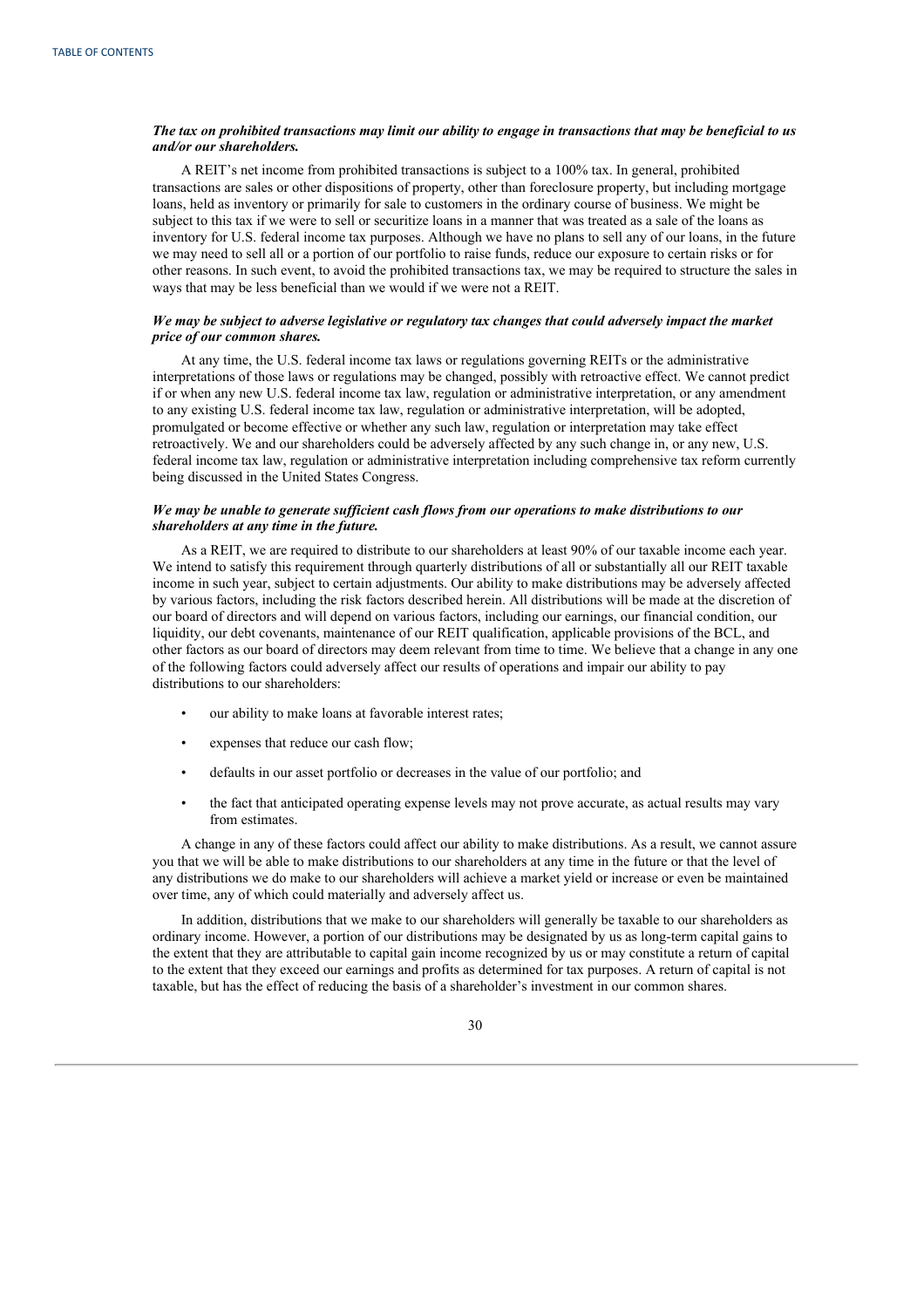***The tax on prohibited transactions may limit our ability to engage in transactions that may be beneficial to us and/or our shareholders.***

A REIT's net income from prohibited transactions is subject to a 100% tax. In general, prohibited transactions are sales or other dispositions of property, other than foreclosure property, but including mortgage loans, held as inventory or primarily for sale to customers in the ordinary course of business. We might be subject to this tax if we were to sell or securitize loans in a manner that was treated as a sale of the loans as inventory for U.S. federal income tax purposes. Although we have no plans to sell any of our loans, in the future we may need to sell all or a portion of our portfolio to raise funds, reduce our exposure to certain risks or for other reasons. In such event, to avoid the prohibited transactions tax, we may be required to structure the sales in ways that may be less beneficial than we would if we were not a REIT.

***We may be subject to adverse legislative or regulatory tax changes that could adversely impact the market price of our common shares.***

At any time, the U.S. federal income tax laws or regulations governing REITs or the administrative interpretations of those laws or regulations may be changed, possibly with retroactive effect. We cannot predict if or when any new U.S. federal income tax law, regulation or administrative interpretation, or any amendment to any existing U.S. federal income tax law, regulation or administrative interpretation, will be adopted, promulgated or become effective or whether any such law, regulation or interpretation may take effect retroactively. We and our shareholders could be adversely affected by any such change in, or any new, U.S. federal income tax law, regulation or administrative interpretation including comprehensive tax reform currently being discussed in the United States Congress.

***We may be unable to generate sufficient cash flows from our operations to make distributions to our shareholders at any time in the future.***

As a REIT, we are required to distribute to our shareholders at least 90% of our taxable income each year. We intend to satisfy this requirement through quarterly distributions of all or substantially all our REIT taxable income in such year, subject to certain adjustments. Our ability to make distributions may be adversely affected by various factors, including the risk factors described herein. All distributions will be made at the discretion of our board of directors and will depend on various factors, including our earnings, our financial condition, our liquidity, our debt covenants, maintenance of our REIT qualification, applicable provisions of the BCL, and other factors as our board of directors may deem relevant from time to time. We believe that a change in any one of the following factors could adversely affect our results of operations and impair our ability to pay distributions to our shareholders:

- our ability to make loans at favorable interest rates;
- expenses that reduce our cash flow;
- defaults in our asset portfolio or decreases in the value of our portfolio; and
- the fact that anticipated operating expense levels may not prove accurate, as actual results may vary from estimates.

A change in any of these factors could affect our ability to make distributions. As a result, we cannot assure you that we will be able to make distributions to our shareholders at any time in the future or that the level of any distributions we do make to our shareholders will achieve a market yield or increase or even be maintained over time, any of which could materially and adversely affect us.

In addition, distributions that we make to our shareholders will generally be taxable to our shareholders as ordinary income. However, a portion of our distributions may be designated by us as long-term capital gains to the extent that they are attributable to capital gain income recognized by us or may constitute a return of capital to the extent that they exceed our earnings and profits as determined for tax purposes. A return of capital is not taxable, but has the effect of reducing the basis of a shareholder's investment in our common shares.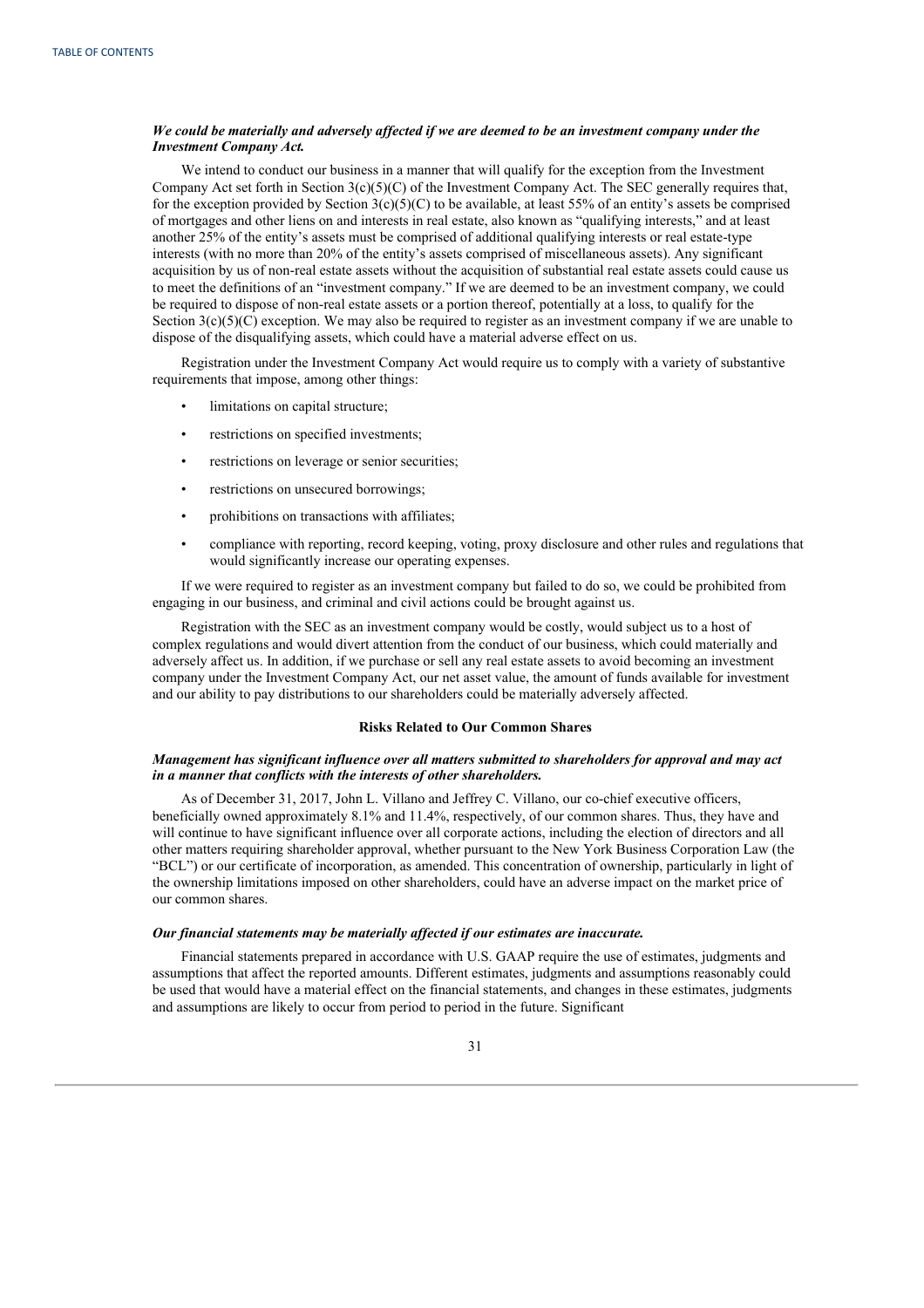***We could be materially and adversely affected if we are deemed to be an investment company under the Investment Company Act.***

We intend to conduct our business in a manner that will qualify for the exception from the Investment Company Act set forth in Section 3(c)(5)(C) of the Investment Company Act. The SEC generally requires that, for the exception provided by Section 3(c)(5)(C) to be available, at least 55% of an entity's assets be comprised of mortgages and other liens on and interests in real estate, also known as "qualifying interests," and at least another 25% of the entity's assets must be comprised of additional qualifying interests or real estate-type interests (with no more than 20% of the entity's assets comprised of miscellaneous assets). Any significant acquisition by us of non-real estate assets without the acquisition of substantial real estate assets could cause us to meet the definitions of an "investment company." If we are deemed to be an investment company, we could be required to dispose of non-real estate assets or a portion thereof, potentially at a loss, to qualify for the Section 3(c)(5)(C) exception. We may also be required to register as an investment company if we are unable to dispose of the disqualifying assets, which could have a material adverse effect on us.

Registration under the Investment Company Act would require us to comply with a variety of substantive requirements that impose, among other things:

- limitations on capital structure;
- restrictions on specified investments;
- restrictions on leverage or senior securities;
- restrictions on unsecured borrowings;
- prohibitions on transactions with affiliates;
- compliance with reporting, record keeping, voting, proxy disclosure and other rules and regulations that would significantly increase our operating expenses.

If we were required to register as an investment company but failed to do so, we could be prohibited from engaging in our business, and criminal and civil actions could be brought against us.

Registration with the SEC as an investment company would be costly, would subject us to a host of complex regulations and would divert attention from the conduct of our business, which could materially and adversely affect us. In addition, if we purchase or sell any real estate assets to avoid becoming an investment company under the Investment Company Act, our net asset value, the amount of funds available for investment and our ability to pay distributions to our shareholders could be materially adversely affected.

**Risks Related to Our Common Shares**

***Management has significant influence over all matters submitted to shareholders for approval and may act in a manner that conflicts with the interests of other shareholders.***

As of December 31, 2017, John L. Villano and Jeffrey C. Villano, our co-chief executive officers, beneficially owned approximately 8.1% and 11.4%, respectively, of our common shares. Thus, they have and will continue to have significant influence over all corporate actions, including the election of directors and all other matters requiring shareholder approval, whether pursuant to the New York Business Corporation Law (the "BCL") or our certificate of incorporation, as amended. This concentration of ownership, particularly in light of the ownership limitations imposed on other shareholders, could have an adverse impact on the market price of our common shares.

***Our financial statements may be materially affected if our estimates are inaccurate.***

Financial statements prepared in accordance with U.S. GAAP require the use of estimates, judgments and assumptions that affect the reported amounts. Different estimates, judgments and assumptions reasonably could be used that would have a material effect on the financial statements, and changes in these estimates, judgments and assumptions are likely to occur from period to period in the future. Significant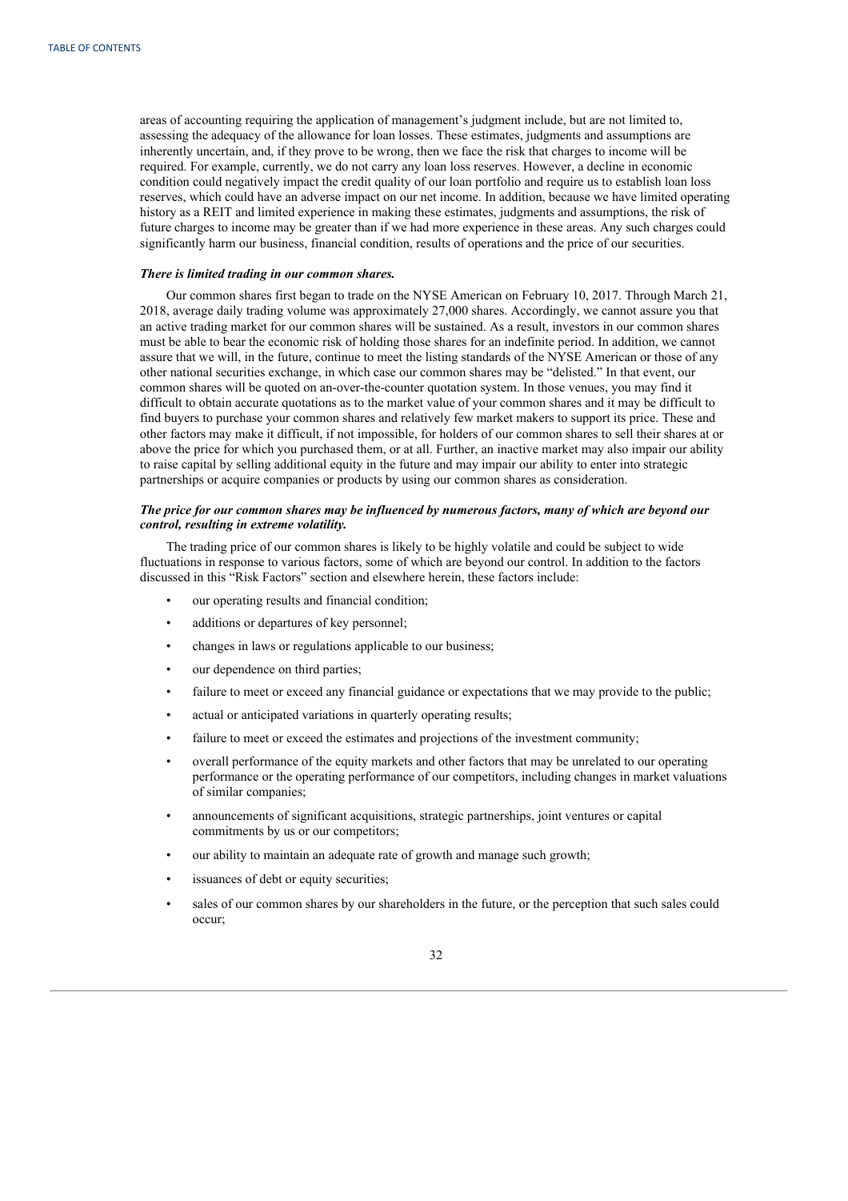areas of accounting requiring the application of management's judgment include, but are not limited to, assessing the adequacy of the allowance for loan losses. These estimates, judgments and assumptions are inherently uncertain, and, if they prove to be wrong, then we face the risk that charges to income will be required. For example, currently, we do not carry any loan loss reserves. However, a decline in economic condition could negatively impact the credit quality of our loan portfolio and require us to establish loan loss reserves, which could have an adverse impact on our net income. In addition, because we have limited operating history as a REIT and limited experience in making these estimates, judgments and assumptions, the risk of future charges to income may be greater than if we had more experience in these areas. Any such charges could significantly harm our business, financial condition, results of operations and the price of our securities.

***There is limited trading in our common shares.***

Our common shares first began to trade on the NYSE American on February 10, 2017. Through March 21, 2018, average daily trading volume was approximately 27,000 shares. Accordingly, we cannot assure you that an active trading market for our common shares will be sustained. As a result, investors in our common shares must be able to bear the economic risk of holding those shares for an indefinite period. In addition, we cannot assure that we will, in the future, continue to meet the listing standards of the NYSE American or those of any other national securities exchange, in which case our common shares may be "delisted." In that event, our common shares will be quoted on an-over-the-counter quotation system. In those venues, you may find it difficult to obtain accurate quotations as to the market value of your common shares and it may be difficult to find buyers to purchase your common shares and relatively few market makers to support its price. These and other factors may make it difficult, if not impossible, for holders of our common shares to sell their shares at or above the price for which you purchased them, or at all. Further, an inactive market may also impair our ability to raise capital by selling additional equity in the future and may impair our ability to enter into strategic partnerships or acquire companies or products by using our common shares as consideration.

***The price for our common shares may be influenced by numerous factors, many of which are beyond our control, resulting in extreme volatility.***

The trading price of our common shares is likely to be highly volatile and could be subject to wide fluctuations in response to various factors, some of which are beyond our control. In addition to the factors discussed in this "Risk Factors" section and elsewhere herein, these factors include:

- our operating results and financial condition;
- additions or departures of key personnel;
- changes in laws or regulations applicable to our business;
- our dependence on third parties;
- failure to meet or exceed any financial guidance or expectations that we may provide to the public;
- actual or anticipated variations in quarterly operating results;
- failure to meet or exceed the estimates and projections of the investment community;
- overall performance of the equity markets and other factors that may be unrelated to our operating performance or the operating performance of our competitors, including changes in market valuations of similar companies;
- announcements of significant acquisitions, strategic partnerships, joint ventures or capital commitments by us or our competitors;
- our ability to maintain an adequate rate of growth and manage such growth;
- issuances of debt or equity securities;
- sales of our common shares by our shareholders in the future, or the perception that such sales could occur;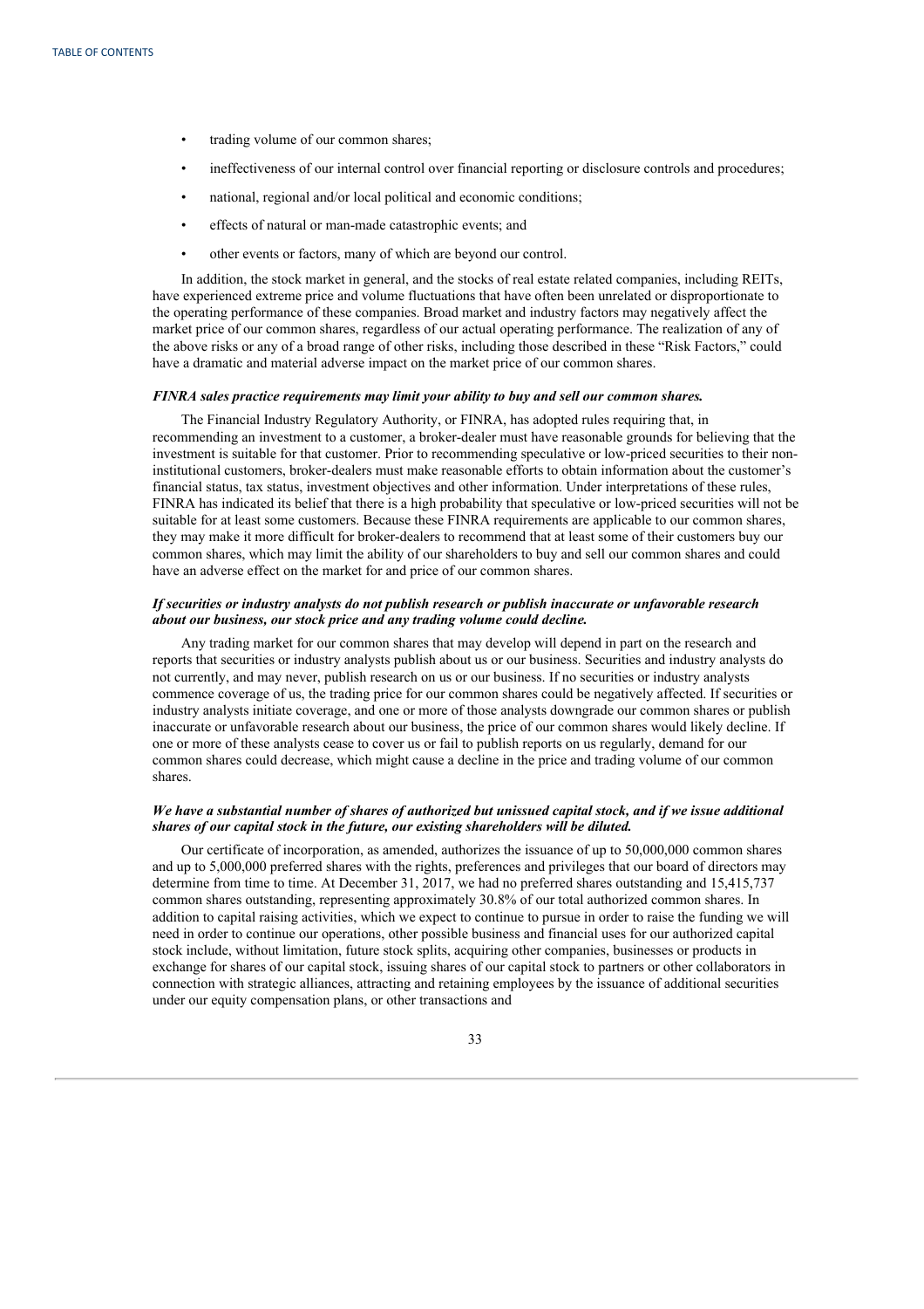- trading volume of our common shares;
- ineffectiveness of our internal control over financial reporting or disclosure controls and procedures;
- national, regional and/or local political and economic conditions;
- effects of natural or man-made catastrophic events; and
- other events or factors, many of which are beyond our control.

In addition, the stock market in general, and the stocks of real estate related companies, including REITs, have experienced extreme price and volume fluctuations that have often been unrelated or disproportionate to the operating performance of these companies. Broad market and industry factors may negatively affect the market price of our common shares, regardless of our actual operating performance. The realization of any of the above risks or any of a broad range of other risks, including those described in these "Risk Factors," could have a dramatic and material adverse impact on the market price of our common shares.

***FINRA sales practice requirements may limit your ability to buy and sell our common shares.***

The Financial Industry Regulatory Authority, or FINRA, has adopted rules requiring that, in recommending an investment to a customer, a broker-dealer must have reasonable grounds for believing that the investment is suitable for that customer. Prior to recommending speculative or low-priced securities to their non-institutional customers, broker-dealers must make reasonable efforts to obtain information about the customer's financial status, tax status, investment objectives and other information. Under interpretations of these rules, FINRA has indicated its belief that there is a high probability that speculative or low-priced securities will not be suitable for at least some customers. Because these FINRA requirements are applicable to our common shares, they may make it more difficult for broker-dealers to recommend that at least some of their customers buy our common shares, which may limit the ability of our shareholders to buy and sell our common shares and could have an adverse effect on the market for and price of our common shares.

***If securities or industry analysts do not publish research or publish inaccurate or unfavorable research about our business, our stock price and any trading volume could decline.***

Any trading market for our common shares that may develop will depend in part on the research and reports that securities or industry analysts publish about us or our business. Securities and industry analysts do not currently, and may never, publish research on us or our business. If no securities or industry analysts commence coverage of us, the trading price for our common shares could be negatively affected. If securities or industry analysts initiate coverage, and one or more of those analysts downgrade our common shares or publish inaccurate or unfavorable research about our business, the price of our common shares would likely decline. If one or more of these analysts cease to cover us or fail to publish reports on us regularly, demand for our common shares could decrease, which might cause a decline in the price and trading volume of our common shares.

***We have a substantial number of shares of authorized but unissued capital stock, and if we issue additional shares of our capital stock in the future, our existing shareholders will be diluted.***

Our certificate of incorporation, as amended, authorizes the issuance of up to 50,000,000 common shares and up to 5,000,000 preferred shares with the rights, preferences and privileges that our board of directors may determine from time to time. At December 31, 2017, we had no preferred shares outstanding and 15,415,737 common shares outstanding, representing approximately 30.8% of our total authorized common shares. In addition to capital raising activities, which we expect to continue to pursue in order to raise the funding we will need in order to continue our operations, other possible business and financial uses for our authorized capital stock include, without limitation, future stock splits, acquiring other companies, businesses or products in exchange for shares of our capital stock, issuing shares of our capital stock to partners or other collaborators in connection with strategic alliances, attracting and retaining employees by the issuance of additional securities under our equity compensation plans, or other transactions and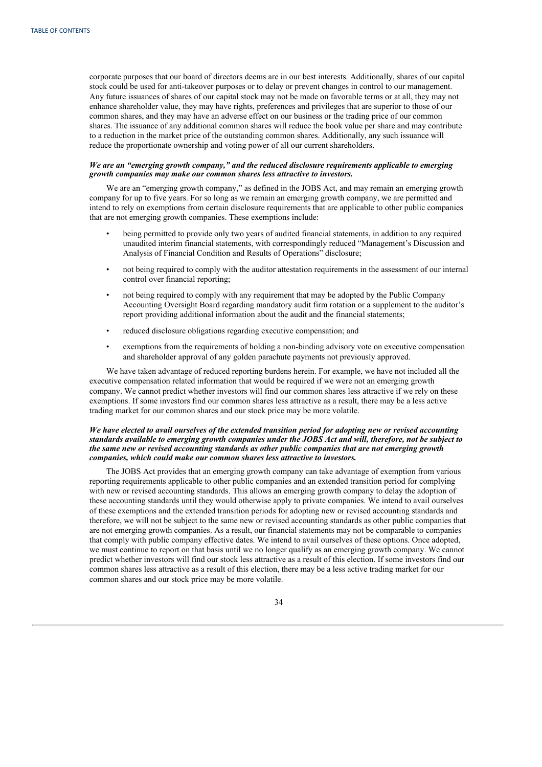corporate purposes that our board of directors deems are in our best interests. Additionally, shares of our capital stock could be used for anti-takeover purposes or to delay or prevent changes in control to our management. Any future issuances of shares of our capital stock may not be made on favorable terms or at all, they may not enhance shareholder value, they may have rights, preferences and privileges that are superior to those of our common shares, and they may have an adverse effect on our business or the trading price of our common shares. The issuance of any additional common shares will reduce the book value per share and may contribute to a reduction in the market price of the outstanding common shares. Additionally, any such issuance will reduce the proportionate ownership and voting power of all our current shareholders.

***We are an "emerging growth company," and the reduced disclosure requirements applicable to emerging growth companies may make our common shares less attractive to investors.***

We are an "emerging growth company," as defined in the JOBS Act, and may remain an emerging growth company for up to five years. For so long as we remain an emerging growth company, we are permitted and intend to rely on exemptions from certain disclosure requirements that are applicable to other public companies that are not emerging growth companies. These exemptions include:

- being permitted to provide only two years of audited financial statements, in addition to any required unaudited interim financial statements, with correspondingly reduced "Management's Discussion and Analysis of Financial Condition and Results of Operations" disclosure;
- not being required to comply with the auditor attestation requirements in the assessment of our internal control over financial reporting;
- not being required to comply with any requirement that may be adopted by the Public Company Accounting Oversight Board regarding mandatory audit firm rotation or a supplement to the auditor's report providing additional information about the audit and the financial statements;
- reduced disclosure obligations regarding executive compensation; and
- exemptions from the requirements of holding a non-binding advisory vote on executive compensation and shareholder approval of any golden parachute payments not previously approved.

We have taken advantage of reduced reporting burdens herein. For example, we have not included all the executive compensation related information that would be required if we were not an emerging growth company. We cannot predict whether investors will find our common shares less attractive if we rely on these exemptions. If some investors find our common shares less attractive as a result, there may be a less active trading market for our common shares and our stock price may be more volatile.

***We have elected to avail ourselves of the extended transition period for adopting new or revised accounting standards available to emerging growth companies under the JOBS Act and will, therefore, not be subject to the same new or revised accounting standards as other public companies that are not emerging growth companies, which could make our common shares less attractive to investors.***

The JOBS Act provides that an emerging growth company can take advantage of exemption from various reporting requirements applicable to other public companies and an extended transition period for complying with new or revised accounting standards. This allows an emerging growth company to delay the adoption of these accounting standards until they would otherwise apply to private companies. We intend to avail ourselves of these exemptions and the extended transition periods for adopting new or revised accounting standards and therefore, we will not be subject to the same new or revised accounting standards as other public companies that are not emerging growth companies. As a result, our financial statements may not be comparable to companies that comply with public company effective dates. We intend to avail ourselves of these options. Once adopted, we must continue to report on that basis until we no longer qualify as an emerging growth company. We cannot predict whether investors will find our stock less attractive as a result of this election. If some investors find our common shares less attractive as a result of this election, there may be a less active trading market for our common shares and our stock price may be more volatile.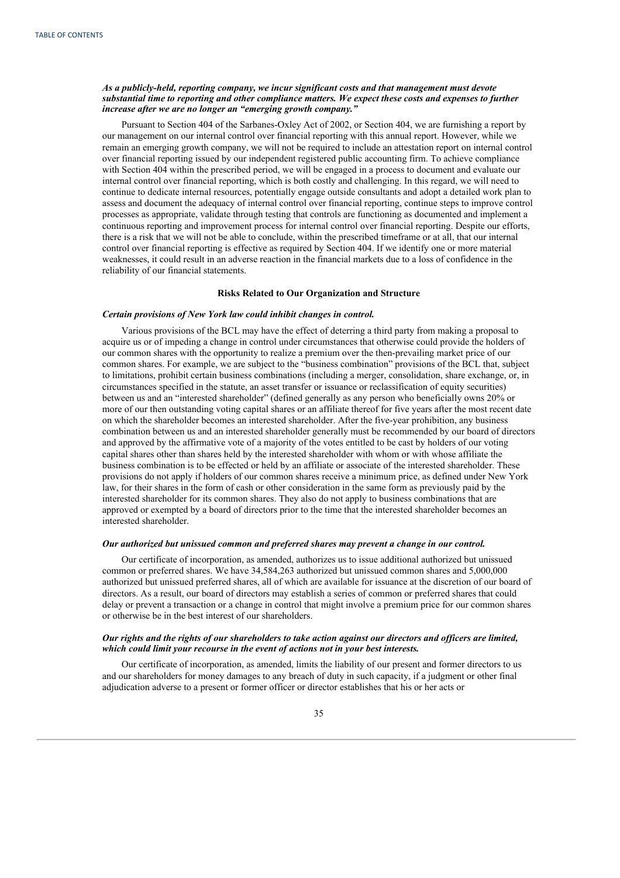***As a publicly-held, reporting company, we incur significant costs and that management must devote substantial time to reporting and other compliance matters. We expect these costs and expenses to further increase after we are no longer an "emerging growth company."***

Pursuant to Section 404 of the Sarbanes-Oxley Act of 2002, or Section 404, we are furnishing a report by our management on our internal control over financial reporting with this annual report. However, while we remain an emerging growth company, we will not be required to include an attestation report on internal control over financial reporting issued by our independent registered public accounting firm. To achieve compliance with Section 404 within the prescribed period, we will be engaged in a process to document and evaluate our internal control over financial reporting, which is both costly and challenging. In this regard, we will need to continue to dedicate internal resources, potentially engage outside consultants and adopt a detailed work plan to assess and document the adequacy of internal control over financial reporting, continue steps to improve control processes as appropriate, validate through testing that controls are functioning as documented and implement a continuous reporting and improvement process for internal control over financial reporting. Despite our efforts, there is a risk that we will not be able to conclude, within the prescribed timeframe or at all, that our internal control over financial reporting is effective as required by Section 404. If we identify one or more material weaknesses, it could result in an adverse reaction in the financial markets due to a loss of confidence in the reliability of our financial statements.

## Risks Related to Our Organization and Structure

***Certain provisions of New York law could inhibit changes in control.***

Various provisions of the BCL may have the effect of deterring a third party from making a proposal to acquire us or of impeding a change in control under circumstances that otherwise could provide the holders of our common shares with the opportunity to realize a premium over the then-prevailing market price of our common shares. For example, we are subject to the "business combination" provisions of the BCL that, subject to limitations, prohibit certain business combinations (including a merger, consolidation, share exchange, or, in circumstances specified in the statute, an asset transfer or issuance or reclassification of equity securities) between us and an "interested shareholder" (defined generally as any person who beneficially owns 20% or more of our then outstanding voting capital shares or an affiliate thereof for five years after the most recent date on which the shareholder becomes an interested shareholder. After the five-year prohibition, any business combination between us and an interested shareholder generally must be recommended by our board of directors and approved by the affirmative vote of a majority of the votes entitled to be cast by holders of our voting capital shares other than shares held by the interested shareholder with whom or with whose affiliate the business combination is to be effected or held by an affiliate or associate of the interested shareholder. These provisions do not apply if holders of our common shares receive a minimum price, as defined under New York law, for their shares in the form of cash or other consideration in the same form as previously paid by the interested shareholder for its common shares. They also do not apply to business combinations that are approved or exempted by a board of directors prior to the time that the interested shareholder becomes an interested shareholder.

***Our authorized but unissued common and preferred shares may prevent a change in our control.***

Our certificate of incorporation, as amended, authorizes us to issue additional authorized but unissued common or preferred shares. We have 34,584,263 authorized but unissued common shares and 5,000,000 authorized but unissued preferred shares, all of which are available for issuance at the discretion of our board of directors. As a result, our board of directors may establish a series of common or preferred shares that could delay or prevent a transaction or a change in control that might involve a premium price for our common shares or otherwise be in the best interest of our shareholders.

***Our rights and the rights of our shareholders to take action against our directors and officers are limited, which could limit your recourse in the event of actions not in your best interests.***

Our certificate of incorporation, as amended, limits the liability of our present and former directors to us and our shareholders for money damages to any breach of duty in such capacity, if a judgment or other final adjudication adverse to a present or former officer or director establishes that his or her acts or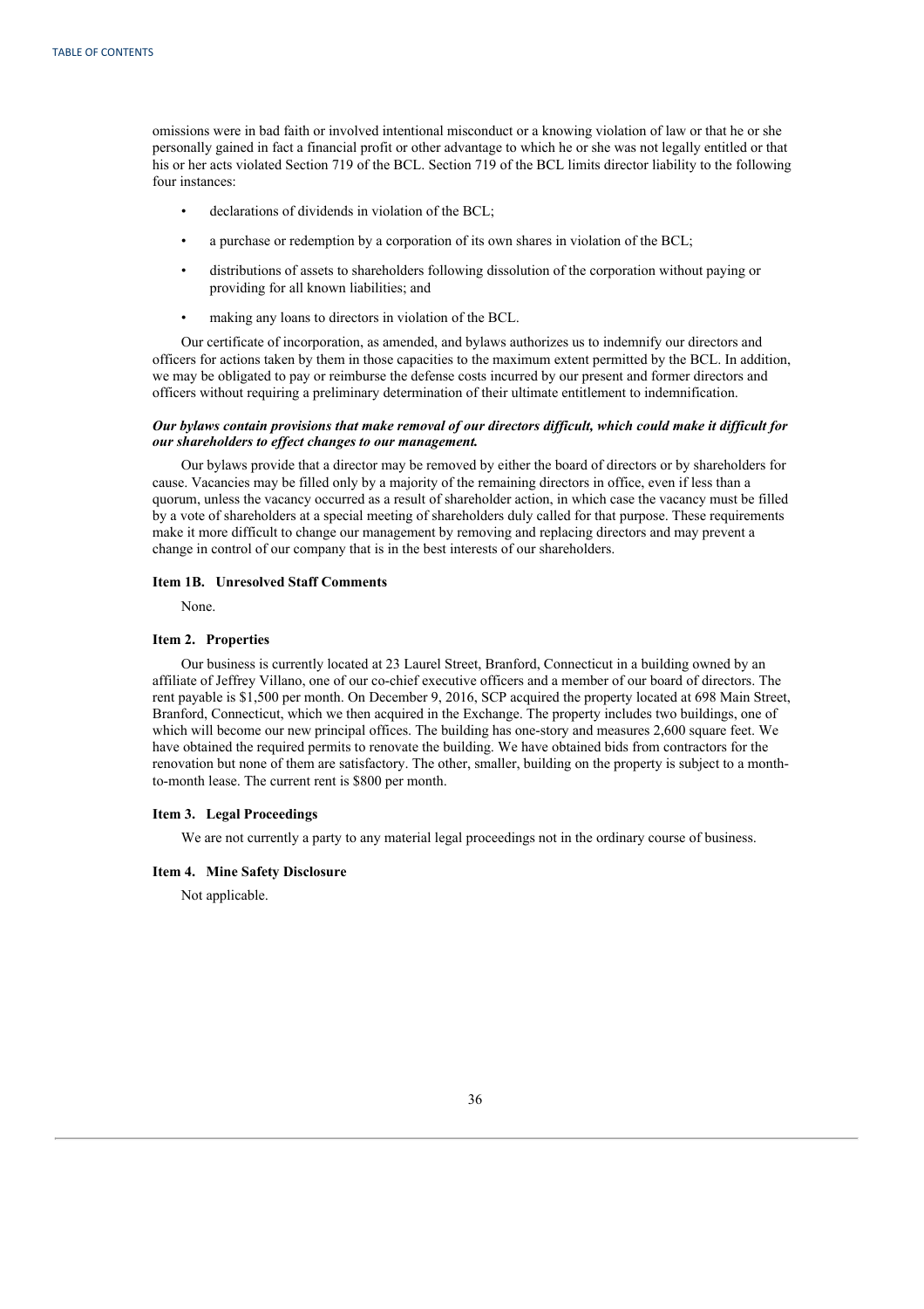omissions were in bad faith or involved intentional misconduct or a knowing violation of law or that he or she personally gained in fact a financial profit or other advantage to which he or she was not legally entitled or that his or her acts violated Section 719 of the BCL. Section 719 of the BCL limits director liability to the following four instances:

- declarations of dividends in violation of the BCL;
- a purchase or redemption by a corporation of its own shares in violation of the BCL;
- distributions of assets to shareholders following dissolution of the corporation without paying or providing for all known liabilities; and
- making any loans to directors in violation of the BCL.

Our certificate of incorporation, as amended, and bylaws authorizes us to indemnify our directors and officers for actions taken by them in those capacities to the maximum extent permitted by the BCL. In addition, we may be obligated to pay or reimburse the defense costs incurred by our present and former directors and officers without requiring a preliminary determination of their ultimate entitlement to indemnification.

***Our bylaws contain provisions that make removal of our directors difficult, which could make it difficult for our shareholders to effect changes to our management.***

Our bylaws provide that a director may be removed by either the board of directors or by shareholders for cause. Vacancies may be filled only by a majority of the remaining directors in office, even if less than a quorum, unless the vacancy occurred as a result of shareholder action, in which case the vacancy must be filled by a vote of shareholders at a special meeting of shareholders duly called for that purpose. These requirements make it more difficult to change our management by removing and replacing directors and may prevent a change in control of our company that is in the best interests of our shareholders.

## Item 1B. Unresolved Staff Comments

None.

## Item 2. Properties

Our business is currently located at 23 Laurel Street, Branford, Connecticut in a building owned by an affiliate of Jeffrey Villano, one of our co-chief executive officers and a member of our board of directors. The rent payable is $1,500 per month. On December 9, 2016, SCP acquired the property located at 698 Main Street, Branford, Connecticut, which we then acquired in the Exchange. The property includes two buildings, one of which will become our new principal offices. The building has one-story and measures 2,600 square feet. We have obtained the required permits to renovate the building. We have obtained bids from contractors for the renovation but none of them are satisfactory. The other, smaller, building on the property is subject to a month-to-month lease. The current rent is $800 per month.

## Item 3. Legal Proceedings

We are not currently a party to any material legal proceedings not in the ordinary course of business.

## Item 4. Mine Safety Disclosure

Not applicable.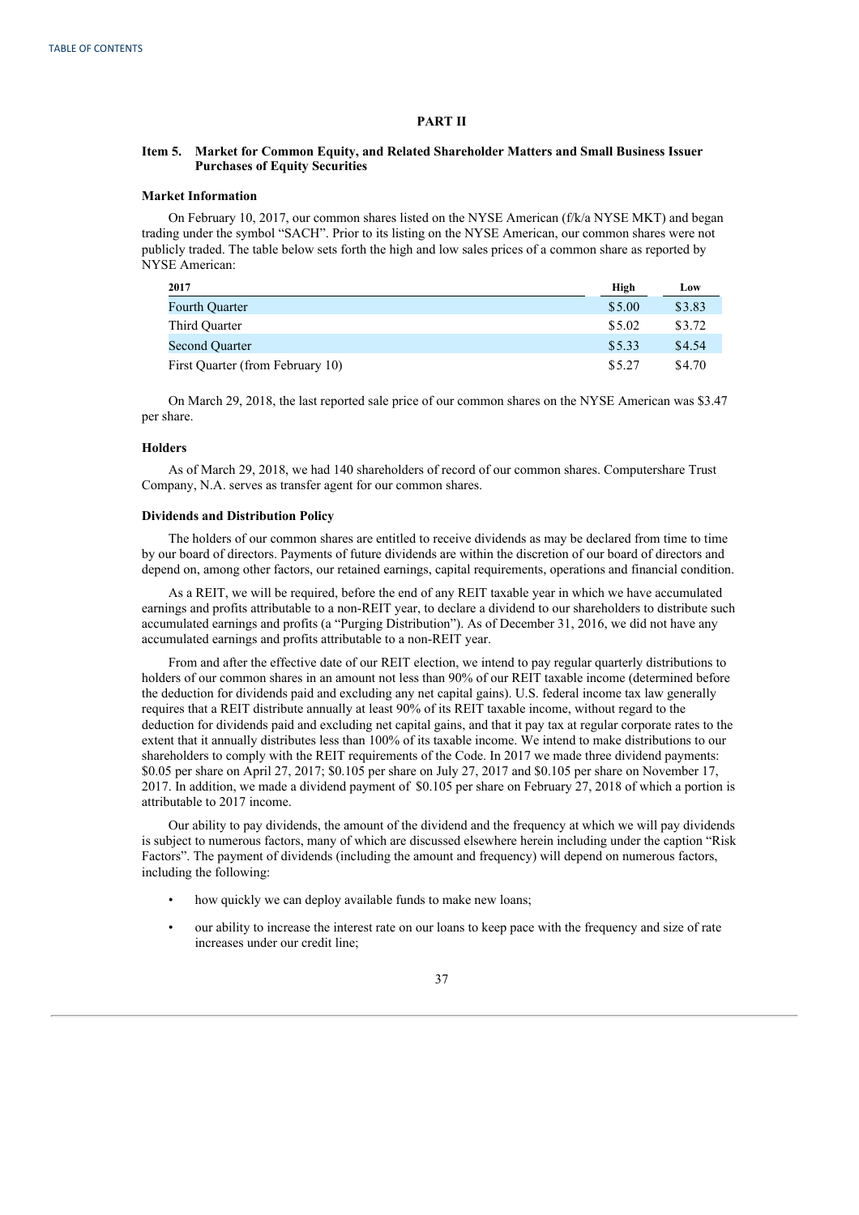# PART II

## Item 5. Market for Common Equity, and Related Shareholder Matters and Small Business Issuer Purchases of Equity Securities

### Market Information

On February 10, 2017, our common shares listed on the NYSE American (f/k/a NYSE MKT) and began trading under the symbol "SACH". Prior to its listing on the NYSE American, our common shares were not publicly traded. The table below sets forth the high and low sales prices of a common share as reported by NYSE American:

| 2017 | High | Low |
|---|---|---|
| Fourth Quarter | $5.00 | $3.83 |
| Third Quarter | $5.02 | $3.72 |
| Second Quarter | $5.33 | $4.54 |
| First Quarter (from February 10) | $5.27 | $4.70 |

On March 29, 2018, the last reported sale price of our common shares on the NYSE American was $3.47 per share.

### Holders

As of March 29, 2018, we had 140 shareholders of record of our common shares. Computershare Trust Company, N.A. serves as transfer agent for our common shares.

### Dividends and Distribution Policy

The holders of our common shares are entitled to receive dividends as may be declared from time to time by our board of directors. Payments of future dividends are within the discretion of our board of directors and depend on, among other factors, our retained earnings, capital requirements, operations and financial condition.

As a REIT, we will be required, before the end of any REIT taxable year in which we have accumulated earnings and profits attributable to a non-REIT year, to declare a dividend to our shareholders to distribute such accumulated earnings and profits (a "Purging Distribution"). As of December 31, 2016, we did not have any accumulated earnings and profits attributable to a non-REIT year.

From and after the effective date of our REIT election, we intend to pay regular quarterly distributions to holders of our common shares in an amount not less than 90% of our REIT taxable income (determined before the deduction for dividends paid and excluding any net capital gains). U.S. federal income tax law generally requires that a REIT distribute annually at least 90% of its REIT taxable income, without regard to the deduction for dividends paid and excluding net capital gains, and that it pay tax at regular corporate rates to the extent that it annually distributes less than 100% of its taxable income. We intend to make distributions to our shareholders to comply with the REIT requirements of the Code. In 2017 we made three dividend payments: $0.05 per share on April 27, 2017; $0.105 per share on July 27, 2017 and $0.105 per share on November 17, 2017. In addition, we made a dividend payment of $0.105 per share on February 27, 2018 of which a portion is attributable to 2017 income.

Our ability to pay dividends, the amount of the dividend and the frequency at which we will pay dividends is subject to numerous factors, many of which are discussed elsewhere herein including under the caption "Risk Factors". The payment of dividends (including the amount and frequency) will depend on numerous factors, including the following:

- how quickly we can deploy available funds to make new loans;
- our ability to increase the interest rate on our loans to keep pace with the frequency and size of rate increases under our credit line;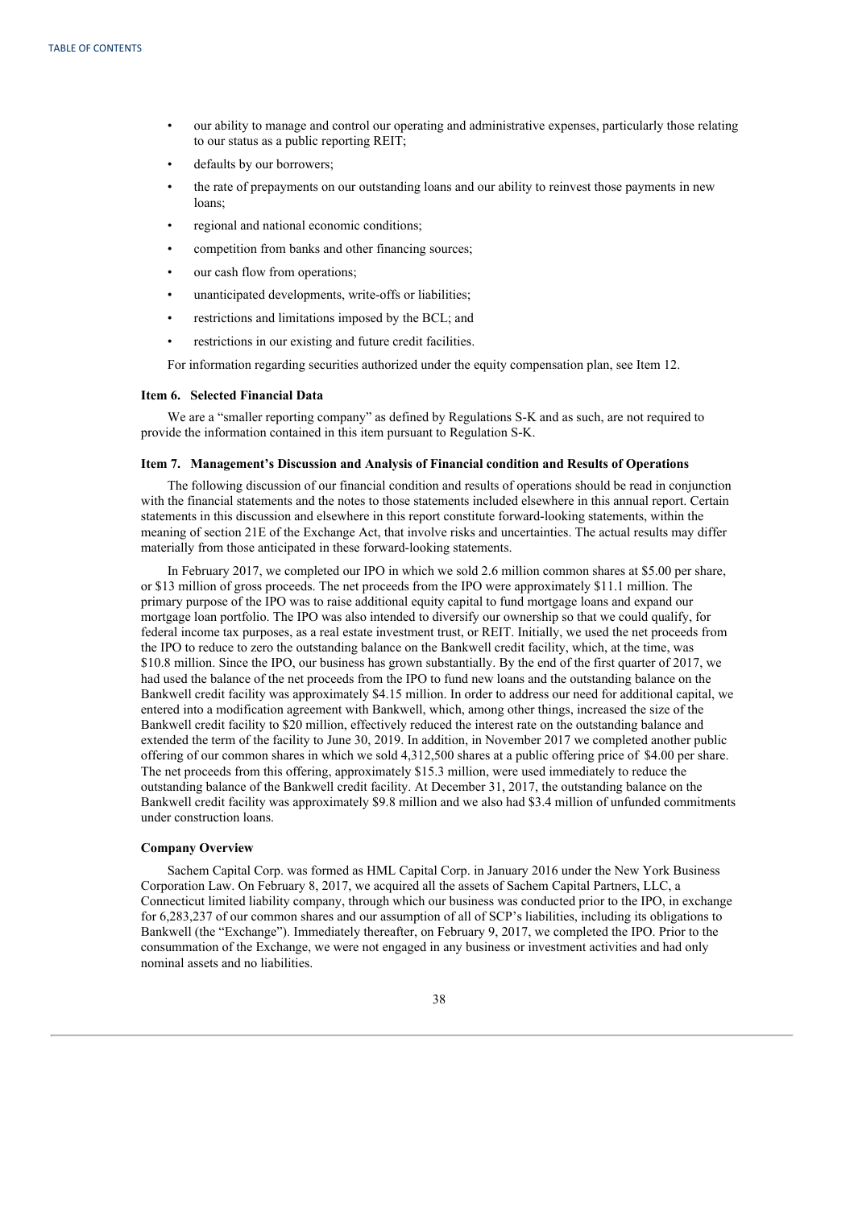- our ability to manage and control our operating and administrative expenses, particularly those relating to our status as a public reporting REIT;
- defaults by our borrowers;
- the rate of prepayments on our outstanding loans and our ability to reinvest those payments in new loans;
- regional and national economic conditions;
- competition from banks and other financing sources;
- our cash flow from operations;
- unanticipated developments, write-offs or liabilities;
- restrictions and limitations imposed by the BCL; and
- restrictions in our existing and future credit facilities.

For information regarding securities authorized under the equity compensation plan, see Item 12.

### Item 6. Selected Financial Data

We are a "smaller reporting company" as defined by Regulations S-K and as such, are not required to provide the information contained in this item pursuant to Regulation S-K.

### Item 7. Management's Discussion and Analysis of Financial condition and Results of Operations

The following discussion of our financial condition and results of operations should be read in conjunction with the financial statements and the notes to those statements included elsewhere in this annual report. Certain statements in this discussion and elsewhere in this report constitute forward-looking statements, within the meaning of section 21E of the Exchange Act, that involve risks and uncertainties. The actual results may differ materially from those anticipated in these forward-looking statements.

In February 2017, we completed our IPO in which we sold 2.6 million common shares at $5.00 per share, or $13 million of gross proceeds. The net proceeds from the IPO were approximately $11.1 million. The primary purpose of the IPO was to raise additional equity capital to fund mortgage loans and expand our mortgage loan portfolio. The IPO was also intended to diversify our ownership so that we could qualify, for federal income tax purposes, as a real estate investment trust, or REIT. Initially, we used the net proceeds from the IPO to reduce to zero the outstanding balance on the Bankwell credit facility, which, at the time, was $10.8 million. Since the IPO, our business has grown substantially. By the end of the first quarter of 2017, we had used the balance of the net proceeds from the IPO to fund new loans and the outstanding balance on the Bankwell credit facility was approximately $4.15 million. In order to address our need for additional capital, we entered into a modification agreement with Bankwell, which, among other things, increased the size of the Bankwell credit facility to $20 million, effectively reduced the interest rate on the outstanding balance and extended the term of the facility to June 30, 2019. In addition, in November 2017 we completed another public offering of our common shares in which we sold 4,312,500 shares at a public offering price of $4.00 per share. The net proceeds from this offering, approximately $15.3 million, were used immediately to reduce the outstanding balance of the Bankwell credit facility. At December 31, 2017, the outstanding balance on the Bankwell credit facility was approximately $9.8 million and we also had $3.4 million of unfunded commitments under construction loans.

### Company Overview

Sachem Capital Corp. was formed as HML Capital Corp. in January 2016 under the New York Business Corporation Law. On February 8, 2017, we acquired all the assets of Sachem Capital Partners, LLC, a Connecticut limited liability company, through which our business was conducted prior to the IPO, in exchange for 6,283,237 of our common shares and our assumption of all of SCP's liabilities, including its obligations to Bankwell (the "Exchange"). Immediately thereafter, on February 9, 2017, we completed the IPO. Prior to the consummation of the Exchange, we were not engaged in any business or investment activities and had only nominal assets and no liabilities.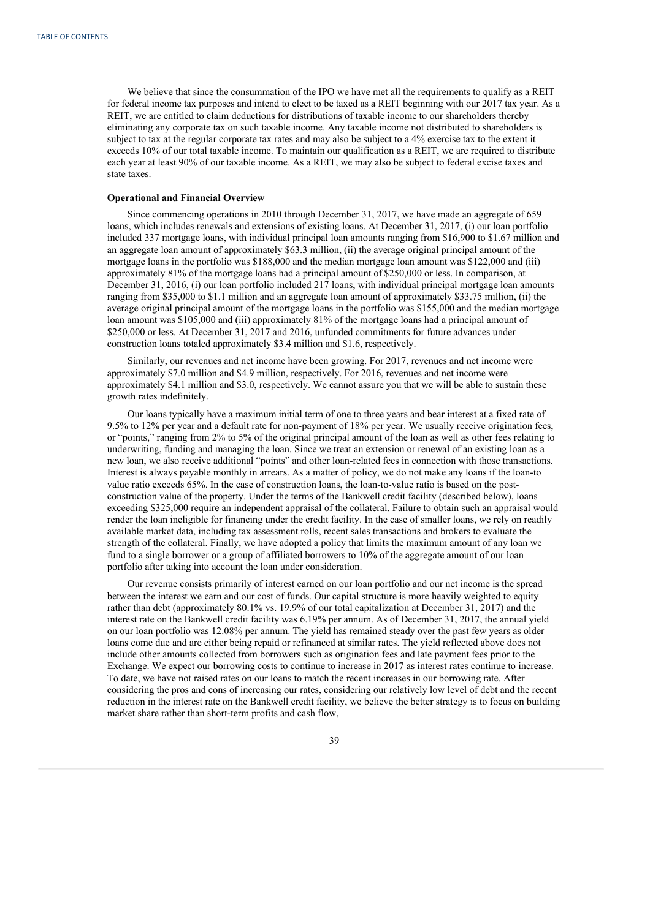We believe that since the consummation of the IPO we have met all the requirements to qualify as a REIT for federal income tax purposes and intend to elect to be taxed as a REIT beginning with our 2017 tax year. As a REIT, we are entitled to claim deductions for distributions of taxable income to our shareholders thereby eliminating any corporate tax on such taxable income. Any taxable income not distributed to shareholders is subject to tax at the regular corporate tax rates and may also be subject to a 4% exercise tax to the extent it exceeds 10% of our total taxable income. To maintain our qualification as a REIT, we are required to distribute each year at least 90% of our taxable income. As a REIT, we may also be subject to federal excise taxes and state taxes.

**Operational and Financial Overview**

Since commencing operations in 2010 through December 31, 2017, we have made an aggregate of 659 loans, which includes renewals and extensions of existing loans. At December 31, 2017, (i) our loan portfolio included 337 mortgage loans, with individual principal loan amounts ranging from $16,900 to $1.67 million and an aggregate loan amount of approximately $63.3 million, (ii) the average original principal amount of the mortgage loans in the portfolio was $188,000 and the median mortgage loan amount was $122,000 and (iii) approximately 81% of the mortgage loans had a principal amount of $250,000 or less. In comparison, at December 31, 2016, (i) our loan portfolio included 217 loans, with individual principal mortgage loan amounts ranging from $35,000 to $1.1 million and an aggregate loan amount of approximately $33.75 million, (ii) the average original principal amount of the mortgage loans in the portfolio was $155,000 and the median mortgage loan amount was $105,000 and (iii) approximately 81% of the mortgage loans had a principal amount of $250,000 or less. At December 31, 2017 and 2016, unfunded commitments for future advances under construction loans totaled approximately $3.4 million and $1.6, respectively.

Similarly, our revenues and net income have been growing. For 2017, revenues and net income were approximately $7.0 million and $4.9 million, respectively. For 2016, revenues and net income were approximately $4.1 million and $3.0, respectively. We cannot assure you that we will be able to sustain these growth rates indefinitely.

Our loans typically have a maximum initial term of one to three years and bear interest at a fixed rate of 9.5% to 12% per year and a default rate for non-payment of 18% per year. We usually receive origination fees, or "points," ranging from 2% to 5% of the original principal amount of the loan as well as other fees relating to underwriting, funding and managing the loan. Since we treat an extension or renewal of an existing loan as a new loan, we also receive additional "points" and other loan-related fees in connection with those transactions. Interest is always payable monthly in arrears. As a matter of policy, we do not make any loans if the loan-to value ratio exceeds 65%. In the case of construction loans, the loan-to-value ratio is based on the post-construction value of the property. Under the terms of the Bankwell credit facility (described below), loans exceeding $325,000 require an independent appraisal of the collateral. Failure to obtain such an appraisal would render the loan ineligible for financing under the credit facility. In the case of smaller loans, we rely on readily available market data, including tax assessment rolls, recent sales transactions and brokers to evaluate the strength of the collateral. Finally, we have adopted a policy that limits the maximum amount of any loan we fund to a single borrower or a group of affiliated borrowers to 10% of the aggregate amount of our loan portfolio after taking into account the loan under consideration.

Our revenue consists primarily of interest earned on our loan portfolio and our net income is the spread between the interest we earn and our cost of funds. Our capital structure is more heavily weighted to equity rather than debt (approximately 80.1% vs. 19.9% of our total capitalization at December 31, 2017) and the interest rate on the Bankwell credit facility was 6.19% per annum. As of December 31, 2017, the annual yield on our loan portfolio was 12.08% per annum. The yield has remained steady over the past few years as older loans come due and are either being repaid or refinanced at similar rates. The yield reflected above does not include other amounts collected from borrowers such as origination fees and late payment fees prior to the Exchange. We expect our borrowing costs to continue to increase in 2017 as interest rates continue to increase. To date, we have not raised rates on our loans to match the recent increases in our borrowing rate. After considering the pros and cons of increasing our rates, considering our relatively low level of debt and the recent reduction in the interest rate on the Bankwell credit facility, we believe the better strategy is to focus on building market share rather than short-term profits and cash flow,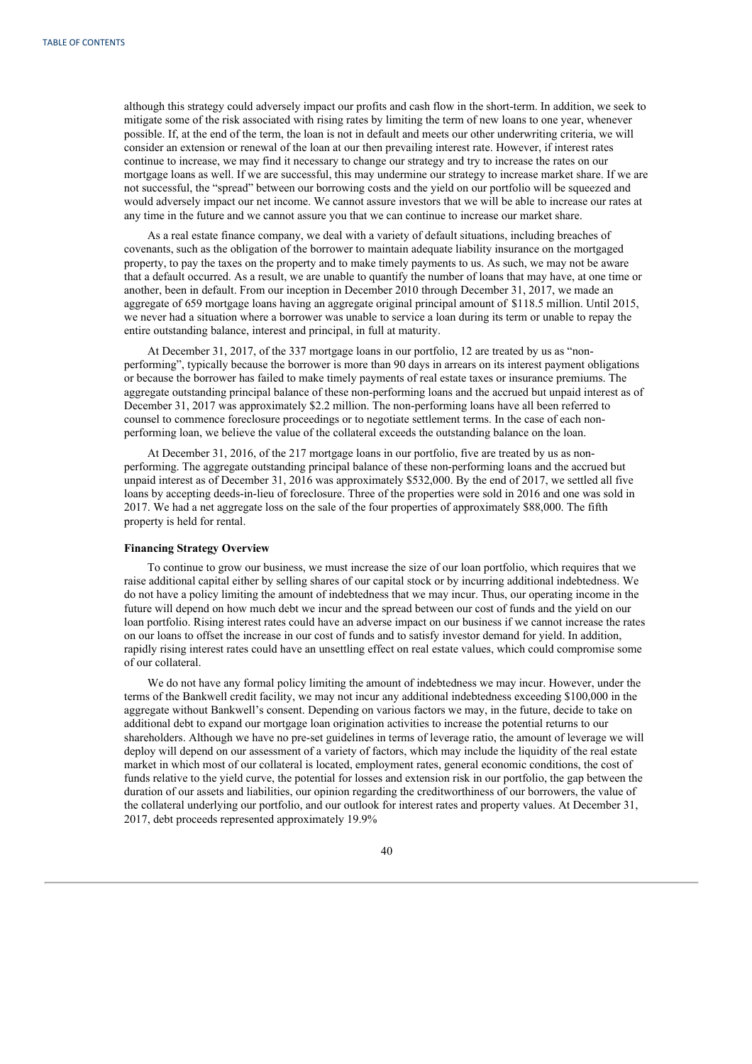although this strategy could adversely impact our profits and cash flow in the short-term. In addition, we seek to mitigate some of the risk associated with rising rates by limiting the term of new loans to one year, whenever possible. If, at the end of the term, the loan is not in default and meets our other underwriting criteria, we will consider an extension or renewal of the loan at our then prevailing interest rate. However, if interest rates continue to increase, we may find it necessary to change our strategy and try to increase the rates on our mortgage loans as well. If we are successful, this may undermine our strategy to increase market share. If we are not successful, the "spread" between our borrowing costs and the yield on our portfolio will be squeezed and would adversely impact our net income. We cannot assure investors that we will be able to increase our rates at any time in the future and we cannot assure you that we can continue to increase our market share.

As a real estate finance company, we deal with a variety of default situations, including breaches of covenants, such as the obligation of the borrower to maintain adequate liability insurance on the mortgaged property, to pay the taxes on the property and to make timely payments to us. As such, we may not be aware that a default occurred. As a result, we are unable to quantify the number of loans that may have, at one time or another, been in default. From our inception in December 2010 through December 31, 2017, we made an aggregate of 659 mortgage loans having an aggregate original principal amount of $118.5 million. Until 2015, we never had a situation where a borrower was unable to service a loan during its term or unable to repay the entire outstanding balance, interest and principal, in full at maturity.

At December 31, 2017, of the 337 mortgage loans in our portfolio, 12 are treated by us as "non-performing", typically because the borrower is more than 90 days in arrears on its interest payment obligations or because the borrower has failed to make timely payments of real estate taxes or insurance premiums. The aggregate outstanding principal balance of these non-performing loans and the accrued but unpaid interest as of December 31, 2017 was approximately $2.2 million. The non-performing loans have all been referred to counsel to commence foreclosure proceedings or to negotiate settlement terms. In the case of each non-performing loan, we believe the value of the collateral exceeds the outstanding balance on the loan.

At December 31, 2016, of the 217 mortgage loans in our portfolio, five are treated by us as non-performing. The aggregate outstanding principal balance of these non-performing loans and the accrued but unpaid interest as of December 31, 2016 was approximately $532,000. By the end of 2017, we settled all five loans by accepting deeds-in-lieu of foreclosure. Three of the properties were sold in 2016 and one was sold in 2017. We had a net aggregate loss on the sale of the four properties of approximately $88,000. The fifth property is held for rental.

**Financing Strategy Overview**

To continue to grow our business, we must increase the size of our loan portfolio, which requires that we raise additional capital either by selling shares of our capital stock or by incurring additional indebtedness. We do not have a policy limiting the amount of indebtedness that we may incur. Thus, our operating income in the future will depend on how much debt we incur and the spread between our cost of funds and the yield on our loan portfolio. Rising interest rates could have an adverse impact on our business if we cannot increase the rates on our loans to offset the increase in our cost of funds and to satisfy investor demand for yield. In addition, rapidly rising interest rates could have an unsettling effect on real estate values, which could compromise some of our collateral.

We do not have any formal policy limiting the amount of indebtedness we may incur. However, under the terms of the Bankwell credit facility, we may not incur any additional indebtedness exceeding $100,000 in the aggregate without Bankwell's consent. Depending on various factors we may, in the future, decide to take on additional debt to expand our mortgage loan origination activities to increase the potential returns to our shareholders. Although we have no pre-set guidelines in terms of leverage ratio, the amount of leverage we will deploy will depend on our assessment of a variety of factors, which may include the liquidity of the real estate market in which most of our collateral is located, employment rates, general economic conditions, the cost of funds relative to the yield curve, the potential for losses and extension risk in our portfolio, the gap between the duration of our assets and liabilities, our opinion regarding the creditworthiness of our borrowers, the value of the collateral underlying our portfolio, and our outlook for interest rates and property values. At December 31, 2017, debt proceeds represented approximately 19.9%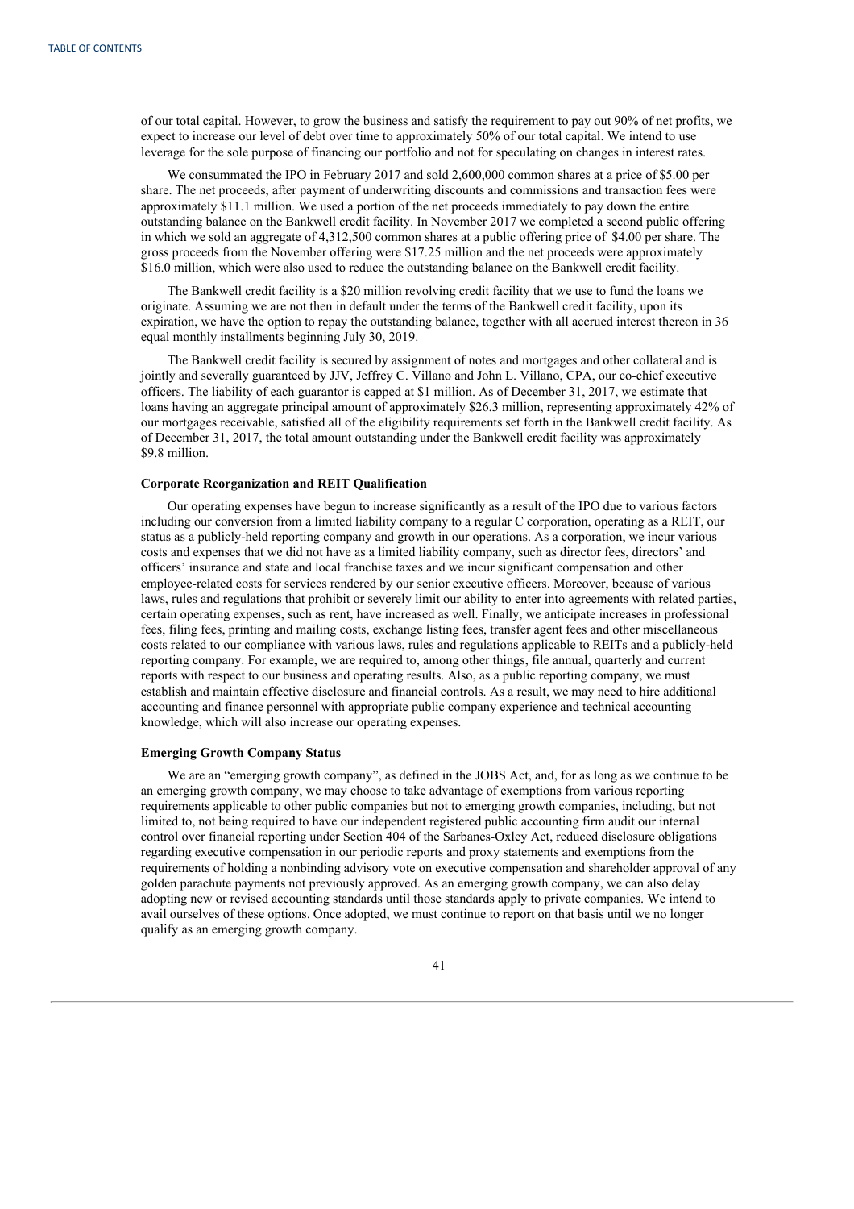of our total capital. However, to grow the business and satisfy the requirement to pay out 90% of net profits, we expect to increase our level of debt over time to approximately 50% of our total capital. We intend to use leverage for the sole purpose of financing our portfolio and not for speculating on changes in interest rates.

We consummated the IPO in February 2017 and sold 2,600,000 common shares at a price of $5.00 per share. The net proceeds, after payment of underwriting discounts and commissions and transaction fees were approximately $11.1 million. We used a portion of the net proceeds immediately to pay down the entire outstanding balance on the Bankwell credit facility. In November 2017 we completed a second public offering in which we sold an aggregate of 4,312,500 common shares at a public offering price of $4.00 per share. The gross proceeds from the November offering were $17.25 million and the net proceeds were approximately $16.0 million, which were also used to reduce the outstanding balance on the Bankwell credit facility.

The Bankwell credit facility is a $20 million revolving credit facility that we use to fund the loans we originate. Assuming we are not then in default under the terms of the Bankwell credit facility, upon its expiration, we have the option to repay the outstanding balance, together with all accrued interest thereon in 36 equal monthly installments beginning July 30, 2019.

The Bankwell credit facility is secured by assignment of notes and mortgages and other collateral and is jointly and severally guaranteed by JJV, Jeffrey C. Villano and John L. Villano, CPA, our co-chief executive officers. The liability of each guarantor is capped at $1 million. As of December 31, 2017, we estimate that loans having an aggregate principal amount of approximately $26.3 million, representing approximately 42% of our mortgages receivable, satisfied all of the eligibility requirements set forth in the Bankwell credit facility. As of December 31, 2017, the total amount outstanding under the Bankwell credit facility was approximately $9.8 million.

### Corporate Reorganization and REIT Qualification

Our operating expenses have begun to increase significantly as a result of the IPO due to various factors including our conversion from a limited liability company to a regular C corporation, operating as a REIT, our status as a publicly-held reporting company and growth in our operations. As a corporation, we incur various costs and expenses that we did not have as a limited liability company, such as director fees, directors' and officers' insurance and state and local franchise taxes and we incur significant compensation and other employee-related costs for services rendered by our senior executive officers. Moreover, because of various laws, rules and regulations that prohibit or severely limit our ability to enter into agreements with related parties, certain operating expenses, such as rent, have increased as well. Finally, we anticipate increases in professional fees, filing fees, printing and mailing costs, exchange listing fees, transfer agent fees and other miscellaneous costs related to our compliance with various laws, rules and regulations applicable to REITs and a publicly-held reporting company. For example, we are required to, among other things, file annual, quarterly and current reports with respect to our business and operating results. Also, as a public reporting company, we must establish and maintain effective disclosure and financial controls. As a result, we may need to hire additional accounting and finance personnel with appropriate public company experience and technical accounting knowledge, which will also increase our operating expenses.

### Emerging Growth Company Status

We are an "emerging growth company", as defined in the JOBS Act, and, for as long as we continue to be an emerging growth company, we may choose to take advantage of exemptions from various reporting requirements applicable to other public companies but not to emerging growth companies, including, but not limited to, not being required to have our independent registered public accounting firm audit our internal control over financial reporting under Section 404 of the Sarbanes-Oxley Act, reduced disclosure obligations regarding executive compensation in our periodic reports and proxy statements and exemptions from the requirements of holding a nonbinding advisory vote on executive compensation and shareholder approval of any golden parachute payments not previously approved. As an emerging growth company, we can also delay adopting new or revised accounting standards until those standards apply to private companies. We intend to avail ourselves of these options. Once adopted, we must continue to report on that basis until we no longer qualify as an emerging growth company.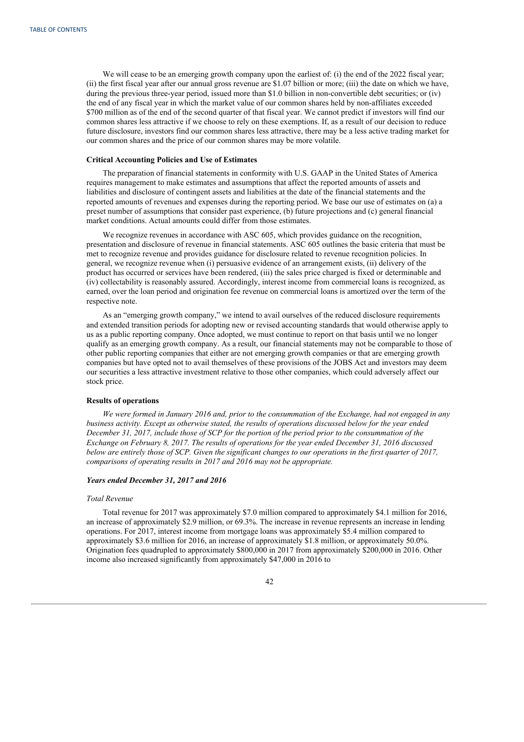We will cease to be an emerging growth company upon the earliest of: (i) the end of the 2022 fiscal year; (ii) the first fiscal year after our annual gross revenue are $1.07 billion or more; (iii) the date on which we have, during the previous three-year period, issued more than $1.0 billion in non-convertible debt securities; or (iv) the end of any fiscal year in which the market value of our common shares held by non-affiliates exceeded $700 million as of the end of the second quarter of that fiscal year. We cannot predict if investors will find our common shares less attractive if we choose to rely on these exemptions. If, as a result of our decision to reduce future disclosure, investors find our common shares less attractive, there may be a less active trading market for our common shares and the price of our common shares may be more volatile.

**Critical Accounting Policies and Use of Estimates**

The preparation of financial statements in conformity with U.S. GAAP in the United States of America requires management to make estimates and assumptions that affect the reported amounts of assets and liabilities and disclosure of contingent assets and liabilities at the date of the financial statements and the reported amounts of revenues and expenses during the reporting period. We base our use of estimates on (a) a preset number of assumptions that consider past experience, (b) future projections and (c) general financial market conditions. Actual amounts could differ from those estimates.

We recognize revenues in accordance with ASC 605, which provides guidance on the recognition, presentation and disclosure of revenue in financial statements. ASC 605 outlines the basic criteria that must be met to recognize revenue and provides guidance for disclosure related to revenue recognition policies. In general, we recognize revenue when (i) persuasive evidence of an arrangement exists, (ii) delivery of the product has occurred or services have been rendered, (iii) the sales price charged is fixed or determinable and (iv) collectability is reasonably assured. Accordingly, interest income from commercial loans is recognized, as earned, over the loan period and origination fee revenue on commercial loans is amortized over the term of the respective note.

As an "emerging growth company," we intend to avail ourselves of the reduced disclosure requirements and extended transition periods for adopting new or revised accounting standards that would otherwise apply to us as a public reporting company. Once adopted, we must continue to report on that basis until we no longer qualify as an emerging growth company. As a result, our financial statements may not be comparable to those of other public reporting companies that either are not emerging growth companies or that are emerging growth companies but have opted not to avail themselves of these provisions of the JOBS Act and investors may deem our securities a less attractive investment relative to those other companies, which could adversely affect our stock price.

**Results of operations**

*We were formed in January 2016 and, prior to the consummation of the Exchange, had not engaged in any business activity. Except as otherwise stated, the results of operations discussed below for the year ended December 31, 2017, include those of SCP for the portion of the period prior to the consummation of the Exchange on February 8, 2017. The results of operations for the year ended December 31, 2016 discussed below are entirely those of SCP. Given the significant changes to our operations in the first quarter of 2017, comparisons of operating results in 2017 and 2016 may not be appropriate.*

***Years ended December 31, 2017 and 2016***

*Total Revenue*

Total revenue for 2017 was approximately $7.0 million compared to approximately $4.1 million for 2016, an increase of approximately $2.9 million, or 69.3%. The increase in revenue represents an increase in lending operations. For 2017, interest income from mortgage loans was approximately $5.4 million compared to approximately $3.6 million for 2016, an increase of approximately $1.8 million, or approximately 50.0%. Origination fees quadrupled to approximately $800,000 in 2017 from approximately $200,000 in 2016. Other income also increased significantly from approximately $47,000 in 2016 to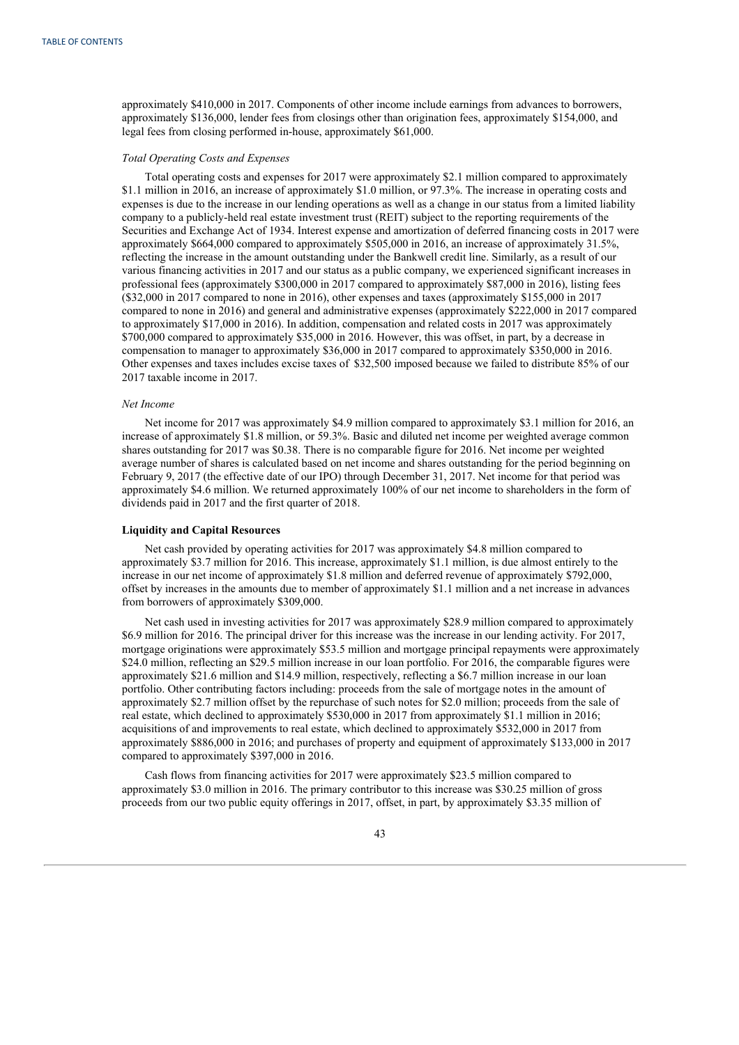approximately $410,000 in 2017. Components of other income include earnings from advances to borrowers, approximately $136,000, lender fees from closings other than origination fees, approximately $154,000, and legal fees from closing performed in-house, approximately $61,000.

*Total Operating Costs and Expenses*

Total operating costs and expenses for 2017 were approximately $2.1 million compared to approximately $1.1 million in 2016, an increase of approximately $1.0 million, or 97.3%. The increase in operating costs and expenses is due to the increase in our lending operations as well as a change in our status from a limited liability company to a publicly-held real estate investment trust (REIT) subject to the reporting requirements of the Securities and Exchange Act of 1934. Interest expense and amortization of deferred financing costs in 2017 were approximately $664,000 compared to approximately $505,000 in 2016, an increase of approximately 31.5%, reflecting the increase in the amount outstanding under the Bankwell credit line. Similarly, as a result of our various financing activities in 2017 and our status as a public company, we experienced significant increases in professional fees (approximately $300,000 in 2017 compared to approximately $87,000 in 2016), listing fees ($32,000 in 2017 compared to none in 2016), other expenses and taxes (approximately $155,000 in 2017 compared to none in 2016) and general and administrative expenses (approximately $222,000 in 2017 compared to approximately $17,000 in 2016). In addition, compensation and related costs in 2017 was approximately $700,000 compared to approximately $35,000 in 2016. However, this was offset, in part, by a decrease in compensation to manager to approximately $36,000 in 2017 compared to approximately $350,000 in 2016. Other expenses and taxes includes excise taxes of $32,500 imposed because we failed to distribute 85% of our 2017 taxable income in 2017.

*Net Income*

Net income for 2017 was approximately $4.9 million compared to approximately $3.1 million for 2016, an increase of approximately $1.8 million, or 59.3%. Basic and diluted net income per weighted average common shares outstanding for 2017 was $0.38. There is no comparable figure for 2016. Net income per weighted average number of shares is calculated based on net income and shares outstanding for the period beginning on February 9, 2017 (the effective date of our IPO) through December 31, 2017. Net income for that period was approximately $4.6 million. We returned approximately 100% of our net income to shareholders in the form of dividends paid in 2017 and the first quarter of 2018.

**Liquidity and Capital Resources**

Net cash provided by operating activities for 2017 was approximately $4.8 million compared to approximately $3.7 million for 2016. This increase, approximately $1.1 million, is due almost entirely to the increase in our net income of approximately $1.8 million and deferred revenue of approximately $792,000, offset by increases in the amounts due to member of approximately $1.1 million and a net increase in advances from borrowers of approximately $309,000.

Net cash used in investing activities for 2017 was approximately $28.9 million compared to approximately $6.9 million for 2016. The principal driver for this increase was the increase in our lending activity. For 2017, mortgage originations were approximately $53.5 million and mortgage principal repayments were approximately $24.0 million, reflecting an $29.5 million increase in our loan portfolio. For 2016, the comparable figures were approximately $21.6 million and $14.9 million, respectively, reflecting a $6.7 million increase in our loan portfolio. Other contributing factors including: proceeds from the sale of mortgage notes in the amount of approximately $2.7 million offset by the repurchase of such notes for $2.0 million; proceeds from the sale of real estate, which declined to approximately $530,000 in 2017 from approximately $1.1 million in 2016; acquisitions of and improvements to real estate, which declined to approximately $532,000 in 2017 from approximately $886,000 in 2016; and purchases of property and equipment of approximately $133,000 in 2017 compared to approximately $397,000 in 2016.

Cash flows from financing activities for 2017 were approximately $23.5 million compared to approximately $3.0 million in 2016. The primary contributor to this increase was $30.25 million of gross proceeds from our two public equity offerings in 2017, offset, in part, by approximately $3.35 million of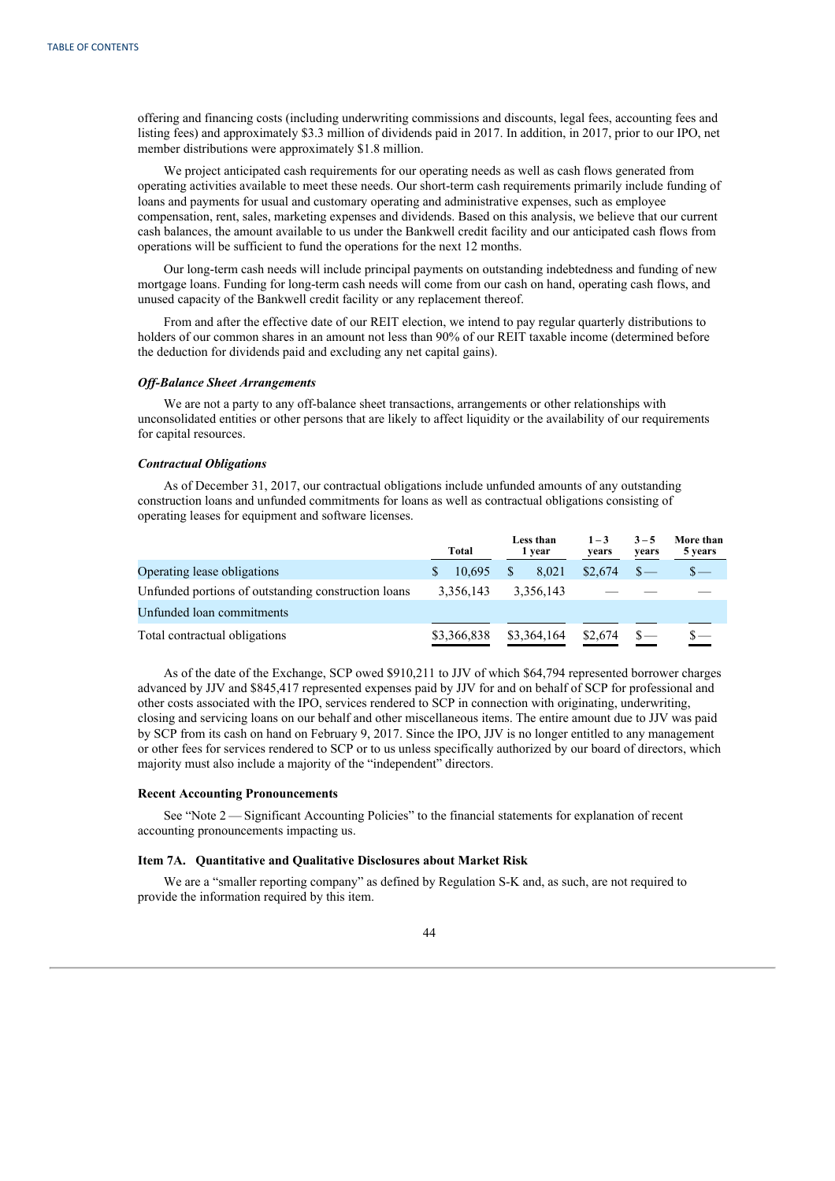offering and financing costs (including underwriting commissions and discounts, legal fees, accounting fees and listing fees) and approximately $3.3 million of dividends paid in 2017. In addition, in 2017, prior to our IPO, net member distributions were approximately $1.8 million.

We project anticipated cash requirements for our operating needs as well as cash flows generated from operating activities available to meet these needs. Our short-term cash requirements primarily include funding of loans and payments for usual and customary operating and administrative expenses, such as employee compensation, rent, sales, marketing expenses and dividends. Based on this analysis, we believe that our current cash balances, the amount available to us under the Bankwell credit facility and our anticipated cash flows from operations will be sufficient to fund the operations for the next 12 months.

Our long-term cash needs will include principal payments on outstanding indebtedness and funding of new mortgage loans. Funding for long-term cash needs will come from our cash on hand, operating cash flows, and unused capacity of the Bankwell credit facility or any replacement thereof.

From and after the effective date of our REIT election, we intend to pay regular quarterly distributions to holders of our common shares in an amount not less than 90% of our REIT taxable income (determined before the deduction for dividends paid and excluding any net capital gains).

***Off-Balance Sheet Arrangements***

We are not a party to any off-balance sheet transactions, arrangements or other relationships with unconsolidated entities or other persons that are likely to affect liquidity or the availability of our requirements for capital resources.

***Contractual Obligations***

As of December 31, 2017, our contractual obligations include unfunded amounts of any outstanding construction loans and unfunded commitments for loans as well as contractual obligations consisting of operating leases for equipment and software licenses.

| | Total | Less than 1 year | 1 – 3 years | 3 – 5 years | More than 5 years |
|---|---|---|---|---|---|
| Operating lease obligations | $ 10,695 | $ 8,021 | $2,674 | $— | $— |
| Unfunded portions of outstanding construction loans | 3,356,143 | 3,356,143 | — | — | — |
| Unfunded loan commitments | | | | | |
| Total contractual obligations | $3,366,838 | $3,364,164 | $2,674 | $— | $— |

As of the date of the Exchange, SCP owed $910,211 to JJV of which $64,794 represented borrower charges advanced by JJV and $845,417 represented expenses paid by JJV for and on behalf of SCP for professional and other costs associated with the IPO, services rendered to SCP in connection with originating, underwriting, closing and servicing loans on our behalf and other miscellaneous items. The entire amount due to JJV was paid by SCP from its cash on hand on February 9, 2017. Since the IPO, JJV is no longer entitled to any management or other fees for services rendered to SCP or to us unless specifically authorized by our board of directors, which majority must also include a majority of the "independent" directors.

### Recent Accounting Pronouncements

See "Note 2 — Significant Accounting Policies" to the financial statements for explanation of recent accounting pronouncements impacting us.

### Item 7A. Quantitative and Qualitative Disclosures about Market Risk

We are a "smaller reporting company" as defined by Regulation S-K and, as such, are not required to provide the information required by this item.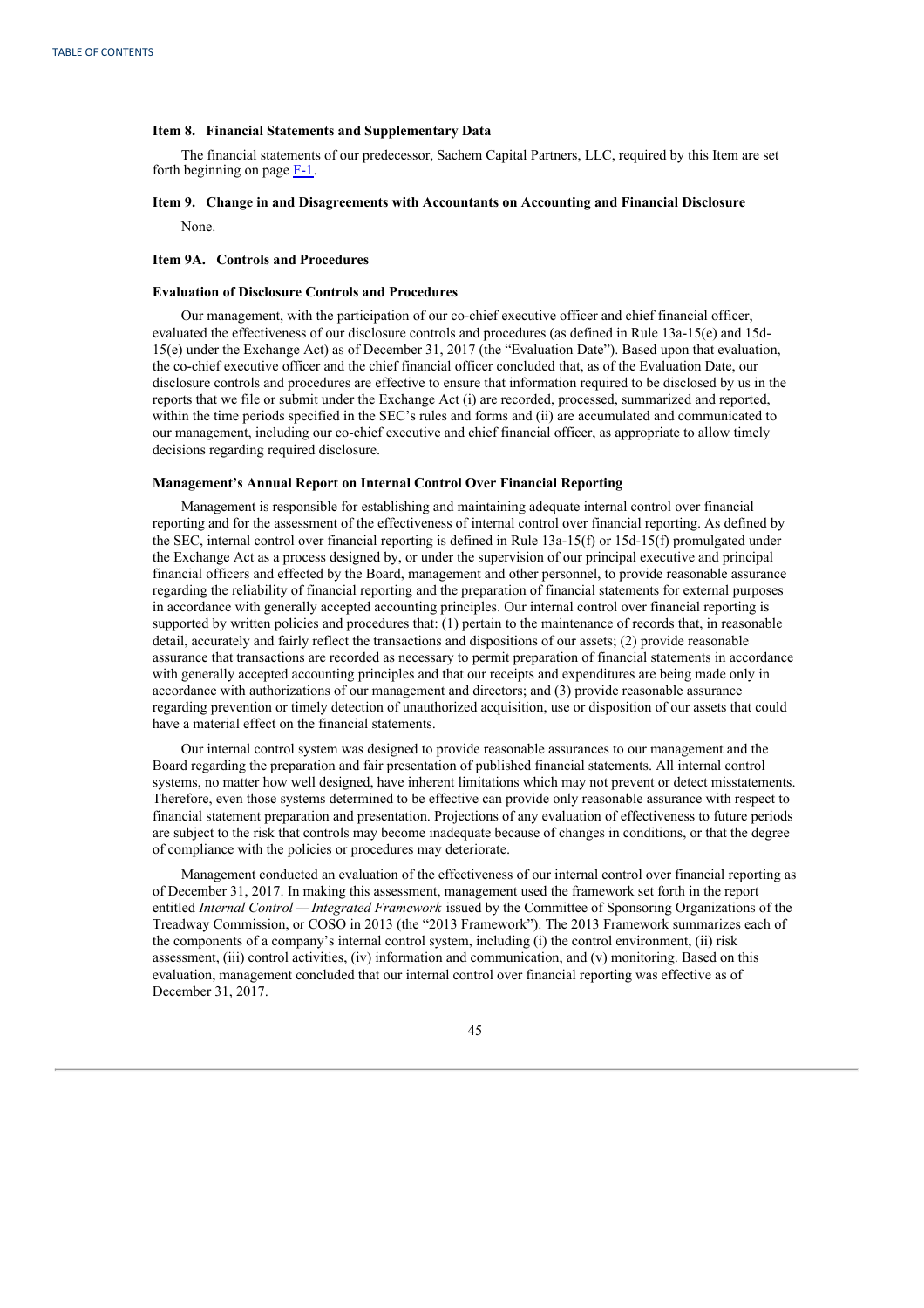### Item 8. Financial Statements and Supplementary Data

The financial statements of our predecessor, Sachem Capital Partners, LLC, required by this Item are set forth beginning on page F-1.

### Item 9. Change in and Disagreements with Accountants on Accounting and Financial Disclosure

None.

### Item 9A. Controls and Procedures

#### Evaluation of Disclosure Controls and Procedures

Our management, with the participation of our co-chief executive officer and chief financial officer, evaluated the effectiveness of our disclosure controls and procedures (as defined in Rule 13a-15(e) and 15d-15(e) under the Exchange Act) as of December 31, 2017 (the "Evaluation Date"). Based upon that evaluation, the co-chief executive officer and the chief financial officer concluded that, as of the Evaluation Date, our disclosure controls and procedures are effective to ensure that information required to be disclosed by us in the reports that we file or submit under the Exchange Act (i) are recorded, processed, summarized and reported, within the time periods specified in the SEC's rules and forms and (ii) are accumulated and communicated to our management, including our co-chief executive and chief financial officer, as appropriate to allow timely decisions regarding required disclosure.

#### Management's Annual Report on Internal Control Over Financial Reporting

Management is responsible for establishing and maintaining adequate internal control over financial reporting and for the assessment of the effectiveness of internal control over financial reporting. As defined by the SEC, internal control over financial reporting is defined in Rule 13a-15(f) or 15d-15(f) promulgated under the Exchange Act as a process designed by, or under the supervision of our principal executive and principal financial officers and effected by the Board, management and other personnel, to provide reasonable assurance regarding the reliability of financial reporting and the preparation of financial statements for external purposes in accordance with generally accepted accounting principles. Our internal control over financial reporting is supported by written policies and procedures that: (1) pertain to the maintenance of records that, in reasonable detail, accurately and fairly reflect the transactions and dispositions of our assets; (2) provide reasonable assurance that transactions are recorded as necessary to permit preparation of financial statements in accordance with generally accepted accounting principles and that our receipts and expenditures are being made only in accordance with authorizations of our management and directors; and (3) provide reasonable assurance regarding prevention or timely detection of unauthorized acquisition, use or disposition of our assets that could have a material effect on the financial statements.

Our internal control system was designed to provide reasonable assurances to our management and the Board regarding the preparation and fair presentation of published financial statements. All internal control systems, no matter how well designed, have inherent limitations which may not prevent or detect misstatements. Therefore, even those systems determined to be effective can provide only reasonable assurance with respect to financial statement preparation and presentation. Projections of any evaluation of effectiveness to future periods are subject to the risk that controls may become inadequate because of changes in conditions, or that the degree of compliance with the policies or procedures may deteriorate.

Management conducted an evaluation of the effectiveness of our internal control over financial reporting as of December 31, 2017. In making this assessment, management used the framework set forth in the report entitled *Internal Control — Integrated Framework* issued by the Committee of Sponsoring Organizations of the Treadway Commission, or COSO in 2013 (the "2013 Framework"). The 2013 Framework summarizes each of the components of a company's internal control system, including (i) the control environment, (ii) risk assessment, (iii) control activities, (iv) information and communication, and (v) monitoring. Based on this evaluation, management concluded that our internal control over financial reporting was effective as of December 31, 2017.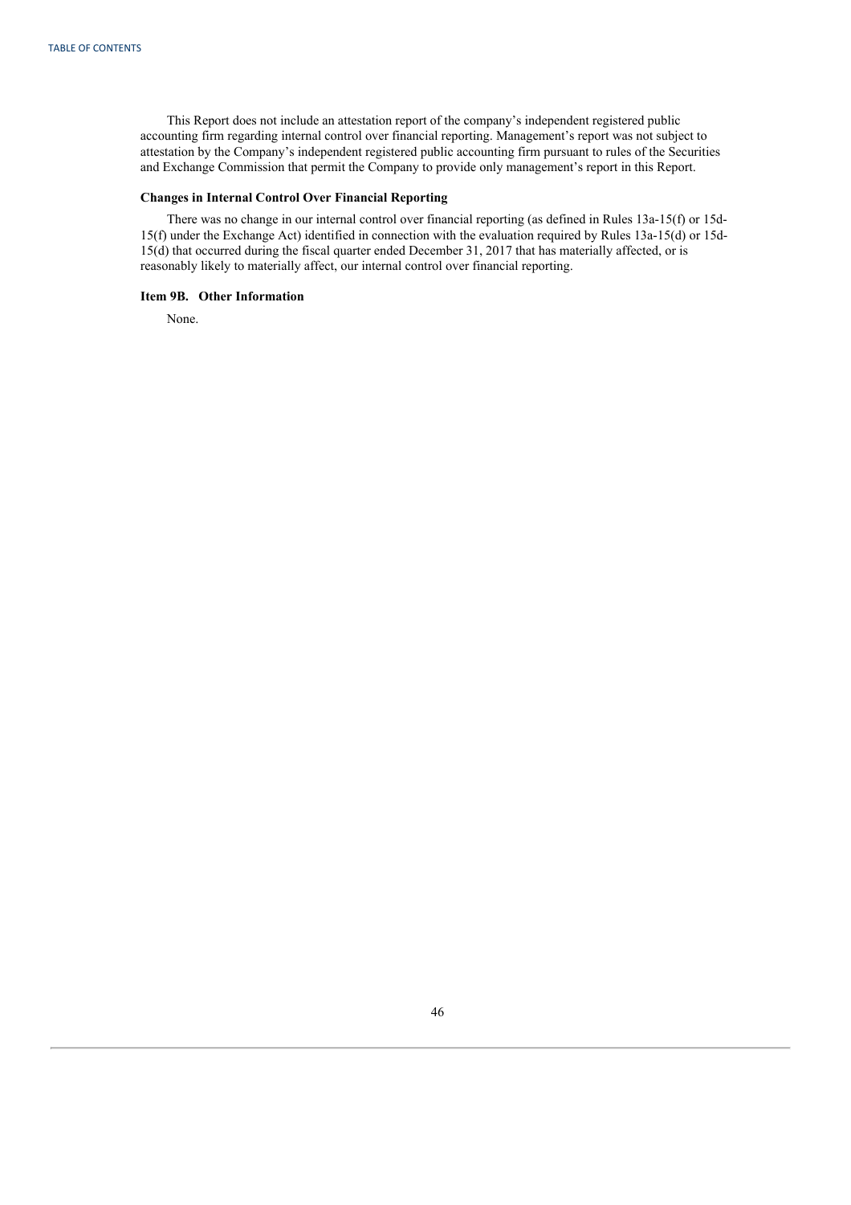This Report does not include an attestation report of the company's independent registered public accounting firm regarding internal control over financial reporting. Management's report was not subject to attestation by the Company's independent registered public accounting firm pursuant to rules of the Securities and Exchange Commission that permit the Company to provide only management's report in this Report.

### Changes in Internal Control Over Financial Reporting

There was no change in our internal control over financial reporting (as defined in Rules 13a-15(f) or 15d-15(f) under the Exchange Act) identified in connection with the evaluation required by Rules 13a-15(d) or 15d-15(d) that occurred during the fiscal quarter ended December 31, 2017 that has materially affected, or is reasonably likely to materially affect, our internal control over financial reporting.

### Item 9B. Other Information

None.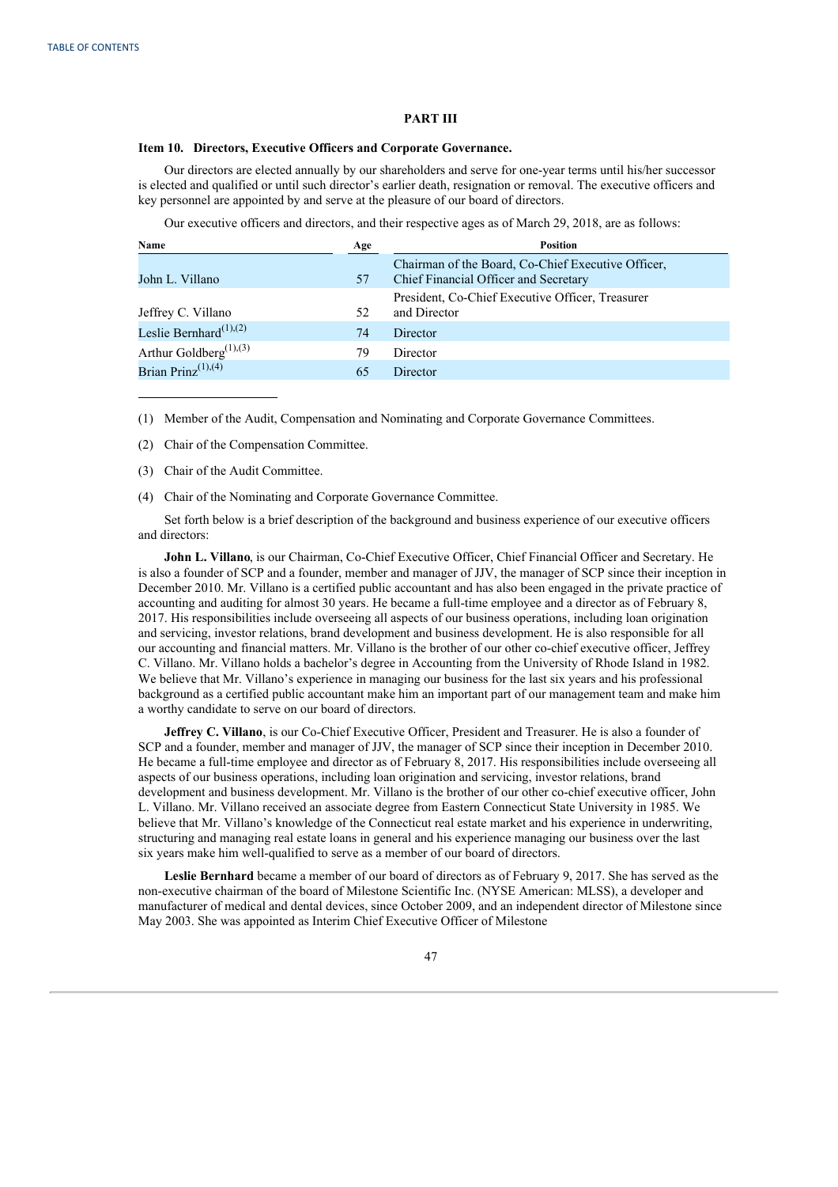## PART III

### Item 10. Directors, Executive Officers and Corporate Governance.

Our directors are elected annually by our shareholders and serve for one-year terms until his/her successor is elected and qualified or until such director's earlier death, resignation or removal. The executive officers and key personnel are appointed by and serve at the pleasure of our board of directors.

Our executive officers and directors, and their respective ages as of March 29, 2018, are as follows:

| Name | Age | Position |
|---|---|---|
| John L. Villano | 57 | Chairman of the Board, Co-Chief Executive Officer, Chief Financial Officer and Secretary |
| Jeffrey C. Villano | 52 | President, Co-Chief Executive Officer, Treasurer and Director |
| Leslie Bernhard[(1),(2)] | 74 | Director |
| Arthur Goldberg[(1),(3)] | 79 | Director |
| Brian Prinz[(1),(4)] | 65 | Director |

(1) Member of the Audit, Compensation and Nominating and Corporate Governance Committees.

(2) Chair of the Compensation Committee.

(3) Chair of the Audit Committee.

(4) Chair of the Nominating and Corporate Governance Committee.

Set forth below is a brief description of the background and business experience of our executive officers and directors:

**John L. Villano**, is our Chairman, Co-Chief Executive Officer, Chief Financial Officer and Secretary. He is also a founder of SCP and a founder, member and manager of JJV, the manager of SCP since their inception in December 2010. Mr. Villano is a certified public accountant and has also been engaged in the private practice of accounting and auditing for almost 30 years. He became a full-time employee and a director as of February 8, 2017. His responsibilities include overseeing all aspects of our business operations, including loan origination and servicing, investor relations, brand development and business development. He is also responsible for all our accounting and financial matters. Mr. Villano is the brother of our other co-chief executive officer, Jeffrey C. Villano. Mr. Villano holds a bachelor's degree in Accounting from the University of Rhode Island in 1982. We believe that Mr. Villano's experience in managing our business for the last six years and his professional background as a certified public accountant make him an important part of our management team and make him a worthy candidate to serve on our board of directors.

**Jeffrey C. Villano**, is our Co-Chief Executive Officer, President and Treasurer. He is also a founder of SCP and a founder, member and manager of JJV, the manager of SCP since their inception in December 2010. He became a full-time employee and director as of February 8, 2017. His responsibilities include overseeing all aspects of our business operations, including loan origination and servicing, investor relations, brand development and business development. Mr. Villano is the brother of our other co-chief executive officer, John L. Villano. Mr. Villano received an associate degree from Eastern Connecticut State University in 1985. We believe that Mr. Villano's knowledge of the Connecticut real estate market and his experience in underwriting, structuring and managing real estate loans in general and his experience managing our business over the last six years make him well-qualified to serve as a member of our board of directors.

**Leslie Bernhard** became a member of our board of directors as of February 9, 2017. She has served as the non-executive chairman of the board of Milestone Scientific Inc. (NYSE American: MLSS), a developer and manufacturer of medical and dental devices, since October 2009, and an independent director of Milestone since May 2003. She was appointed as Interim Chief Executive Officer of Milestone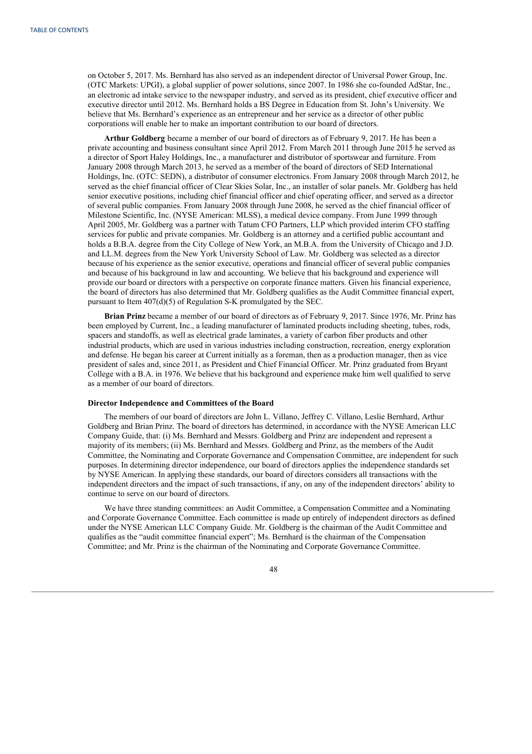on October 5, 2017. Ms. Bernhard has also served as an independent director of Universal Power Group, Inc. (OTC Markets: UPGI), a global supplier of power solutions, since 2007. In 1986 she co-founded AdStar, Inc., an electronic ad intake service to the newspaper industry, and served as its president, chief executive officer and executive director until 2012. Ms. Bernhard holds a BS Degree in Education from St. John's University. We believe that Ms. Bernhard's experience as an entrepreneur and her service as a director of other public corporations will enable her to make an important contribution to our board of directors.

**Arthur Goldberg** became a member of our board of directors as of February 9, 2017. He has been a private accounting and business consultant since April 2012. From March 2011 through June 2015 he served as a director of Sport Haley Holdings, Inc., a manufacturer and distributor of sportswear and furniture. From January 2008 through March 2013, he served as a member of the board of directors of SED International Holdings, Inc. (OTC: SEDN), a distributor of consumer electronics. From January 2008 through March 2012, he served as the chief financial officer of Clear Skies Solar, Inc., an installer of solar panels. Mr. Goldberg has held senior executive positions, including chief financial officer and chief operating officer, and served as a director of several public companies. From January 2008 through June 2008, he served as the chief financial officer of Milestone Scientific, Inc. (NYSE American: MLSS), a medical device company. From June 1999 through April 2005, Mr. Goldberg was a partner with Tatum CFO Partners, LLP which provided interim CFO staffing services for public and private companies. Mr. Goldberg is an attorney and a certified public accountant and holds a B.B.A. degree from the City College of New York, an M.B.A. from the University of Chicago and J.D. and LL.M. degrees from the New York University School of Law. Mr. Goldberg was selected as a director because of his experience as the senior executive, operations and financial officer of several public companies and because of his background in law and accounting. We believe that his background and experience will provide our board or directors with a perspective on corporate finance matters. Given his financial experience, the board of directors has also determined that Mr. Goldberg qualifies as the Audit Committee financial expert, pursuant to Item 407(d)(5) of Regulation S-K promulgated by the SEC.

**Brian Prinz** became a member of our board of directors as of February 9, 2017. Since 1976, Mr. Prinz has been employed by Current, Inc., a leading manufacturer of laminated products including sheeting, tubes, rods, spacers and standoffs, as well as electrical grade laminates, a variety of carbon fiber products and other industrial products, which are used in various industries including construction, recreation, energy exploration and defense. He began his career at Current initially as a foreman, then as a production manager, then as vice president of sales and, since 2011, as President and Chief Financial Officer. Mr. Prinz graduated from Bryant College with a B.A. in 1976. We believe that his background and experience make him well qualified to serve as a member of our board of directors.

#### Director Independence and Committees of the Board

The members of our board of directors are John L. Villano, Jeffrey C. Villano, Leslie Bernhard, Arthur Goldberg and Brian Prinz. The board of directors has determined, in accordance with the NYSE American LLC Company Guide, that: (i) Ms. Bernhard and Messrs. Goldberg and Prinz are independent and represent a majority of its members; (ii) Ms. Bernhard and Messrs. Goldberg and Prinz, as the members of the Audit Committee, the Nominating and Corporate Governance and Compensation Committee, are independent for such purposes. In determining director independence, our board of directors applies the independence standards set by NYSE American. In applying these standards, our board of directors considers all transactions with the independent directors and the impact of such transactions, if any, on any of the independent directors' ability to continue to serve on our board of directors.

We have three standing committees: an Audit Committee, a Compensation Committee and a Nominating and Corporate Governance Committee. Each committee is made up entirely of independent directors as defined under the NYSE American LLC Company Guide. Mr. Goldberg is the chairman of the Audit Committee and qualifies as the "audit committee financial expert"; Ms. Bernhard is the chairman of the Compensation Committee; and Mr. Prinz is the chairman of the Nominating and Corporate Governance Committee.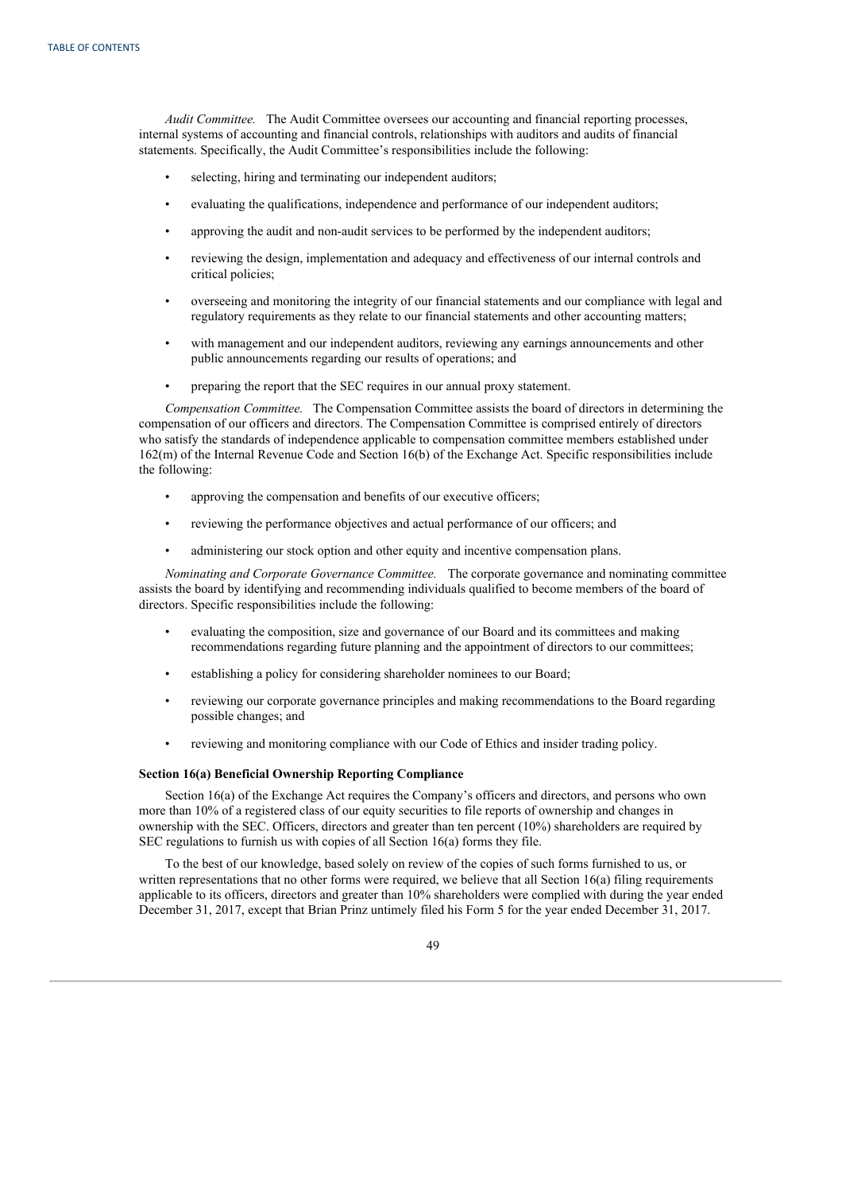*Audit Committee.* The Audit Committee oversees our accounting and financial reporting processes, internal systems of accounting and financial controls, relationships with auditors and audits of financial statements. Specifically, the Audit Committee's responsibilities include the following:

- selecting, hiring and terminating our independent auditors;
- evaluating the qualifications, independence and performance of our independent auditors;
- approving the audit and non-audit services to be performed by the independent auditors;
- reviewing the design, implementation and adequacy and effectiveness of our internal controls and critical policies;
- overseeing and monitoring the integrity of our financial statements and our compliance with legal and regulatory requirements as they relate to our financial statements and other accounting matters;
- with management and our independent auditors, reviewing any earnings announcements and other public announcements regarding our results of operations; and
- preparing the report that the SEC requires in our annual proxy statement.

*Compensation Committee.* The Compensation Committee assists the board of directors in determining the compensation of our officers and directors. The Compensation Committee is comprised entirely of directors who satisfy the standards of independence applicable to compensation committee members established under 162(m) of the Internal Revenue Code and Section 16(b) of the Exchange Act. Specific responsibilities include the following:

- approving the compensation and benefits of our executive officers;
- reviewing the performance objectives and actual performance of our officers; and
- administering our stock option and other equity and incentive compensation plans.

*Nominating and Corporate Governance Committee.* The corporate governance and nominating committee assists the board by identifying and recommending individuals qualified to become members of the board of directors. Specific responsibilities include the following:

- evaluating the composition, size and governance of our Board and its committees and making recommendations regarding future planning and the appointment of directors to our committees;
- establishing a policy for considering shareholder nominees to our Board;
- reviewing our corporate governance principles and making recommendations to the Board regarding possible changes; and
- reviewing and monitoring compliance with our Code of Ethics and insider trading policy.

**Section 16(a) Beneficial Ownership Reporting Compliance**

Section 16(a) of the Exchange Act requires the Company's officers and directors, and persons who own more than 10% of a registered class of our equity securities to file reports of ownership and changes in ownership with the SEC. Officers, directors and greater than ten percent (10%) shareholders are required by SEC regulations to furnish us with copies of all Section 16(a) forms they file.

To the best of our knowledge, based solely on review of the copies of such forms furnished to us, or written representations that no other forms were required, we believe that all Section 16(a) filing requirements applicable to its officers, directors and greater than 10% shareholders were complied with during the year ended December 31, 2017, except that Brian Prinz untimely filed his Form 5 for the year ended December 31, 2017.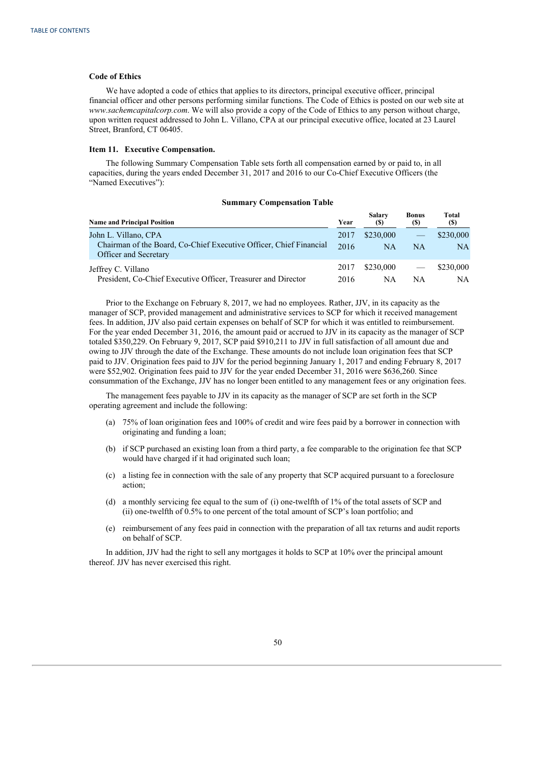### Code of Ethics

We have adopted a code of ethics that applies to its directors, principal executive officer, principal financial officer and other persons performing similar functions. The Code of Ethics is posted on our web site at *www.sachemcapitalcorp.com*. We will also provide a copy of the Code of Ethics to any person without charge, upon written request addressed to John L. Villano, CPA at our principal executive office, located at 23 Laurel Street, Branford, CT 06405.

### Item 11. Executive Compensation.

The following Summary Compensation Table sets forth all compensation earned by or paid to, in all capacities, during the years ended December 31, 2017 and 2016 to our Co-Chief Executive Officers (the "Named Executives"):

**Summary Compensation Table**

| Name and Principal Position | Year | Salary ($) | Bonus ($) | Total ($) |
|---|---|---|---|---|
| John L. Villano, CPA<br>Chairman of the Board, Co-Chief Executive Officer, Chief Financial Officer and Secretary | 2017 | $230,000 | — | $230,000 |
| | 2016 | NA | NA | NA |
| Jeffrey C. Villano<br>President, Co-Chief Executive Officer, Treasurer and Director | 2017 | $230,000 | — | $230,000 |
| | 2016 | NA | NA | NA |

Prior to the Exchange on February 8, 2017, we had no employees. Rather, JJV, in its capacity as the manager of SCP, provided management and administrative services to SCP for which it received management fees. In addition, JJV also paid certain expenses on behalf of SCP for which it was entitled to reimbursement. For the year ended December 31, 2016, the amount paid or accrued to JJV in its capacity as the manager of SCP totaled $350,229. On February 9, 2017, SCP paid $910,211 to JJV in full satisfaction of all amount due and owing to JJV through the date of the Exchange. These amounts do not include loan origination fees that SCP paid to JJV. Origination fees paid to JJV for the period beginning January 1, 2017 and ending February 8, 2017 were $52,902. Origination fees paid to JJV for the year ended December 31, 2016 were $636,260. Since consummation of the Exchange, JJV has no longer been entitled to any management fees or any origination fees.

The management fees payable to JJV in its capacity as the manager of SCP are set forth in the SCP operating agreement and include the following:

(a) 75% of loan origination fees and 100% of credit and wire fees paid by a borrower in connection with originating and funding a loan;

(b) if SCP purchased an existing loan from a third party, a fee comparable to the origination fee that SCP would have charged if it had originated such loan;

(c) a listing fee in connection with the sale of any property that SCP acquired pursuant to a foreclosure action;

(d) a monthly servicing fee equal to the sum of (i) one-twelfth of 1% of the total assets of SCP and (ii) one-twelfth of 0.5% to one percent of the total amount of SCP's loan portfolio; and

(e) reimbursement of any fees paid in connection with the preparation of all tax returns and audit reports on behalf of SCP.

In addition, JJV had the right to sell any mortgages it holds to SCP at 10% over the principal amount thereof. JJV has never exercised this right.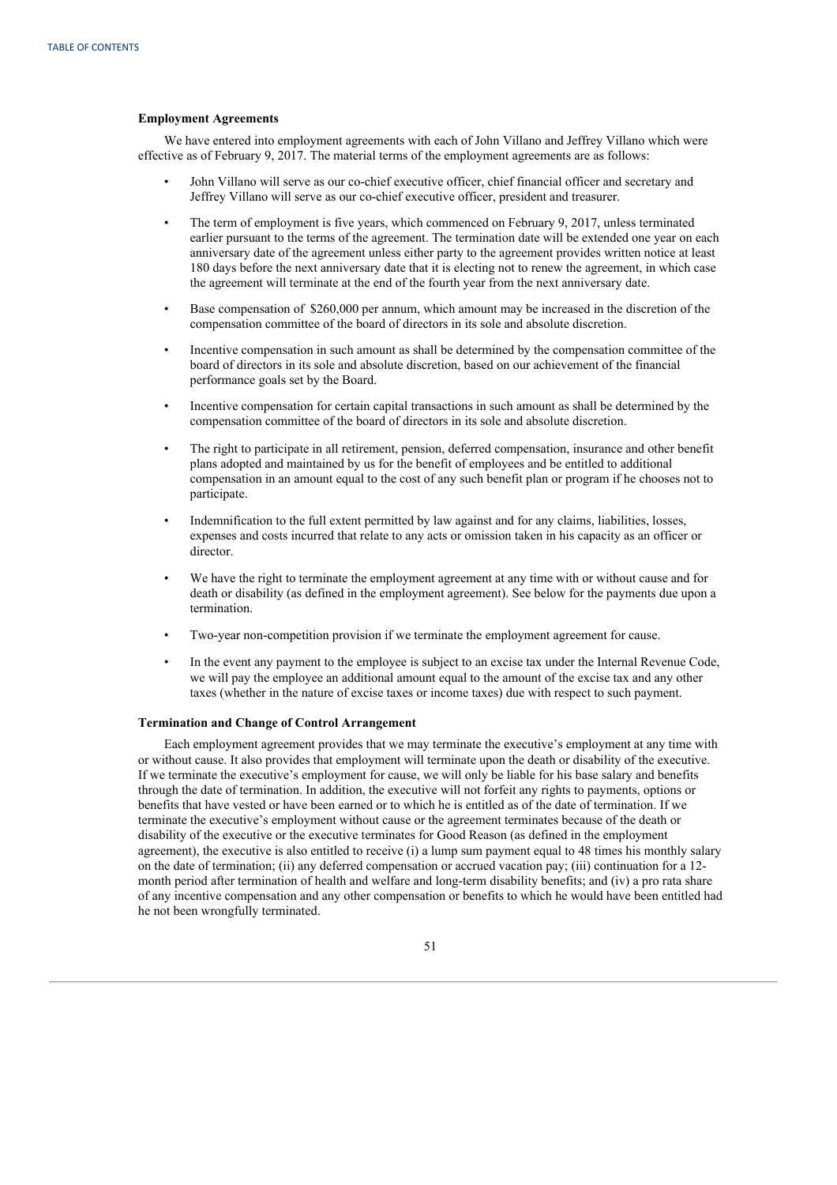### Employment Agreements

We have entered into employment agreements with each of John Villano and Jeffrey Villano which were effective as of February 9, 2017. The material terms of the employment agreements are as follows:

- John Villano will serve as our co-chief executive officer, chief financial officer and secretary and Jeffrey Villano will serve as our co-chief executive officer, president and treasurer.
- The term of employment is five years, which commenced on February 9, 2017, unless terminated earlier pursuant to the terms of the agreement. The termination date will be extended one year on each anniversary date of the agreement unless either party to the agreement provides written notice at least 180 days before the next anniversary date that it is electing not to renew the agreement, in which case the agreement will terminate at the end of the fourth year from the next anniversary date.
- Base compensation of $260,000 per annum, which amount may be increased in the discretion of the compensation committee of the board of directors in its sole and absolute discretion.
- Incentive compensation in such amount as shall be determined by the compensation committee of the board of directors in its sole and absolute discretion, based on our achievement of the financial performance goals set by the Board.
- Incentive compensation for certain capital transactions in such amount as shall be determined by the compensation committee of the board of directors in its sole and absolute discretion.
- The right to participate in all retirement, pension, deferred compensation, insurance and other benefit plans adopted and maintained by us for the benefit of employees and be entitled to additional compensation in an amount equal to the cost of any such benefit plan or program if he chooses not to participate.
- Indemnification to the full extent permitted by law against and for any claims, liabilities, losses, expenses and costs incurred that relate to any acts or omission taken in his capacity as an officer or director.
- We have the right to terminate the employment agreement at any time with or without cause and for death or disability (as defined in the employment agreement). See below for the payments due upon a termination.
- Two-year non-competition provision if we terminate the employment agreement for cause.
- In the event any payment to the employee is subject to an excise tax under the Internal Revenue Code, we will pay the employee an additional amount equal to the amount of the excise tax and any other taxes (whether in the nature of excise taxes or income taxes) due with respect to such payment.

### Termination and Change of Control Arrangement

Each employment agreement provides that we may terminate the executive's employment at any time with or without cause. It also provides that employment will terminate upon the death or disability of the executive. If we terminate the executive's employment for cause, we will only be liable for his base salary and benefits through the date of termination. In addition, the executive will not forfeit any rights to payments, options or benefits that have vested or have been earned or to which he is entitled as of the date of termination. If we terminate the executive's employment without cause or the agreement terminates because of the death or disability of the executive or the executive terminates for Good Reason (as defined in the employment agreement), the executive is also entitled to receive (i) a lump sum payment equal to 48 times his monthly salary on the date of termination; (ii) any deferred compensation or accrued vacation pay; (iii) continuation for a 12-month period after termination of health and welfare and long-term disability benefits; and (iv) a pro rata share of any incentive compensation and any other compensation or benefits to which he would have been entitled had he not been wrongfully terminated.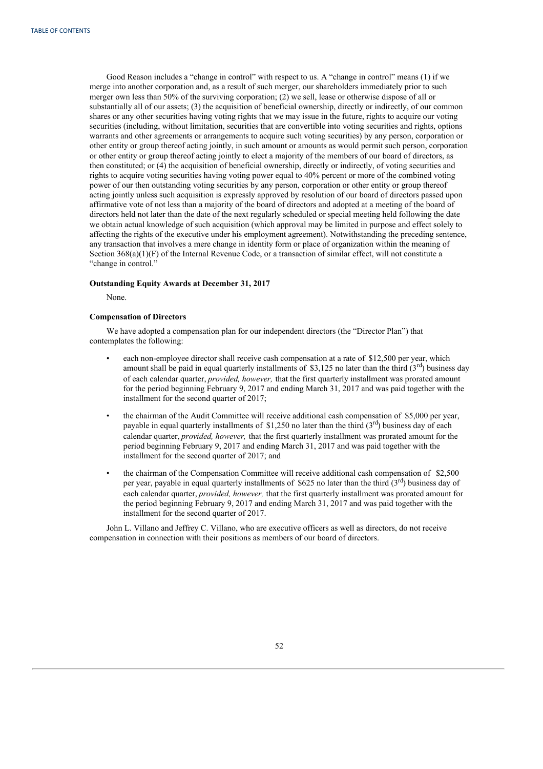Good Reason includes a "change in control" with respect to us. A "change in control" means (1) if we merge into another corporation and, as a result of such merger, our shareholders immediately prior to such merger own less than 50% of the surviving corporation; (2) we sell, lease or otherwise dispose of all or substantially all of our assets; (3) the acquisition of beneficial ownership, directly or indirectly, of our common shares or any other securities having voting rights that we may issue in the future, rights to acquire our voting securities (including, without limitation, securities that are convertible into voting securities and rights, options warrants and other agreements or arrangements to acquire such voting securities) by any person, corporation or other entity or group thereof acting jointly, in such amount or amounts as would permit such person, corporation or other entity or group thereof acting jointly to elect a majority of the members of our board of directors, as then constituted; or (4) the acquisition of beneficial ownership, directly or indirectly, of voting securities and rights to acquire voting securities having voting power equal to 40% percent or more of the combined voting power of our then outstanding voting securities by any person, corporation or other entity or group thereof acting jointly unless such acquisition is expressly approved by resolution of our board of directors passed upon affirmative vote of not less than a majority of the board of directors and adopted at a meeting of the board of directors held not later than the date of the next regularly scheduled or special meeting held following the date we obtain actual knowledge of such acquisition (which approval may be limited in purpose and effect solely to affecting the rights of the executive under his employment agreement). Notwithstanding the preceding sentence, any transaction that involves a mere change in identity form or place of organization within the meaning of Section 368(a)(1)(F) of the Internal Revenue Code, or a transaction of similar effect, will not constitute a "change in control."

**Outstanding Equity Awards at December 31, 2017**

None.

**Compensation of Directors**

We have adopted a compensation plan for our independent directors (the "Director Plan") that contemplates the following:

- each non-employee director shall receive cash compensation at a rate of $12,500 per year, which amount shall be paid in equal quarterly installments of $3,125 no later than the third (3rd) business day of each calendar quarter, *provided, however,* that the first quarterly installment was prorated amount for the period beginning February 9, 2017 and ending March 31, 2017 and was paid together with the installment for the second quarter of 2017;
- the chairman of the Audit Committee will receive additional cash compensation of $5,000 per year, payable in equal quarterly installments of $1,250 no later than the third (3rd) business day of each calendar quarter, *provided, however,* that the first quarterly installment was prorated amount for the period beginning February 9, 2017 and ending March 31, 2017 and was paid together with the installment for the second quarter of 2017; and
- the chairman of the Compensation Committee will receive additional cash compensation of $2,500 per year, payable in equal quarterly installments of $625 no later than the third (3rd) business day of each calendar quarter, *provided, however,* that the first quarterly installment was prorated amount for the period beginning February 9, 2017 and ending March 31, 2017 and was paid together with the installment for the second quarter of 2017.

John L. Villano and Jeffrey C. Villano, who are executive officers as well as directors, do not receive compensation in connection with their positions as members of our board of directors.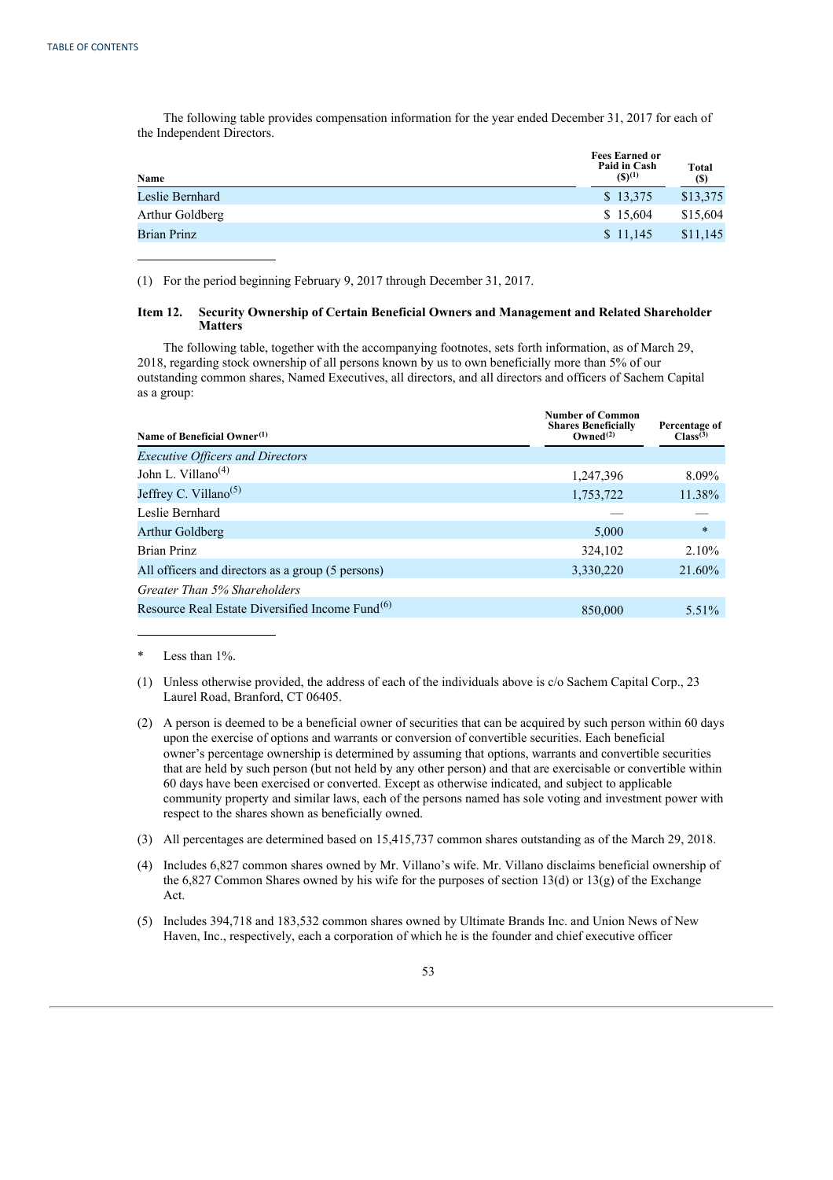The following table provides compensation information for the year ended December 31, 2017 for each of the Independent Directors.

| Name | Fees Earned or Paid in Cash ($)[1] | Total ($) |
|---|---|---|
| Leslie Bernhard | $ 13,375 | $13,375 |
| Arthur Goldberg | $ 15,604 | $15,604 |
| Brian Prinz | $ 11,145 | $11,145 |

(1) For the period beginning February 9, 2017 through December 31, 2017.

### Item 12. Security Ownership of Certain Beneficial Owners and Management and Related Shareholder Matters

The following table, together with the accompanying footnotes, sets forth information, as of March 29, 2018, regarding stock ownership of all persons known by us to own beneficially more than 5% of our outstanding common shares, Named Executives, all directors, and all directors and officers of Sachem Capital as a group:

| Name of Beneficial Owner[1] | Number of Common Shares Beneficially Owned[2] | Percentage of Class[3] |
|---|---|---|
| *Executive Officers and Directors* | | |
| John L. Villano[4] | 1,247,396 | 8.09% |
| Jeffrey C. Villano[5] | 1,753,722 | 11.38% |
| Leslie Bernhard | — | — |
| Arthur Goldberg | 5,000 | * |
| Brian Prinz | 324,102 | 2.10% |
| All officers and directors as a group (5 persons) | 3,330,220 | 21.60% |
| *Greater Than 5% Shareholders* | | |
| Resource Real Estate Diversified Income Fund[6] | 850,000 | 5.51% |

\* Less than 1%.

(1) Unless otherwise provided, the address of each of the individuals above is c/o Sachem Capital Corp., 23 Laurel Road, Branford, CT 06405.

(2) A person is deemed to be a beneficial owner of securities that can be acquired by such person within 60 days upon the exercise of options and warrants or conversion of convertible securities. Each beneficial owner's percentage ownership is determined by assuming that options, warrants and convertible securities that are held by such person (but not held by any other person) and that are exercisable or convertible within 60 days have been exercised or converted. Except as otherwise indicated, and subject to applicable community property and similar laws, each of the persons named has sole voting and investment power with respect to the shares shown as beneficially owned.

(3) All percentages are determined based on 15,415,737 common shares outstanding as of the March 29, 2018.

(4) Includes 6,827 common shares owned by Mr. Villano's wife. Mr. Villano disclaims beneficial ownership of the 6,827 Common Shares owned by his wife for the purposes of section 13(d) or 13(g) of the Exchange Act.

(5) Includes 394,718 and 183,532 common shares owned by Ultimate Brands Inc. and Union News of New Haven, Inc., respectively, each a corporation of which he is the founder and chief executive officer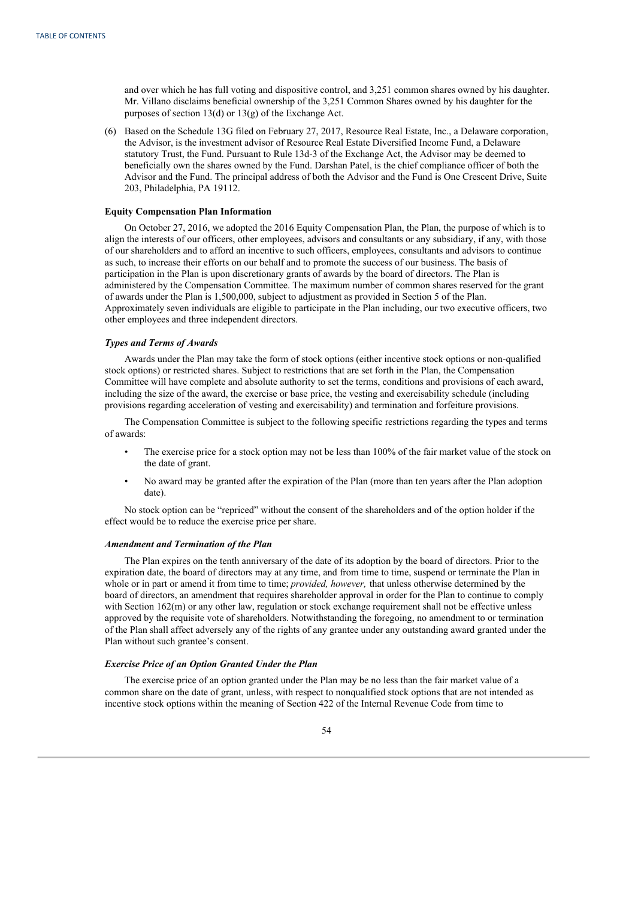and over which he has full voting and dispositive control, and 3,251 common shares owned by his daughter. Mr. Villano disclaims beneficial ownership of the 3,251 Common Shares owned by his daughter for the purposes of section 13(d) or 13(g) of the Exchange Act.

(6) Based on the Schedule 13G filed on February 27, 2017, Resource Real Estate, Inc., a Delaware corporation, the Advisor, is the investment advisor of Resource Real Estate Diversified Income Fund, a Delaware statutory Trust, the Fund. Pursuant to Rule 13d-3 of the Exchange Act, the Advisor may be deemed to beneficially own the shares owned by the Fund. Darshan Patel, is the chief compliance officer of both the Advisor and the Fund. The principal address of both the Advisor and the Fund is One Crescent Drive, Suite 203, Philadelphia, PA 19112.

**Equity Compensation Plan Information**

On October 27, 2016, we adopted the 2016 Equity Compensation Plan, the Plan, the purpose of which is to align the interests of our officers, other employees, advisors and consultants or any subsidiary, if any, with those of our shareholders and to afford an incentive to such officers, employees, consultants and advisors to continue as such, to increase their efforts on our behalf and to promote the success of our business. The basis of participation in the Plan is upon discretionary grants of awards by the board of directors. The Plan is administered by the Compensation Committee. The maximum number of common shares reserved for the grant of awards under the Plan is 1,500,000, subject to adjustment as provided in Section 5 of the Plan. Approximately seven individuals are eligible to participate in the Plan including, our two executive officers, two other employees and three independent directors.

***Types and Terms of Awards***

Awards under the Plan may take the form of stock options (either incentive stock options or non-qualified stock options) or restricted shares. Subject to restrictions that are set forth in the Plan, the Compensation Committee will have complete and absolute authority to set the terms, conditions and provisions of each award, including the size of the award, the exercise or base price, the vesting and exercisability schedule (including provisions regarding acceleration of vesting and exercisability) and termination and forfeiture provisions.

The Compensation Committee is subject to the following specific restrictions regarding the types and terms of awards:

- The exercise price for a stock option may not be less than 100% of the fair market value of the stock on the date of grant.
- No award may be granted after the expiration of the Plan (more than ten years after the Plan adoption date).

No stock option can be "repriced" without the consent of the shareholders and of the option holder if the effect would be to reduce the exercise price per share.

***Amendment and Termination of the Plan***

The Plan expires on the tenth anniversary of the date of its adoption by the board of directors. Prior to the expiration date, the board of directors may at any time, and from time to time, suspend or terminate the Plan in whole or in part or amend it from time to time; *provided, however,* that unless otherwise determined by the board of directors, an amendment that requires shareholder approval in order for the Plan to continue to comply with Section 162(m) or any other law, regulation or stock exchange requirement shall not be effective unless approved by the requisite vote of shareholders. Notwithstanding the foregoing, no amendment to or termination of the Plan shall affect adversely any of the rights of any grantee under any outstanding award granted under the Plan without such grantee's consent.

***Exercise Price of an Option Granted Under the Plan***

The exercise price of an option granted under the Plan may be no less than the fair market value of a common share on the date of grant, unless, with respect to nonqualified stock options that are not intended as incentive stock options within the meaning of Section 422 of the Internal Revenue Code from time to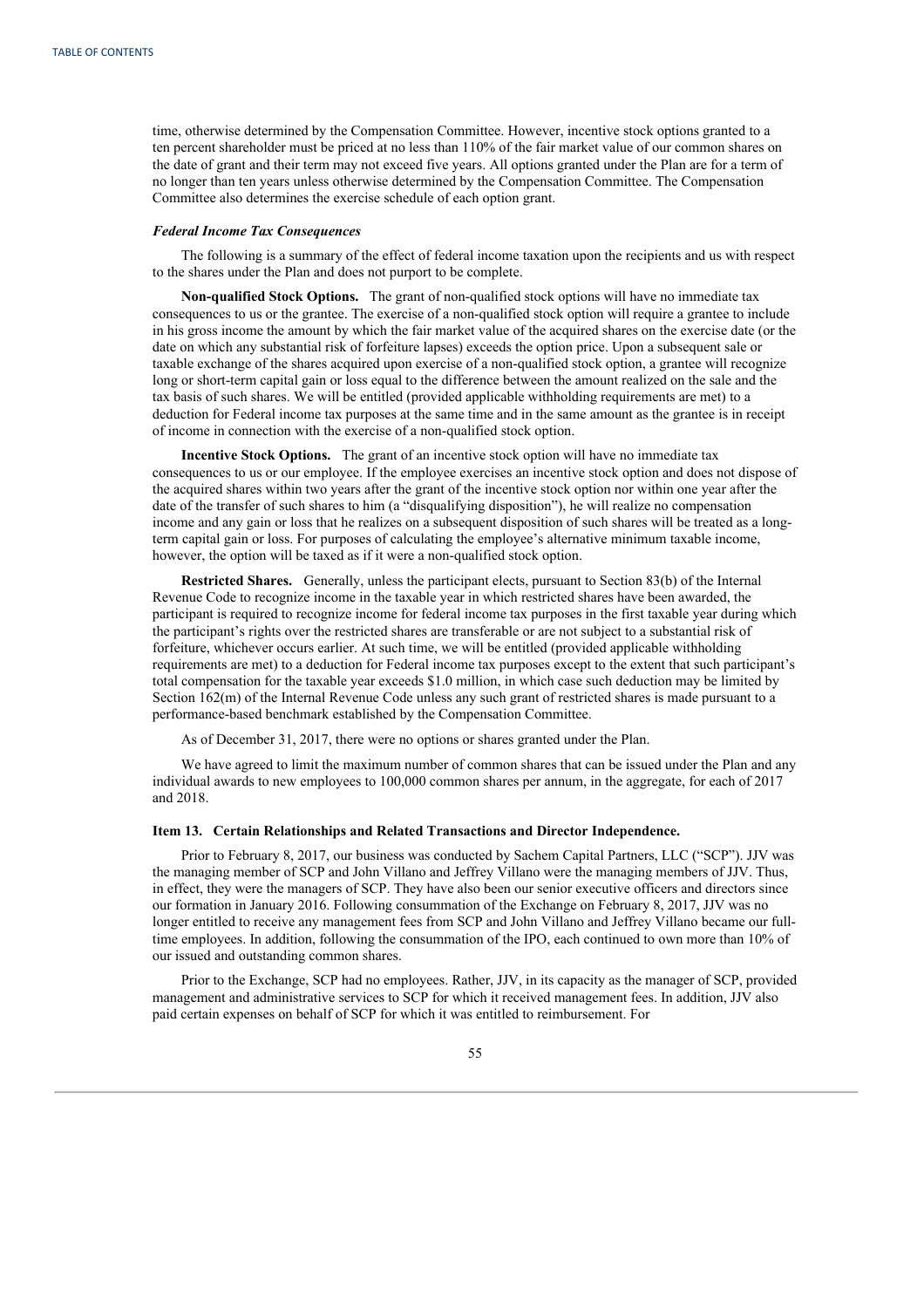time, otherwise determined by the Compensation Committee. However, incentive stock options granted to a ten percent shareholder must be priced at no less than 110% of the fair market value of our common shares on the date of grant and their term may not exceed five years. All options granted under the Plan are for a term of no longer than ten years unless otherwise determined by the Compensation Committee. The Compensation Committee also determines the exercise schedule of each option grant.

***Federal Income Tax Consequences***

The following is a summary of the effect of federal income taxation upon the recipients and us with respect to the shares under the Plan and does not purport to be complete.

**Non-qualified Stock Options.** The grant of non-qualified stock options will have no immediate tax consequences to us or the grantee. The exercise of a non-qualified stock option will require a grantee to include in his gross income the amount by which the fair market value of the acquired shares on the exercise date (or the date on which any substantial risk of forfeiture lapses) exceeds the option price. Upon a subsequent sale or taxable exchange of the shares acquired upon exercise of a non-qualified stock option, a grantee will recognize long or short-term capital gain or loss equal to the difference between the amount realized on the sale and the tax basis of such shares. We will be entitled (provided applicable withholding requirements are met) to a deduction for Federal income tax purposes at the same time and in the same amount as the grantee is in receipt of income in connection with the exercise of a non-qualified stock option.

**Incentive Stock Options.** The grant of an incentive stock option will have no immediate tax consequences to us or our employee. If the employee exercises an incentive stock option and does not dispose of the acquired shares within two years after the grant of the incentive stock option nor within one year after the date of the transfer of such shares to him (a "disqualifying disposition"), he will realize no compensation income and any gain or loss that he realizes on a subsequent disposition of such shares will be treated as a long-term capital gain or loss. For purposes of calculating the employee's alternative minimum taxable income, however, the option will be taxed as if it were a non-qualified stock option.

**Restricted Shares.** Generally, unless the participant elects, pursuant to Section 83(b) of the Internal Revenue Code to recognize income in the taxable year in which restricted shares have been awarded, the participant is required to recognize income for federal income tax purposes in the first taxable year during which the participant's rights over the restricted shares are transferable or are not subject to a substantial risk of forfeiture, whichever occurs earlier. At such time, we will be entitled (provided applicable withholding requirements are met) to a deduction for Federal income tax purposes except to the extent that such participant's total compensation for the taxable year exceeds $1.0 million, in which case such deduction may be limited by Section 162(m) of the Internal Revenue Code unless any such grant of restricted shares is made pursuant to a performance-based benchmark established by the Compensation Committee.

As of December 31, 2017, there were no options or shares granted under the Plan.

We have agreed to limit the maximum number of common shares that can be issued under the Plan and any individual awards to new employees to 100,000 common shares per annum, in the aggregate, for each of 2017 and 2018.

### Item 13. Certain Relationships and Related Transactions and Director Independence.

Prior to February 8, 2017, our business was conducted by Sachem Capital Partners, LLC ("SCP"). JJV was the managing member of SCP and John Villano and Jeffrey Villano were the managing members of JJV. Thus, in effect, they were the managers of SCP. They have also been our senior executive officers and directors since our formation in January 2016. Following consummation of the Exchange on February 8, 2017, JJV was no longer entitled to receive any management fees from SCP and John Villano and Jeffrey Villano became our full-time employees. In addition, following the consummation of the IPO, each continued to own more than 10% of our issued and outstanding common shares.

Prior to the Exchange, SCP had no employees. Rather, JJV, in its capacity as the manager of SCP, provided management and administrative services to SCP for which it received management fees. In addition, JJV also paid certain expenses on behalf of SCP for which it was entitled to reimbursement. For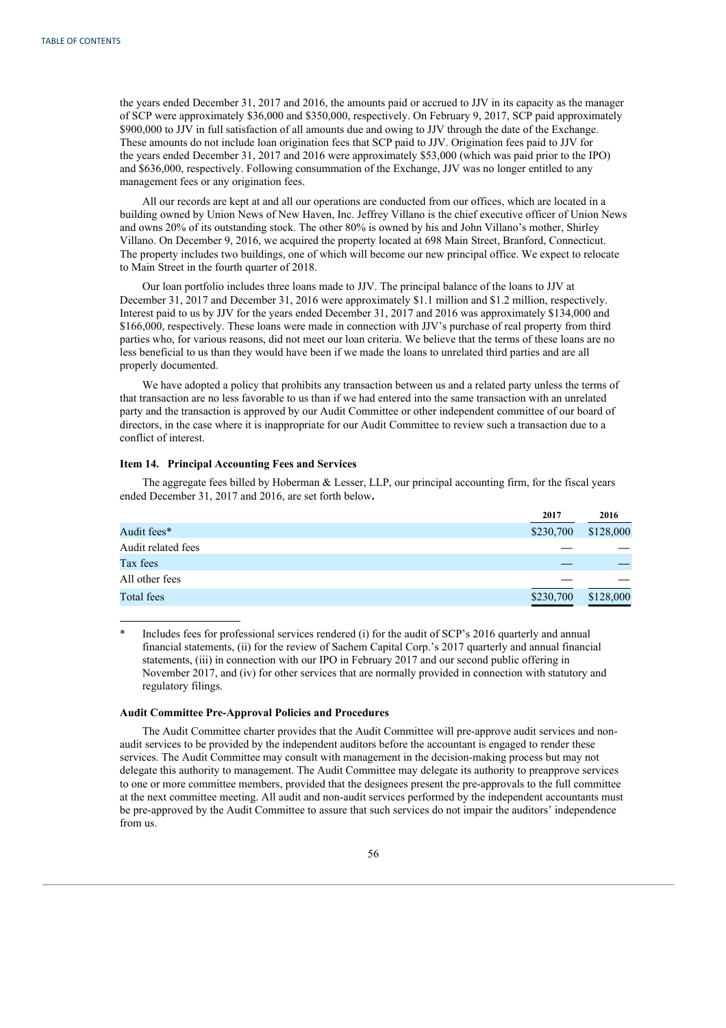the years ended December 31, 2017 and 2016, the amounts paid or accrued to JJV in its capacity as the manager of SCP were approximately $36,000 and $350,000, respectively. On February 9, 2017, SCP paid approximately $900,000 to JJV in full satisfaction of all amounts due and owing to JJV through the date of the Exchange. These amounts do not include loan origination fees that SCP paid to JJV. Origination fees paid to JJV for the years ended December 31, 2017 and 2016 were approximately $53,000 (which was paid prior to the IPO) and $636,000, respectively. Following consummation of the Exchange, JJV was no longer entitled to any management fees or any origination fees.

All our records are kept at and all our operations are conducted from our offices, which are located in a building owned by Union News of New Haven, Inc. Jeffrey Villano is the chief executive officer of Union News and owns 20% of its outstanding stock. The other 80% is owned by his and John Villano's mother, Shirley Villano. On December 9, 2016, we acquired the property located at 698 Main Street, Branford, Connecticut. The property includes two buildings, one of which will become our new principal office. We expect to relocate to Main Street in the fourth quarter of 2018.

Our loan portfolio includes three loans made to JJV. The principal balance of the loans to JJV at December 31, 2017 and December 31, 2016 were approximately $1.1 million and $1.2 million, respectively. Interest paid to us by JJV for the years ended December 31, 2017 and 2016 was approximately $134,000 and $166,000, respectively. These loans were made in connection with JJV's purchase of real property from third parties who, for various reasons, did not meet our loan criteria. We believe that the terms of these loans are no less beneficial to us than they would have been if we made the loans to unrelated third parties and are all properly documented.

We have adopted a policy that prohibits any transaction between us and a related party unless the terms of that transaction are no less favorable to us than if we had entered into the same transaction with an unrelated party and the transaction is approved by our Audit Committee or other independent committee of our board of directors, in the case where it is inappropriate for our Audit Committee to review such a transaction due to a conflict of interest.

### Item 14. Principal Accounting Fees and Services

The aggregate fees billed by Hoberman & Lesser, LLP, our principal accounting firm, for the fiscal years ended December 31, 2017 and 2016, are set forth below**.**

| | 2017 | 2016 |
|---|---|---|
| Audit fees* | $230,700 | $128,000 |
| Audit related fees | — | — |
| Tax fees | — | — |
| All other fees | — | — |
| Total fees | $230,700 | $128,000 |

\* Includes fees for professional services rendered (i) for the audit of SCP's 2016 quarterly and annual financial statements, (ii) for the review of Sachem Capital Corp.'s 2017 quarterly and annual financial statements, (iii) in connection with our IPO in February 2017 and our second public offering in November 2017, and (iv) for other services that are normally provided in connection with statutory and regulatory filings.

**Audit Committee Pre-Approval Policies and Procedures**

The Audit Committee charter provides that the Audit Committee will pre-approve audit services and non-audit services to be provided by the independent auditors before the accountant is engaged to render these services. The Audit Committee may consult with management in the decision-making process but may not delegate this authority to management. The Audit Committee may delegate its authority to preapprove services to one or more committee members, provided that the designees present the pre-approvals to the full committee at the next committee meeting. All audit and non-audit services performed by the independent accountants must be pre-approved by the Audit Committee to assure that such services do not impair the auditors' independence from us.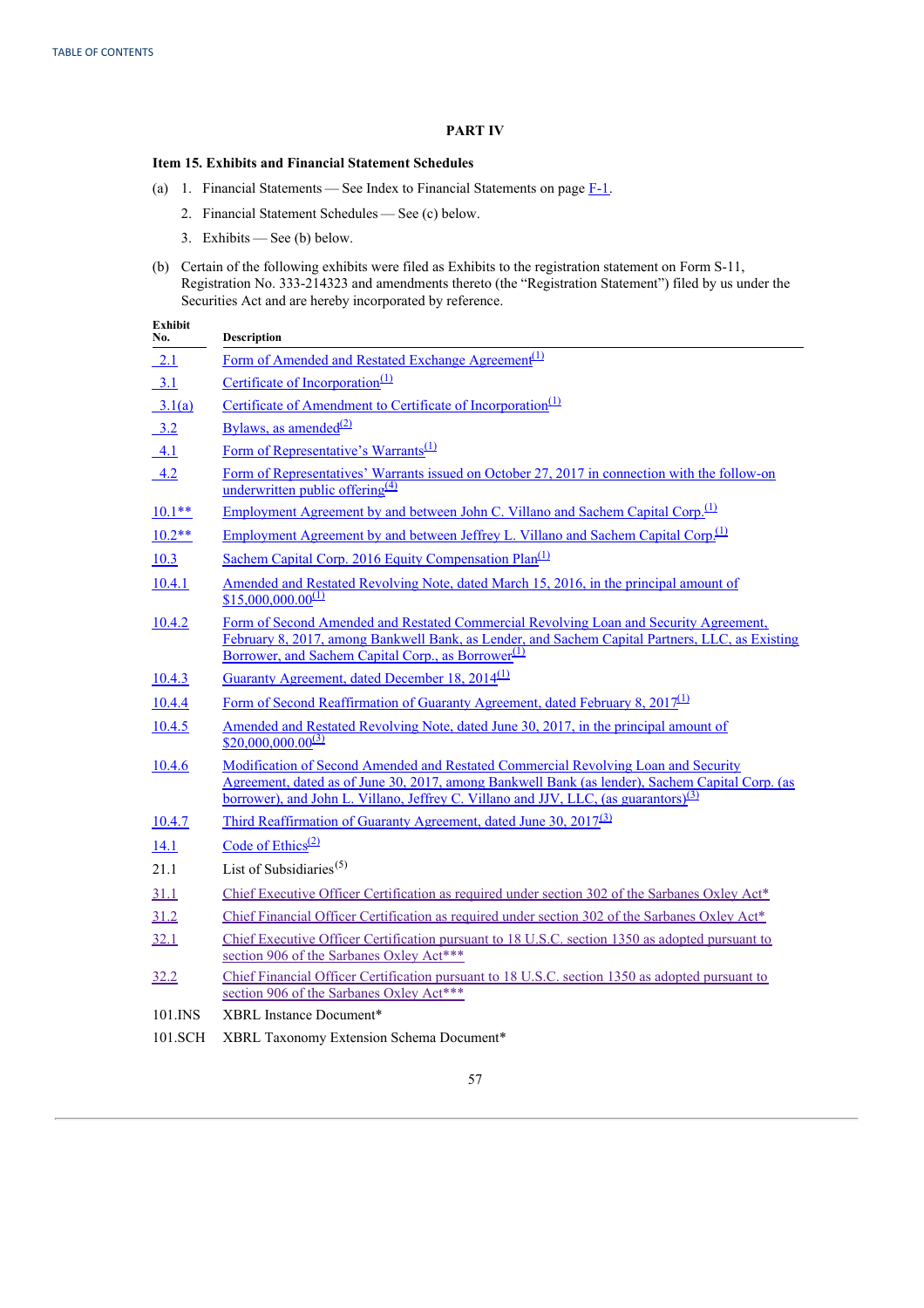TABLE OF CONTENTS

## PART IV

### Item 15. Exhibits and Financial Statement Schedules

(a) 1. Financial Statements — See Index to Financial Statements on page F-1.

2. Financial Statement Schedules — See (c) below.

3. Exhibits — See (b) below.

(b) Certain of the following exhibits were filed as Exhibits to the registration statement on Form S-11, Registration No. 333-214323 and amendments thereto (the "Registration Statement") filed by us under the Securities Act and are hereby incorporated by reference.

| Exhibit No. | Description |
|---|---|
| 2.1 | Form of Amended and Restated Exchange Agreement(1) |
| 3.1 | Certificate of Incorporation(1) |
| 3.1(a) | Certificate of Amendment to Certificate of Incorporation(1) |
| 3.2 | Bylaws, as amended(2) |
| 4.1 | Form of Representative's Warrants(1) |
| 4.2 | Form of Representatives' Warrants issued on October 27, 2017 in connection with the follow-on underwritten public offering(4) |
| 10.1** | Employment Agreement by and between John C. Villano and Sachem Capital Corp.(1) |
| 10.2** | Employment Agreement by and between Jeffrey L. Villano and Sachem Capital Corp.(1) |
| 10.3 | Sachem Capital Corp. 2016 Equity Compensation Plan(1) |
| 10.4.1 | Amended and Restated Revolving Note, dated March 15, 2016, in the principal amount of $15,000,000.00(1) |
| 10.4.2 | Form of Second Amended and Restated Commercial Revolving Loan and Security Agreement, February 8, 2017, among Bankwell Bank, as Lender, and Sachem Capital Partners, LLC, as Existing Borrower, and Sachem Capital Corp., as Borrower(1) |
| 10.4.3 | Guaranty Agreement, dated December 18, 2014(1) |
| 10.4.4 | Form of Second Reaffirmation of Guaranty Agreement, dated February 8, 2017(1) |
| 10.4.5 | Amended and Restated Revolving Note, dated June 30, 2017, in the principal amount of $20,000,000.00(3) |
| 10.4.6 | Modification of Second Amended and Restated Commercial Revolving Loan and Security Agreement, dated as of June 30, 2017, among Bankwell Bank (as lender), Sachem Capital Corp. (as borrower), and John L. Villano, Jeffrey C. Villano and JJV, LLC, (as guarantors)(3) |
| 10.4.7 | Third Reaffirmation of Guaranty Agreement, dated June 30, 2017(3) |
| 14.1 | Code of Ethics(2) |
| 21.1 | List of Subsidiaries(5) |
| 31.1 | Chief Executive Officer Certification as required under section 302 of the Sarbanes Oxley Act* |
| 31.2 | Chief Financial Officer Certification as required under section 302 of the Sarbanes Oxley Act* |
| 32.1 | Chief Executive Officer Certification pursuant to 18 U.S.C. section 1350 as adopted pursuant to section 906 of the Sarbanes Oxley Act*** |
| 32.2 | Chief Financial Officer Certification pursuant to 18 U.S.C. section 1350 as adopted pursuant to section 906 of the Sarbanes Oxley Act*** |
| 101.INS | XBRL Instance Document* |
| 101.SCH | XBRL Taxonomy Extension Schema Document* |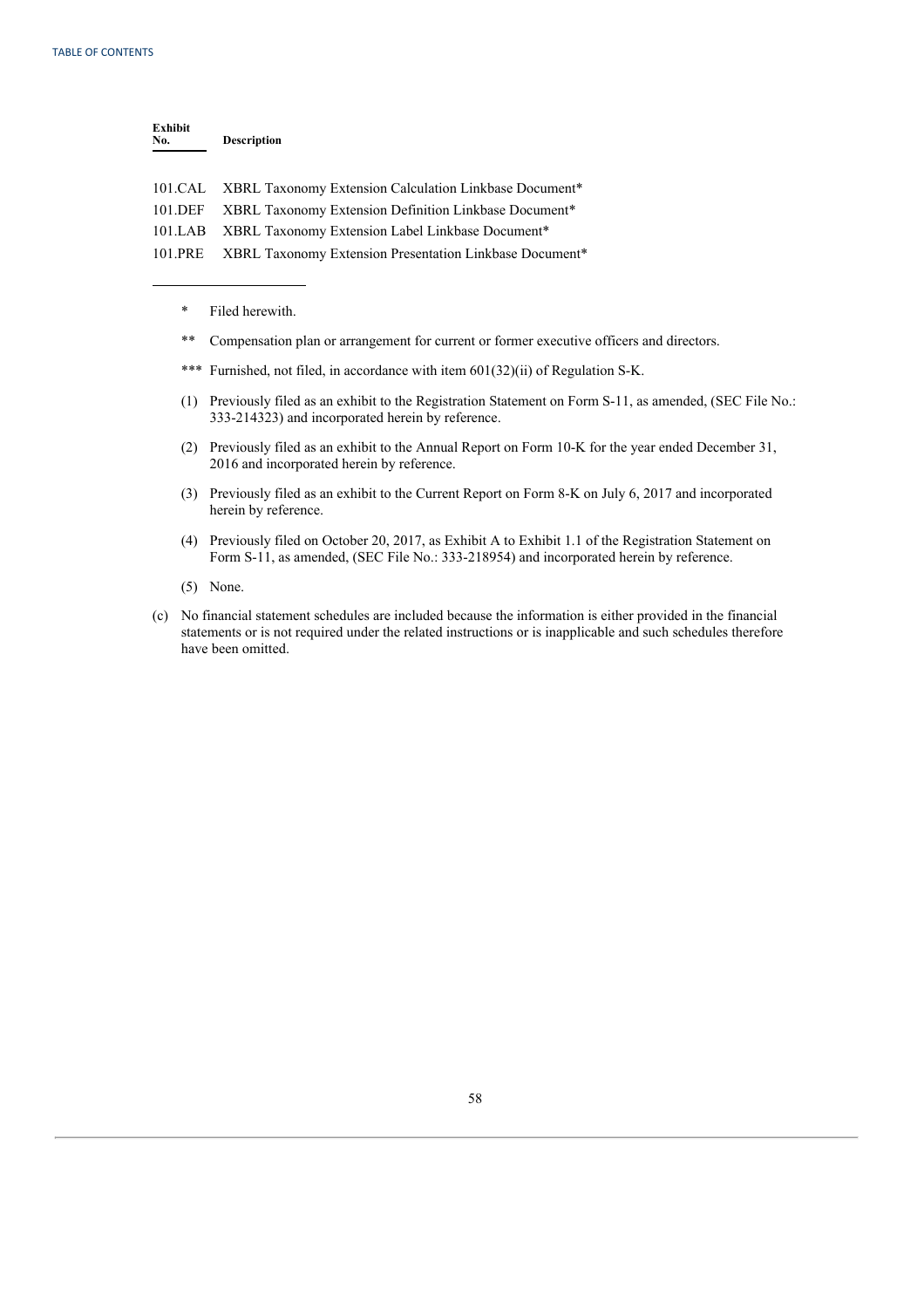| Exhibit No. | Description |
| --- | --- |
| 101.CAL | XBRL Taxonomy Extension Calculation Linkbase Document* |
| 101.DEF | XBRL Taxonomy Extension Definition Linkbase Document* |
| 101.LAB | XBRL Taxonomy Extension Label Linkbase Document* |
| 101.PRE | XBRL Taxonomy Extension Presentation Linkbase Document* |

---

\* Filed herewith.

\** Compensation plan or arrangement for current or former executive officers and directors.

\*** Furnished, not filed, in accordance with item 601(32)(ii) of Regulation S-K.

(1) Previously filed as an exhibit to the Registration Statement on Form S-11, as amended, (SEC File No.: 333-214323) and incorporated herein by reference.

(2) Previously filed as an exhibit to the Annual Report on Form 10-K for the year ended December 31, 2016 and incorporated herein by reference.

(3) Previously filed as an exhibit to the Current Report on Form 8-K on July 6, 2017 and incorporated herein by reference.

(4) Previously filed on October 20, 2017, as Exhibit A to Exhibit 1.1 of the Registration Statement on Form S-11, as amended, (SEC File No.: 333-218954) and incorporated herein by reference.

(5) None.

(c) No financial statement schedules are included because the information is either provided in the financial statements or is not required under the related instructions or is inapplicable and such schedules therefore have been omitted.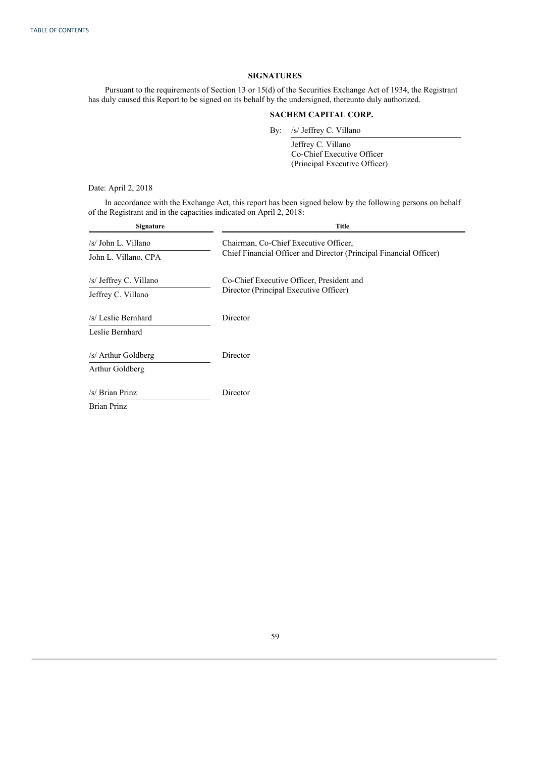# SIGNATURES

Pursuant to the requirements of Section 13 or 15(d) of the Securities Exchange Act of 1934, the Registrant has duly caused this Report to be signed on its behalf by the undersigned, thereunto duly authorized.

**SACHEM CAPITAL CORP.**

By: /s/ Jeffrey C. Villano

Jeffrey C. Villano
Co-Chief Executive Officer
(Principal Executive Officer)

Date: April 2, 2018

In accordance with the Exchange Act, this report has been signed below by the following persons on behalf of the Registrant and in the capacities indicated on April 2, 2018:

| Signature | Title |
|---|---|
| /s/ John L. Villano<br>John L. Villano, CPA | Chairman, Co-Chief Executive Officer, Chief Financial Officer and Director (Principal Financial Officer) |
| /s/ Jeffrey C. Villano<br>Jeffrey C. Villano | Co-Chief Executive Officer, President and Director (Principal Executive Officer) |
| /s/ Leslie Bernhard<br>Leslie Bernhard | Director |
| /s/ Arthur Goldberg<br>Arthur Goldberg | Director |
| /s/ Brian Prinz<br>Brian Prinz | Director |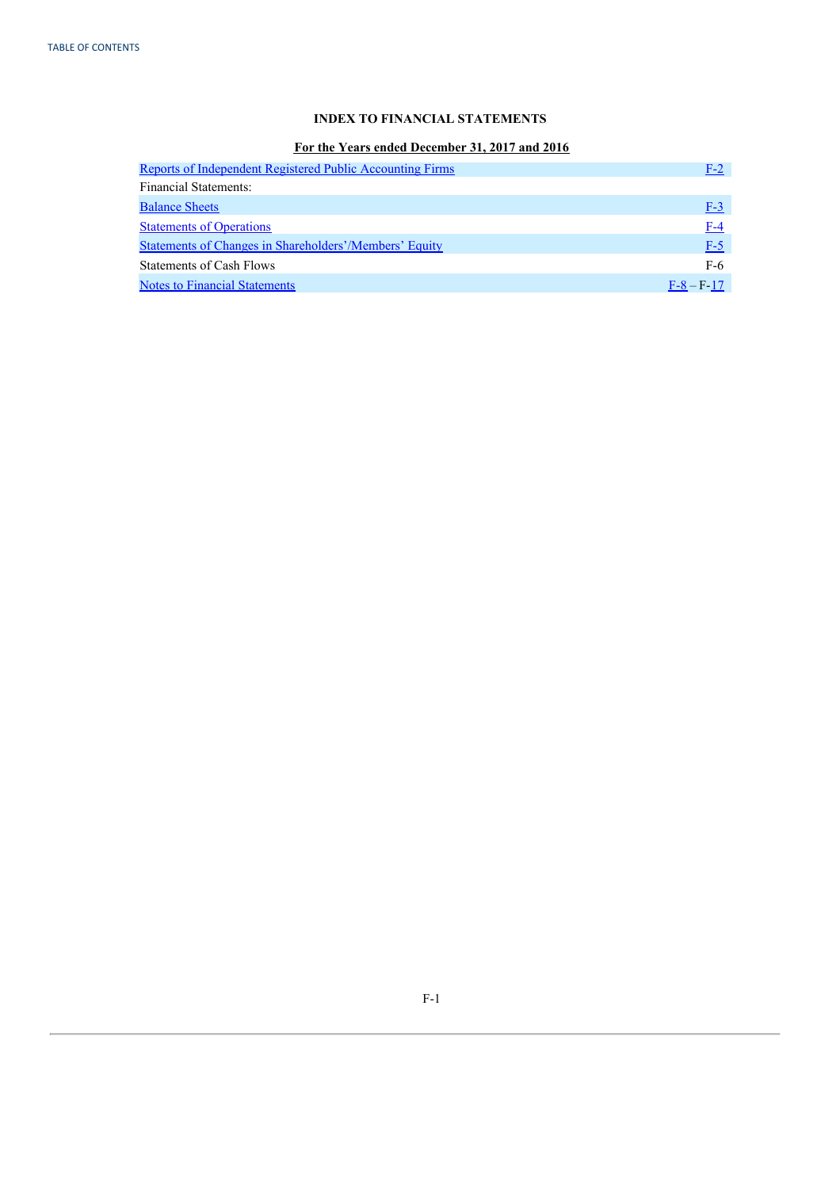## INDEX TO FINANCIAL STATEMENTS

**For the Years ended December 31, 2017 and 2016**

| | |
|---|---|
| Reports of Independent Registered Public Accounting Firms | F-2 |
| Financial Statements: | |
| Balance Sheets | F-3 |
| Statements of Operations | F-4 |
| Statements of Changes in Shareholders'/Members' Equity | F-5 |
| Statements of Cash Flows | F-6 |
| Notes to Financial Statements | F-8 – F-17 |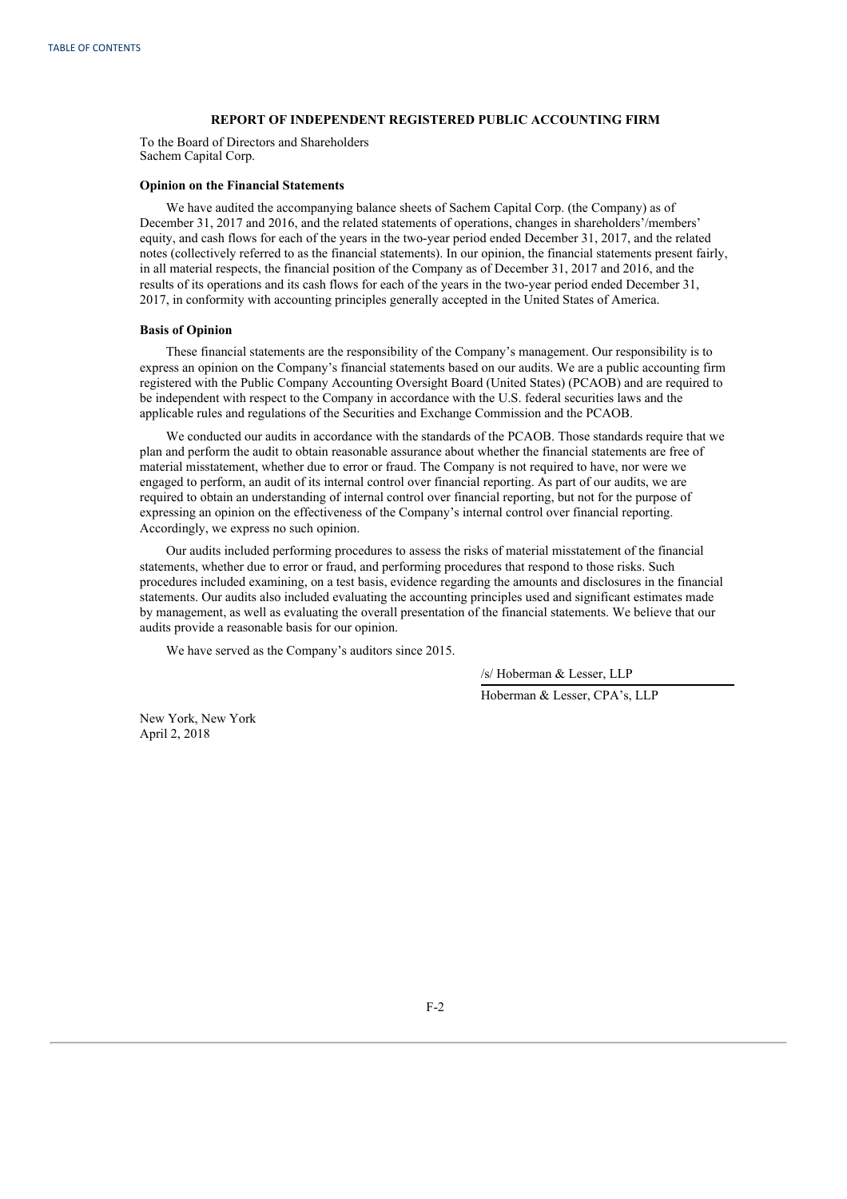## REPORT OF INDEPENDENT REGISTERED PUBLIC ACCOUNTING FIRM

To the Board of Directors and Shareholders
Sachem Capital Corp.

**Opinion on the Financial Statements**

We have audited the accompanying balance sheets of Sachem Capital Corp. (the Company) as of December 31, 2017 and 2016, and the related statements of operations, changes in shareholders'/members' equity, and cash flows for each of the years in the two-year period ended December 31, 2017, and the related notes (collectively referred to as the financial statements). In our opinion, the financial statements present fairly, in all material respects, the financial position of the Company as of December 31, 2017 and 2016, and the results of its operations and its cash flows for each of the years in the two-year period ended December 31, 2017, in conformity with accounting principles generally accepted in the United States of America.

**Basis of Opinion**

These financial statements are the responsibility of the Company's management. Our responsibility is to express an opinion on the Company's financial statements based on our audits. We are a public accounting firm registered with the Public Company Accounting Oversight Board (United States) (PCAOB) and are required to be independent with respect to the Company in accordance with the U.S. federal securities laws and the applicable rules and regulations of the Securities and Exchange Commission and the PCAOB.

We conducted our audits in accordance with the standards of the PCAOB. Those standards require that we plan and perform the audit to obtain reasonable assurance about whether the financial statements are free of material misstatement, whether due to error or fraud. The Company is not required to have, nor were we engaged to perform, an audit of its internal control over financial reporting. As part of our audits, we are required to obtain an understanding of internal control over financial reporting, but not for the purpose of expressing an opinion on the effectiveness of the Company's internal control over financial reporting. Accordingly, we express no such opinion.

Our audits included performing procedures to assess the risks of material misstatement of the financial statements, whether due to error or fraud, and performing procedures that respond to those risks. Such procedures included examining, on a test basis, evidence regarding the amounts and disclosures in the financial statements. Our audits also included evaluating the accounting principles used and significant estimates made by management, as well as evaluating the overall presentation of the financial statements. We believe that our audits provide a reasonable basis for our opinion.

We have served as the Company's auditors since 2015.

/s/ Hoberman & Lesser, LLP

Hoberman & Lesser, CPA's, LLP

New York, New York
April 2, 2018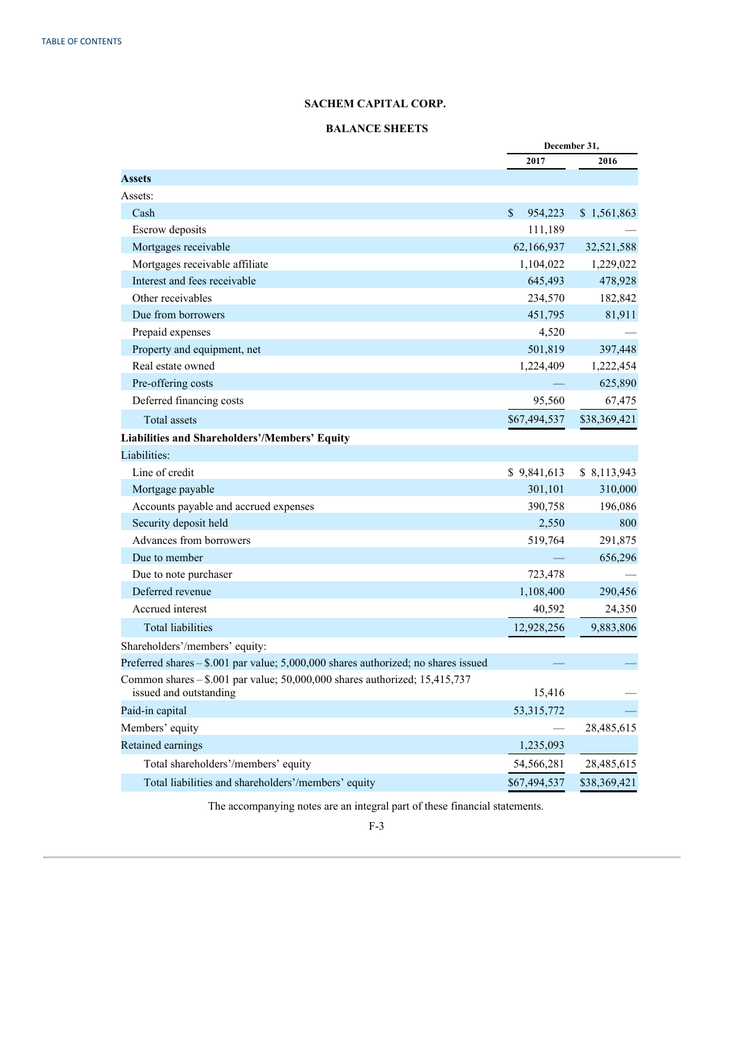**SACHEM CAPITAL CORP.**

**BALANCE SHEETS**

| | December 31, | |
|---|---|---|
| | 2017 | 2016 |
| **Assets** | | |
| Assets: | | |
| Cash | $ 954,223 | $ 1,561,863 |
| Escrow deposits | 111,189 | — |
| Mortgages receivable | 62,166,937 | 32,521,588 |
| Mortgages receivable affiliate | 1,104,022 | 1,229,022 |
| Interest and fees receivable | 645,493 | 478,928 |
| Other receivables | 234,570 | 182,842 |
| Due from borrowers | 451,795 | 81,911 |
| Prepaid expenses | 4,520 | — |
| Property and equipment, net | 501,819 | 397,448 |
| Real estate owned | 1,224,409 | 1,222,454 |
| Pre-offering costs | — | 625,890 |
| Deferred financing costs | 95,560 | 67,475 |
| Total assets | $67,494,537 | $38,369,421 |
| **Liabilities and Shareholders'/Members' Equity** | | |
| Liabilities: | | |
| Line of credit | $ 9,841,613 | $ 8,113,943 |
| Mortgage payable | 301,101 | 310,000 |
| Accounts payable and accrued expenses | 390,758 | 196,086 |
| Security deposit held | 2,550 | 800 |
| Advances from borrowers | 519,764 | 291,875 |
| Due to member | — | 656,296 |
| Due to note purchaser | 723,478 | — |
| Deferred revenue | 1,108,400 | 290,456 |
| Accrued interest | 40,592 | 24,350 |
| Total liabilities | 12,928,256 | 9,883,806 |
| Shareholders'/members' equity: | | |
| Preferred shares – $.001 par value; 5,000,000 shares authorized; no shares issued | — | — |
| Common shares – $.001 par value; 50,000,000 shares authorized; 15,415,737 issued and outstanding | 15,416 | — |
| Paid-in capital | 53,315,772 | — |
| Members' equity | — | 28,485,615 |
| Retained earnings | 1,235,093 | |
| Total shareholders'/members' equity | 54,566,281 | 28,485,615 |
| Total liabilities and shareholders'/members' equity | $67,494,537 | $38,369,421 |

The accompanying notes are an integral part of these financial statements.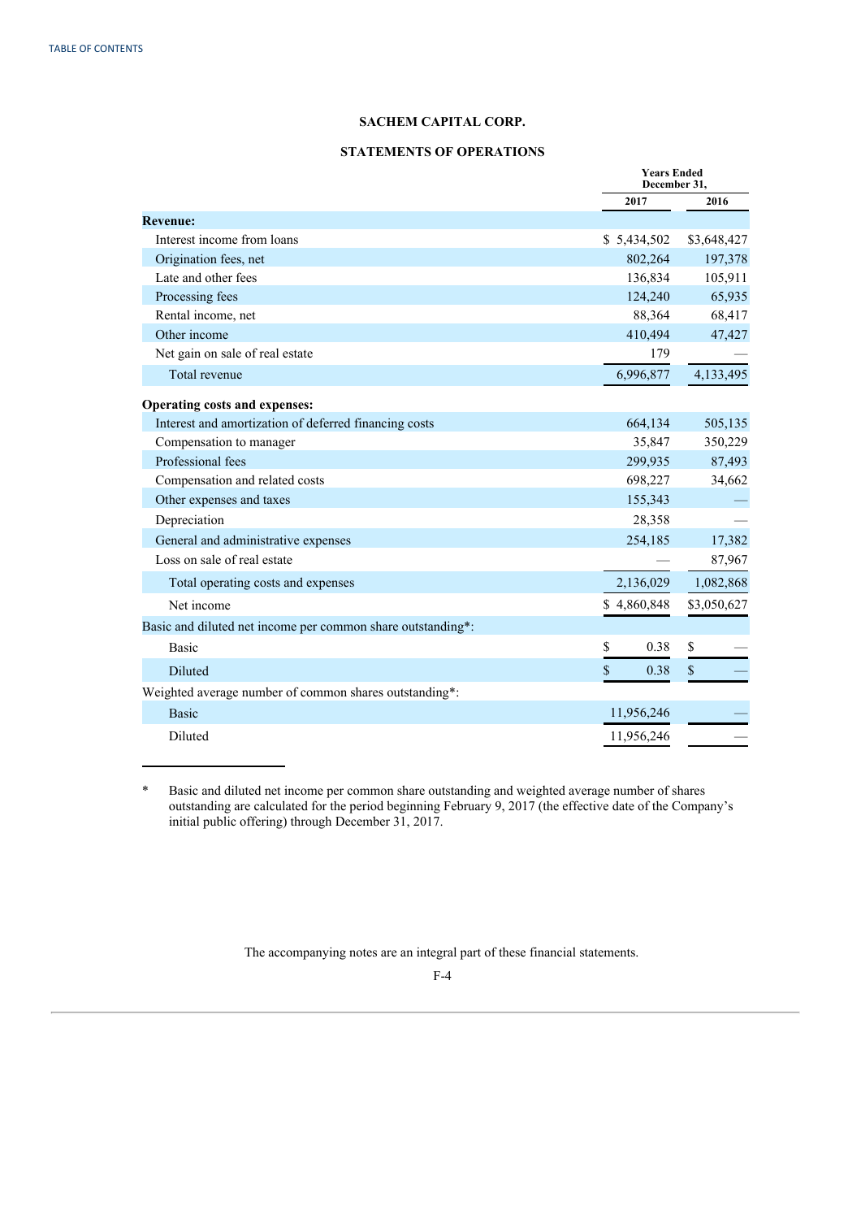TABLE OF CONTENTS

## SACHEM CAPITAL CORP.

## STATEMENTS OF OPERATIONS

| | Years Ended December 31, | |
|---|---|---|
| | 2017 | 2016 |
| **Revenue:** | | |
| Interest income from loans | $ 5,434,502 | $3,648,427 |
| Origination fees, net | 802,264 | 197,378 |
| Late and other fees | 136,834 | 105,911 |
| Processing fees | 124,240 | 65,935 |
| Rental income, net | 88,364 | 68,417 |
| Other income | 410,494 | 47,427 |
| Net gain on sale of real estate | 179 | — |
| Total revenue | 6,996,877 | 4,133,495 |
| **Operating costs and expenses:** | | |
| Interest and amortization of deferred financing costs | 664,134 | 505,135 |
| Compensation to manager | 35,847 | 350,229 |
| Professional fees | 299,935 | 87,493 |
| Compensation and related costs | 698,227 | 34,662 |
| Other expenses and taxes | 155,343 | — |
| Depreciation | 28,358 | — |
| General and administrative expenses | 254,185 | 17,382 |
| Loss on sale of real estate | — | 87,967 |
| Total operating costs and expenses | 2,136,029 | 1,082,868 |
| Net income | $ 4,860,848 | $3,050,627 |
| Basic and diluted net income per common share outstanding*: | | |
| Basic | $ 0.38 | $ — |
| Diluted | $ 0.38 | $ — |
| Weighted average number of common shares outstanding*: | | |
| Basic | 11,956,246 | — |
| Diluted | 11,956,246 | — |

\* Basic and diluted net income per common share outstanding and weighted average number of shares outstanding are calculated for the period beginning February 9, 2017 (the effective date of the Company's initial public offering) through December 31, 2017.

The accompanying notes are an integral part of these financial statements.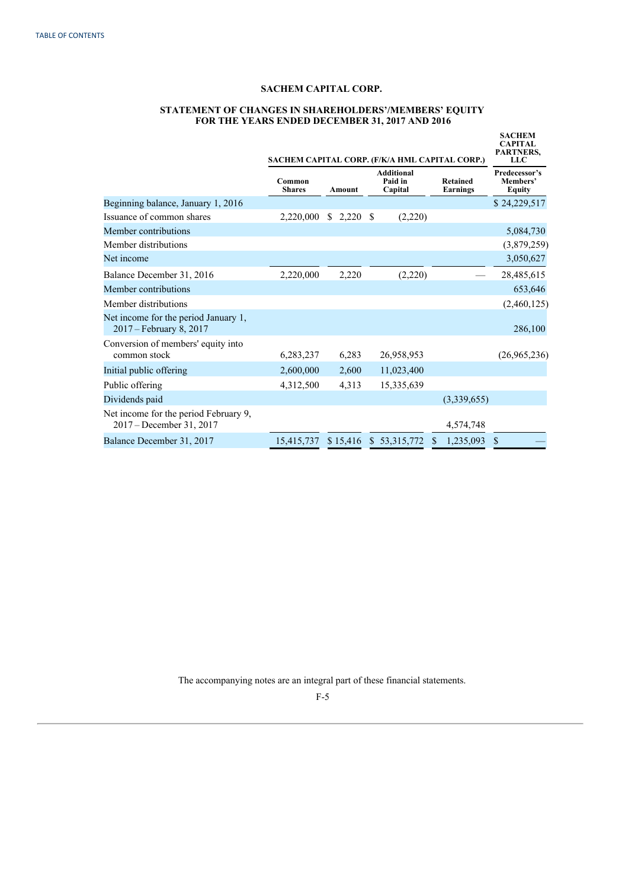# SACHEM CAPITAL CORP.

## STATEMENT OF CHANGES IN SHAREHOLDERS'/MEMBERS' EQUITY FOR THE YEARS ENDED DECEMBER 31, 2017 AND 2016

| | SACHEM CAPITAL CORP. (F/K/A HML CAPITAL CORP.) | | | | SACHEM CAPITAL PARTNERS, LLC |
|---|---|---|---|---|---|
| | Common Shares | Amount | Additional Paid in Capital | Retained Earnings | Predecessor's Members' Equity |
| Beginning balance, January 1, 2016 | | | | | $ 24,229,517 |
| Issuance of common shares | 2,220,000 | $ 2,220 | $ (2,220) | | |
| Member contributions | | | | | 5,084,730 |
| Member distributions | | | | | (3,879,259) |
| Net income | | | | | 3,050,627 |
| Balance December 31, 2016 | 2,220,000 | 2,220 | (2,220) | — | 28,485,615 |
| Member contributions | | | | | 653,646 |
| Member distributions | | | | | (2,460,125) |
| Net income for the period January 1, 2017 – February 8, 2017 | | | | | 286,100 |
| Conversion of members' equity into common stock | 6,283,237 | 6,283 | 26,958,953 | | (26,965,236) |
| Initial public offering | 2,600,000 | 2,600 | 11,023,400 | | |
| Public offering | 4,312,500 | 4,313 | 15,335,639 | | |
| Dividends paid | | | | (3,339,655) | |
| Net income for the period February 9, 2017 – December 31, 2017 | | | | 4,574,748 | |
| Balance December 31, 2017 | 15,415,737 | $ 15,416 | $ 53,315,772 | $ 1,235,093 | $ — |

The accompanying notes are an integral part of these financial statements.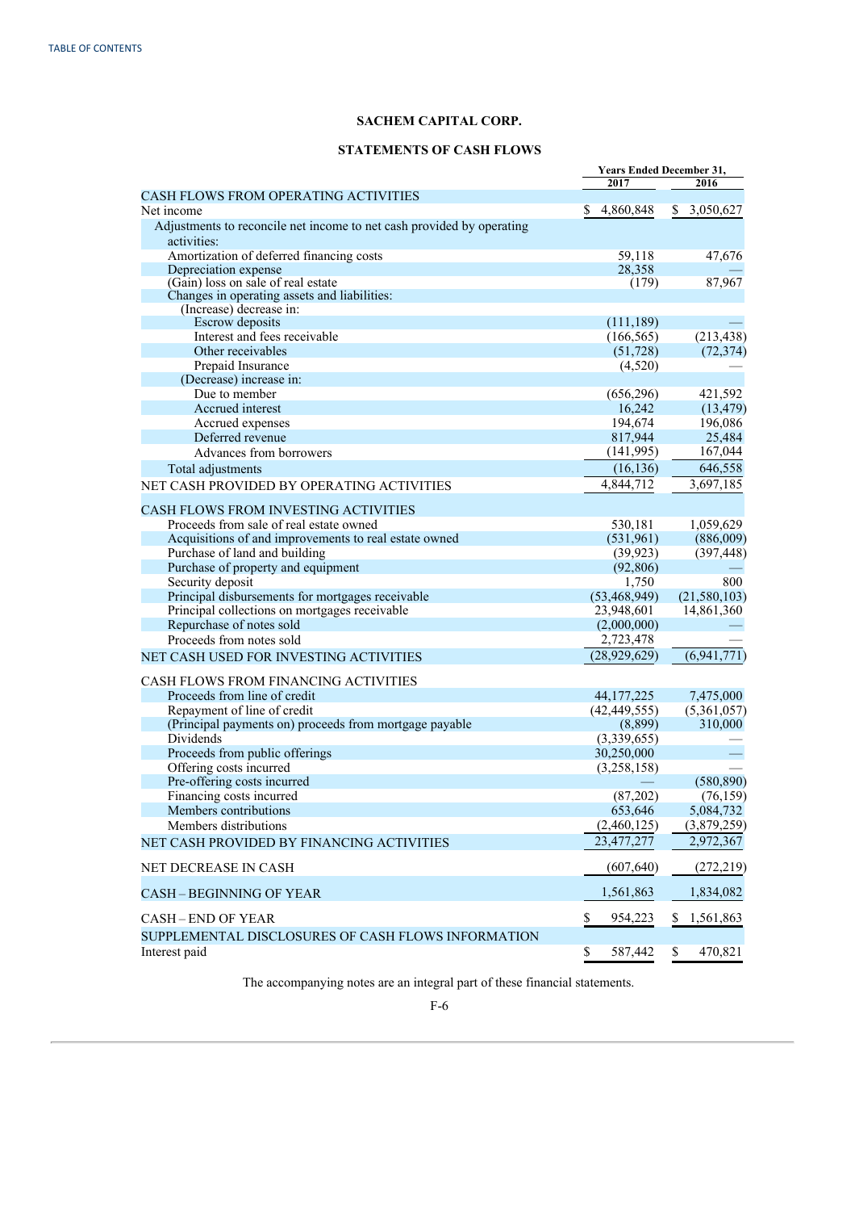TABLE OF CONTENTS

## SACHEM CAPITAL CORP.

## STATEMENTS OF CASH FLOWS

| | Years Ended December 31, | |
|---|---|---|
| | 2017 | 2016 |
| CASH FLOWS FROM OPERATING ACTIVITIES | | |
| Net income | $ 4,860,848 | $ 3,050,627 |
| Adjustments to reconcile net income to net cash provided by operating activities: | | |
| Amortization of deferred financing costs | 59,118 | 47,676 |
| Depreciation expense | 28,358 | — |
| (Gain) loss on sale of real estate | (179) | 87,967 |
| Changes in operating assets and liabilities: | | |
| (Increase) decrease in: | | |
| Escrow deposits | (111,189) | — |
| Interest and fees receivable | (166,565) | (213,438) |
| Other receivables | (51,728) | (72,374) |
| Prepaid Insurance | (4,520) | — |
| (Decrease) increase in: | | |
| Due to member | (656,296) | 421,592 |
| Accrued interest | 16,242 | (13,479) |
| Accrued expenses | 194,674 | 196,086 |
| Deferred revenue | 817,944 | 25,484 |
| Advances from borrowers | (141,995) | 167,044 |
| Total adjustments | (16,136) | 646,558 |
| NET CASH PROVIDED BY OPERATING ACTIVITIES | 4,844,712 | 3,697,185 |
| CASH FLOWS FROM INVESTING ACTIVITIES | | |
| Proceeds from sale of real estate owned | 530,181 | 1,059,629 |
| Acquisitions of and improvements to real estate owned | (531,961) | (886,009) |
| Purchase of land and building | (39,923) | (397,448) |
| Purchase of property and equipment | (92,806) | — |
| Security deposit | 1,750 | 800 |
| Principal disbursements for mortgages receivable | (53,468,949) | (21,580,103) |
| Principal collections on mortgages receivable | 23,948,601 | 14,861,360 |
| Repurchase of notes sold | (2,000,000) | — |
| Proceeds from notes sold | 2,723,478 | — |
| NET CASH USED FOR INVESTING ACTIVITIES | (28,929,629) | (6,941,771) |
| CASH FLOWS FROM FINANCING ACTIVITIES | | |
| Proceeds from line of credit | 44,177,225 | 7,475,000 |
| Repayment of line of credit | (42,449,555) | (5,361,057) |
| (Principal payments on) proceeds from mortgage payable | (8,899) | 310,000 |
| Dividends | (3,339,655) | — |
| Proceeds from public offerings | 30,250,000 | — |
| Offering costs incurred | (3,258,158) | — |
| Pre-offering costs incurred | — | (580,890) |
| Financing costs incurred | (87,202) | (76,159) |
| Members contributions | 653,646 | 5,084,732 |
| Members distributions | (2,460,125) | (3,879,259) |
| NET CASH PROVIDED BY FINANCING ACTIVITIES | 23,477,277 | 2,972,367 |
| NET DECREASE IN CASH | (607,640) | (272,219) |
| CASH – BEGINNING OF YEAR | 1,561,863 | 1,834,082 |
| CASH – END OF YEAR | $ 954,223 | $ 1,561,863 |
| SUPPLEMENTAL DISCLOSURES OF CASH FLOWS INFORMATION | | |
| Interest paid | $ 587,442 | $ 470,821 |

The accompanying notes are an integral part of these financial statements.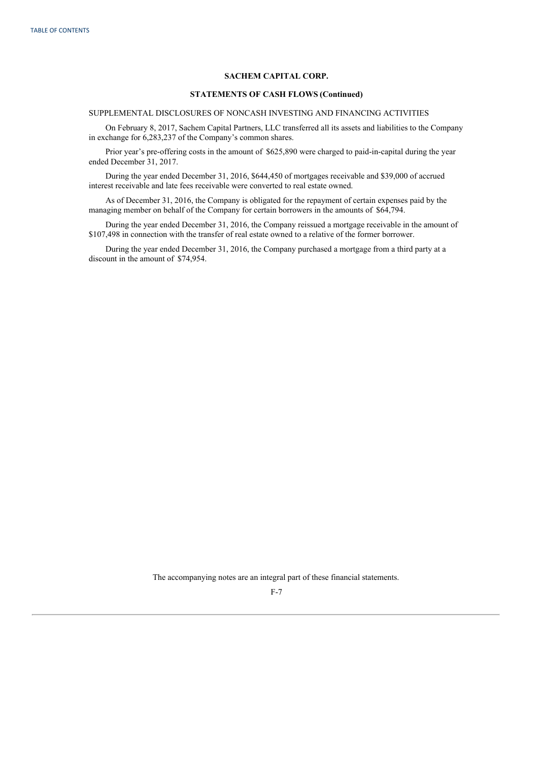**SACHEM CAPITAL CORP.**

**STATEMENTS OF CASH FLOWS (Continued)**

SUPPLEMENTAL DISCLOSURES OF NONCASH INVESTING AND FINANCING ACTIVITIES

On February 8, 2017, Sachem Capital Partners, LLC transferred all its assets and liabilities to the Company in exchange for 6,283,237 of the Company's common shares.

Prior year's pre-offering costs in the amount of $625,890 were charged to paid-in-capital during the year ended December 31, 2017.

During the year ended December 31, 2016, $644,450 of mortgages receivable and $39,000 of accrued interest receivable and late fees receivable were converted to real estate owned.

As of December 31, 2016, the Company is obligated for the repayment of certain expenses paid by the managing member on behalf of the Company for certain borrowers in the amounts of $64,794.

During the year ended December 31, 2016, the Company reissued a mortgage receivable in the amount of $107,498 in connection with the transfer of real estate owned to a relative of the former borrower.

During the year ended December 31, 2016, the Company purchased a mortgage from a third party at a discount in the amount of $74,954.

The accompanying notes are an integral part of these financial statements.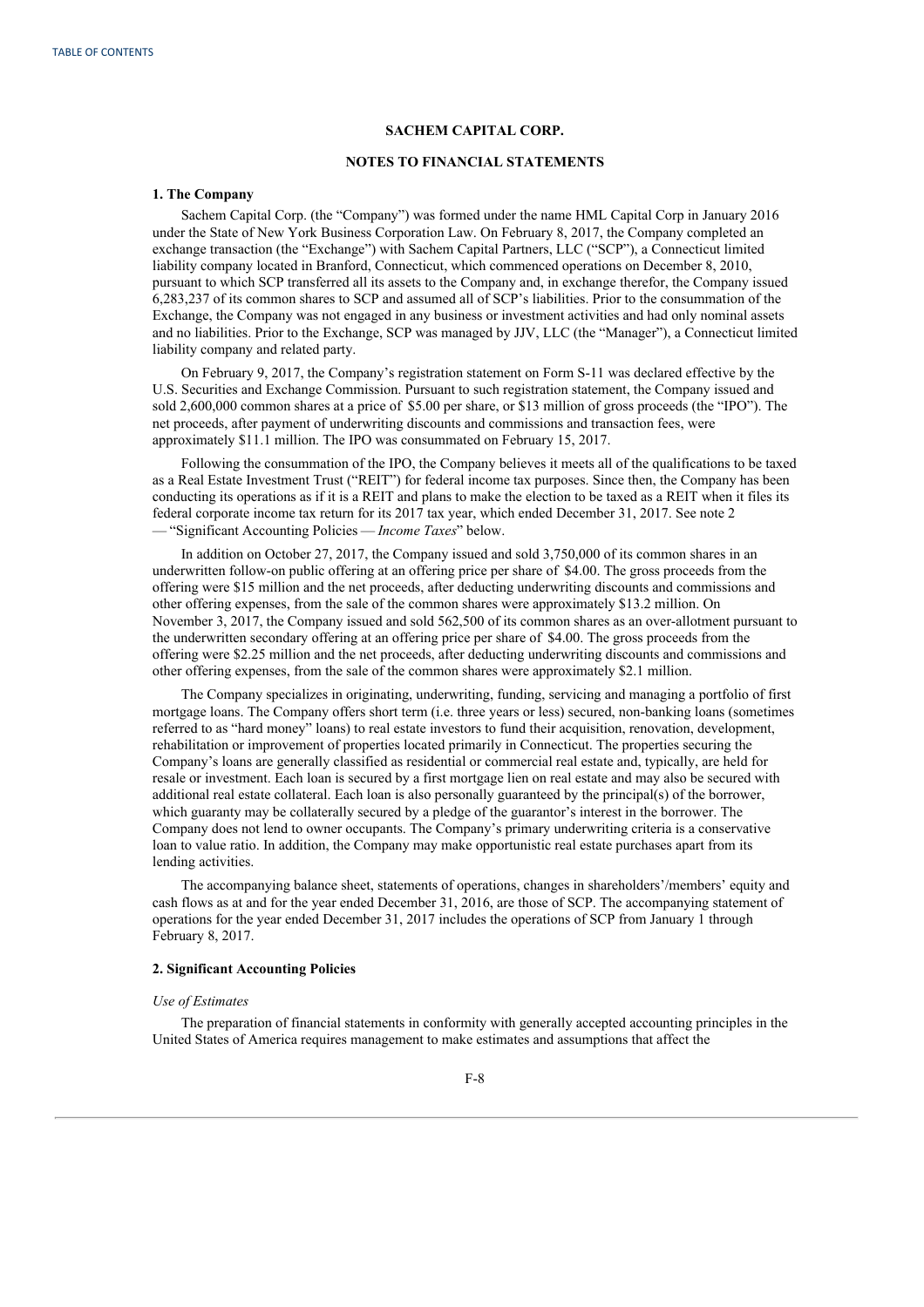# SACHEM CAPITAL CORP.

## NOTES TO FINANCIAL STATEMENTS

### 1. The Company

Sachem Capital Corp. (the "Company") was formed under the name HML Capital Corp in January 2016 under the State of New York Business Corporation Law. On February 8, 2017, the Company completed an exchange transaction (the "Exchange") with Sachem Capital Partners, LLC ("SCP"), a Connecticut limited liability company located in Branford, Connecticut, which commenced operations on December 8, 2010, pursuant to which SCP transferred all its assets to the Company and, in exchange therefor, the Company issued 6,283,237 of its common shares to SCP and assumed all of SCP's liabilities. Prior to the consummation of the Exchange, the Company was not engaged in any business or investment activities and had only nominal assets and no liabilities. Prior to the Exchange, SCP was managed by JJV, LLC (the "Manager"), a Connecticut limited liability company and related party.

On February 9, 2017, the Company's registration statement on Form S-11 was declared effective by the U.S. Securities and Exchange Commission. Pursuant to such registration statement, the Company issued and sold 2,600,000 common shares at a price of $5.00 per share, or $13 million of gross proceeds (the "IPO"). The net proceeds, after payment of underwriting discounts and commissions and transaction fees, were approximately $11.1 million. The IPO was consummated on February 15, 2017.

Following the consummation of the IPO, the Company believes it meets all of the qualifications to be taxed as a Real Estate Investment Trust ("REIT") for federal income tax purposes. Since then, the Company has been conducting its operations as if it is a REIT and plans to make the election to be taxed as a REIT when it files its federal corporate income tax return for its 2017 tax year, which ended December 31, 2017. See note 2 — "Significant Accounting Policies — *Income Taxes*" below.

In addition on October 27, 2017, the Company issued and sold 3,750,000 of its common shares in an underwritten follow-on public offering at an offering price per share of $4.00. The gross proceeds from the offering were $15 million and the net proceeds, after deducting underwriting discounts and commissions and other offering expenses, from the sale of the common shares were approximately $13.2 million. On November 3, 2017, the Company issued and sold 562,500 of its common shares as an over-allotment pursuant to the underwritten secondary offering at an offering price per share of $4.00. The gross proceeds from the offering were $2.25 million and the net proceeds, after deducting underwriting discounts and commissions and other offering expenses, from the sale of the common shares were approximately $2.1 million.

The Company specializes in originating, underwriting, funding, servicing and managing a portfolio of first mortgage loans. The Company offers short term (i.e. three years or less) secured, non-banking loans (sometimes referred to as "hard money" loans) to real estate investors to fund their acquisition, renovation, development, rehabilitation or improvement of properties located primarily in Connecticut. The properties securing the Company's loans are generally classified as residential or commercial real estate and, typically, are held for resale or investment. Each loan is secured by a first mortgage lien on real estate and may also be secured with additional real estate collateral. Each loan is also personally guaranteed by the principal(s) of the borrower, which guaranty may be collaterally secured by a pledge of the guarantor's interest in the borrower. The Company does not lend to owner occupants. The Company's primary underwriting criteria is a conservative loan to value ratio. In addition, the Company may make opportunistic real estate purchases apart from its lending activities.

The accompanying balance sheet, statements of operations, changes in shareholders'/members' equity and cash flows as at and for the year ended December 31, 2016, are those of SCP. The accompanying statement of operations for the year ended December 31, 2017 includes the operations of SCP from January 1 through February 8, 2017.

### 2. Significant Accounting Policies

*Use of Estimates*

The preparation of financial statements in conformity with generally accepted accounting principles in the United States of America requires management to make estimates and assumptions that affect the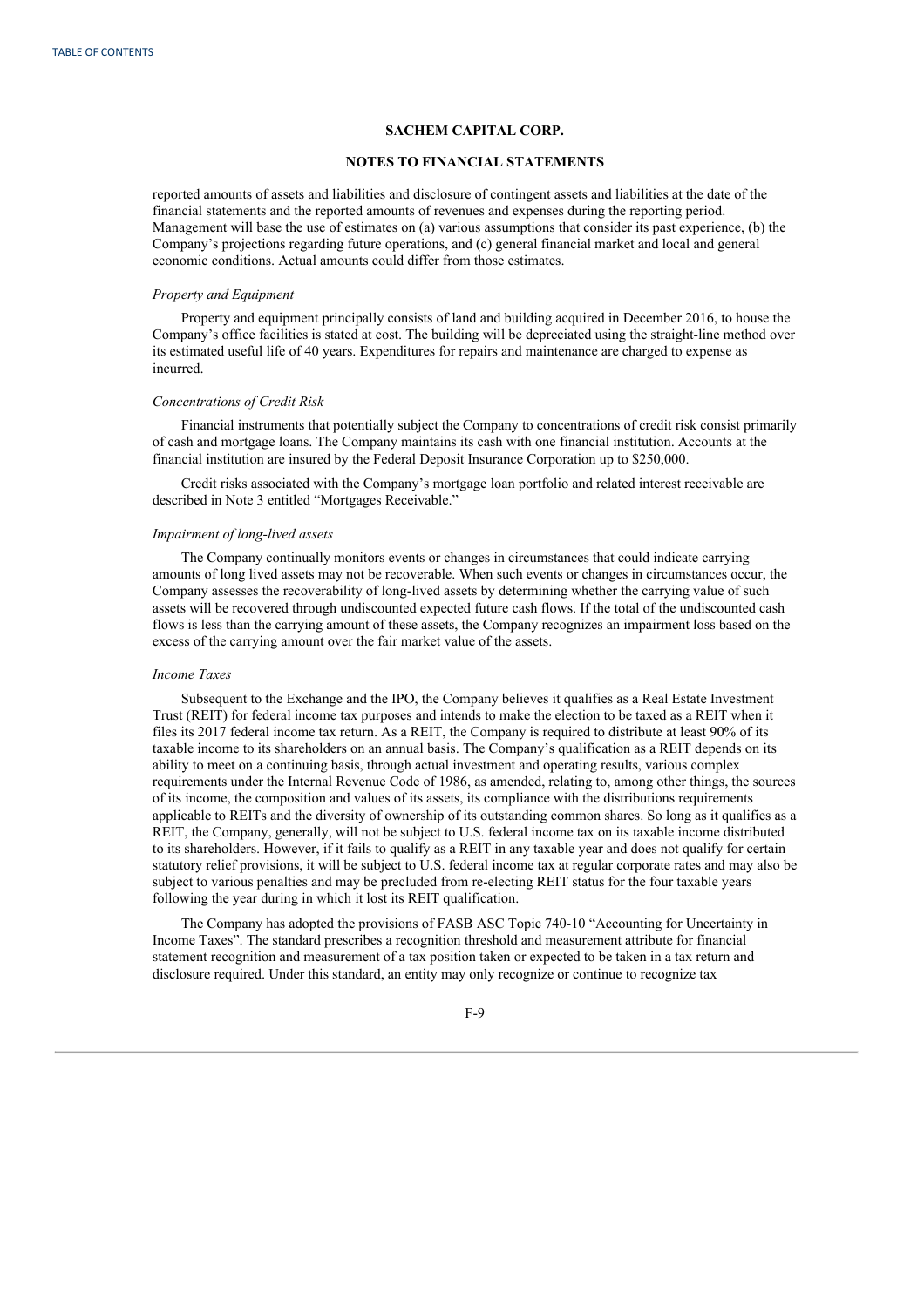## SACHEM CAPITAL CORP.

## NOTES TO FINANCIAL STATEMENTS

reported amounts of assets and liabilities and disclosure of contingent assets and liabilities at the date of the financial statements and the reported amounts of revenues and expenses during the reporting period. Management will base the use of estimates on (a) various assumptions that consider its past experience, (b) the Company's projections regarding future operations, and (c) general financial market and local and general economic conditions. Actual amounts could differ from those estimates.

*Property and Equipment*

Property and equipment principally consists of land and building acquired in December 2016, to house the Company's office facilities is stated at cost. The building will be depreciated using the straight-line method over its estimated useful life of 40 years. Expenditures for repairs and maintenance are charged to expense as incurred.

*Concentrations of Credit Risk*

Financial instruments that potentially subject the Company to concentrations of credit risk consist primarily of cash and mortgage loans. The Company maintains its cash with one financial institution. Accounts at the financial institution are insured by the Federal Deposit Insurance Corporation up to $250,000.

Credit risks associated with the Company's mortgage loan portfolio and related interest receivable are described in Note 3 entitled "Mortgages Receivable."

*Impairment of long-lived assets*

The Company continually monitors events or changes in circumstances that could indicate carrying amounts of long lived assets may not be recoverable. When such events or changes in circumstances occur, the Company assesses the recoverability of long-lived assets by determining whether the carrying value of such assets will be recovered through undiscounted expected future cash flows. If the total of the undiscounted cash flows is less than the carrying amount of these assets, the Company recognizes an impairment loss based on the excess of the carrying amount over the fair market value of the assets.

*Income Taxes*

Subsequent to the Exchange and the IPO, the Company believes it qualifies as a Real Estate Investment Trust (REIT) for federal income tax purposes and intends to make the election to be taxed as a REIT when it files its 2017 federal income tax return. As a REIT, the Company is required to distribute at least 90% of its taxable income to its shareholders on an annual basis. The Company's qualification as a REIT depends on its ability to meet on a continuing basis, through actual investment and operating results, various complex requirements under the Internal Revenue Code of 1986, as amended, relating to, among other things, the sources of its income, the composition and values of its assets, its compliance with the distributions requirements applicable to REITs and the diversity of ownership of its outstanding common shares. So long as it qualifies as a REIT, the Company, generally, will not be subject to U.S. federal income tax on its taxable income distributed to its shareholders. However, if it fails to qualify as a REIT in any taxable year and does not qualify for certain statutory relief provisions, it will be subject to U.S. federal income tax at regular corporate rates and may also be subject to various penalties and may be precluded from re-electing REIT status for the four taxable years following the year during in which it lost its REIT qualification.

The Company has adopted the provisions of FASB ASC Topic 740-10 "Accounting for Uncertainty in Income Taxes". The standard prescribes a recognition threshold and measurement attribute for financial statement recognition and measurement of a tax position taken or expected to be taken in a tax return and disclosure required. Under this standard, an entity may only recognize or continue to recognize tax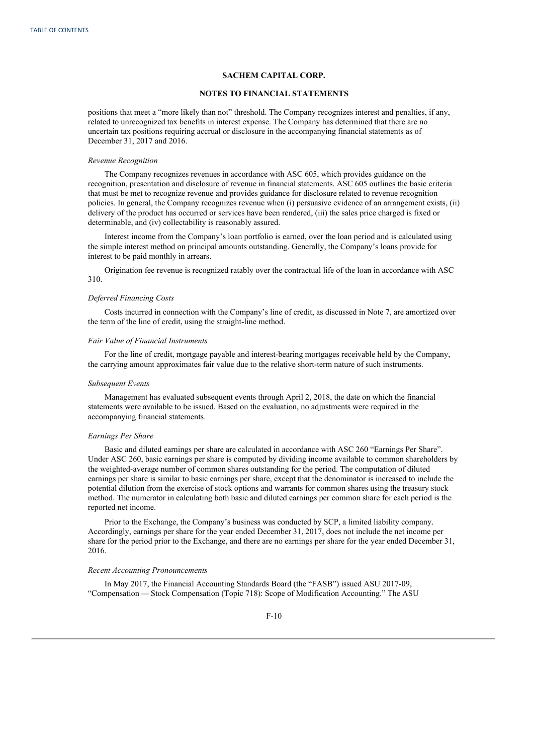## SACHEM CAPITAL CORP.

## NOTES TO FINANCIAL STATEMENTS

positions that meet a "more likely than not" threshold. The Company recognizes interest and penalties, if any, related to unrecognized tax benefits in interest expense. The Company has determined that there are no uncertain tax positions requiring accrual or disclosure in the accompanying financial statements as of December 31, 2017 and 2016.

*Revenue Recognition*

The Company recognizes revenues in accordance with ASC 605, which provides guidance on the recognition, presentation and disclosure of revenue in financial statements. ASC 605 outlines the basic criteria that must be met to recognize revenue and provides guidance for disclosure related to revenue recognition policies. In general, the Company recognizes revenue when (i) persuasive evidence of an arrangement exists, (ii) delivery of the product has occurred or services have been rendered, (iii) the sales price charged is fixed or determinable, and (iv) collectability is reasonably assured.

Interest income from the Company's loan portfolio is earned, over the loan period and is calculated using the simple interest method on principal amounts outstanding. Generally, the Company's loans provide for interest to be paid monthly in arrears.

Origination fee revenue is recognized ratably over the contractual life of the loan in accordance with ASC 310.

*Deferred Financing Costs*

Costs incurred in connection with the Company's line of credit, as discussed in Note 7, are amortized over the term of the line of credit, using the straight-line method.

*Fair Value of Financial Instruments*

For the line of credit, mortgage payable and interest-bearing mortgages receivable held by the Company, the carrying amount approximates fair value due to the relative short-term nature of such instruments.

*Subsequent Events*

Management has evaluated subsequent events through April 2, 2018, the date on which the financial statements were available to be issued. Based on the evaluation, no adjustments were required in the accompanying financial statements.

*Earnings Per Share*

Basic and diluted earnings per share are calculated in accordance with ASC 260 "Earnings Per Share". Under ASC 260, basic earnings per share is computed by dividing income available to common shareholders by the weighted-average number of common shares outstanding for the period. The computation of diluted earnings per share is similar to basic earnings per share, except that the denominator is increased to include the potential dilution from the exercise of stock options and warrants for common shares using the treasury stock method. The numerator in calculating both basic and diluted earnings per common share for each period is the reported net income.

Prior to the Exchange, the Company's business was conducted by SCP, a limited liability company. Accordingly, earnings per share for the year ended December 31, 2017, does not include the net income per share for the period prior to the Exchange, and there are no earnings per share for the year ended December 31, 2016.

*Recent Accounting Pronouncements*

In May 2017, the Financial Accounting Standards Board (the "FASB") issued ASU 2017-09, "Compensation — Stock Compensation (Topic 718): Scope of Modification Accounting." The ASU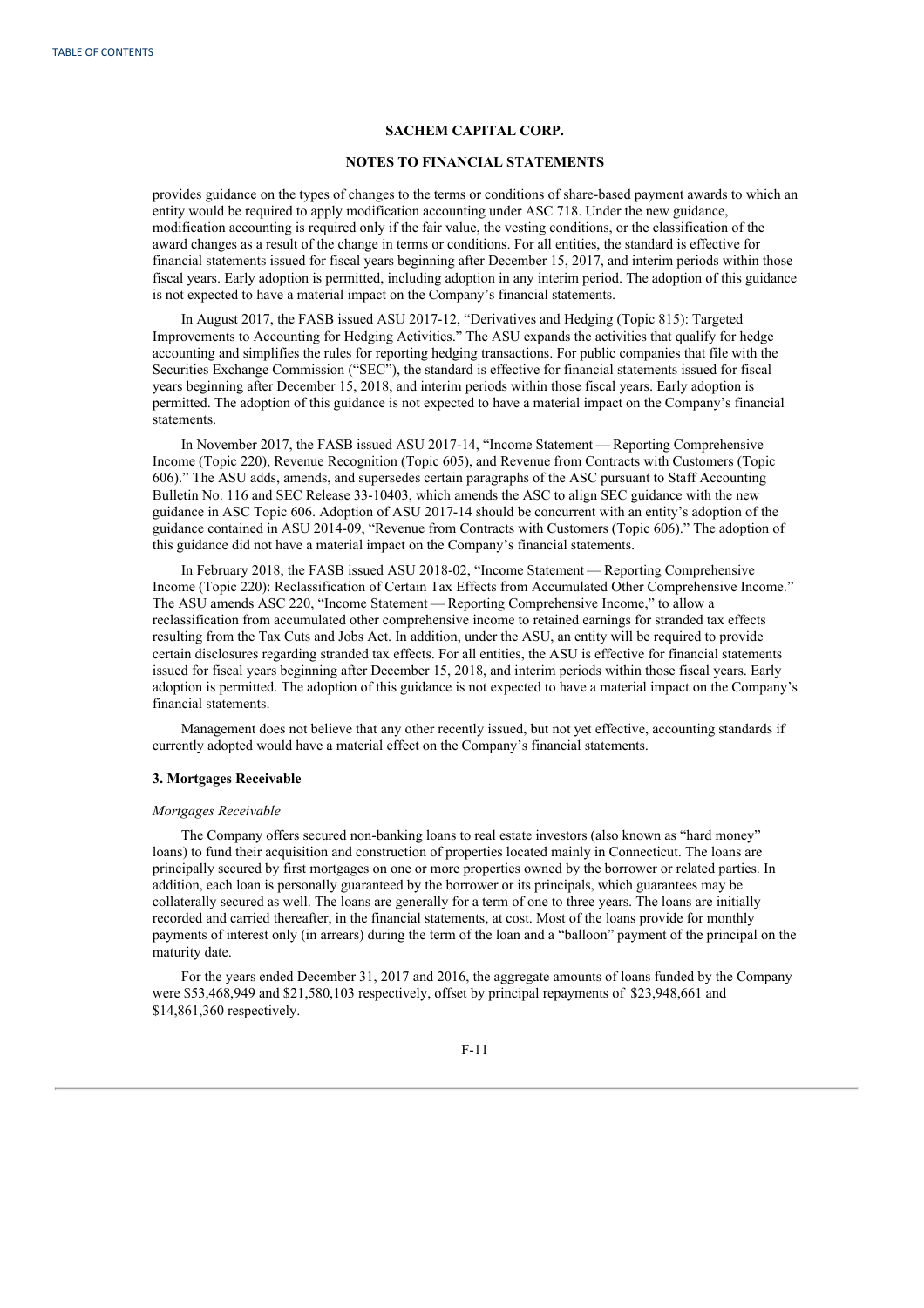provides guidance on the types of changes to the terms or conditions of share-based payment awards to which an entity would be required to apply modification accounting under ASC 718. Under the new guidance, modification accounting is required only if the fair value, the vesting conditions, or the classification of the award changes as a result of the change in terms or conditions. For all entities, the standard is effective for financial statements issued for fiscal years beginning after December 15, 2017, and interim periods within those fiscal years. Early adoption is permitted, including adoption in any interim period. The adoption of this guidance is not expected to have a material impact on the Company's financial statements.

In August 2017, the FASB issued ASU 2017-12, "Derivatives and Hedging (Topic 815): Targeted Improvements to Accounting for Hedging Activities." The ASU expands the activities that qualify for hedge accounting and simplifies the rules for reporting hedging transactions. For public companies that file with the Securities Exchange Commission ("SEC"), the standard is effective for financial statements issued for fiscal years beginning after December 15, 2018, and interim periods within those fiscal years. Early adoption is permitted. The adoption of this guidance is not expected to have a material impact on the Company's financial statements.

In November 2017, the FASB issued ASU 2017-14, "Income Statement — Reporting Comprehensive Income (Topic 220), Revenue Recognition (Topic 605), and Revenue from Contracts with Customers (Topic 606)." The ASU adds, amends, and supersedes certain paragraphs of the ASC pursuant to Staff Accounting Bulletin No. 116 and SEC Release 33-10403, which amends the ASC to align SEC guidance with the new guidance in ASC Topic 606. Adoption of ASU 2017-14 should be concurrent with an entity's adoption of the guidance contained in ASU 2014-09, "Revenue from Contracts with Customers (Topic 606)." The adoption of this guidance did not have a material impact on the Company's financial statements.

In February 2018, the FASB issued ASU 2018-02, "Income Statement — Reporting Comprehensive Income (Topic 220): Reclassification of Certain Tax Effects from Accumulated Other Comprehensive Income." The ASU amends ASC 220, "Income Statement — Reporting Comprehensive Income," to allow a reclassification from accumulated other comprehensive income to retained earnings for stranded tax effects resulting from the Tax Cuts and Jobs Act. In addition, under the ASU, an entity will be required to provide certain disclosures regarding stranded tax effects. For all entities, the ASU is effective for financial statements issued for fiscal years beginning after December 15, 2018, and interim periods within those fiscal years. Early adoption is permitted. The adoption of this guidance is not expected to have a material impact on the Company's financial statements.

Management does not believe that any other recently issued, but not yet effective, accounting standards if currently adopted would have a material effect on the Company's financial statements.

### 3. Mortgages Receivable

*Mortgages Receivable*

The Company offers secured non-banking loans to real estate investors (also known as "hard money" loans) to fund their acquisition and construction of properties located mainly in Connecticut. The loans are principally secured by first mortgages on one or more properties owned by the borrower or related parties. In addition, each loan is personally guaranteed by the borrower or its principals, which guarantees may be collaterally secured as well. The loans are generally for a term of one to three years. The loans are initially recorded and carried thereafter, in the financial statements, at cost. Most of the loans provide for monthly payments of interest only (in arrears) during the term of the loan and a "balloon" payment of the principal on the maturity date.

For the years ended December 31, 2017 and 2016, the aggregate amounts of loans funded by the Company were $53,468,949 and $21,580,103 respectively, offset by principal repayments of $23,948,661 and $14,861,360 respectively.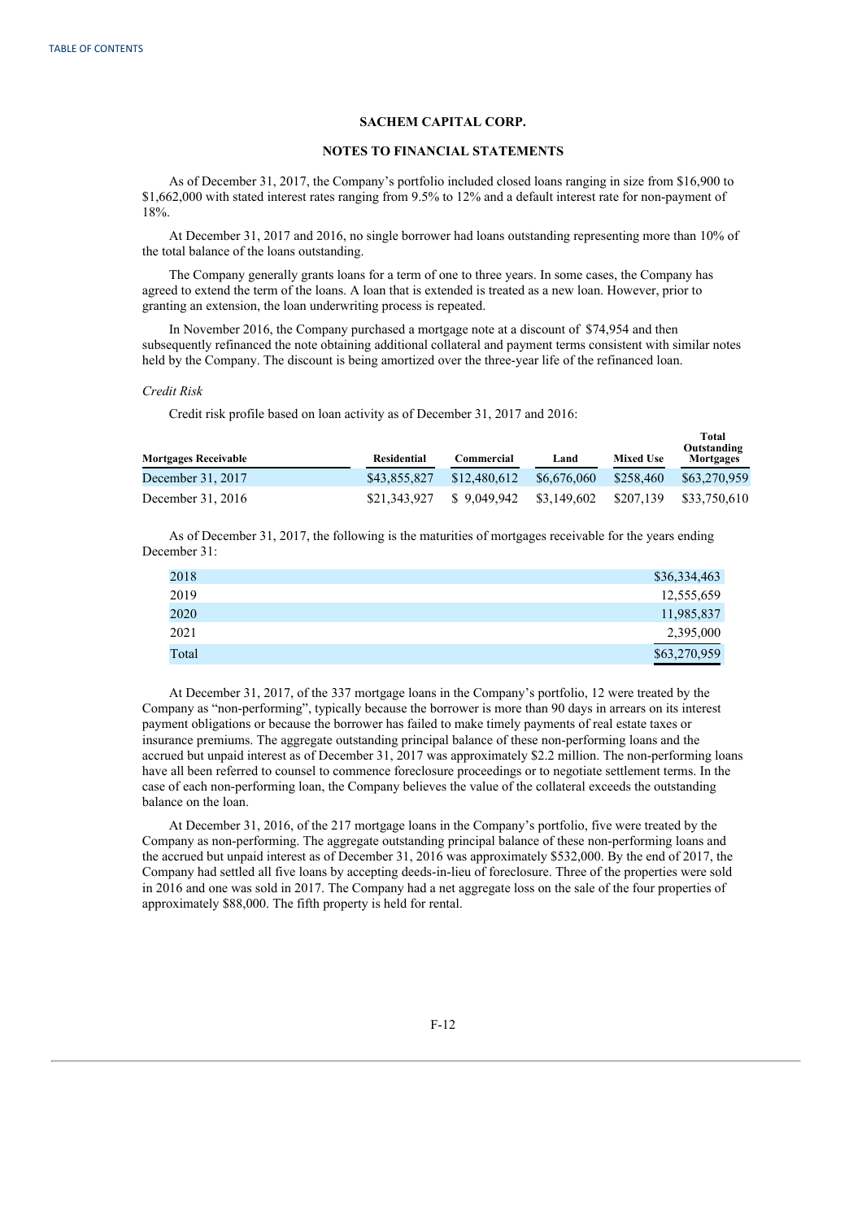SACHEM CAPITAL CORP.

NOTES TO FINANCIAL STATEMENTS

As of December 31, 2017, the Company's portfolio included closed loans ranging in size from $16,900 to $1,662,000 with stated interest rates ranging from 9.5% to 12% and a default interest rate for non-payment of 18%.

At December 31, 2017 and 2016, no single borrower had loans outstanding representing more than 10% of the total balance of the loans outstanding.

The Company generally grants loans for a term of one to three years. In some cases, the Company has agreed to extend the term of the loans. A loan that is extended is treated as a new loan. However, prior to granting an extension, the loan underwriting process is repeated.

In November 2016, the Company purchased a mortgage note at a discount of $74,954 and then subsequently refinanced the note obtaining additional collateral and payment terms consistent with similar notes held by the Company. The discount is being amortized over the three-year life of the refinanced loan.

*Credit Risk*

Credit risk profile based on loan activity as of December 31, 2017 and 2016:

| Mortgages Receivable | Residential | Commercial | Land | Mixed Use | Total Outstanding Mortgages |
|---|---|---|---|---|---|
| December 31, 2017 | $43,855,827 | $12,480,612 | $6,676,060 | $258,460 | $63,270,959 |
| December 31, 2016 | $21,343,927 | $ 9,049,942 | $3,149,602 | $207,139 | $33,750,610 |

As of December 31, 2017, the following is the maturities of mortgages receivable for the years ending December 31:

| | |
|---|---|
| 2018 | $36,334,463 |
| 2019 | 12,555,659 |
| 2020 | 11,985,837 |
| 2021 | 2,395,000 |
| Total | $63,270,959 |

At December 31, 2017, of the 337 mortgage loans in the Company's portfolio, 12 were treated by the Company as "non-performing", typically because the borrower is more than 90 days in arrears on its interest payment obligations or because the borrower has failed to make timely payments of real estate taxes or insurance premiums. The aggregate outstanding principal balance of these non-performing loans and the accrued but unpaid interest as of December 31, 2017 was approximately $2.2 million. The non-performing loans have all been referred to counsel to commence foreclosure proceedings or to negotiate settlement terms. In the case of each non-performing loan, the Company believes the value of the collateral exceeds the outstanding balance on the loan.

At December 31, 2016, of the 217 mortgage loans in the Company's portfolio, five were treated by the Company as non-performing. The aggregate outstanding principal balance of these non-performing loans and the accrued but unpaid interest as of December 31, 2016 was approximately $532,000. By the end of 2017, the Company had settled all five loans by accepting deeds-in-lieu of foreclosure. Three of the properties were sold in 2016 and one was sold in 2017. The Company had a net aggregate loss on the sale of the four properties of approximately $88,000. The fifth property is held for rental.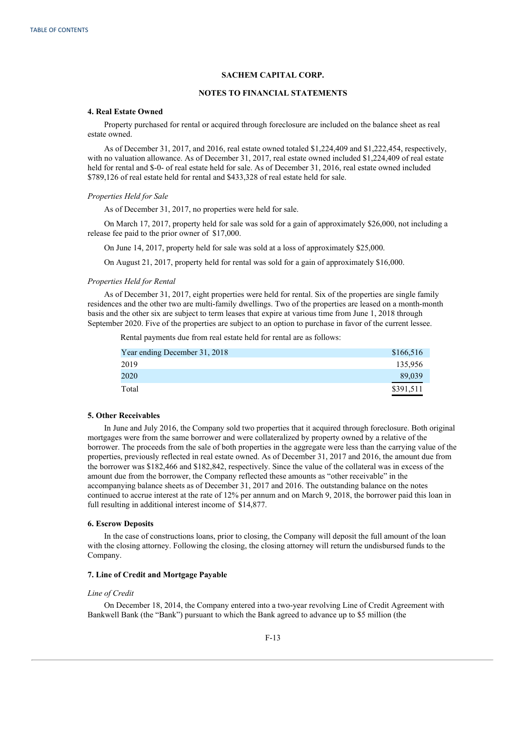**SACHEM CAPITAL CORP.**

**NOTES TO FINANCIAL STATEMENTS**

**4. Real Estate Owned**

Property purchased for rental or acquired through foreclosure are included on the balance sheet as real estate owned.

As of December 31, 2017, and 2016, real estate owned totaled $1,224,409 and $1,222,454, respectively, with no valuation allowance. As of December 31, 2017, real estate owned included $1,224,409 of real estate held for rental and $-0- of real estate held for sale. As of December 31, 2016, real estate owned included $789,126 of real estate held for rental and $433,328 of real estate held for sale.

*Properties Held for Sale*

As of December 31, 2017, no properties were held for sale.

On March 17, 2017, property held for sale was sold for a gain of approximately $26,000, not including a release fee paid to the prior owner of $17,000.

On June 14, 2017, property held for sale was sold at a loss of approximately $25,000.

On August 21, 2017, property held for rental was sold for a gain of approximately $16,000.

*Properties Held for Rental*

As of December 31, 2017, eight properties were held for rental. Six of the properties are single family residences and the other two are multi-family dwellings. Two of the properties are leased on a month-month basis and the other six are subject to term leases that expire at various time from June 1, 2018 through September 2020. Five of the properties are subject to an option to purchase in favor of the current lessee.

Rental payments due from real estate held for rental are as follows:

| | |
|---|---|
| Year ending December 31, 2018 | $166,516 |
| 2019 | 135,956 |
| 2020 | 89,039 |
| Total | $391,511 |

**5. Other Receivables**

In June and July 2016, the Company sold two properties that it acquired through foreclosure. Both original mortgages were from the same borrower and were collateralized by property owned by a relative of the borrower. The proceeds from the sale of both properties in the aggregate were less than the carrying value of the properties, previously reflected in real estate owned. As of December 31, 2017 and 2016, the amount due from the borrower was $182,466 and $182,842, respectively. Since the value of the collateral was in excess of the amount due from the borrower, the Company reflected these amounts as "other receivable" in the accompanying balance sheets as of December 31, 2017 and 2016. The outstanding balance on the notes continued to accrue interest at the rate of 12% per annum and on March 9, 2018, the borrower paid this loan in full resulting in additional interest income of $14,877.

**6. Escrow Deposits**

In the case of constructions loans, prior to closing, the Company will deposit the full amount of the loan with the closing attorney. Following the closing, the closing attorney will return the undisbursed funds to the Company.

**7. Line of Credit and Mortgage Payable**

*Line of Credit*

On December 18, 2014, the Company entered into a two-year revolving Line of Credit Agreement with Bankwell Bank (the "Bank") pursuant to which the Bank agreed to advance up to $5 million (the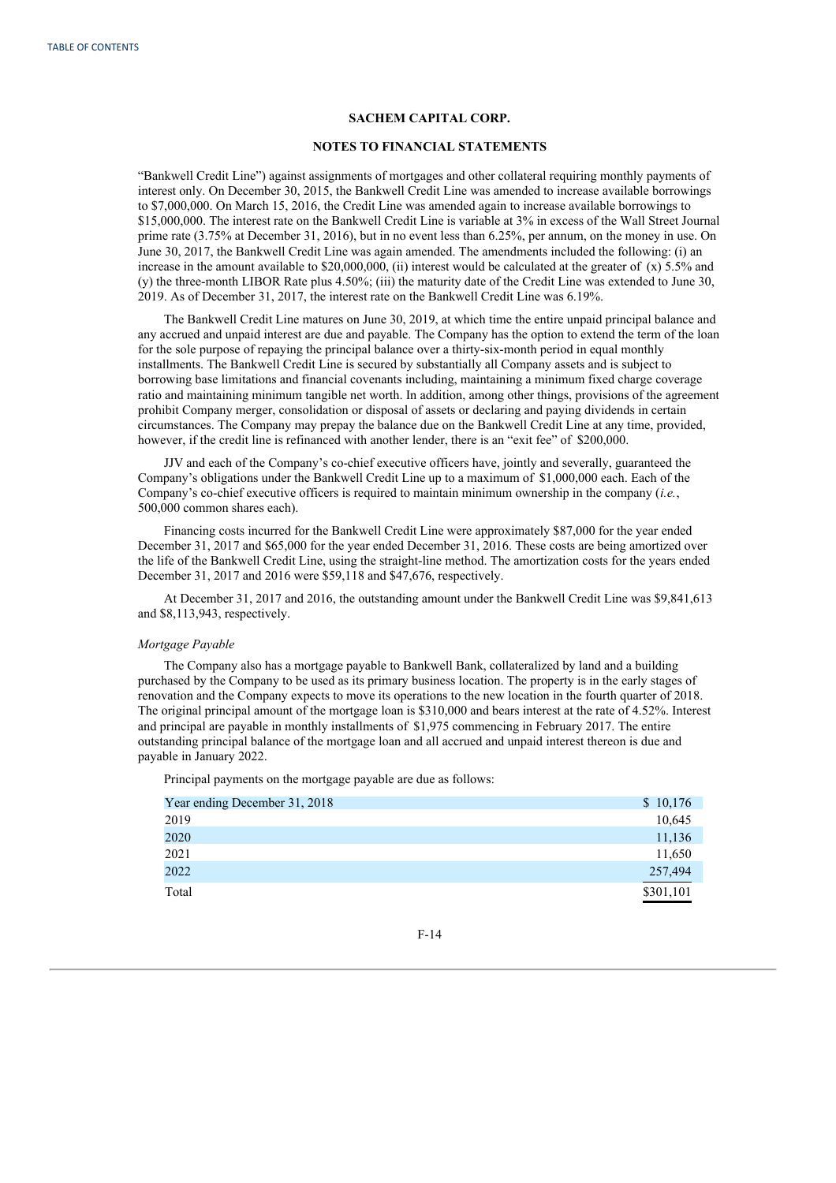## SACHEM CAPITAL CORP.

## NOTES TO FINANCIAL STATEMENTS

"Bankwell Credit Line") against assignments of mortgages and other collateral requiring monthly payments of interest only. On December 30, 2015, the Bankwell Credit Line was amended to increase available borrowings to $7,000,000. On March 15, 2016, the Credit Line was amended again to increase available borrowings to $15,000,000. The interest rate on the Bankwell Credit Line is variable at 3% in excess of the Wall Street Journal prime rate (3.75% at December 31, 2016), but in no event less than 6.25%, per annum, on the money in use. On June 30, 2017, the Bankwell Credit Line was again amended. The amendments included the following: (i) an increase in the amount available to $20,000,000, (ii) interest would be calculated at the greater of (x) 5.5% and (y) the three-month LIBOR Rate plus 4.50%; (iii) the maturity date of the Credit Line was extended to June 30, 2019. As of December 31, 2017, the interest rate on the Bankwell Credit Line was 6.19%.

The Bankwell Credit Line matures on June 30, 2019, at which time the entire unpaid principal balance and any accrued and unpaid interest are due and payable. The Company has the option to extend the term of the loan for the sole purpose of repaying the principal balance over a thirty-six-month period in equal monthly installments. The Bankwell Credit Line is secured by substantially all Company assets and is subject to borrowing base limitations and financial covenants including, maintaining a minimum fixed charge coverage ratio and maintaining minimum tangible net worth. In addition, among other things, provisions of the agreement prohibit Company merger, consolidation or disposal of assets or declaring and paying dividends in certain circumstances. The Company may prepay the balance due on the Bankwell Credit Line at any time, provided, however, if the credit line is refinanced with another lender, there is an "exit fee" of $200,000.

JJV and each of the Company's co-chief executive officers have, jointly and severally, guaranteed the Company's obligations under the Bankwell Credit Line up to a maximum of $1,000,000 each. Each of the Company's co-chief executive officers is required to maintain minimum ownership in the company (*i.e.*, 500,000 common shares each).

Financing costs incurred for the Bankwell Credit Line were approximately $87,000 for the year ended December 31, 2017 and $65,000 for the year ended December 31, 2016. These costs are being amortized over the life of the Bankwell Credit Line, using the straight-line method. The amortization costs for the years ended December 31, 2017 and 2016 were $59,118 and $47,676, respectively.

At December 31, 2017 and 2016, the outstanding amount under the Bankwell Credit Line was $9,841,613 and $8,113,943, respectively.

*Mortgage Payable*

The Company also has a mortgage payable to Bankwell Bank, collateralized by land and a building purchased by the Company to be used as its primary business location. The property is in the early stages of renovation and the Company expects to move its operations to the new location in the fourth quarter of 2018. The original principal amount of the mortgage loan is $310,000 and bears interest at the rate of 4.52%. Interest and principal are payable in monthly installments of $1,975 commencing in February 2017. The entire outstanding principal balance of the mortgage loan and all accrued and unpaid interest thereon is due and payable in January 2022.

Principal payments on the mortgage payable are due as follows:

| | |
|---|---|
| Year ending December 31, 2018 | $ 10,176 |
| 2019 | 10,645 |
| 2020 | 11,136 |
| 2021 | 11,650 |
| 2022 | 257,494 |
| Total | $301,101 |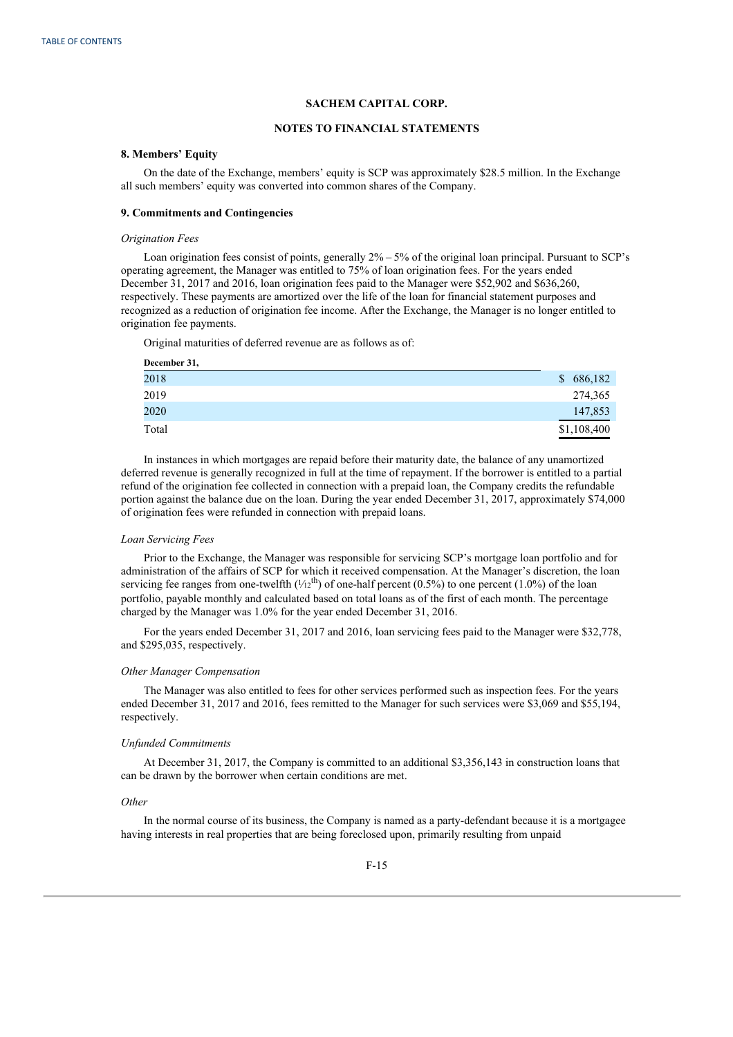**SACHEM CAPITAL CORP.**

**NOTES TO FINANCIAL STATEMENTS**

**8. Members' Equity**

On the date of the Exchange, members' equity is SCP was approximately $28.5 million. In the Exchange all such members' equity was converted into common shares of the Company.

**9. Commitments and Contingencies**

*Origination Fees*

Loan origination fees consist of points, generally 2% – 5% of the original loan principal. Pursuant to SCP's operating agreement, the Manager was entitled to 75% of loan origination fees. For the years ended December 31, 2017 and 2016, loan origination fees paid to the Manager were $52,902 and $636,260, respectively. These payments are amortized over the life of the loan for financial statement purposes and recognized as a reduction of origination fee income. After the Exchange, the Manager is no longer entitled to origination fee payments.

Original maturities of deferred revenue are as follows as of:

| December 31, | |
|---|---|
| 2018 | $ 686,182 |
| 2019 | 274,365 |
| 2020 | 147,853 |
| Total | $1,108,400 |

In instances in which mortgages are repaid before their maturity date, the balance of any unamortized deferred revenue is generally recognized in full at the time of repayment. If the borrower is entitled to a partial refund of the origination fee collected in connection with a prepaid loan, the Company credits the refundable portion against the balance due on the loan. During the year ended December 31, 2017, approximately $74,000 of origination fees were refunded in connection with prepaid loans.

*Loan Servicing Fees*

Prior to the Exchange, the Manager was responsible for servicing SCP's mortgage loan portfolio and for administration of the affairs of SCP for which it received compensation. At the Manager's discretion, the loan servicing fee ranges from one-twelfth ($1/12^{th}$) of one-half percent (0.5%) to one percent (1.0%) of the loan portfolio, payable monthly and calculated based on total loans as of the first of each month. The percentage charged by the Manager was 1.0% for the year ended December 31, 2016.

For the years ended December 31, 2017 and 2016, loan servicing fees paid to the Manager were $32,778, and $295,035, respectively.

*Other Manager Compensation*

The Manager was also entitled to fees for other services performed such as inspection fees. For the years ended December 31, 2017 and 2016, fees remitted to the Manager for such services were $3,069 and $55,194, respectively.

*Unfunded Commitments*

At December 31, 2017, the Company is committed to an additional $3,356,143 in construction loans that can be drawn by the borrower when certain conditions are met.

*Other*

In the normal course of its business, the Company is named as a party-defendant because it is a mortgagee having interests in real properties that are being foreclosed upon, primarily resulting from unpaid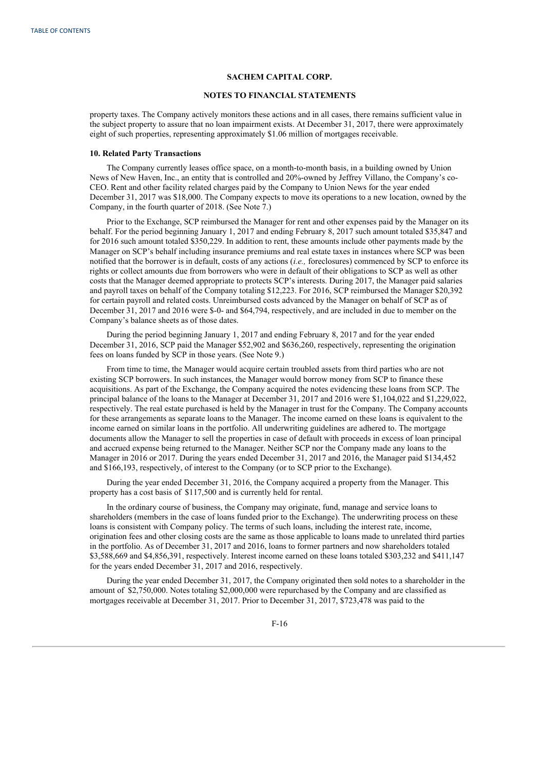## SACHEM CAPITAL CORP.

## NOTES TO FINANCIAL STATEMENTS

property taxes. The Company actively monitors these actions and in all cases, there remains sufficient value in the subject property to assure that no loan impairment exists. At December 31, 2017, there were approximately eight of such properties, representing approximately $1.06 million of mortgages receivable.

### 10. Related Party Transactions

The Company currently leases office space, on a month-to-month basis, in a building owned by Union News of New Haven, Inc., an entity that is controlled and 20%-owned by Jeffrey Villano, the Company's co-CEO. Rent and other facility related charges paid by the Company to Union News for the year ended December 31, 2017 was $18,000. The Company expects to move its operations to a new location, owned by the Company, in the fourth quarter of 2018. (See Note 7.)

Prior to the Exchange, SCP reimbursed the Manager for rent and other expenses paid by the Manager on its behalf. For the period beginning January 1, 2017 and ending February 8, 2017 such amount totaled $35,847 and for 2016 such amount totaled $350,229. In addition to rent, these amounts include other payments made by the Manager on SCP's behalf including insurance premiums and real estate taxes in instances where SCP was been notified that the borrower is in default, costs of any actions (*i.e.,* foreclosures) commenced by SCP to enforce its rights or collect amounts due from borrowers who were in default of their obligations to SCP as well as other costs that the Manager deemed appropriate to protects SCP's interests. During 2017, the Manager paid salaries and payroll taxes on behalf of the Company totaling $12,223. For 2016, SCP reimbursed the Manager $20,392 for certain payroll and related costs. Unreimbursed costs advanced by the Manager on behalf of SCP as of December 31, 2017 and 2016 were $-0- and $64,794, respectively, and are included in due to member on the Company's balance sheets as of those dates.

During the period beginning January 1, 2017 and ending February 8, 2017 and for the year ended December 31, 2016, SCP paid the Manager $52,902 and $636,260, respectively, representing the origination fees on loans funded by SCP in those years. (See Note 9.)

From time to time, the Manager would acquire certain troubled assets from third parties who are not existing SCP borrowers. In such instances, the Manager would borrow money from SCP to finance these acquisitions. As part of the Exchange, the Company acquired the notes evidencing these loans from SCP. The principal balance of the loans to the Manager at December 31, 2017 and 2016 were $1,104,022 and $1,229,022, respectively. The real estate purchased is held by the Manager in trust for the Company. The Company accounts for these arrangements as separate loans to the Manager. The income earned on these loans is equivalent to the income earned on similar loans in the portfolio. All underwriting guidelines are adhered to. The mortgage documents allow the Manager to sell the properties in case of default with proceeds in excess of loan principal and accrued expense being returned to the Manager. Neither SCP nor the Company made any loans to the Manager in 2016 or 2017. During the years ended December 31, 2017 and 2016, the Manager paid $134,452 and $166,193, respectively, of interest to the Company (or to SCP prior to the Exchange).

During the year ended December 31, 2016, the Company acquired a property from the Manager. This property has a cost basis of $117,500 and is currently held for rental.

In the ordinary course of business, the Company may originate, fund, manage and service loans to shareholders (members in the case of loans funded prior to the Exchange). The underwriting process on these loans is consistent with Company policy. The terms of such loans, including the interest rate, income, origination fees and other closing costs are the same as those applicable to loans made to unrelated third parties in the portfolio. As of December 31, 2017 and 2016, loans to former partners and now shareholders totaled $3,588,669 and $4,856,391, respectively. Interest income earned on these loans totaled $303,232 and $411,147 for the years ended December 31, 2017 and 2016, respectively.

During the year ended December 31, 2017, the Company originated then sold notes to a shareholder in the amount of $2,750,000. Notes totaling $2,000,000 were repurchased by the Company and are classified as mortgages receivable at December 31, 2017. Prior to December 31, 2017, $723,478 was paid to the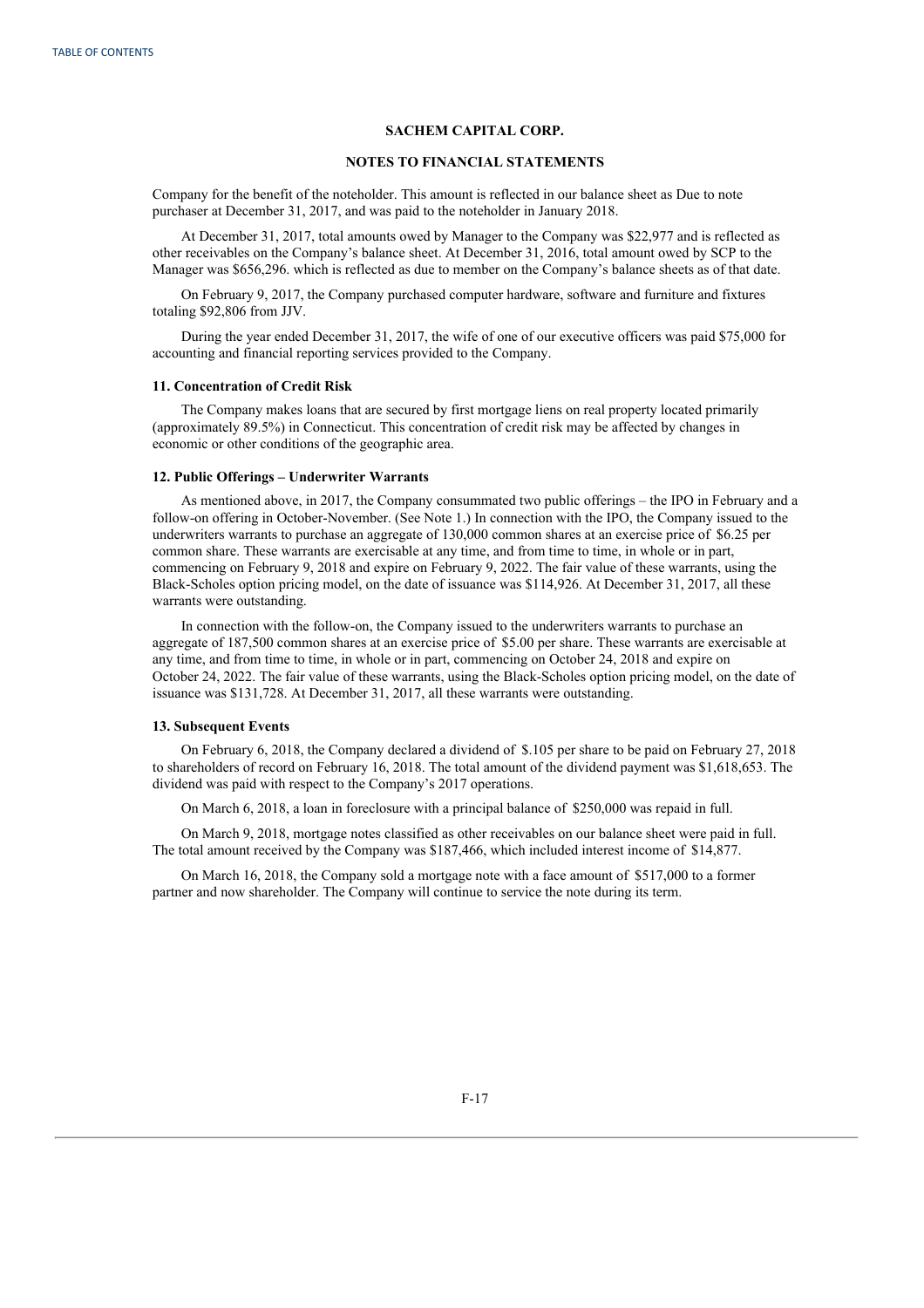Company for the benefit of the noteholder. This amount is reflected in our balance sheet as Due to note purchaser at December 31, 2017, and was paid to the noteholder in January 2018.

At December 31, 2017, total amounts owed by Manager to the Company was $22,977 and is reflected as other receivables on the Company's balance sheet. At December 31, 2016, total amount owed by SCP to the Manager was $656,296. which is reflected as due to member on the Company's balance sheets as of that date.

On February 9, 2017, the Company purchased computer hardware, software and furniture and fixtures totaling $92,806 from JJV.

During the year ended December 31, 2017, the wife of one of our executive officers was paid $75,000 for accounting and financial reporting services provided to the Company.

### 11. Concentration of Credit Risk

The Company makes loans that are secured by first mortgage liens on real property located primarily (approximately 89.5%) in Connecticut. This concentration of credit risk may be affected by changes in economic or other conditions of the geographic area.

### 12. Public Offerings – Underwriter Warrants

As mentioned above, in 2017, the Company consummated two public offerings – the IPO in February and a follow-on offering in October-November. (See Note 1.) In connection with the IPO, the Company issued to the underwriters warrants to purchase an aggregate of 130,000 common shares at an exercise price of $6.25 per common share. These warrants are exercisable at any time, and from time to time, in whole or in part, commencing on February 9, 2018 and expire on February 9, 2022. The fair value of these warrants, using the Black-Scholes option pricing model, on the date of issuance was $114,926. At December 31, 2017, all these warrants were outstanding.

In connection with the follow-on, the Company issued to the underwriters warrants to purchase an aggregate of 187,500 common shares at an exercise price of $5.00 per share. These warrants are exercisable at any time, and from time to time, in whole or in part, commencing on October 24, 2018 and expire on October 24, 2022. The fair value of these warrants, using the Black-Scholes option pricing model, on the date of issuance was $131,728. At December 31, 2017, all these warrants were outstanding.

### 13. Subsequent Events

On February 6, 2018, the Company declared a dividend of $.105 per share to be paid on February 27, 2018 to shareholders of record on February 16, 2018. The total amount of the dividend payment was $1,618,653. The dividend was paid with respect to the Company's 2017 operations.

On March 6, 2018, a loan in foreclosure with a principal balance of $250,000 was repaid in full.

On March 9, 2018, mortgage notes classified as other receivables on our balance sheet were paid in full. The total amount received by the Company was $187,466, which included interest income of $14,877.

On March 16, 2018, the Company sold a mortgage note with a face amount of $517,000 to a former partner and now shareholder. The Company will continue to service the note during its term.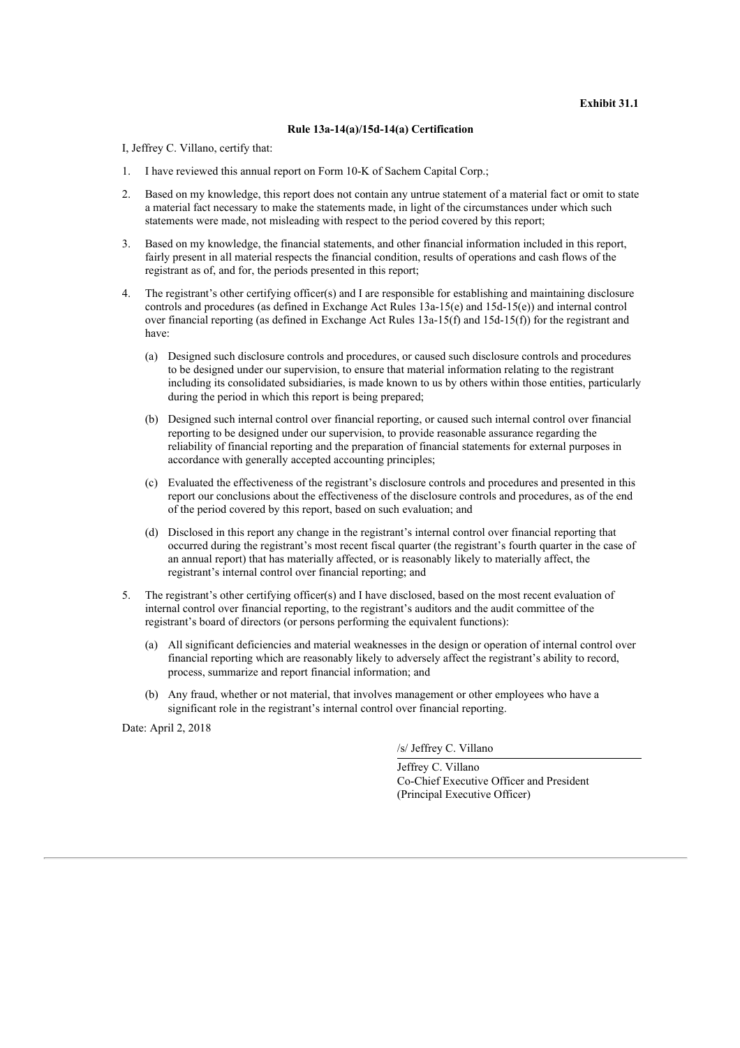**Exhibit 31.1**

**Rule 13a-14(a)/15d-14(a) Certification**

I, Jeffrey C. Villano, certify that:

1. I have reviewed this annual report on Form 10-K of Sachem Capital Corp.;
2. Based on my knowledge, this report does not contain any untrue statement of a material fact or omit to state a material fact necessary to make the statements made, in light of the circumstances under which such statements were made, not misleading with respect to the period covered by this report;
3. Based on my knowledge, the financial statements, and other financial information included in this report, fairly present in all material respects the financial condition, results of operations and cash flows of the registrant as of, and for, the periods presented in this report;
4. The registrant's other certifying officer(s) and I are responsible for establishing and maintaining disclosure controls and procedures (as defined in Exchange Act Rules 13a-15(e) and 15d-15(e)) and internal control over financial reporting (as defined in Exchange Act Rules 13a-15(f) and 15d-15(f)) for the registrant and have:
   - (a) Designed such disclosure controls and procedures, or caused such disclosure controls and procedures to be designed under our supervision, to ensure that material information relating to the registrant including its consolidated subsidiaries, is made known to us by others within those entities, particularly during the period in which this report is being prepared;
   - (b) Designed such internal control over financial reporting, or caused such internal control over financial reporting to be designed under our supervision, to provide reasonable assurance regarding the reliability of financial reporting and the preparation of financial statements for external purposes in accordance with generally accepted accounting principles;
   - (c) Evaluated the effectiveness of the registrant's disclosure controls and procedures and presented in this report our conclusions about the effectiveness of the disclosure controls and procedures, as of the end of the period covered by this report, based on such evaluation; and
   - (d) Disclosed in this report any change in the registrant's internal control over financial reporting that occurred during the registrant's most recent fiscal quarter (the registrant's fourth quarter in the case of an annual report) that has materially affected, or is reasonably likely to materially affect, the registrant's internal control over financial reporting; and
5. The registrant's other certifying officer(s) and I have disclosed, based on the most recent evaluation of internal control over financial reporting, to the registrant's auditors and the audit committee of the registrant's board of directors (or persons performing the equivalent functions):
   - (a) All significant deficiencies and material weaknesses in the design or operation of internal control over financial reporting which are reasonably likely to adversely affect the registrant's ability to record, process, summarize and report financial information; and
   - (b) Any fraud, whether or not material, that involves management or other employees who have a significant role in the registrant's internal control over financial reporting.

Date: April 2, 2018

/s/ Jeffrey C. Villano

Jeffrey C. Villano
Co-Chief Executive Officer and President
(Principal Executive Officer)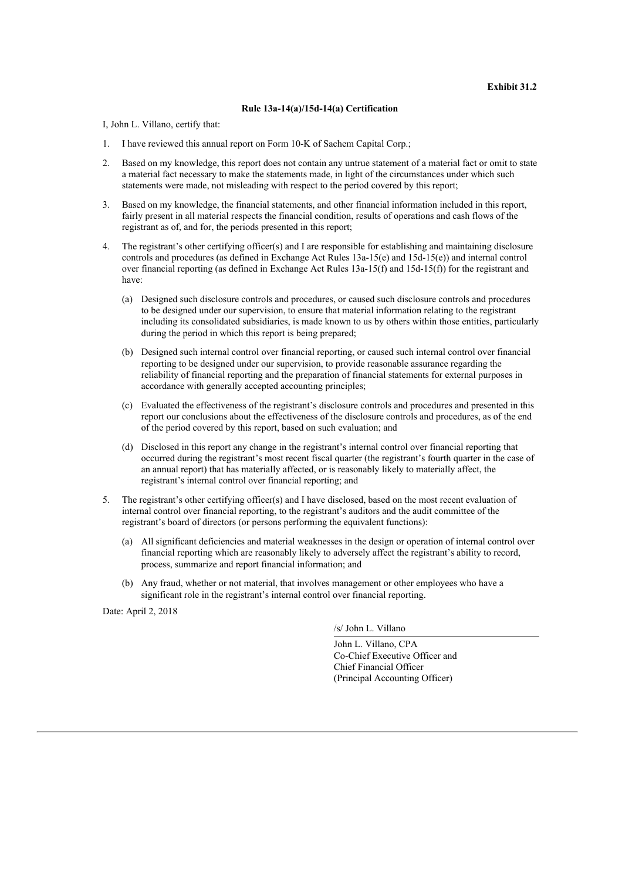**Exhibit 31.2**

**Rule 13a-14(a)/15d-14(a) Certification**

I, John L. Villano, certify that:

1. I have reviewed this annual report on Form 10-K of Sachem Capital Corp.;

2. Based on my knowledge, this report does not contain any untrue statement of a material fact or omit to state a material fact necessary to make the statements made, in light of the circumstances under which such statements were made, not misleading with respect to the period covered by this report;

3. Based on my knowledge, the financial statements, and other financial information included in this report, fairly present in all material respects the financial condition, results of operations and cash flows of the registrant as of, and for, the periods presented in this report;

4. The registrant's other certifying officer(s) and I are responsible for establishing and maintaining disclosure controls and procedures (as defined in Exchange Act Rules 13a-15(e) and 15d-15(e)) and internal control over financial reporting (as defined in Exchange Act Rules 13a-15(f) and 15d-15(f)) for the registrant and have:

   (a) Designed such disclosure controls and procedures, or caused such disclosure controls and procedures to be designed under our supervision, to ensure that material information relating to the registrant including its consolidated subsidiaries, is made known to us by others within those entities, particularly during the period in which this report is being prepared;

   (b) Designed such internal control over financial reporting, or caused such internal control over financial reporting to be designed under our supervision, to provide reasonable assurance regarding the reliability of financial reporting and the preparation of financial statements for external purposes in accordance with generally accepted accounting principles;

   (c) Evaluated the effectiveness of the registrant's disclosure controls and procedures and presented in this report our conclusions about the effectiveness of the disclosure controls and procedures, as of the end of the period covered by this report, based on such evaluation; and

   (d) Disclosed in this report any change in the registrant's internal control over financial reporting that occurred during the registrant's most recent fiscal quarter (the registrant's fourth quarter in the case of an annual report) that has materially affected, or is reasonably likely to materially affect, the registrant's internal control over financial reporting; and

5. The registrant's other certifying officer(s) and I have disclosed, based on the most recent evaluation of internal control over financial reporting, to the registrant's auditors and the audit committee of the registrant's board of directors (or persons performing the equivalent functions):

   (a) All significant deficiencies and material weaknesses in the design or operation of internal control over financial reporting which are reasonably likely to adversely affect the registrant's ability to record, process, summarize and report financial information; and

   (b) Any fraud, whether or not material, that involves management or other employees who have a significant role in the registrant's internal control over financial reporting.

Date: April 2, 2018

/s/ John L. Villano

John L. Villano, CPA
Co-Chief Executive Officer and
Chief Financial Officer
(Principal Accounting Officer)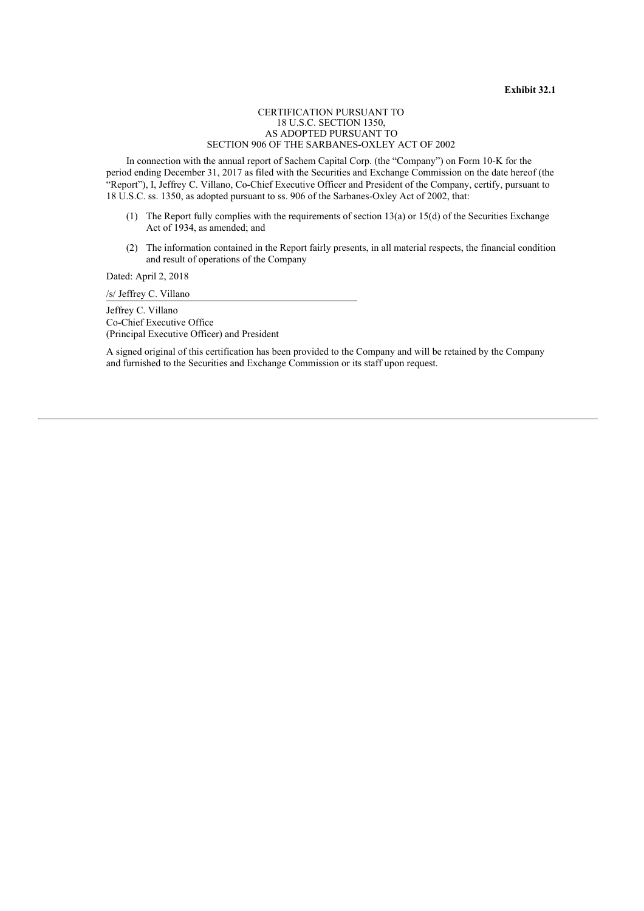**Exhibit 32.1**

CERTIFICATION PURSUANT TO
18 U.S.C. SECTION 1350,
AS ADOPTED PURSUANT TO
SECTION 906 OF THE SARBANES-OXLEY ACT OF 2002

In connection with the annual report of Sachem Capital Corp. (the "Company") on Form 10-K for the period ending December 31, 2017 as filed with the Securities and Exchange Commission on the date hereof (the "Report"), I, Jeffrey C. Villano, Co-Chief Executive Officer and President of the Company, certify, pursuant to 18 U.S.C. ss. 1350, as adopted pursuant to ss. 906 of the Sarbanes-Oxley Act of 2002, that:

(1) The Report fully complies with the requirements of section 13(a) or 15(d) of the Securities Exchange Act of 1934, as amended; and

(2) The information contained in the Report fairly presents, in all material respects, the financial condition and result of operations of the Company

Dated: April 2, 2018

/s/ Jeffrey C. Villano

Jeffrey C. Villano
Co-Chief Executive Office
(Principal Executive Officer) and President

A signed original of this certification has been provided to the Company and will be retained by the Company and furnished to the Securities and Exchange Commission or its staff upon request.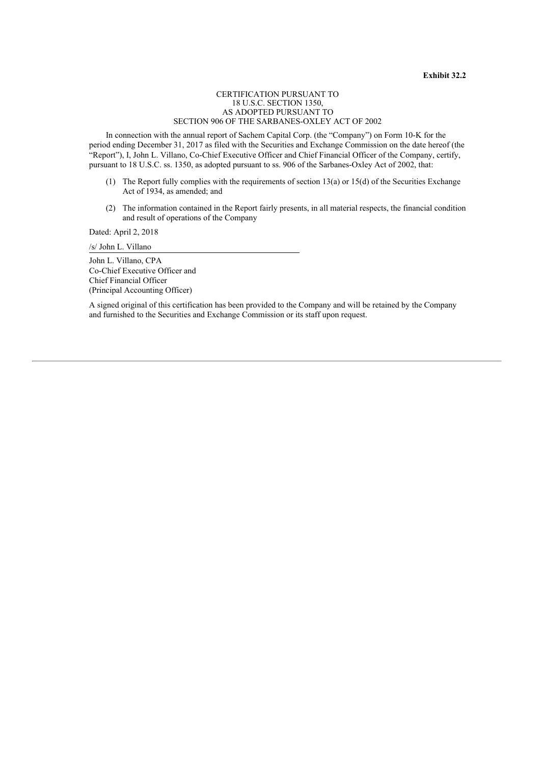**Exhibit 32.2**

CERTIFICATION PURSUANT TO
18 U.S.C. SECTION 1350,
AS ADOPTED PURSUANT TO
SECTION 906 OF THE SARBANES-OXLEY ACT OF 2002

In connection with the annual report of Sachem Capital Corp. (the "Company") on Form 10-K for the period ending December 31, 2017 as filed with the Securities and Exchange Commission on the date hereof (the "Report"), I, John L. Villano, Co-Chief Executive Officer and Chief Financial Officer of the Company, certify, pursuant to 18 U.S.C. ss. 1350, as adopted pursuant to ss. 906 of the Sarbanes-Oxley Act of 2002, that:

(1) The Report fully complies with the requirements of section 13(a) or 15(d) of the Securities Exchange Act of 1934, as amended; and

(2) The information contained in the Report fairly presents, in all material respects, the financial condition and result of operations of the Company

Dated: April 2, 2018

/s/ John L. Villano

John L. Villano, CPA
Co-Chief Executive Officer and
Chief Financial Officer
(Principal Accounting Officer)

A signed original of this certification has been provided to the Company and will be retained by the Company and furnished to the Securities and Exchange Commission or its staff upon request.